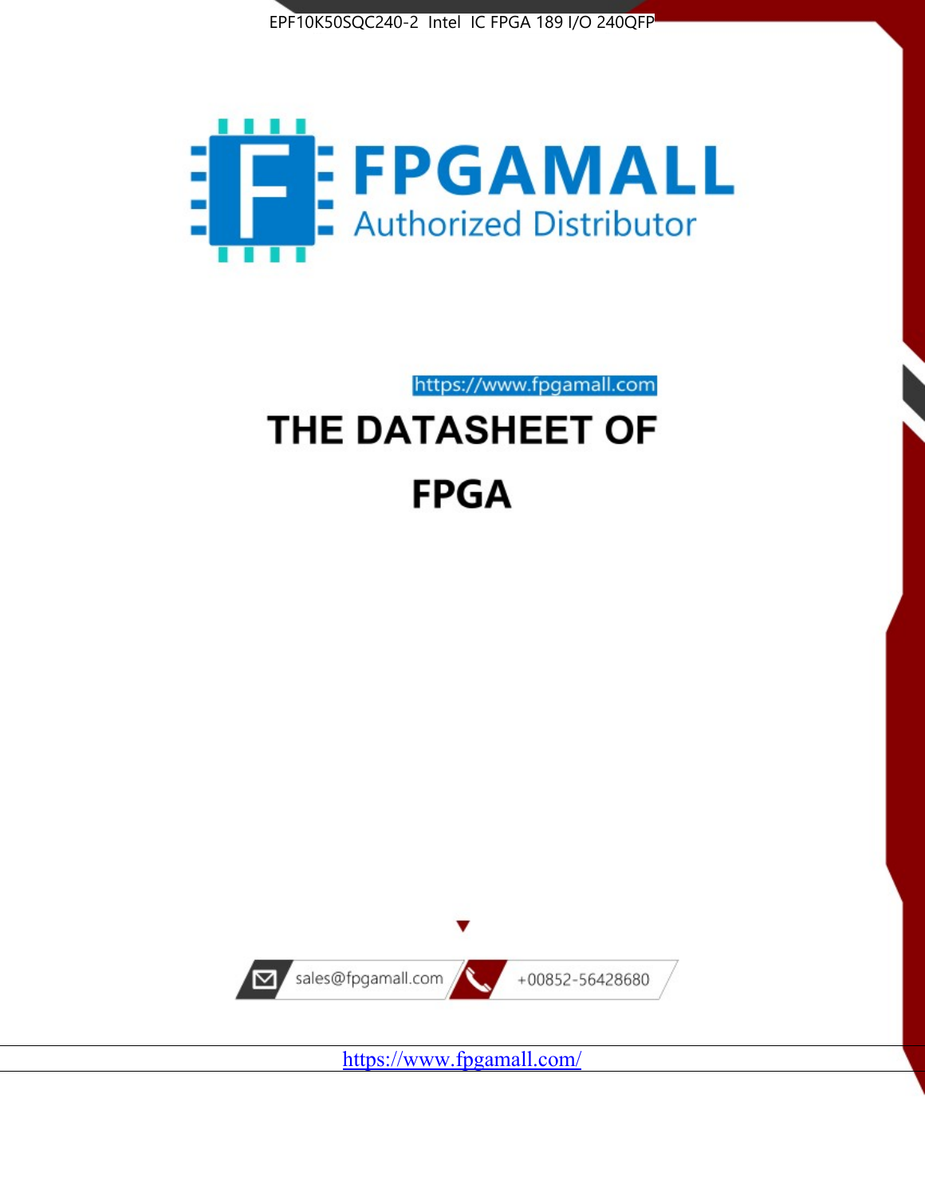EPF10K50SQC240-2 Intel IC FPGA 189 I/O 240QFP

FPGAMALL

Authorized Distributor

https://www.fpgamall.com

# THE DATASHEET OF

# FPGA

sales@fpgamall.com

+00852-56428680

https://www.fpgamall.com/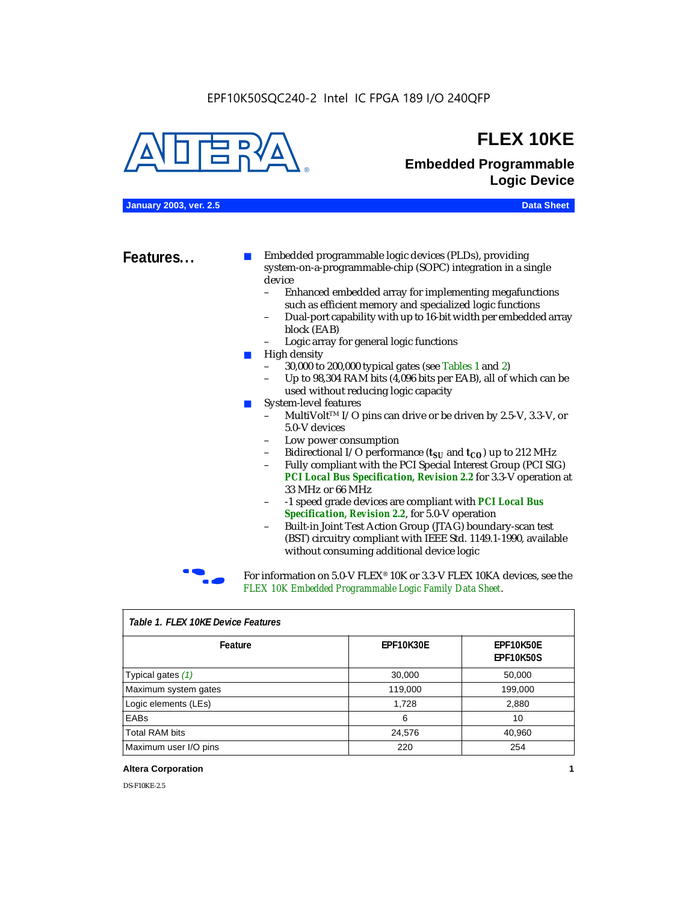EPF10K50SQC240-2 Intel IC FPGA 189 I/O 240QFP

# FLEX 10KE

## Embedded Programmable Logic Device

**January 2003, ver. 2.5** **Data Sheet**

## Features...

- Embedded programmable logic devices (PLDs), providing system-on-a-programmable-chip (SOPC) integration in a single device
  - Enhanced embedded array for implementing megafunctions such as efficient memory and specialized logic functions
  - Dual-port capability with up to 16-bit width per embedded array block (EAB)
  - Logic array for general logic functions
- High density
  - 30,000 to 200,000 typical gates (see Tables 1 and 2)
  - Up to 98,304 RAM bits (4,096 bits per EAB), all of which can be used without reducing logic capacity
- System-level features
  - MultiVolt™ I/O pins can drive or be driven by 2.5-V, 3.3-V, or 5.0-V devices
  - Low power consumption
  - Bidirectional I/O performance ($t_{SU}$ and $t_{CO}$) up to 212 MHz
  - Fully compliant with the PCI Special Interest Group (PCI SIG) ***PCI Local Bus Specification, Revision 2.2*** for 3.3-V operation at 33 MHz or 66 MHz
  - -1 speed grade devices are compliant with ***PCI Local Bus Specification, Revision 2.2***, for 5.0-V operation
  - Built-in Joint Test Action Group (JTAG) boundary-scan test (BST) circuitry compliant with IEEE Std. 1149.1-1990, available without consuming additional device logic

For information on 5.0-V FLEX® 10K or 3.3-V FLEX 10KA devices, see the *FLEX 10K Embedded Programmable Logic Family Data Sheet*.

*Table 1. FLEX 10KE Device Features*

| Feature | EPF10K30E | EPF10K50E EPF10K50S |
|---|---|---|
| Typical gates *(1)* | 30,000 | 50,000 |
| Maximum system gates | 119,000 | 199,000 |
| Logic elements (LEs) | 1,728 | 2,880 |
| EABs | 6 | 10 |
| Total RAM bits | 24,576 | 40,960 |
| Maximum user I/O pins | 220 | 254 |

**Altera Corporation**

DS-F10KE-2.5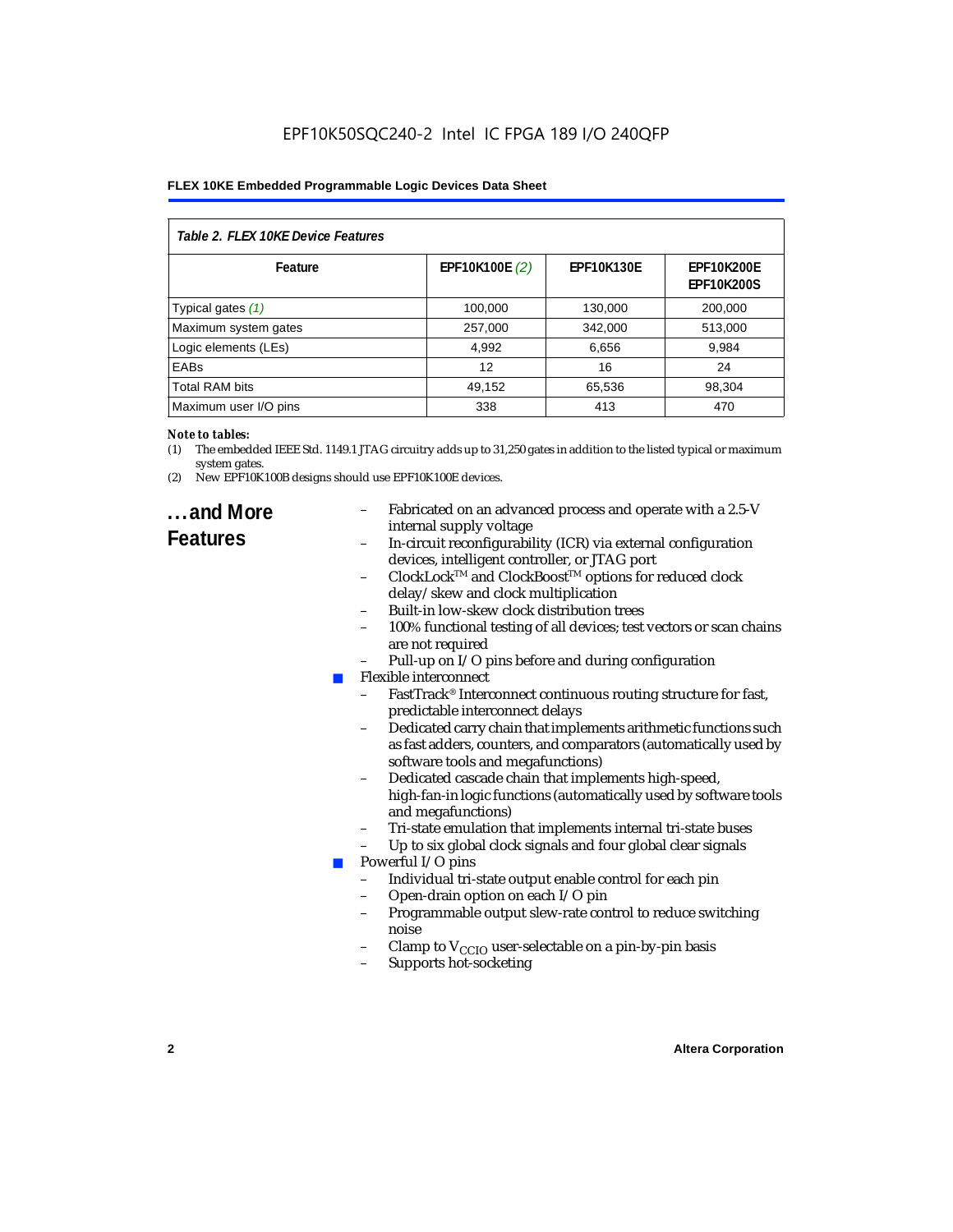*Table 2. FLEX 10KE Device Features*

| Feature | EPF10K100E *(2)* | EPF10K130E | EPF10K200E EPF10K200S |
|---|---|---|---|
| Typical gates *(1)* | 100,000 | 130,000 | 200,000 |
| Maximum system gates | 257,000 | 342,000 | 513,000 |
| Logic elements (LEs) | 4,992 | 6,656 | 9,984 |
| EABs | 12 | 16 | 24 |
| Total RAM bits | 49,152 | 65,536 | 98,304 |
| Maximum user I/O pins | 338 | 413 | 470 |

***Note to tables:***

(1) The embedded IEEE Std. 1149.1 JTAG circuitry adds up to 31,250 gates in addition to the listed typical or maximum system gates.

(2) New EPF10K100B designs should use EPF10K100E devices.

## ...and More Features

- Fabricated on an advanced process and operate with a 2.5-V internal supply voltage
- In-circuit reconfigurability (ICR) via external configuration devices, intelligent controller, or JTAG port
- ClockLock™ and ClockBoost™ options for reduced clock delay/skew and clock multiplication
- Built-in low-skew clock distribution trees
- 100% functional testing of all devices; test vectors or scan chains are not required
- Pull-up on I/O pins before and during configuration

- Flexible interconnect
  - FastTrack® Interconnect continuous routing structure for fast, predictable interconnect delays
  - Dedicated carry chain that implements arithmetic functions such as fast adders, counters, and comparators (automatically used by software tools and megafunctions)
  - Dedicated cascade chain that implements high-speed, high-fan-in logic functions (automatically used by software tools and megafunctions)
  - Tri-state emulation that implements internal tri-state buses
  - Up to six global clock signals and four global clear signals
- Powerful I/O pins
  - Individual tri-state output enable control for each pin
  - Open-drain option on each I/O pin
  - Programmable output slew-rate control to reduce switching noise
  - Clamp to $V_{CCIO}$ user-selectable on a pin-by-pin basis
  - Supports hot-socketing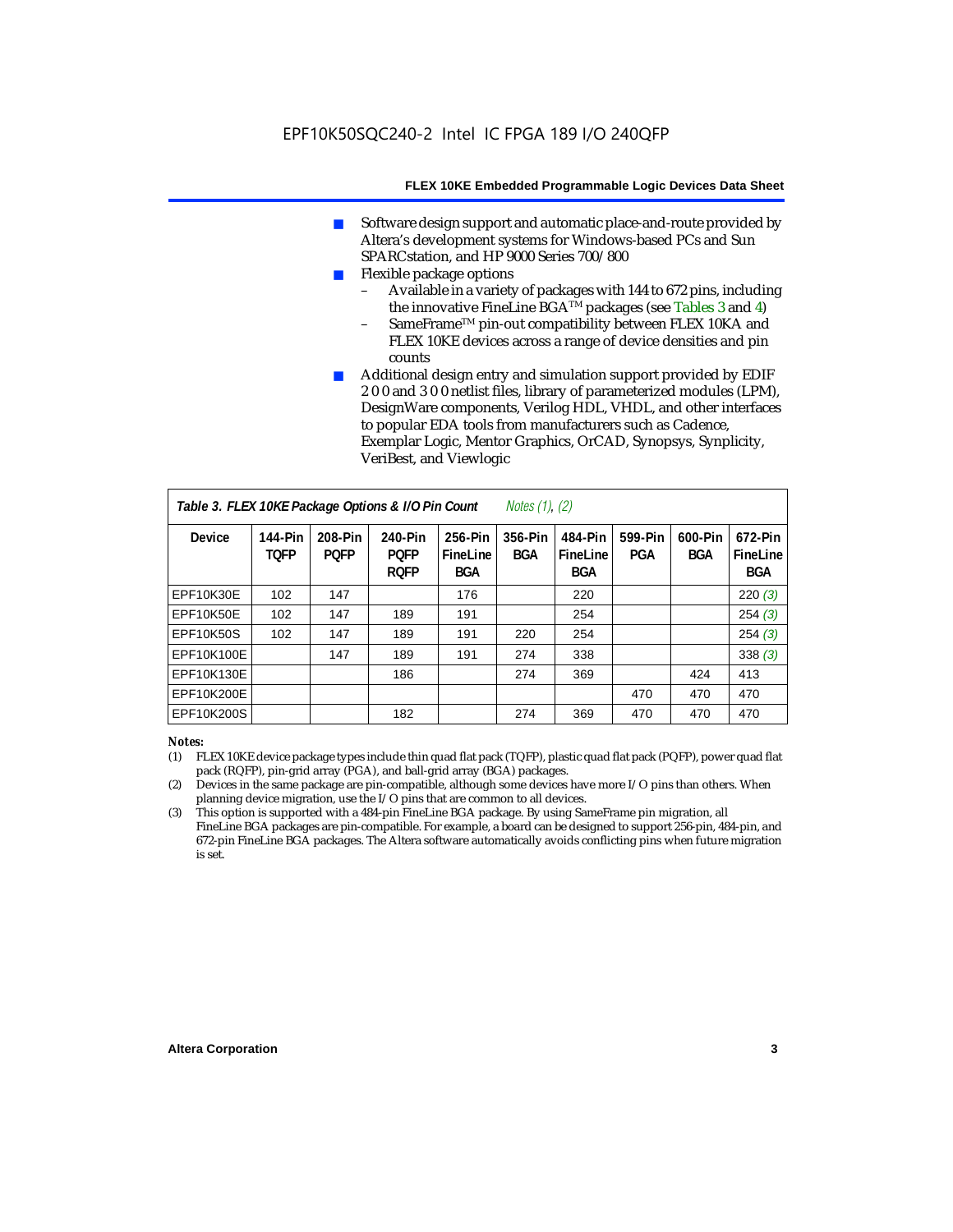- Software design support and automatic place-and-route provided by Altera's development systems for Windows-based PCs and Sun SPARCstation, and HP 9000 Series 700/800
- Flexible package options
  - Available in a variety of packages with 144 to 672 pins, including the innovative FineLine BGA™ packages (see Tables 3 and 4)
  - SameFrame™ pin-out compatibility between FLEX 10KA and FLEX 10KE devices across a range of device densities and pin counts
- Additional design entry and simulation support provided by EDIF 2 0 0 and 3 0 0 netlist files, library of parameterized modules (LPM), DesignWare components, Verilog HDL, VHDL, and other interfaces to popular EDA tools from manufacturers such as Cadence, Exemplar Logic, Mentor Graphics, OrCAD, Synopsys, Synplicity, VeriBest, and Viewlogic

**Table 3. FLEX 10KE Package Options & I/O Pin Count** *Notes (1), (2)*

| Device | 144-Pin TQFP | 208-Pin PQFP | 240-Pin PQFP RQFP | 256-Pin FineLine BGA | 356-Pin BGA | 484-Pin FineLine BGA | 599-Pin PGA | 600-Pin BGA | 672-Pin FineLine BGA |
|---|---|---|---|---|---|---|---|---|---|
| EPF10K30E | 102 | 147 | | 176 | | 220 | | | 220 *(3)* |
| EPF10K50E | 102 | 147 | 189 | 191 | | 254 | | | 254 *(3)* |
| EPF10K50S | 102 | 147 | 189 | 191 | 220 | 254 | | | 254 *(3)* |
| EPF10K100E | | 147 | 189 | 191 | 274 | 338 | | | 338 *(3)* |
| EPF10K130E | | | 186 | | 274 | 369 | | 424 | 413 |
| EPF10K200E | | | | | | | 470 | 470 | 470 |
| EPF10K200S | | | 182 | | 274 | 369 | 470 | 470 | 470 |

*Notes:*

(1) FLEX 10KE device package types include thin quad flat pack (TQFP), plastic quad flat pack (PQFP), power quad flat pack (RQFP), pin-grid array (PGA), and ball-grid array (BGA) packages.

(2) Devices in the same package are pin-compatible, although some devices have more I/O pins than others. When planning device migration, use the I/O pins that are common to all devices.

(3) This option is supported with a 484-pin FineLine BGA package. By using SameFrame pin migration, all FineLine BGA packages are pin-compatible. For example, a board can be designed to support 256-pin, 484-pin, and 672-pin FineLine BGA packages. The Altera software automatically avoids conflicting pins when future migration is set.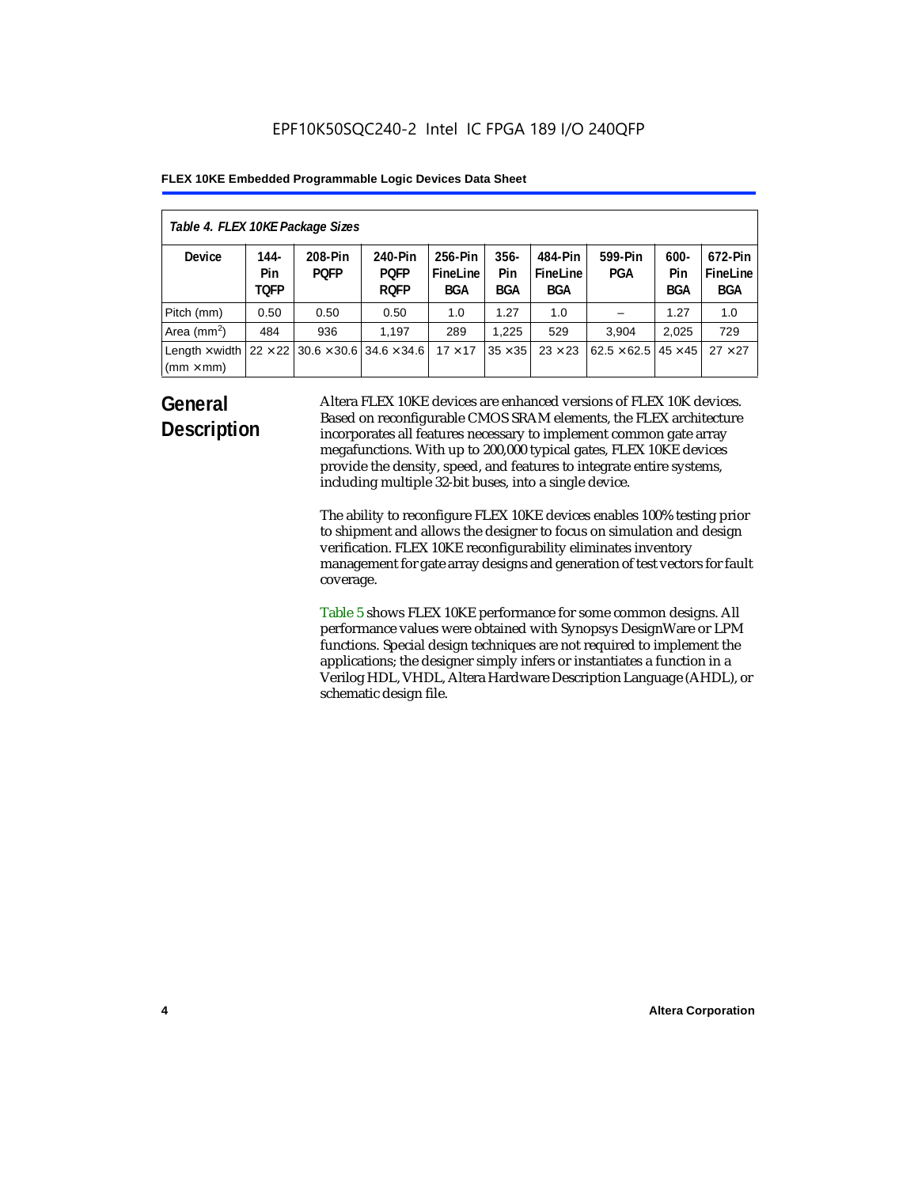*Table 4. FLEX 10KE Package Sizes*

| Device | 144-Pin TQFP | 208-Pin PQFP | 240-Pin PQFP RQFP | 256-Pin FineLine BGA | 356-Pin BGA | 484-Pin FineLine BGA | 599-Pin PGA | 600-Pin BGA | 672-Pin FineLine BGA |
|---|---|---|---|---|---|---|---|---|---|
| Pitch (mm) | 0.50 | 0.50 | 0.50 | 1.0 | 1.27 | 1.0 | – | 1.27 | 1.0 |
| Area ($mm^2$) | 484 | 936 | 1,197 | 289 | 1,225 | 529 | 3,904 | 2,025 | 729 |
| Length × width (mm × mm) | 22 × 22 | 30.6 × 30.6 | 34.6 × 34.6 | 17 × 17 | 35 × 35 | 23 × 23 | 62.5 × 62.5 | 45 × 45 | 27 × 27 |

## General Description

Altera FLEX 10KE devices are enhanced versions of FLEX 10K devices. Based on reconfigurable CMOS SRAM elements, the FLEX architecture incorporates all features necessary to implement common gate array megafunctions. With up to 200,000 typical gates, FLEX 10KE devices provide the density, speed, and features to integrate entire systems, including multiple 32-bit buses, into a single device.

The ability to reconfigure FLEX 10KE devices enables 100% testing prior to shipment and allows the designer to focus on simulation and design verification. FLEX 10KE reconfigurability eliminates inventory management for gate array designs and generation of test vectors for fault coverage.

Table 5 shows FLEX 10KE performance for some common designs. All performance values were obtained with Synopsys DesignWare or LPM functions. Special design techniques are not required to implement the applications; the designer simply infers or instantiates a function in a Verilog HDL, VHDL, Altera Hardware Description Language (AHDL), or schematic design file.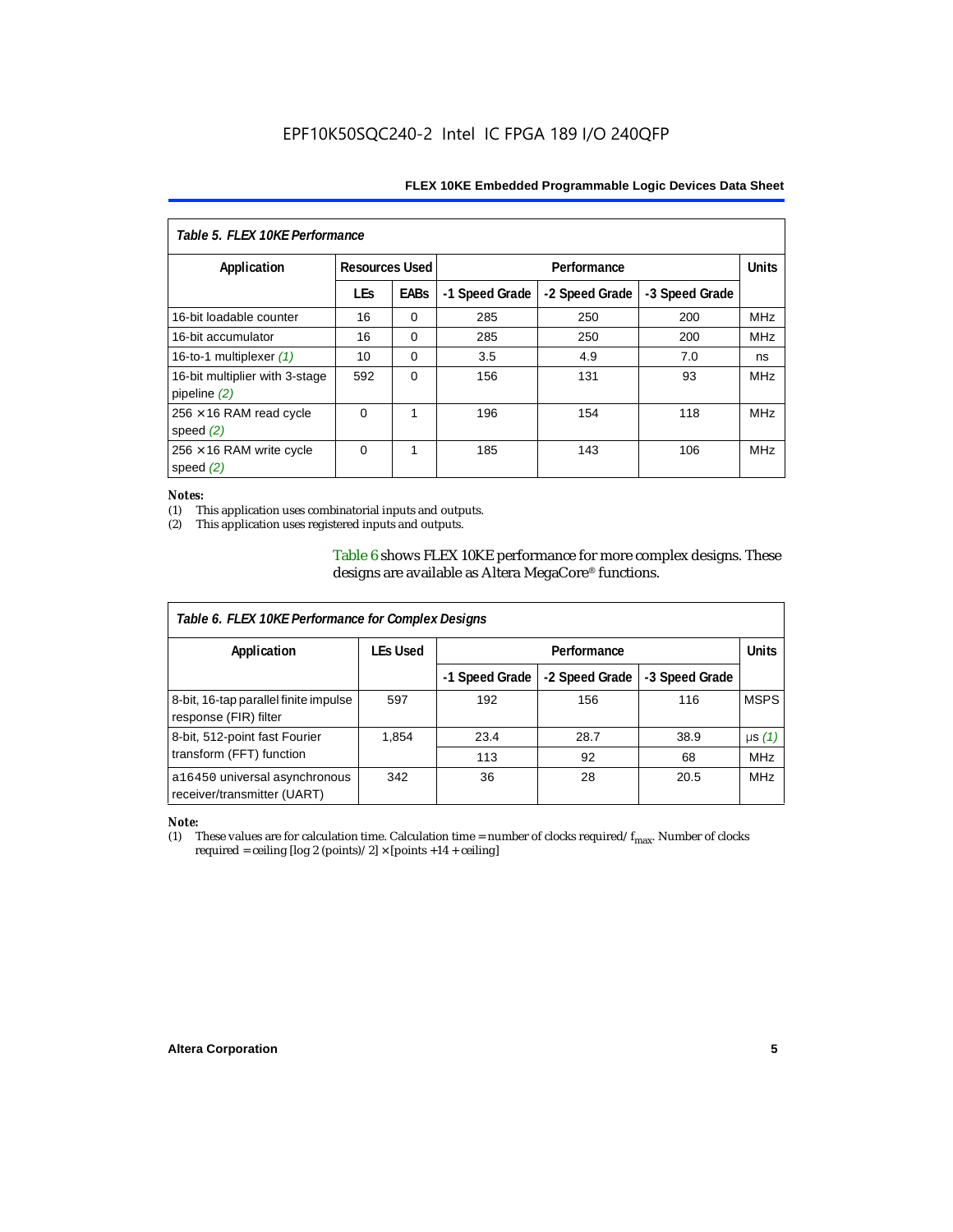**Table 5. FLEX 10KE Performance**

| Application | Resources Used | | Performance | | | Units |
|---|---|---|---|---|---|---|
| | LEs | EABs | -1 Speed Grade | -2 Speed Grade | -3 Speed Grade | |
| 16-bit loadable counter | 16 | 0 | 285 | 250 | 200 | MHz |
| 16-bit accumulator | 16 | 0 | 285 | 250 | 200 | MHz |
| 16-to-1 multiplexer *(1)* | 10 | 0 | 3.5 | 4.9 | 7.0 | ns |
| 16-bit multiplier with 3-stage pipeline *(2)* | 592 | 0 | 156 | 131 | 93 | MHz |
| 256 × 16 RAM read cycle speed *(2)* | 0 | 1 | 196 | 154 | 118 | MHz |
| 256 × 16 RAM write cycle speed *(2)* | 0 | 1 | 185 | 143 | 106 | MHz |

*Notes:*

(1) This application uses combinatorial inputs and outputs.

(2) This application uses registered inputs and outputs.

Table 6 shows FLEX 10KE performance for more complex designs. These designs are available as Altera MegaCore® functions.

**Table 6. FLEX 10KE Performance for Complex Designs**

| Application | LEs Used | Performance | | | Units |
|---|---|---|---|---|---|
| | | -1 Speed Grade | -2 Speed Grade | -3 Speed Grade | |
| 8-bit, 16-tap parallel finite impulse response (FIR) filter | 597 | 192 | 156 | 116 | MSPS |
| 8-bit, 512-point fast Fourier transform (FFT) function | 1,854 | 23.4 | 28.7 | 38.9 | µs *(1)* |
| | | 113 | 92 | 68 | MHz |
| a16450 universal asynchronous receiver/transmitter (UART) | 342 | 36 | 28 | 20.5 | MHz |

*Note:*

(1) These values are for calculation time. Calculation time = number of clocks required/ $f_{max}$. Number of clocks required = ceiling [log 2 (points)/ 2] × [points +14 + ceiling]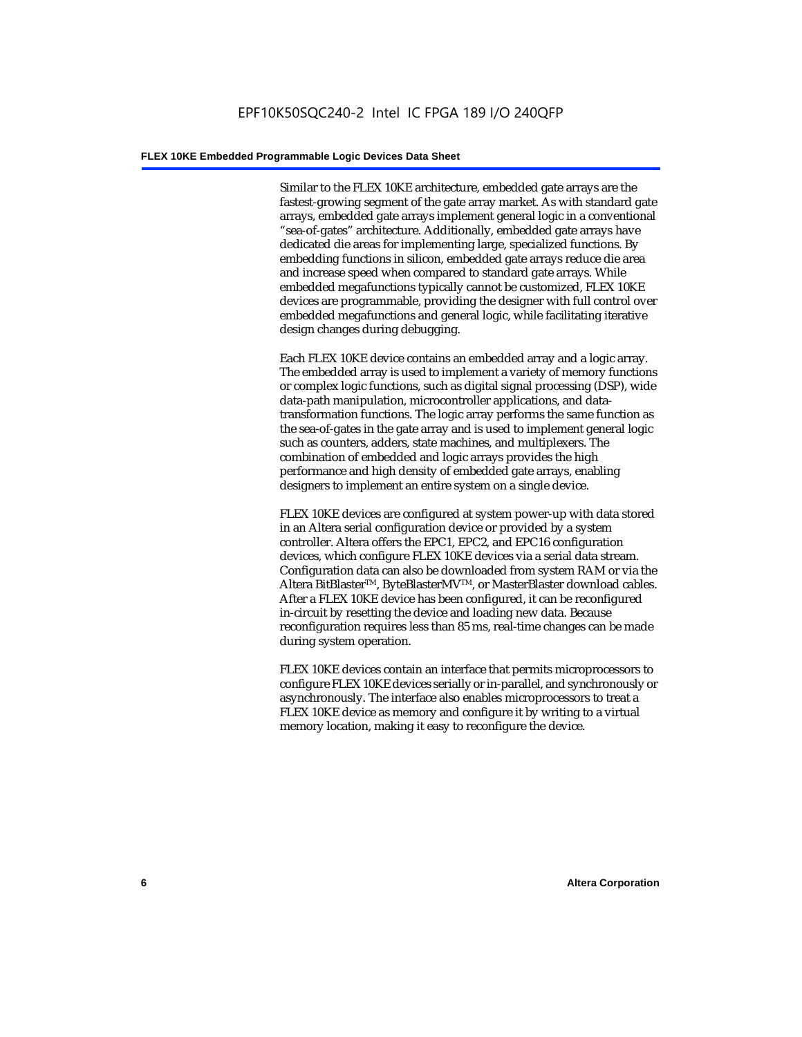Similar to the FLEX 10KE architecture, embedded gate arrays are the fastest-growing segment of the gate array market. As with standard gate arrays, embedded gate arrays implement general logic in a conventional "sea-of-gates" architecture. Additionally, embedded gate arrays have dedicated die areas for implementing large, specialized functions. By embedding functions in silicon, embedded gate arrays reduce die area and increase speed when compared to standard gate arrays. While embedded megafunctions typically cannot be customized, FLEX 10KE devices are programmable, providing the designer with full control over embedded megafunctions and general logic, while facilitating iterative design changes during debugging.

Each FLEX 10KE device contains an embedded array and a logic array. The embedded array is used to implement a variety of memory functions or complex logic functions, such as digital signal processing (DSP), wide data-path manipulation, microcontroller applications, and data-transformation functions. The logic array performs the same function as the sea-of-gates in the gate array and is used to implement general logic such as counters, adders, state machines, and multiplexers. The combination of embedded and logic arrays provides the high performance and high density of embedded gate arrays, enabling designers to implement an entire system on a single device.

FLEX 10KE devices are configured at system power-up with data stored in an Altera serial configuration device or provided by a system controller. Altera offers the EPC1, EPC2, and EPC16 configuration devices, which configure FLEX 10KE devices via a serial data stream. Configuration data can also be downloaded from system RAM or via the Altera BitBlaster™, ByteBlasterMV™, or MasterBlaster download cables. After a FLEX 10KE device has been configured, it can be reconfigured in-circuit by resetting the device and loading new data. Because reconfiguration requires less than 85 ms, real-time changes can be made during system operation.

FLEX 10KE devices contain an interface that permits microprocessors to configure FLEX 10KE devices serially or in-parallel, and synchronously or asynchronously. The interface also enables microprocessors to treat a FLEX 10KE device as memory and configure it by writing to a virtual memory location, making it easy to reconfigure the device.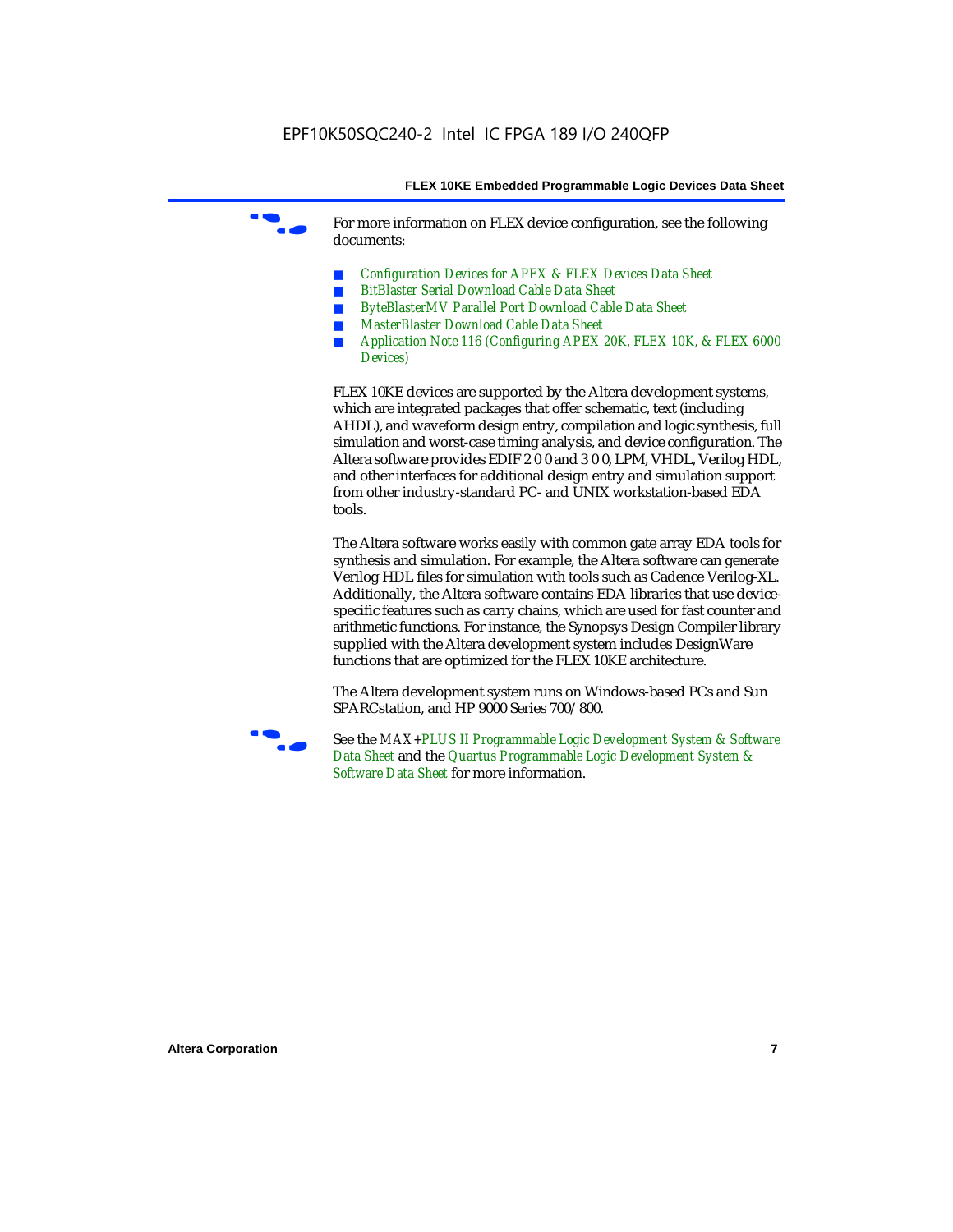For more information on FLEX device configuration, see the following documents:

- *Configuration Devices for APEX & FLEX Devices Data Sheet*
- *BitBlaster Serial Download Cable Data Sheet*
- *ByteBlasterMV Parallel Port Download Cable Data Sheet*
- *MasterBlaster Download Cable Data Sheet*
- *Application Note 116 (Configuring APEX 20K, FLEX 10K, & FLEX 6000 Devices)*

FLEX 10KE devices are supported by the Altera development systems, which are integrated packages that offer schematic, text (including AHDL), and waveform design entry, compilation and logic synthesis, full simulation and worst-case timing analysis, and device configuration. The Altera software provides EDIF 2 0 0 and 3 0 0, LPM, VHDL, Verilog HDL, and other interfaces for additional design entry and simulation support from other industry-standard PC- and UNIX workstation-based EDA tools.

The Altera software works easily with common gate array EDA tools for synthesis and simulation. For example, the Altera software can generate Verilog HDL files for simulation with tools such as Cadence Verilog-XL. Additionally, the Altera software contains EDA libraries that use device-specific features such as carry chains, which are used for fast counter and arithmetic functions. For instance, the Synopsys Design Compiler library supplied with the Altera development system includes DesignWare functions that are optimized for the FLEX 10KE architecture.

The Altera development system runs on Windows-based PCs and Sun SPARCstation, and HP 9000 Series 700/800.

See the *MAX+PLUS II Programmable Logic Development System & Software Data Sheet* and the *Quartus Programmable Logic Development System & Software Data Sheet* for more information.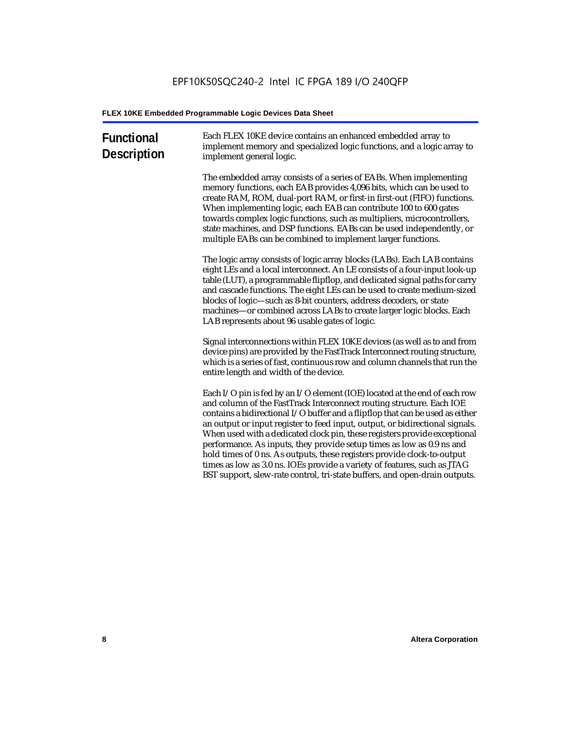## Functional Description

Each FLEX 10KE device contains an enhanced embedded array to implement memory and specialized logic functions, and a logic array to implement general logic.

The embedded array consists of a series of EABs. When implementing memory functions, each EAB provides 4,096 bits, which can be used to create RAM, ROM, dual-port RAM, or first-in first-out (FIFO) functions. When implementing logic, each EAB can contribute 100 to 600 gates towards complex logic functions, such as multipliers, microcontrollers, state machines, and DSP functions. EABs can be used independently, or multiple EABs can be combined to implement larger functions.

The logic array consists of logic array blocks (LABs). Each LAB contains eight LEs and a local interconnect. An LE consists of a four-input look-up table (LUT), a programmable flipflop, and dedicated signal paths for carry and cascade functions. The eight LEs can be used to create medium-sized blocks of logic—such as 8-bit counters, address decoders, or state machines—or combined across LABs to create larger logic blocks. Each LAB represents about 96 usable gates of logic.

Signal interconnections within FLEX 10KE devices (as well as to and from device pins) are provided by the FastTrack Interconnect routing structure, which is a series of fast, continuous row and column channels that run the entire length and width of the device.

Each I/O pin is fed by an I/O element (IOE) located at the end of each row and column of the FastTrack Interconnect routing structure. Each IOE contains a bidirectional I/O buffer and a flipflop that can be used as either an output or input register to feed input, output, or bidirectional signals. When used with a dedicated clock pin, these registers provide exceptional performance. As inputs, they provide setup times as low as 0.9 ns and hold times of 0 ns. As outputs, these registers provide clock-to-output times as low as 3.0 ns. IOEs provide a variety of features, such as JTAG BST support, slew-rate control, tri-state buffers, and open-drain outputs.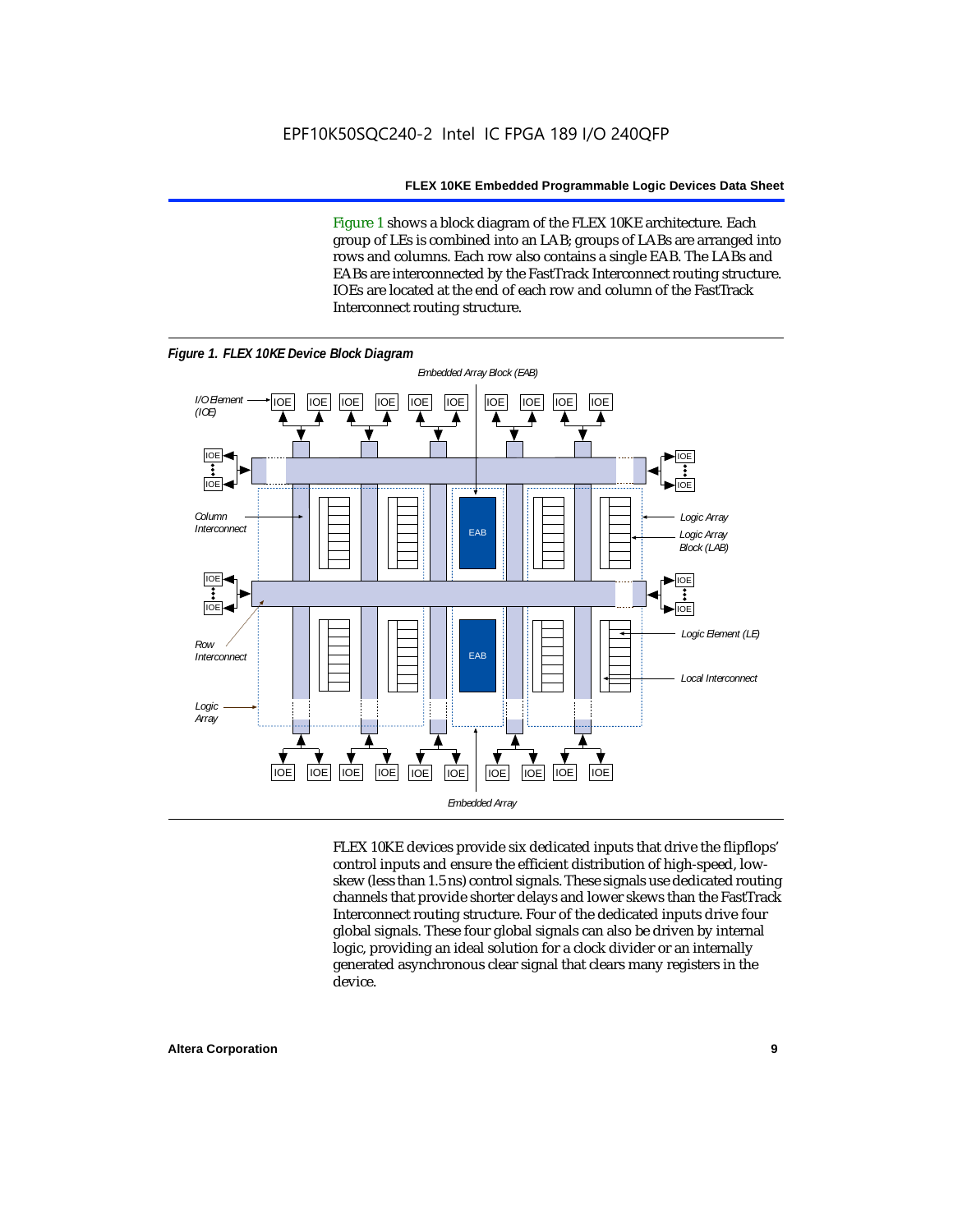Figure 1 shows a block diagram of the FLEX 10KE architecture. Each group of LEs is combined into an LAB; groups of LABs are arranged into rows and columns. Each row also contains a single EAB. The LABs and EABs are interconnected by the FastTrack Interconnect routing structure. IOEs are located at the end of each row and column of the FastTrack Interconnect routing structure.

*Figure 1. FLEX 10KE Device Block Diagram*

FLEX 10KE devices provide six dedicated inputs that drive the flipflops' control inputs and ensure the efficient distribution of high-speed, low-skew (less than 1.5 ns) control signals. These signals use dedicated routing channels that provide shorter delays and lower skews than the FastTrack Interconnect routing structure. Four of the dedicated inputs drive four global signals. These four global signals can also be driven by internal logic, providing an ideal solution for a clock divider or an internally generated asynchronous clear signal that clears many registers in the device.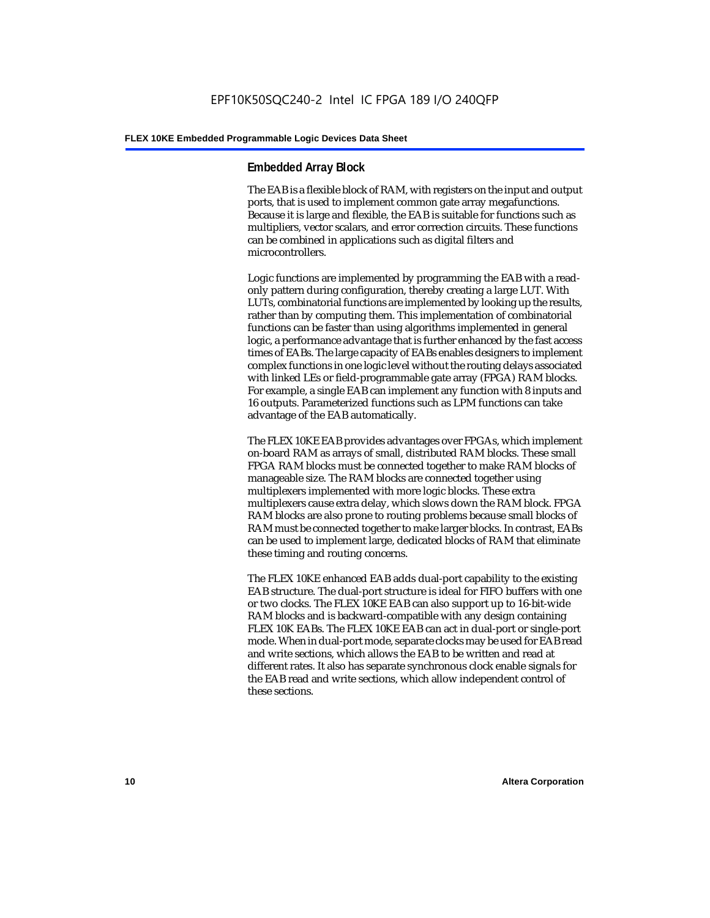## Embedded Array Block

The EAB is a flexible block of RAM, with registers on the input and output ports, that is used to implement common gate array megafunctions. Because it is large and flexible, the EAB is suitable for functions such as multipliers, vector scalars, and error correction circuits. These functions can be combined in applications such as digital filters and microcontrollers.

Logic functions are implemented by programming the EAB with a read-only pattern during configuration, thereby creating a large LUT. With LUTs, combinatorial functions are implemented by looking up the results, rather than by computing them. This implementation of combinatorial functions can be faster than using algorithms implemented in general logic, a performance advantage that is further enhanced by the fast access times of EABs. The large capacity of EABs enables designers to implement complex functions in one logic level without the routing delays associated with linked LEs or field-programmable gate array (FPGA) RAM blocks. For example, a single EAB can implement any function with 8 inputs and 16 outputs. Parameterized functions such as LPM functions can take advantage of the EAB automatically.

The FLEX 10KE EAB provides advantages over FPGAs, which implement on-board RAM as arrays of small, distributed RAM blocks. These small FPGA RAM blocks must be connected together to make RAM blocks of manageable size. The RAM blocks are connected together using multiplexers implemented with more logic blocks. These extra multiplexers cause extra delay, which slows down the RAM block. FPGA RAM blocks are also prone to routing problems because small blocks of RAM must be connected together to make larger blocks. In contrast, EABs can be used to implement large, dedicated blocks of RAM that eliminate these timing and routing concerns.

The FLEX 10KE enhanced EAB adds dual-port capability to the existing EAB structure. The dual-port structure is ideal for FIFO buffers with one or two clocks. The FLEX 10KE EAB can also support up to 16-bit-wide RAM blocks and is backward-compatible with any design containing FLEX 10K EABs. The FLEX 10KE EAB can act in dual-port or single-port mode. When in dual-port mode, separate clocks may be used for EAB read and write sections, which allows the EAB to be written and read at different rates. It also has separate synchronous clock enable signals for the EAB read and write sections, which allow independent control of these sections.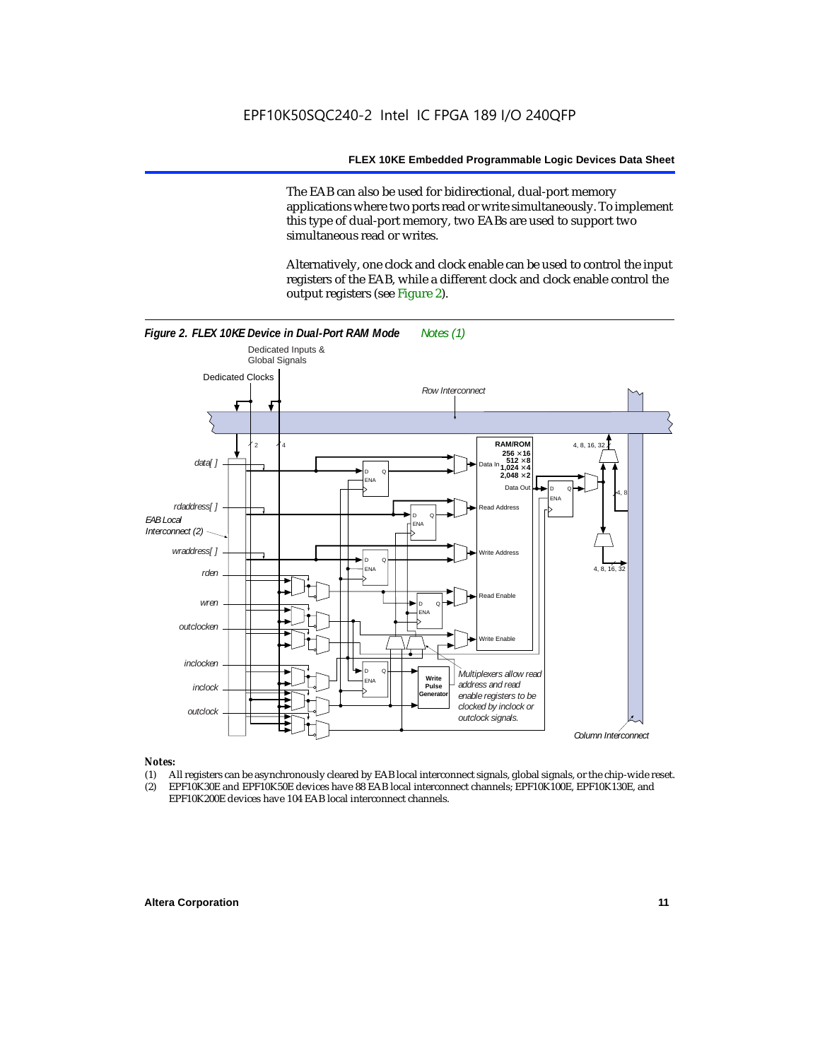The EAB can also be used for bidirectional, dual-port memory applications where two ports read or write simultaneously. To implement this type of dual-port memory, two EABs are used to support two simultaneous read or writes.

Alternatively, one clock and clock enable can be used to control the input registers of the EAB, while a different clock and clock enable control the output registers (see Figure 2).

***Figure 2. FLEX 10KE Device in Dual-Port RAM Mode*** *Notes (1)*

*Notes:*

(1) All registers can be asynchronously cleared by EAB local interconnect signals, global signals, or the chip-wide reset.
(2) EPF10K30E and EPF10K50E devices have 88 EAB local interconnect channels; EPF10K100E, EPF10K130E, and EPF10K200E devices have 104 EAB local interconnect channels.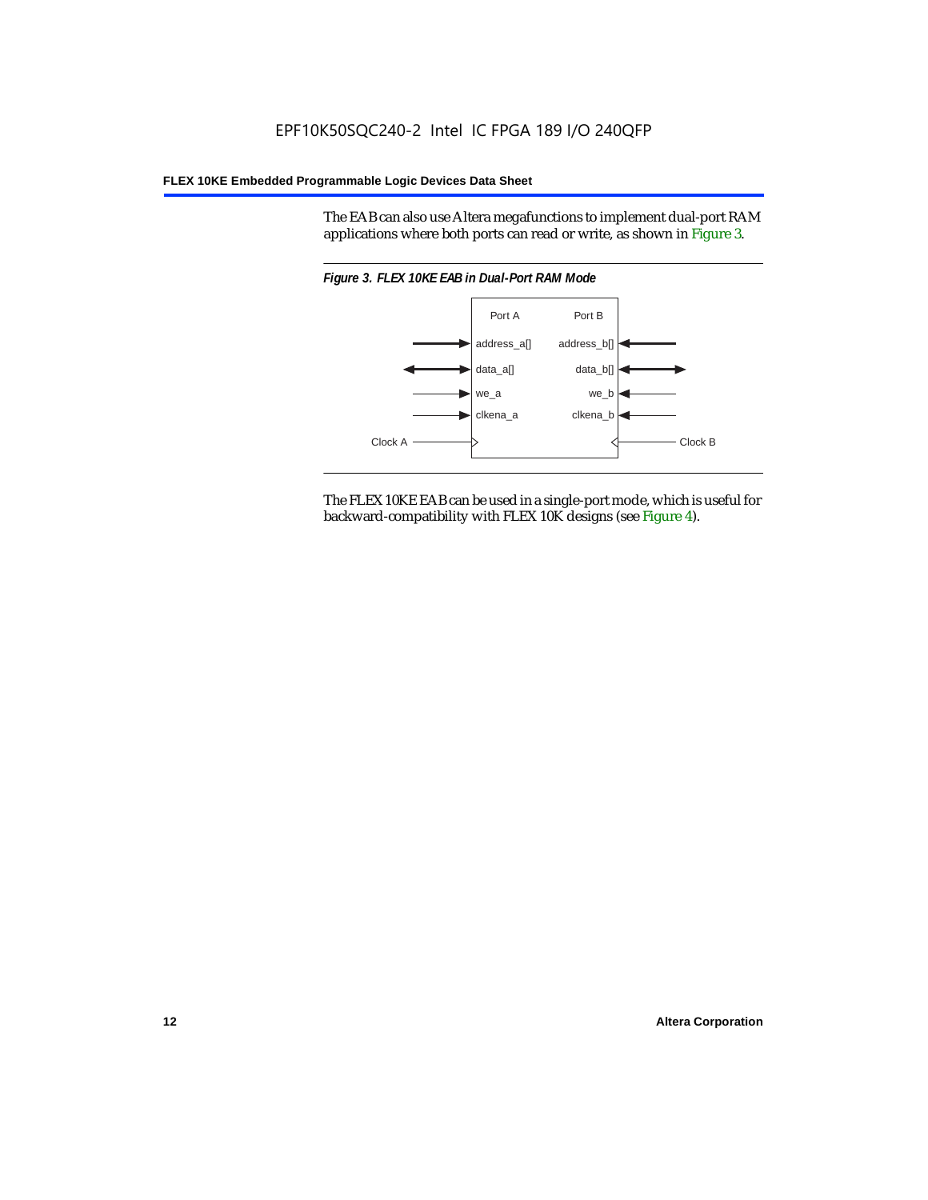The EAB can also use Altera megafunctions to implement dual-port RAM applications where both ports can read or write, as shown in Figure 3.

*Figure 3. FLEX 10KE EAB in Dual-Port RAM Mode*

The FLEX 10KE EAB can be used in a single-port mode, which is useful for backward-compatibility with FLEX 10K designs (see Figure 4).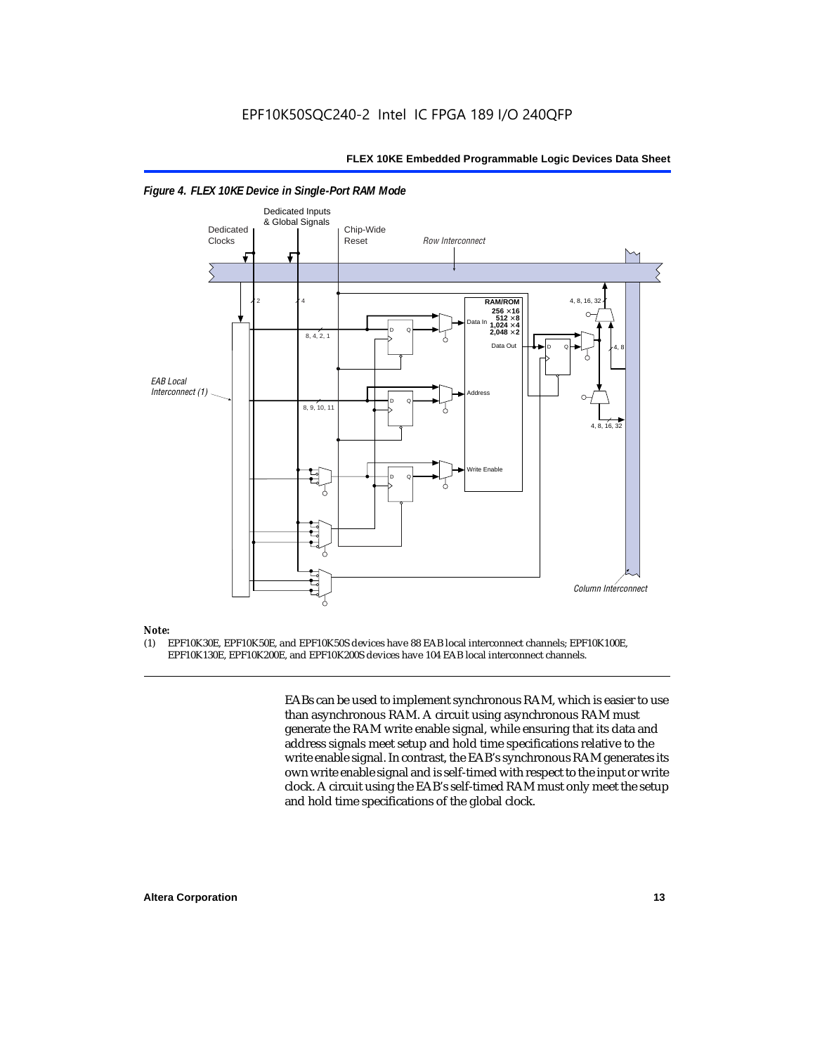*Figure 4. FLEX 10KE Device in Single-Port RAM Mode*

Dedicated Inputs & Global Signals

Dedicated Clocks

Chip-Wide Reset

*Row Interconnect*

2

4

RAM/ROM
256 × 16
512 × 8
1,024 × 4
2,048 × 2

4, 8, 16, 32

Data In

8, 4, 2, 1

Data Out

4, 8

*EAB Local Interconnect (1)*

Address

8, 9, 10, 11

4, 8, 16, 32

Write Enable

*Column Interconnect*

**Note:**

(1) EPF10K30E, EPF10K50E, and EPF10K50S devices have 88 EAB local interconnect channels; EPF10K100E, EPF10K130E, EPF10K200E, and EPF10K200S devices have 104 EAB local interconnect channels.

EABs can be used to implement synchronous RAM, which is easier to use than asynchronous RAM. A circuit using asynchronous RAM must generate the RAM write enable signal, while ensuring that its data and address signals meet setup and hold time specifications relative to the write enable signal. In contrast, the EAB's synchronous RAM generates its own write enable signal and is self-timed with respect to the input or write clock. A circuit using the EAB's self-timed RAM must only meet the setup and hold time specifications of the global clock.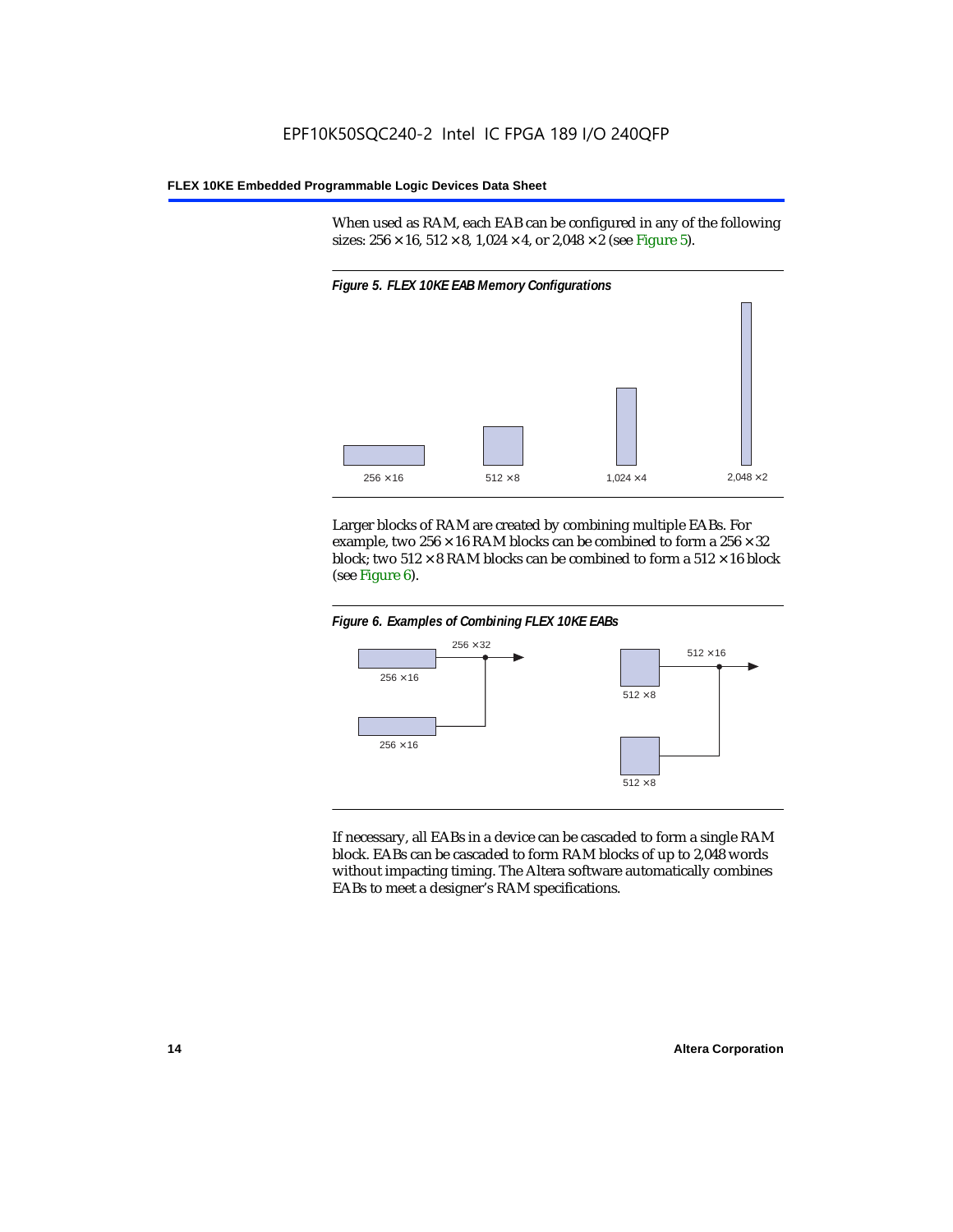When used as RAM, each EAB can be configured in any of the following sizes: 256 × 16, 512 × 8, 1,024 × 4, or 2,048 × 2 (see Figure 5).

*Figure 5. FLEX 10KE EAB Memory Configurations*

256 × 16　　512 × 8　　1,024 × 4　　2,048 × 2

Larger blocks of RAM are created by combining multiple EABs. For example, two 256 × 16 RAM blocks can be combined to form a 256 × 32 block; two 512 × 8 RAM blocks can be combined to form a 512 × 16 block (see Figure 6).

*Figure 6. Examples of Combining FLEX 10KE EABs*

256 × 32　　256 × 16　　256 × 16　　512 × 16　　512 × 8　　512 × 8

If necessary, all EABs in a device can be cascaded to form a single RAM block. EABs can be cascaded to form RAM blocks of up to 2,048 words without impacting timing. The Altera software automatically combines EABs to meet a designer's RAM specifications.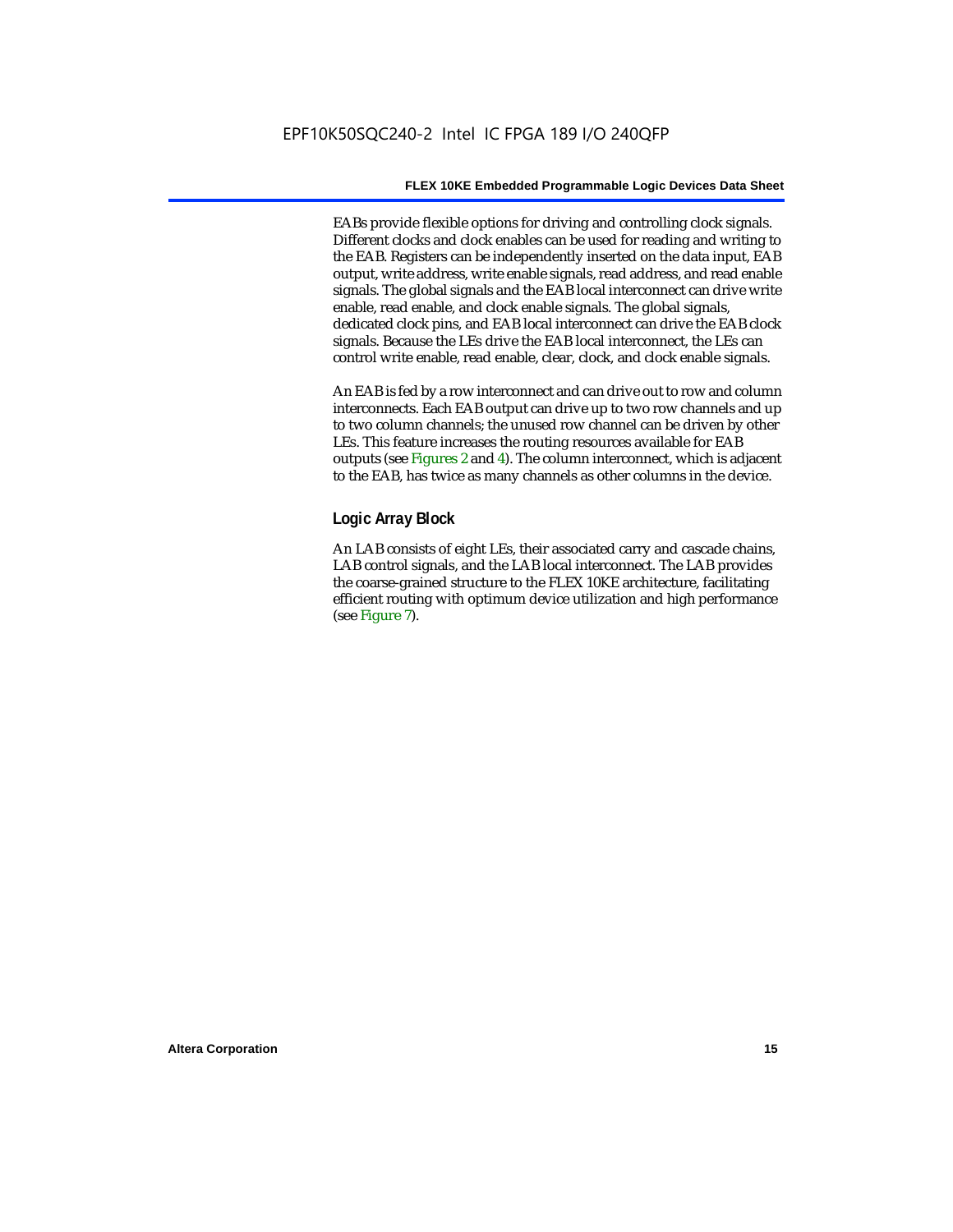EABs provide flexible options for driving and controlling clock signals. Different clocks and clock enables can be used for reading and writing to the EAB. Registers can be independently inserted on the data input, EAB output, write address, write enable signals, read address, and read enable signals. The global signals and the EAB local interconnect can drive write enable, read enable, and clock enable signals. The global signals, dedicated clock pins, and EAB local interconnect can drive the EAB clock signals. Because the LEs drive the EAB local interconnect, the LEs can control write enable, read enable, clear, clock, and clock enable signals.

An EAB is fed by a row interconnect and can drive out to row and column interconnects. Each EAB output can drive up to two row channels and up to two column channels; the unused row channel can be driven by other LEs. This feature increases the routing resources available for EAB outputs (see Figures 2 and 4). The column interconnect, which is adjacent to the EAB, has twice as many channels as other columns in the device.

### Logic Array Block

An LAB consists of eight LEs, their associated carry and cascade chains, LAB control signals, and the LAB local interconnect. The LAB provides the coarse-grained structure to the FLEX 10KE architecture, facilitating efficient routing with optimum device utilization and high performance (see Figure 7).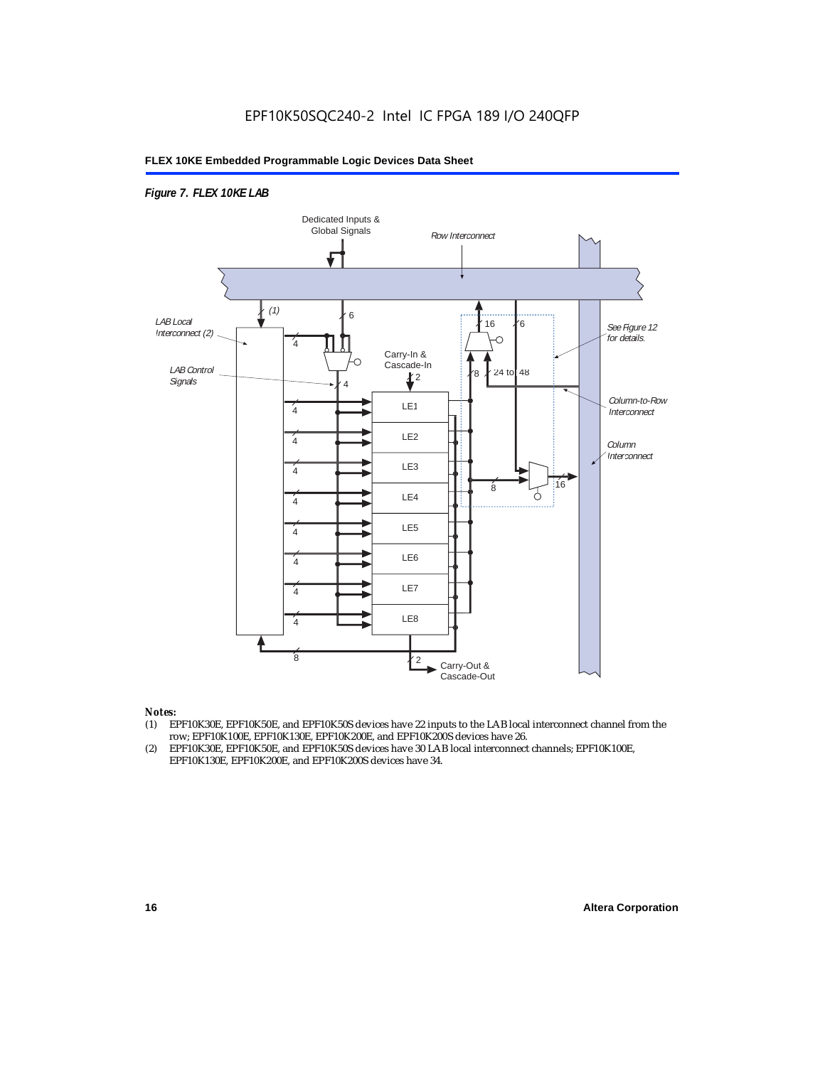*Figure 7. FLEX 10KE LAB*

Dedicated Inputs & Global Signals

Row Interconnect

LAB Local Interconnect (2)

LAB Control Signals

Carry-In & Cascade-In

See Figure 12 for details.

Column-to-Row Interconnect

Column Interconnect

LE1

LE2

LE3

LE4

LE5

LE6

LE7

LE8

Carry-Out & Cascade-Out

*Notes:*

(1) EPF10K30E, EPF10K50E, and EPF10K50S devices have 22 inputs to the LAB local interconnect channel from the row; EPF10K100E, EPF10K130E, EPF10K200E, and EPF10K200S devices have 26.

(2) EPF10K30E, EPF10K50E, and EPF10K50S devices have 30 LAB local interconnect channels; EPF10K100E, EPF10K130E, EPF10K200E, and EPF10K200S devices have 34.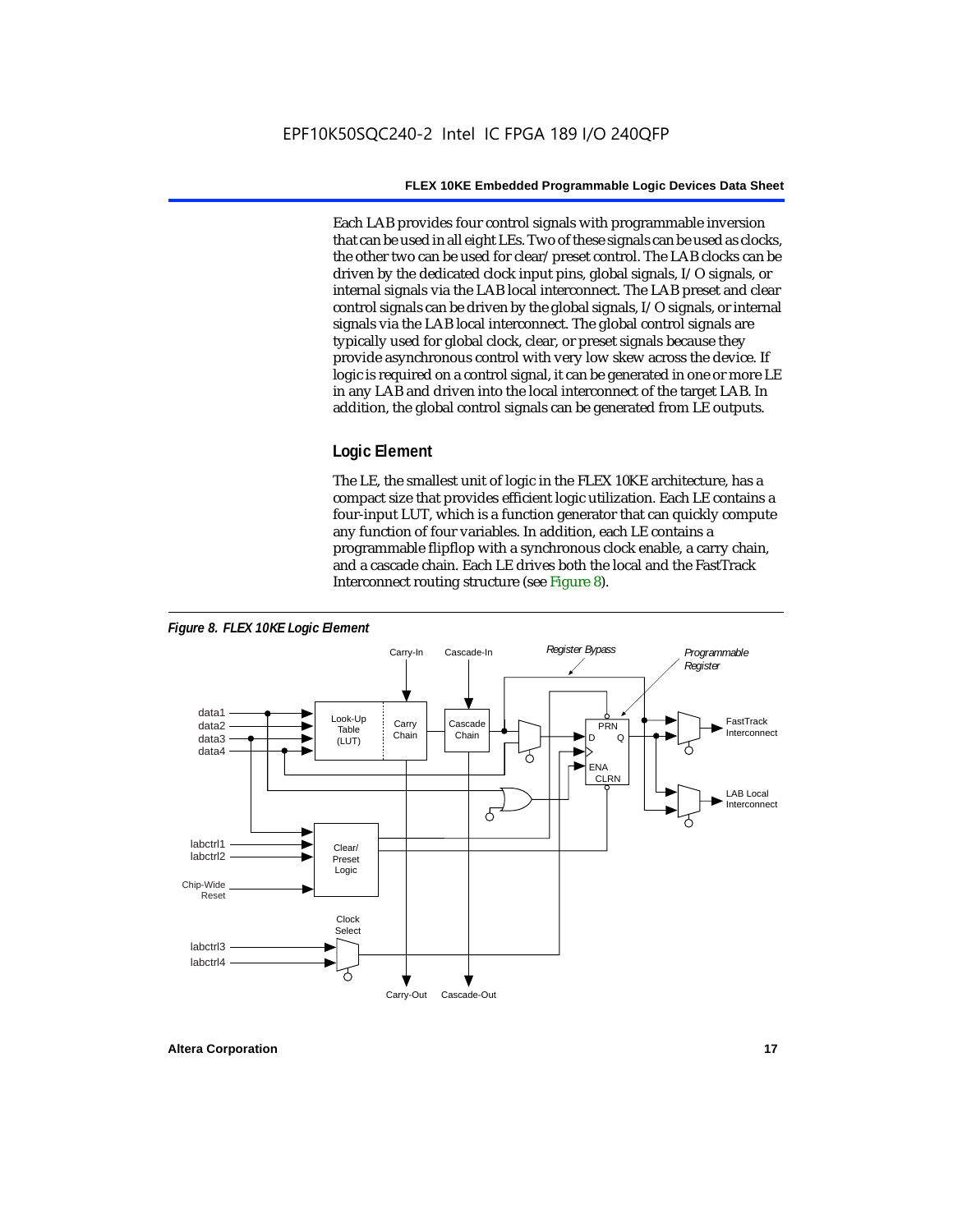Each LAB provides four control signals with programmable inversion that can be used in all eight LEs. Two of these signals can be used as clocks, the other two can be used for clear/preset control. The LAB clocks can be driven by the dedicated clock input pins, global signals, I/O signals, or internal signals via the LAB local interconnect. The LAB preset and clear control signals can be driven by the global signals, I/O signals, or internal signals via the LAB local interconnect. The global control signals are typically used for global clock, clear, or preset signals because they provide asynchronous control with very low skew across the device. If logic is required on a control signal, it can be generated in one or more LE in any LAB and driven into the local interconnect of the target LAB. In addition, the global control signals can be generated from LE outputs.

### Logic Element

The LE, the smallest unit of logic in the FLEX 10KE architecture, has a compact size that provides efficient logic utilization. Each LE contains a four-input LUT, which is a function generator that can quickly compute any function of four variables. In addition, each LE contains a programmable flipflop with a synchronous clock enable, a carry chain, and a cascade chain. Each LE drives both the local and the FastTrack Interconnect routing structure (see Figure 8).

*Figure 8. FLEX 10KE Logic Element*

Carry-In, Cascade-In, Register Bypass, Programmable Register, data1, data2, data3, data4, Look-Up Table (LUT), Carry Chain, Cascade Chain, PRN, D, Q, ENA, CLRN, FastTrack Interconnect, LAB Local Interconnect, labctrl1, labctrl2, Chip-Wide Reset, Clear/Preset Logic, Clock Select, labctrl3, labctrl4, Carry-Out, Cascade-Out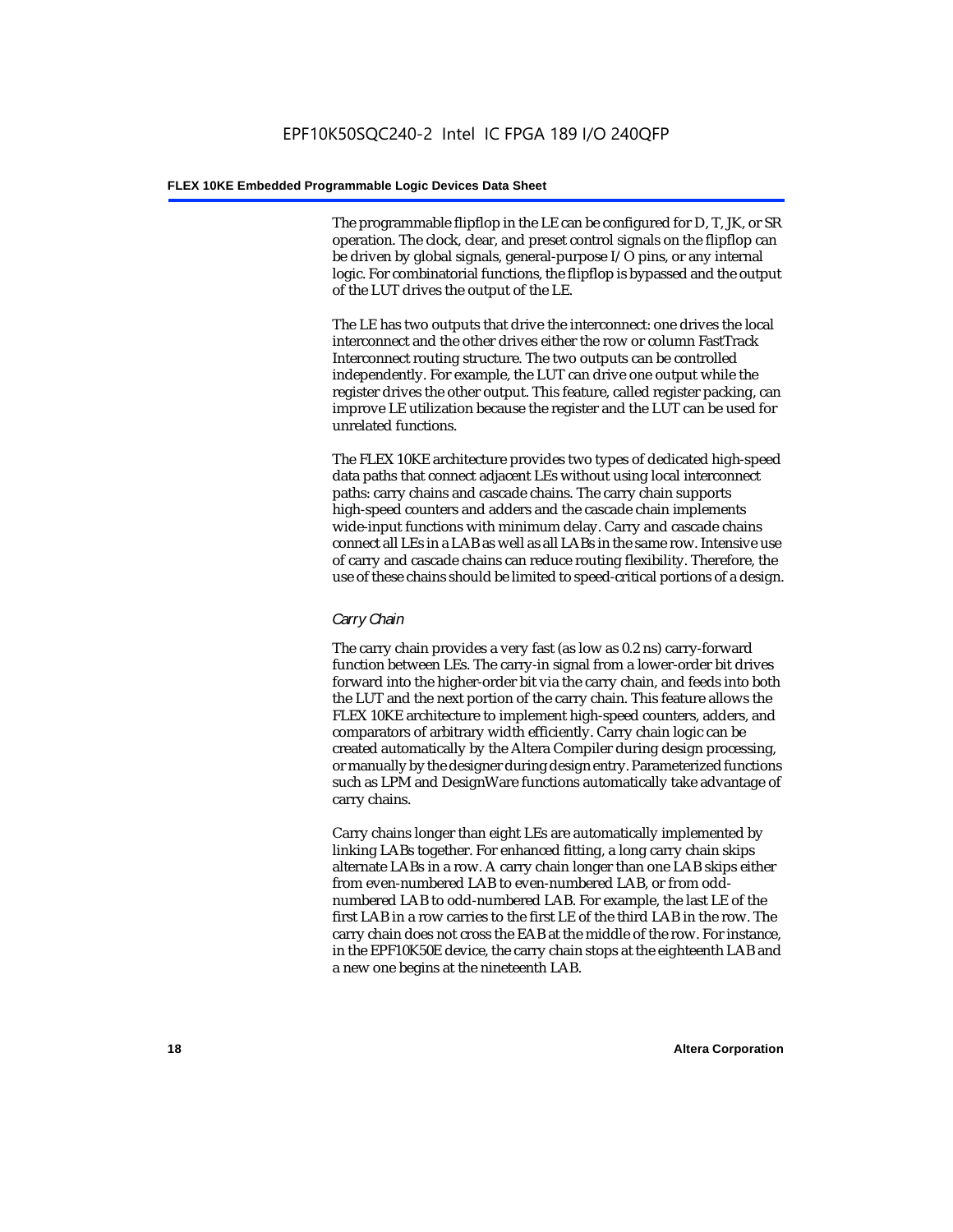The programmable flipflop in the LE can be configured for D, T, JK, or SR operation. The clock, clear, and preset control signals on the flipflop can be driven by global signals, general-purpose I/O pins, or any internal logic. For combinatorial functions, the flipflop is bypassed and the output of the LUT drives the output of the LE.

The LE has two outputs that drive the interconnect: one drives the local interconnect and the other drives either the row or column FastTrack Interconnect routing structure. The two outputs can be controlled independently. For example, the LUT can drive one output while the register drives the other output. This feature, called register packing, can improve LE utilization because the register and the LUT can be used for unrelated functions.

The FLEX 10KE architecture provides two types of dedicated high-speed data paths that connect adjacent LEs without using local interconnect paths: carry chains and cascade chains. The carry chain supports high-speed counters and adders and the cascade chain implements wide-input functions with minimum delay. Carry and cascade chains connect all LEs in a LAB as well as all LABs in the same row. Intensive use of carry and cascade chains can reduce routing flexibility. Therefore, the use of these chains should be limited to speed-critical portions of a design.

### *Carry Chain*

The carry chain provides a very fast (as low as 0.2 ns) carry-forward function between LEs. The carry-in signal from a lower-order bit drives forward into the higher-order bit via the carry chain, and feeds into both the LUT and the next portion of the carry chain. This feature allows the FLEX 10KE architecture to implement high-speed counters, adders, and comparators of arbitrary width efficiently. Carry chain logic can be created automatically by the Altera Compiler during design processing, or manually by the designer during design entry. Parameterized functions such as LPM and DesignWare functions automatically take advantage of carry chains.

Carry chains longer than eight LEs are automatically implemented by linking LABs together. For enhanced fitting, a long carry chain skips alternate LABs in a row. A carry chain longer than one LAB skips either from even-numbered LAB to even-numbered LAB, or from odd-numbered LAB to odd-numbered LAB. For example, the last LE of the first LAB in a row carries to the first LE of the third LAB in the row. The carry chain does not cross the EAB at the middle of the row. For instance, in the EPF10K50E device, the carry chain stops at the eighteenth LAB and a new one begins at the nineteenth LAB.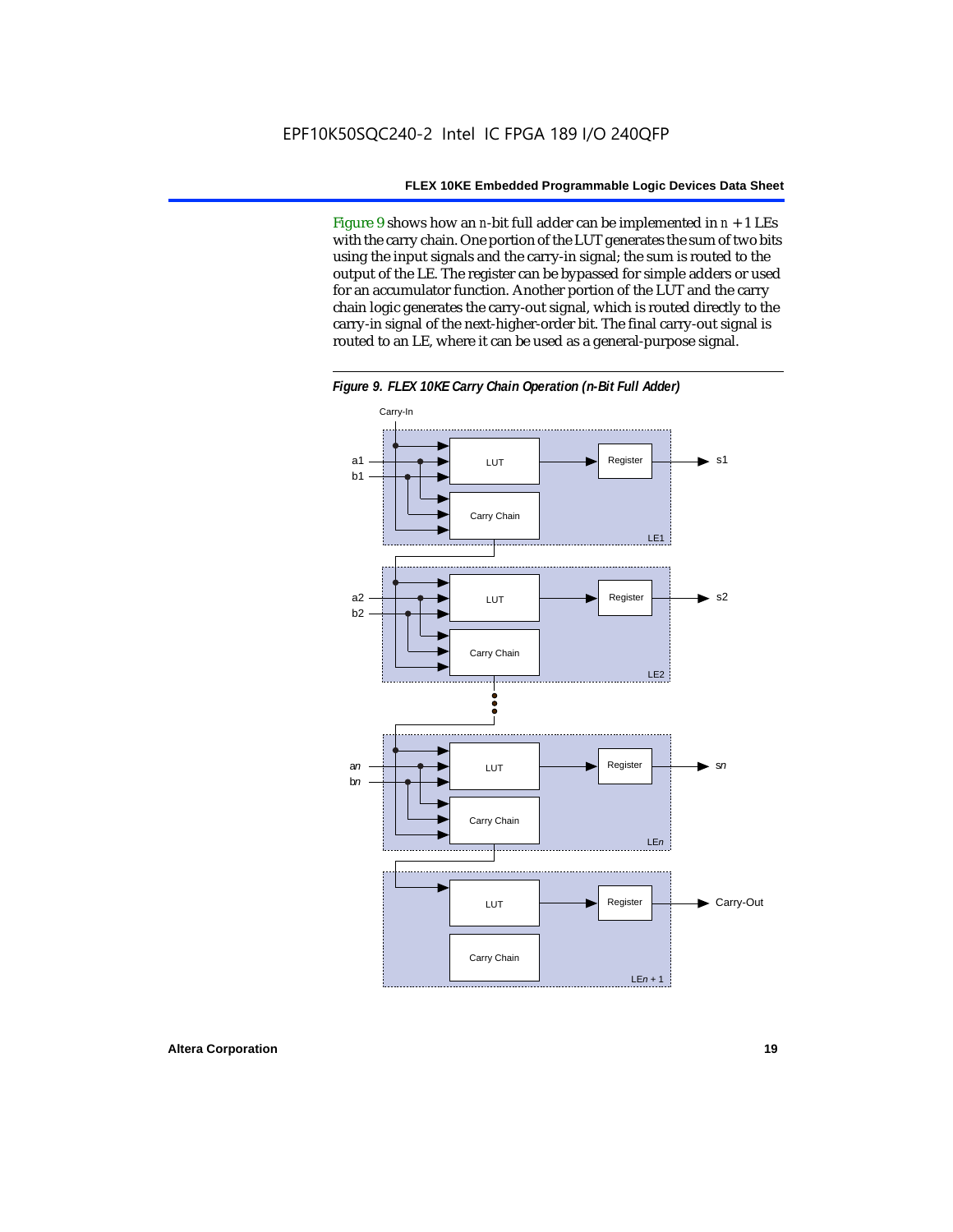Figure 9 shows how an *n*-bit full adder can be implemented in $n + 1$ LEs with the carry chain. One portion of the LUT generates the sum of two bits using the input signals and the carry-in signal; the sum is routed to the output of the LE. The register can be bypassed for simple adders or used for an accumulator function. Another portion of the LUT and the carry chain logic generates the carry-out signal, which is routed directly to the carry-in signal of the next-higher-order bit. The final carry-out signal is routed to an LE, where it can be used as a general-purpose signal.

***Figure 9. FLEX 10KE Carry Chain Operation (n-Bit Full Adder)***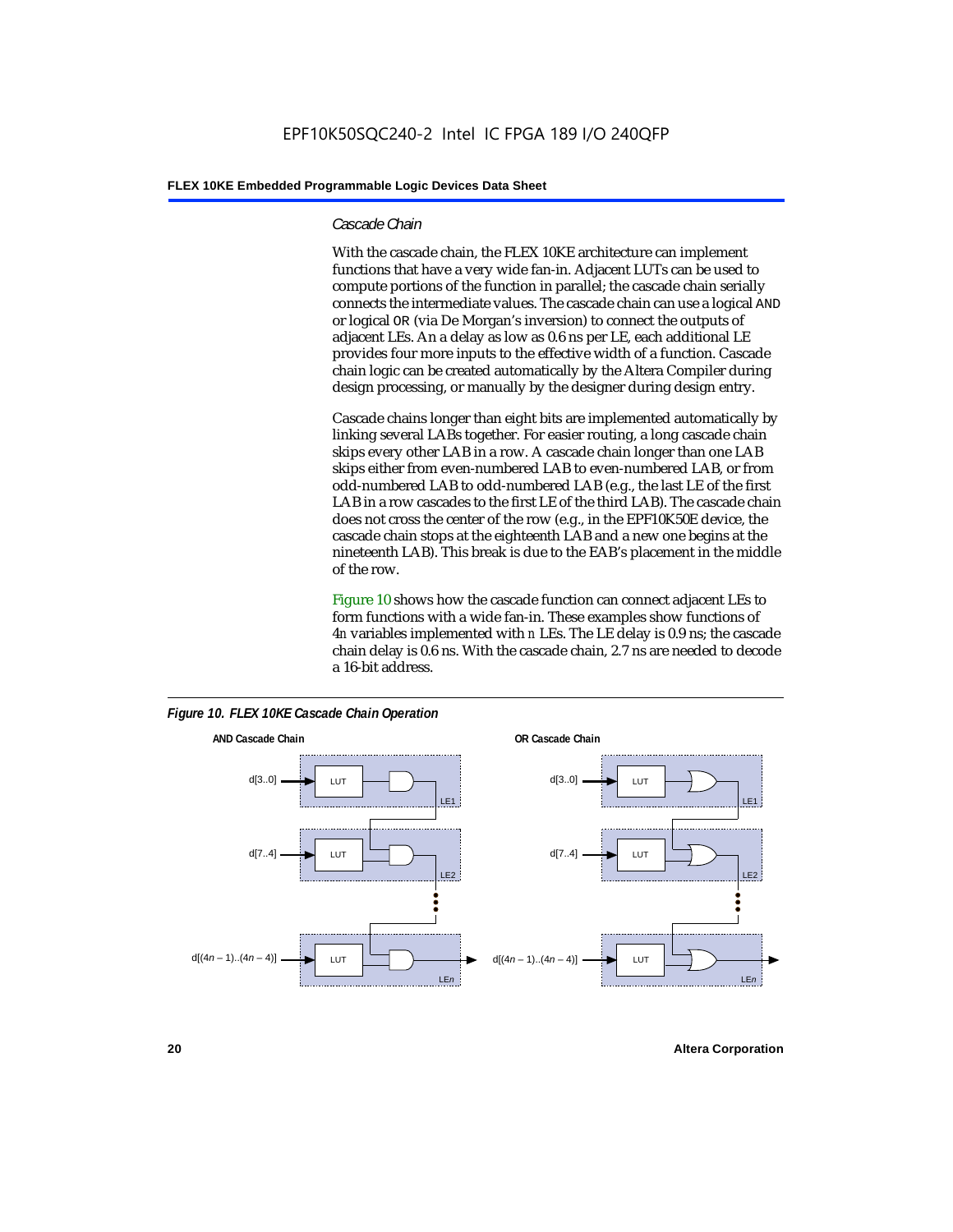### Cascade Chain

With the cascade chain, the FLEX 10KE architecture can implement functions that have a very wide fan-in. Adjacent LUTs can be used to compute portions of the function in parallel; the cascade chain serially connects the intermediate values. The cascade chain can use a logical AND or logical OR (via De Morgan's inversion) to connect the outputs of adjacent LEs. An a delay as low as 0.6 ns per LE, each additional LE provides four more inputs to the effective width of a function. Cascade chain logic can be created automatically by the Altera Compiler during design processing, or manually by the designer during design entry.

Cascade chains longer than eight bits are implemented automatically by linking several LABs together. For easier routing, a long cascade chain skips every other LAB in a row. A cascade chain longer than one LAB skips either from even-numbered LAB to even-numbered LAB, or from odd-numbered LAB to odd-numbered LAB (e.g., the last LE of the first LAB in a row cascades to the first LE of the third LAB). The cascade chain does not cross the center of the row (e.g., in the EPF10K50E device, the cascade chain stops at the eighteenth LAB and a new one begins at the nineteenth LAB). This break is due to the EAB's placement in the middle of the row.

Figure 10 shows how the cascade function can connect adjacent LEs to form functions with a wide fan-in. These examples show functions of $4n$ variables implemented with $n$ LEs. The LE delay is 0.9 ns; the cascade chain delay is 0.6 ns. With the cascade chain, 2.7 ns are needed to decode a 16-bit address.

*Figure 10. FLEX 10KE Cascade Chain Operation*

**AND Cascade Chain**

d[3..0] → LUT → AND (LE1)
d[7..4] → LUT → AND (LE2)
d[(4n – 1)..(4n – 4)] → LUT → AND (LEn) →

**OR Cascade Chain**

d[3..0] → LUT → OR (LE1)
d[7..4] → LUT → OR (LE2)
d[(4n – 1)..(4n – 4)] → LUT → OR (LEn) →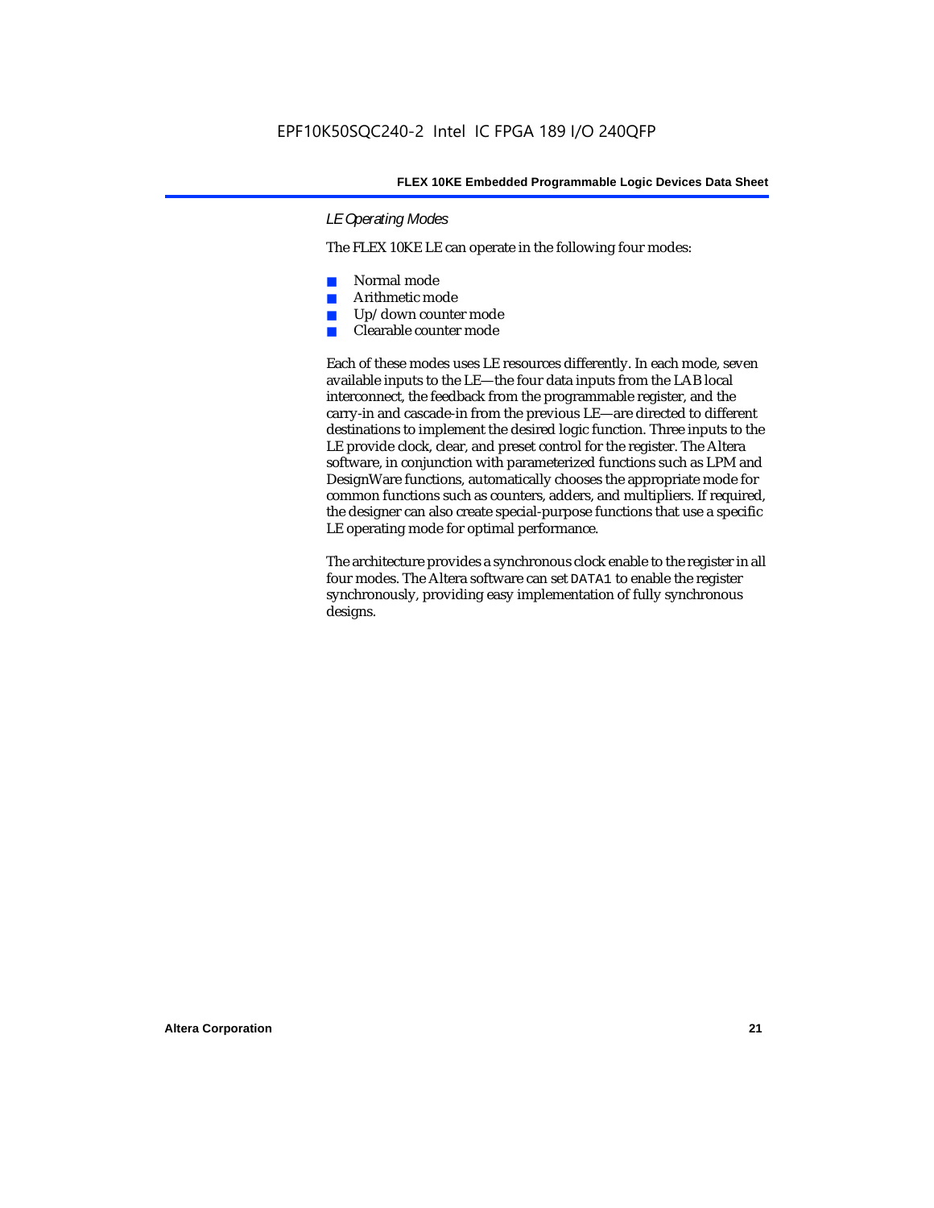### *LE Operating Modes*

The FLEX 10KE LE can operate in the following four modes:

- Normal mode
- Arithmetic mode
- Up/down counter mode
- Clearable counter mode

Each of these modes uses LE resources differently. In each mode, seven available inputs to the LE—the four data inputs from the LAB local interconnect, the feedback from the programmable register, and the carry-in and cascade-in from the previous LE—are directed to different destinations to implement the desired logic function. Three inputs to the LE provide clock, clear, and preset control for the register. The Altera software, in conjunction with parameterized functions such as LPM and DesignWare functions, automatically chooses the appropriate mode for common functions such as counters, adders, and multipliers. If required, the designer can also create special-purpose functions that use a specific LE operating mode for optimal performance.

The architecture provides a synchronous clock enable to the register in all four modes. The Altera software can set `DATA1` to enable the register synchronously, providing easy implementation of fully synchronous designs.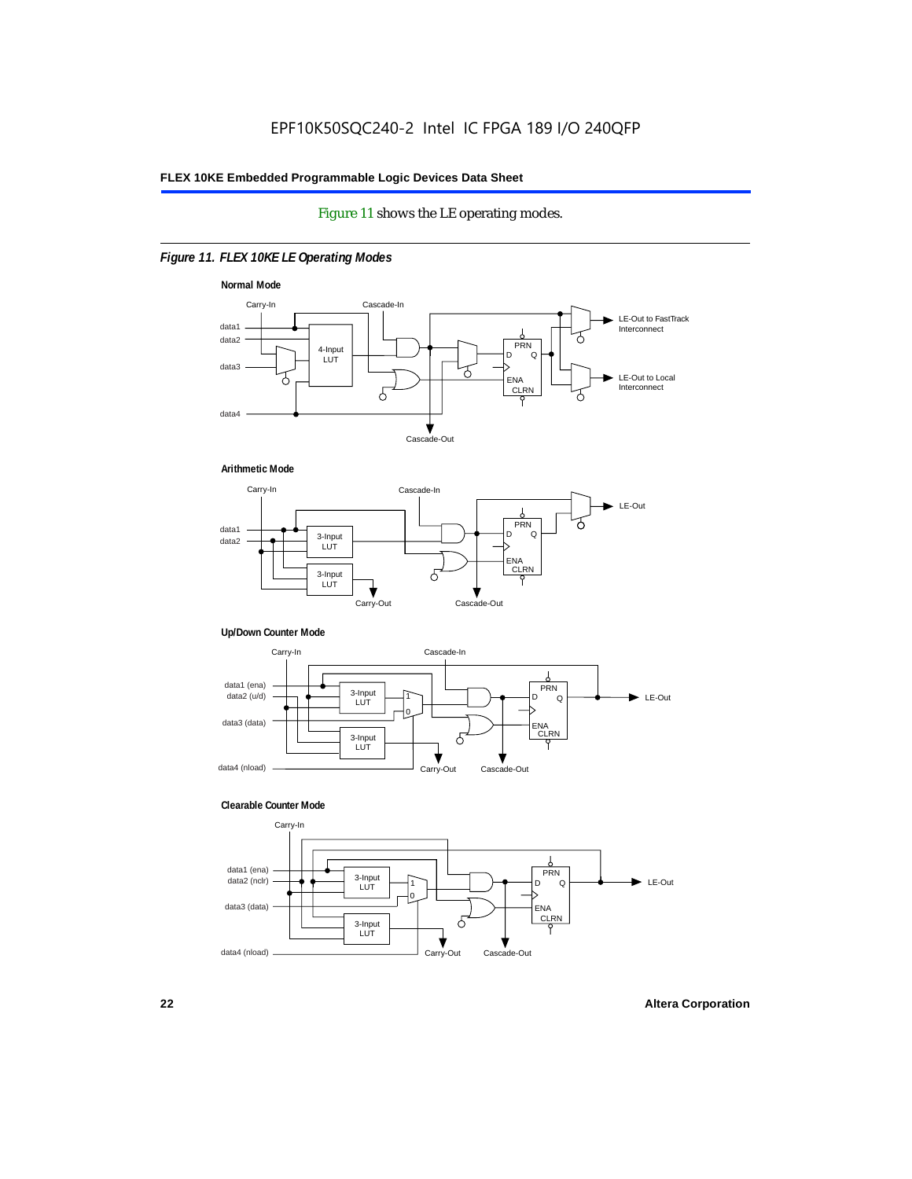Figure 11 shows the LE operating modes.

*Figure 11. FLEX 10KE LE Operating Modes*

**Normal Mode**

Carry-In, Cascade-In, data1, data2, data3, data4, 4-Input LUT, PRN, D, Q, ENA, CLRN, LE-Out to FastTrack Interconnect, LE-Out to Local Interconnect, Cascade-Out

**Arithmetic Mode**

Carry-In, Cascade-In, data1, data2, 3-Input LUT, 3-Input LUT, PRN, D, Q, ENA, CLRN, LE-Out, Carry-Out, Cascade-Out

**Up/Down Counter Mode**

Carry-In, Cascade-In, data1 (ena), data2 (u/d), data3 (data), data4 (nload), 3-Input LUT, 3-Input LUT, 1, 0, PRN, D, Q, ENA, CLRN, LE-Out, Carry-Out, Cascade-Out

**Clearable Counter Mode**

Carry-In, data1 (ena), data2 (nclr), data3 (data), data4 (nload), 3-Input LUT, 3-Input LUT, 1, 0, PRN, D, Q, ENA, CLRN, LE-Out, Carry-Out, Cascade-Out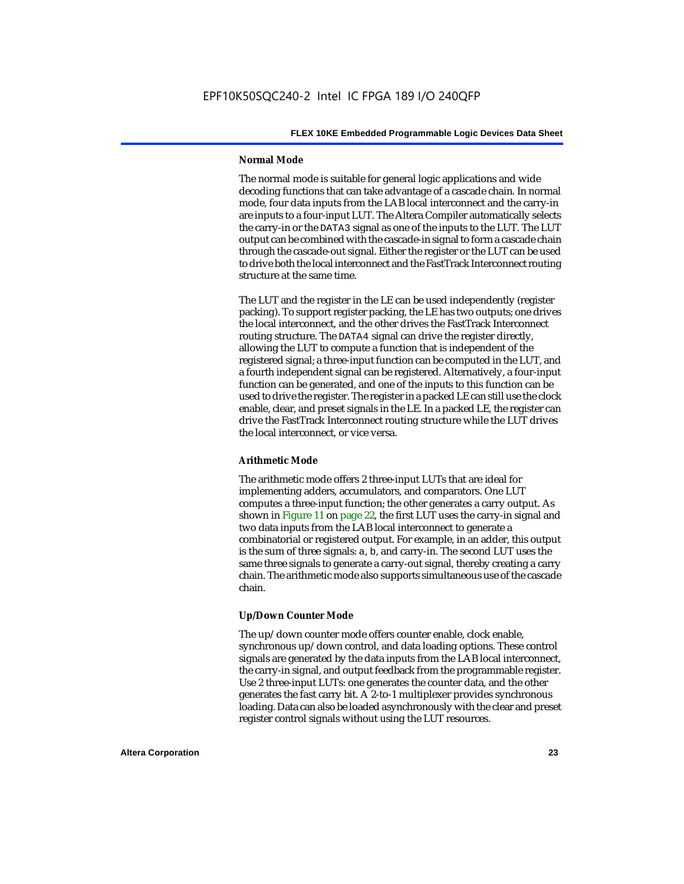#### Normal Mode

The normal mode is suitable for general logic applications and wide decoding functions that can take advantage of a cascade chain. In normal mode, four data inputs from the LAB local interconnect and the carry-in are inputs to a four-input LUT. The Altera Compiler automatically selects the carry-in or the DATA3 signal as one of the inputs to the LUT. The LUT output can be combined with the cascade-in signal to form a cascade chain through the cascade-out signal. Either the register or the LUT can be used to drive both the local interconnect and the FastTrack Interconnect routing structure at the same time.

The LUT and the register in the LE can be used independently (register packing). To support register packing, the LE has two outputs; one drives the local interconnect, and the other drives the FastTrack Interconnect routing structure. The DATA4 signal can drive the register directly, allowing the LUT to compute a function that is independent of the registered signal; a three-input function can be computed in the LUT, and a fourth independent signal can be registered. Alternatively, a four-input function can be generated, and one of the inputs to this function can be used to drive the register. The register in a packed LE can still use the clock enable, clear, and preset signals in the LE. In a packed LE, the register can drive the FastTrack Interconnect routing structure while the LUT drives the local interconnect, or vice versa.

#### Arithmetic Mode

The arithmetic mode offers 2 three-input LUTs that are ideal for implementing adders, accumulators, and comparators. One LUT computes a three-input function; the other generates a carry output. As shown in Figure 11 on page 22, the first LUT uses the carry-in signal and two data inputs from the LAB local interconnect to generate a combinatorial or registered output. For example, in an adder, this output is the sum of three signals: a, b, and carry-in. The second LUT uses the same three signals to generate a carry-out signal, thereby creating a carry chain. The arithmetic mode also supports simultaneous use of the cascade chain.

#### Up/Down Counter Mode

The up/down counter mode offers counter enable, clock enable, synchronous up/down control, and data loading options. These control signals are generated by the data inputs from the LAB local interconnect, the carry-in signal, and output feedback from the programmable register. Use 2 three-input LUTs: one generates the counter data, and the other generates the fast carry bit. A 2-to-1 multiplexer provides synchronous loading. Data can also be loaded asynchronously with the clear and preset register control signals without using the LUT resources.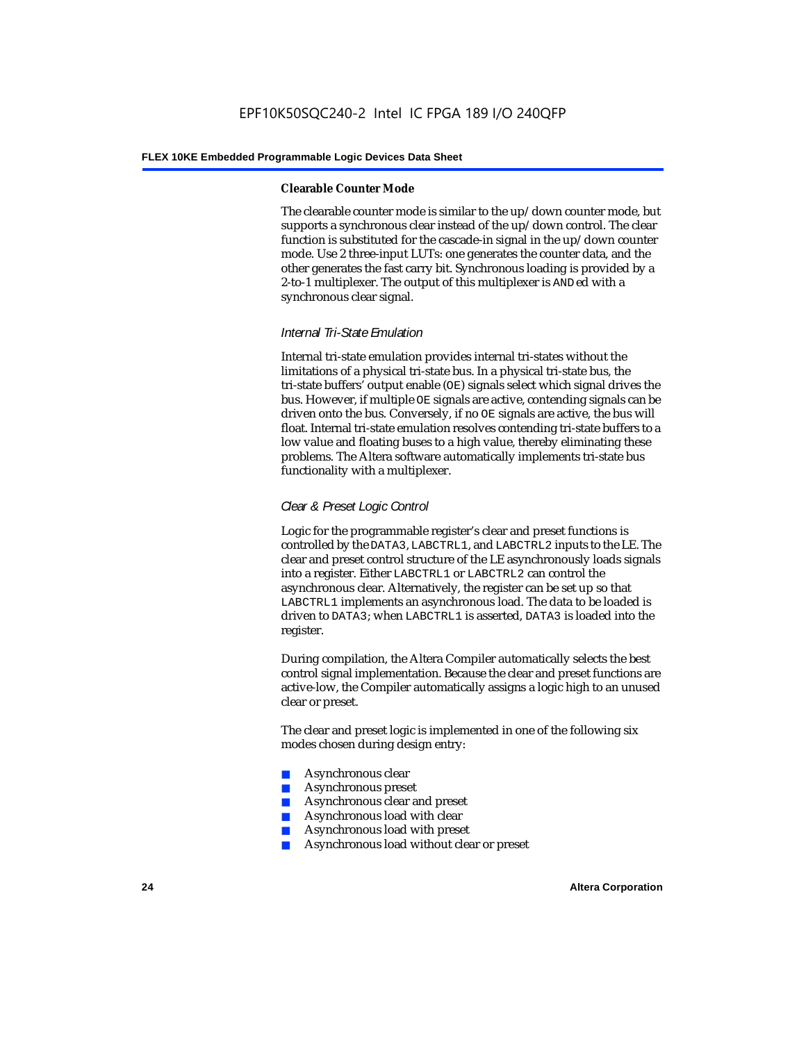#### Clearable Counter Mode

The clearable counter mode is similar to the up/down counter mode, but supports a synchronous clear instead of the up/down control. The clear function is substituted for the cascade-in signal in the up/down counter mode. Use 2 three-input LUTs: one generates the counter data, and the other generates the fast carry bit. Synchronous loading is provided by a 2-to-1 multiplexer. The output of this multiplexer is ANDed with a synchronous clear signal.

### *Internal Tri-State Emulation*

Internal tri-state emulation provides internal tri-states without the limitations of a physical tri-state bus. In a physical tri-state bus, the tri-state buffers' output enable (OE) signals select which signal drives the bus. However, if multiple OE signals are active, contending signals can be driven onto the bus. Conversely, if no OE signals are active, the bus will float. Internal tri-state emulation resolves contending tri-state buffers to a low value and floating buses to a high value, thereby eliminating these problems. The Altera software automatically implements tri-state bus functionality with a multiplexer.

### *Clear & Preset Logic Control*

Logic for the programmable register's clear and preset functions is controlled by the DATA3, LABCTRL1, and LABCTRL2 inputs to the LE. The clear and preset control structure of the LE asynchronously loads signals into a register. Either LABCTRL1 or LABCTRL2 can control the asynchronous clear. Alternatively, the register can be set up so that LABCTRL1 implements an asynchronous load. The data to be loaded is driven to DATA3; when LABCTRL1 is asserted, DATA3 is loaded into the register.

During compilation, the Altera Compiler automatically selects the best control signal implementation. Because the clear and preset functions are active-low, the Compiler automatically assigns a logic high to an unused clear or preset.

The clear and preset logic is implemented in one of the following six modes chosen during design entry:

- Asynchronous clear
- Asynchronous preset
- Asynchronous clear and preset
- Asynchronous load with clear
- Asynchronous load with preset
- Asynchronous load without clear or preset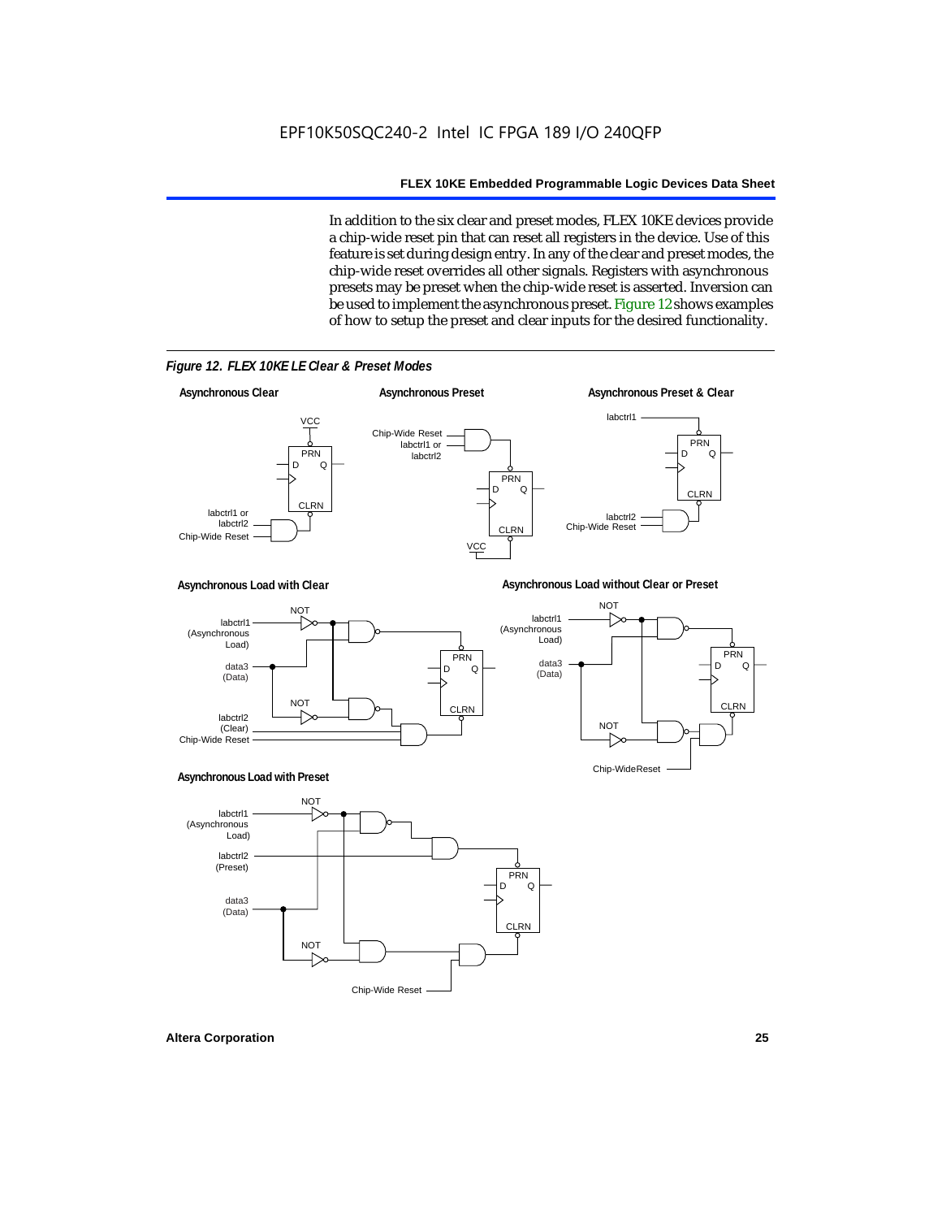In addition to the six clear and preset modes, FLEX 10KE devices provide a chip-wide reset pin that can reset all registers in the device. Use of this feature is set during design entry. In any of the clear and preset modes, the chip-wide reset overrides all other signals. Registers with asynchronous presets may be preset when the chip-wide reset is asserted. Inversion can be used to implement the asynchronous preset. Figure 12 shows examples of how to setup the preset and clear inputs for the desired functionality.

*Figure 12. FLEX 10KE LE Clear & Preset Modes*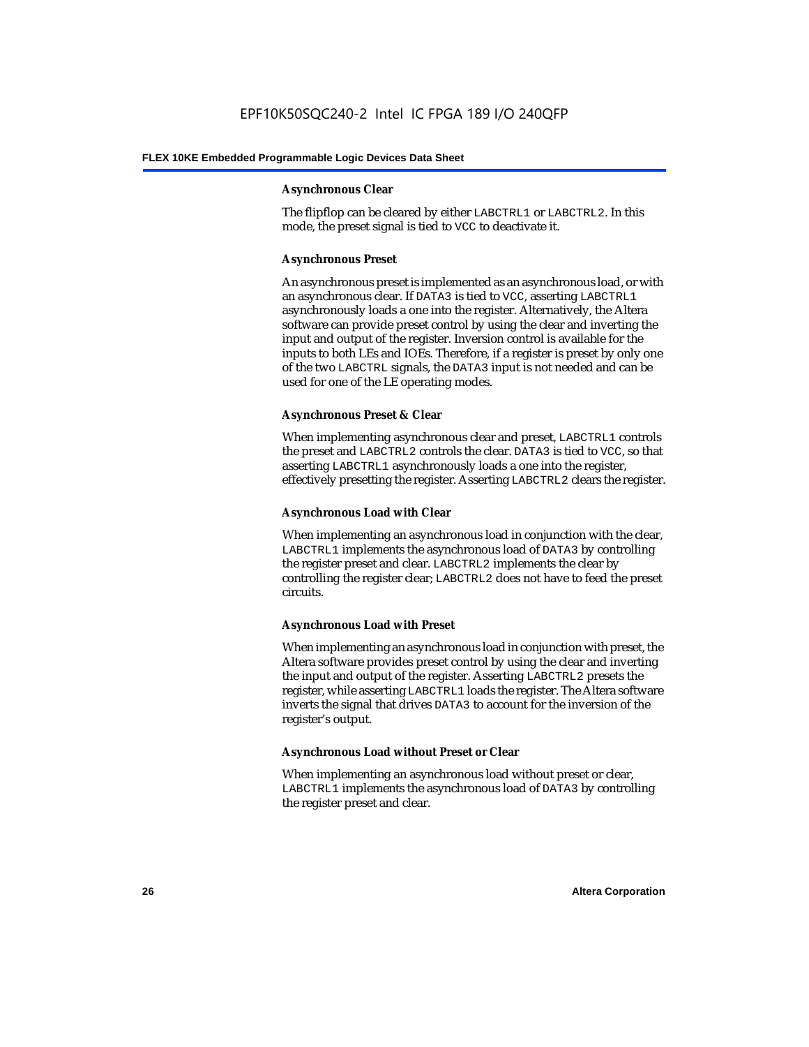#### Asynchronous Clear

The flipflop can be cleared by either `LABCTRL1` or `LABCTRL2`. In this mode, the preset signal is tied to `VCC` to deactivate it.

#### Asynchronous Preset

An asynchronous preset is implemented as an asynchronous load, or with an asynchronous clear. If `DATA3` is tied to `VCC`, asserting `LABCTRL1` asynchronously loads a one into the register. Alternatively, the Altera software can provide preset control by using the clear and inverting the input and output of the register. Inversion control is available for the inputs to both LEs and IOEs. Therefore, if a register is preset by only one of the two `LABCTRL` signals, the `DATA3` input is not needed and can be used for one of the LE operating modes.

#### Asynchronous Preset & Clear

When implementing asynchronous clear and preset, `LABCTRL1` controls the preset and `LABCTRL2` controls the clear. `DATA3` is tied to `VCC`, so that asserting `LABCTRL1` asynchronously loads a one into the register, effectively presetting the register. Asserting `LABCTRL2` clears the register.

#### Asynchronous Load with Clear

When implementing an asynchronous load in conjunction with the clear, `LABCTRL1` implements the asynchronous load of `DATA3` by controlling the register preset and clear. `LABCTRL2` implements the clear by controlling the register clear; `LABCTRL2` does not have to feed the preset circuits.

#### Asynchronous Load with Preset

When implementing an asynchronous load in conjunction with preset, the Altera software provides preset control by using the clear and inverting the input and output of the register. Asserting `LABCTRL2` presets the register, while asserting `LABCTRL1` loads the register. The Altera software inverts the signal that drives `DATA3` to account for the inversion of the register's output.

#### Asynchronous Load without Preset or Clear

When implementing an asynchronous load without preset or clear, `LABCTRL1` implements the asynchronous load of `DATA3` by controlling the register preset and clear.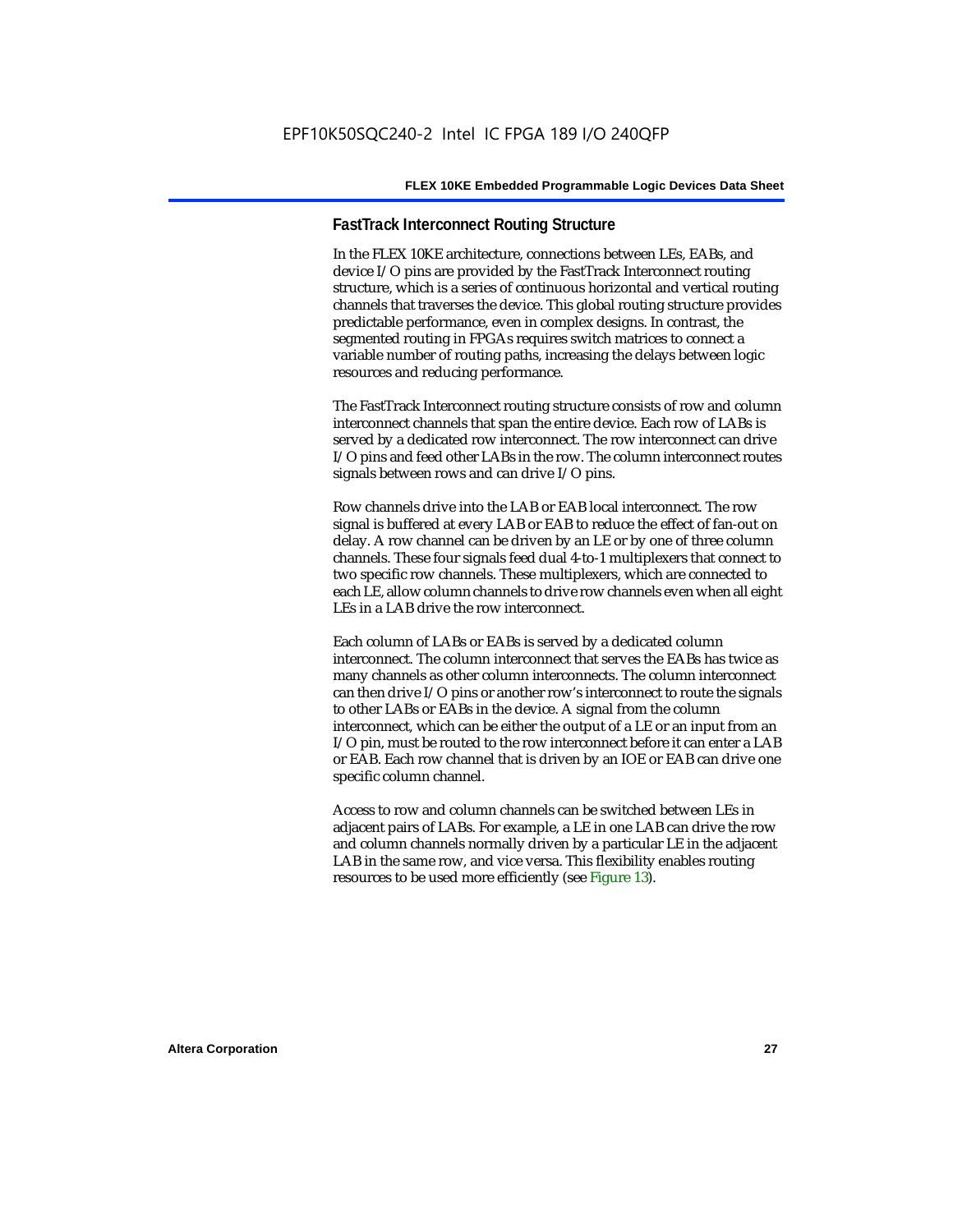### FastTrack Interconnect Routing Structure

In the FLEX 10KE architecture, connections between LEs, EABs, and device I/O pins are provided by the FastTrack Interconnect routing structure, which is a series of continuous horizontal and vertical routing channels that traverses the device. This global routing structure provides predictable performance, even in complex designs. In contrast, the segmented routing in FPGAs requires switch matrices to connect a variable number of routing paths, increasing the delays between logic resources and reducing performance.

The FastTrack Interconnect routing structure consists of row and column interconnect channels that span the entire device. Each row of LABs is served by a dedicated row interconnect. The row interconnect can drive I/O pins and feed other LABs in the row. The column interconnect routes signals between rows and can drive I/O pins.

Row channels drive into the LAB or EAB local interconnect. The row signal is buffered at every LAB or EAB to reduce the effect of fan-out on delay. A row channel can be driven by an LE or by one of three column channels. These four signals feed dual 4-to-1 multiplexers that connect to two specific row channels. These multiplexers, which are connected to each LE, allow column channels to drive row channels even when all eight LEs in a LAB drive the row interconnect.

Each column of LABs or EABs is served by a dedicated column interconnect. The column interconnect that serves the EABs has twice as many channels as other column interconnects. The column interconnect can then drive I/O pins or another row's interconnect to route the signals to other LABs or EABs in the device. A signal from the column interconnect, which can be either the output of a LE or an input from an I/O pin, must be routed to the row interconnect before it can enter a LAB or EAB. Each row channel that is driven by an IOE or EAB can drive one specific column channel.

Access to row and column channels can be switched between LEs in adjacent pairs of LABs. For example, a LE in one LAB can drive the row and column channels normally driven by a particular LE in the adjacent LAB in the same row, and vice versa. This flexibility enables routing resources to be used more efficiently (see Figure 13).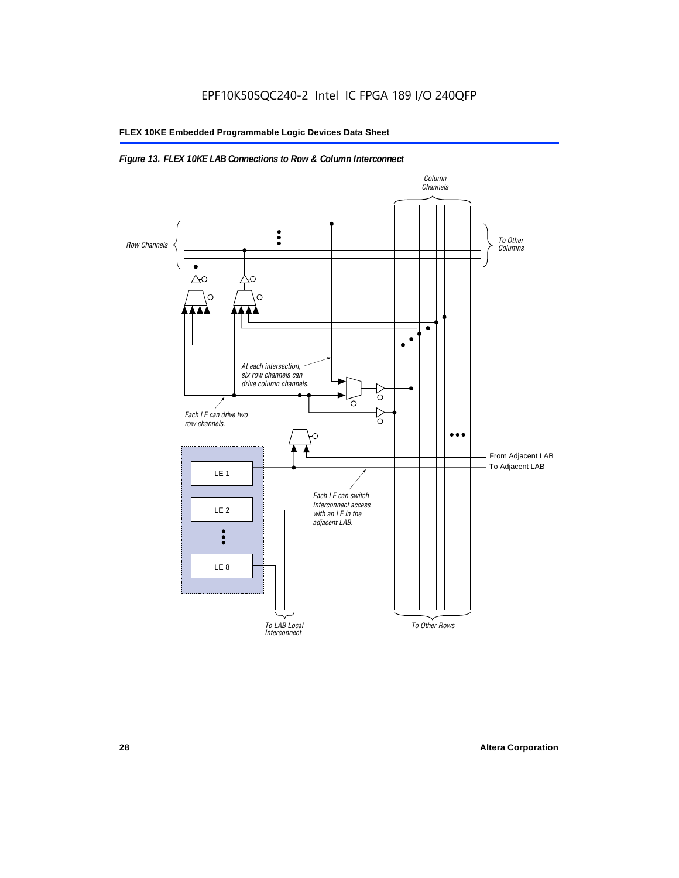*Figure 13. FLEX 10KE LAB Connections to Row & Column Interconnect*

Column Channels

Row Channels

To Other Columns

At each intersection, six row channels can drive column channels.

Each LE can drive two row channels.

From Adjacent LAB

To Adjacent LAB

LE 1

LE 2

LE 8

Each LE can switch interconnect access with an LE in the adjacent LAB.

To LAB Local Interconnect

To Other Rows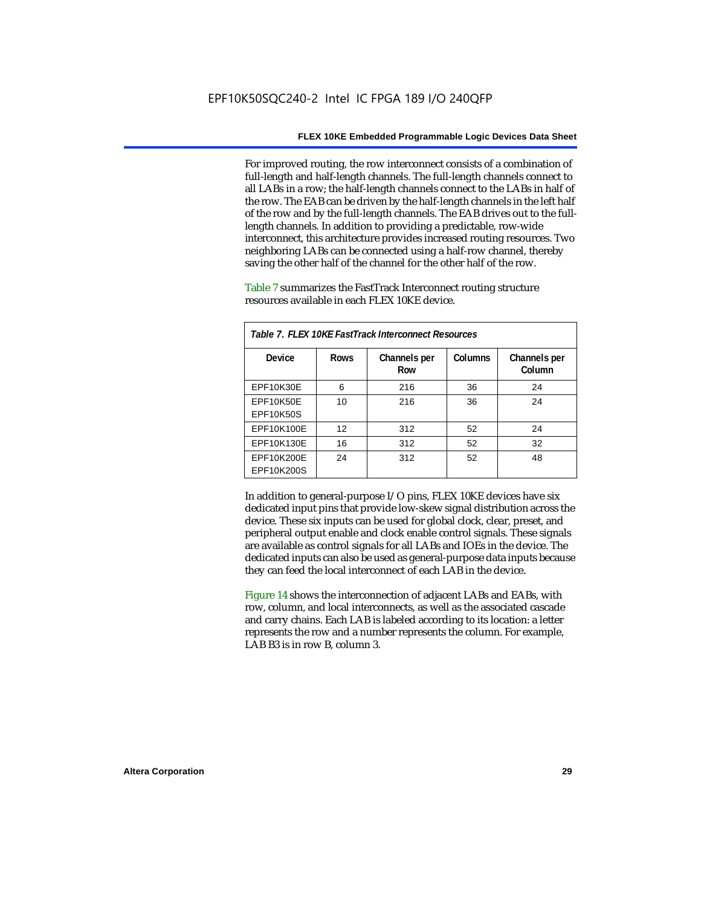For improved routing, the row interconnect consists of a combination of full-length and half-length channels. The full-length channels connect to all LABs in a row; the half-length channels connect to the LABs in half of the row. The EAB can be driven by the half-length channels in the left half of the row and by the full-length channels. The EAB drives out to the full-length channels. In addition to providing a predictable, row-wide interconnect, this architecture provides increased routing resources. Two neighboring LABs can be connected using a half-row channel, thereby saving the other half of the channel for the other half of the row.

Table 7 summarizes the FastTrack Interconnect routing structure resources available in each FLEX 10KE device.

*Table 7. FLEX 10KE FastTrack Interconnect Resources*

| Device | Rows | Channels per Row | Columns | Channels per Column |
|---|---|---|---|---|
| EPF10K30E | 6 | 216 | 36 | 24 |
| EPF10K50E<br>EPF10K50S | 10 | 216 | 36 | 24 |
| EPF10K100E | 12 | 312 | 52 | 24 |
| EPF10K130E | 16 | 312 | 52 | 32 |
| EPF10K200E<br>EPF10K200S | 24 | 312 | 52 | 48 |

In addition to general-purpose I/O pins, FLEX 10KE devices have six dedicated input pins that provide low-skew signal distribution across the device. These six inputs can be used for global clock, clear, preset, and peripheral output enable and clock enable control signals. These signals are available as control signals for all LABs and IOEs in the device. The dedicated inputs can also be used as general-purpose data inputs because they can feed the local interconnect of each LAB in the device.

Figure 14 shows the interconnection of adjacent LABs and EABs, with row, column, and local interconnects, as well as the associated cascade and carry chains. Each LAB is labeled according to its location: a letter represents the row and a number represents the column. For example, LAB B3 is in row B, column 3.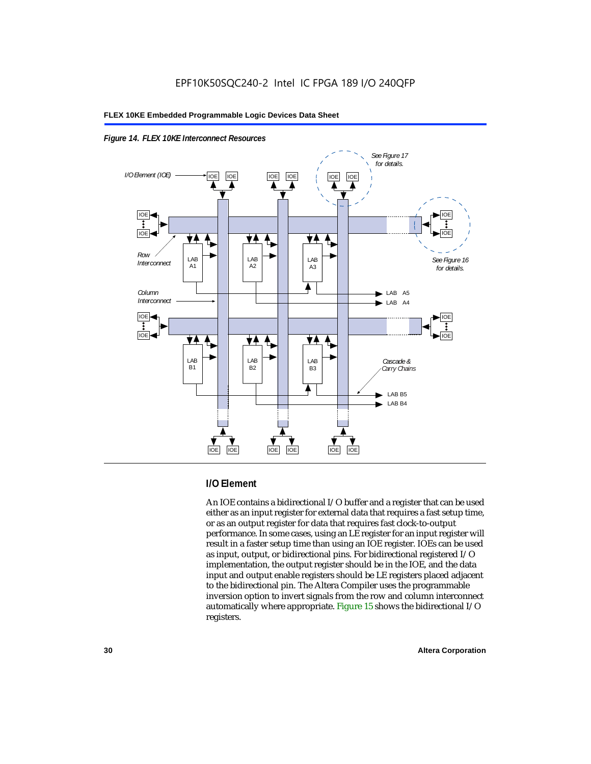*Figure 14. FLEX 10KE Interconnect Resources*

## I/O Element

An IOE contains a bidirectional I/O buffer and a register that can be used either as an input register for external data that requires a fast setup time, or as an output register for data that requires fast clock-to-output performance. In some cases, using an LE register for an input register will result in a faster setup time than using an IOE register. IOEs can be used as input, output, or bidirectional pins. For bidirectional registered I/O implementation, the output register should be in the IOE, and the data input and output enable registers should be LE registers placed adjacent to the bidirectional pin. The Altera Compiler uses the programmable inversion option to invert signals from the row and column interconnect automatically where appropriate. Figure 15 shows the bidirectional I/O registers.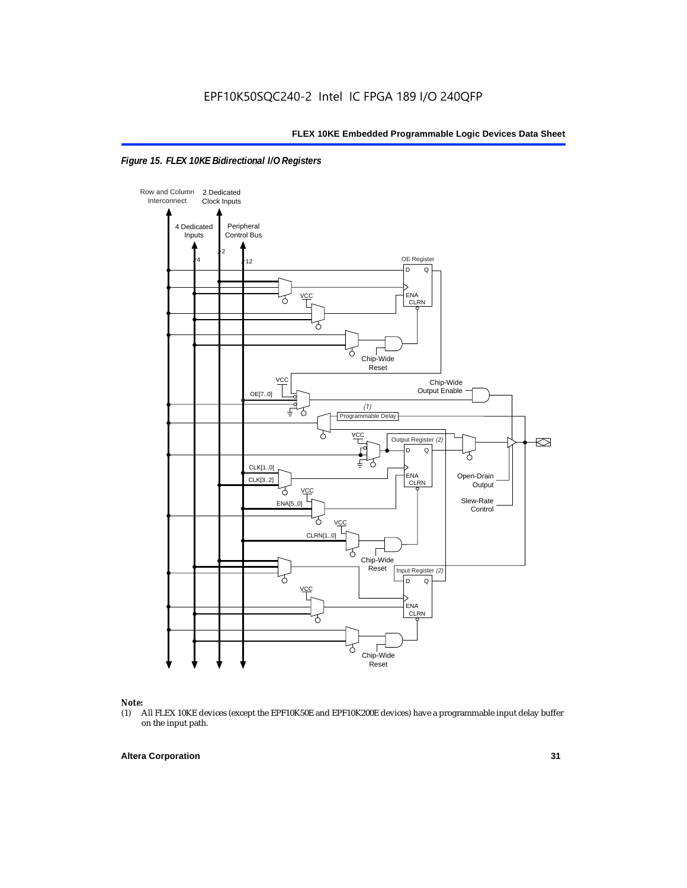*Figure 15. FLEX 10KE Bidirectional I/O Registers*

Row and Column Interconnect

2 Dedicated Clock Inputs

4 Dedicated Inputs

Peripheral Control Bus

4

2

12

OE Register

D Q

ENA CLRN

VCC

Chip-Wide Reset

VCC

OE[7..0]

Chip-Wide Output Enable

(1)

Programmable Delay

VCC

Output Register (2)

D Q

CLK[1..0]

CLK[3..2]

ENA CLRN

VCC

ENA[5..0]

Open-Drain Output

Slew-Rate Control

VCC

CLRN[1..0]

Chip-Wide Reset

Input Register (2)

D Q

VCC

ENA CLRN

Chip-Wide Reset

**Note:**

(1) All FLEX 10KE devices (except the EPF10K50E and EPF10K200E devices) have a programmable input delay buffer on the input path.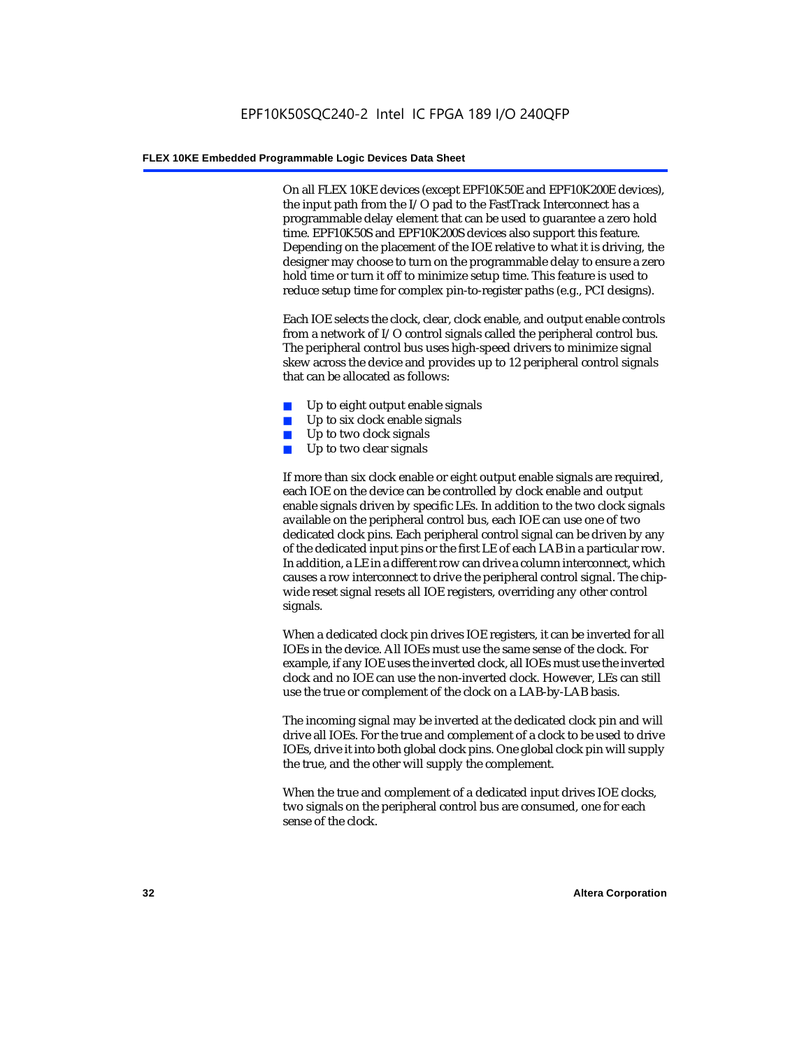On all FLEX 10KE devices (except EPF10K50E and EPF10K200E devices), the input path from the I/O pad to the FastTrack Interconnect has a programmable delay element that can be used to guarantee a zero hold time. EPF10K50S and EPF10K200S devices also support this feature. Depending on the placement of the IOE relative to what it is driving, the designer may choose to turn on the programmable delay to ensure a zero hold time or turn it off to minimize setup time. This feature is used to reduce setup time for complex pin-to-register paths (e.g., PCI designs).

Each IOE selects the clock, clear, clock enable, and output enable controls from a network of I/O control signals called the peripheral control bus. The peripheral control bus uses high-speed drivers to minimize signal skew across the device and provides up to 12 peripheral control signals that can be allocated as follows:

- Up to eight output enable signals
- Up to six clock enable signals
- Up to two clock signals
- Up to two clear signals

If more than six clock enable or eight output enable signals are required, each IOE on the device can be controlled by clock enable and output enable signals driven by specific LEs. In addition to the two clock signals available on the peripheral control bus, each IOE can use one of two dedicated clock pins. Each peripheral control signal can be driven by any of the dedicated input pins or the first LE of each LAB in a particular row. In addition, a LE in a different row can drive a column interconnect, which causes a row interconnect to drive the peripheral control signal. The chip-wide reset signal resets all IOE registers, overriding any other control signals.

When a dedicated clock pin drives IOE registers, it can be inverted for all IOEs in the device. All IOEs must use the same sense of the clock. For example, if any IOE uses the inverted clock, all IOEs must use the inverted clock and no IOE can use the non-inverted clock. However, LEs can still use the true or complement of the clock on a LAB-by-LAB basis.

The incoming signal may be inverted at the dedicated clock pin and will drive all IOEs. For the true and complement of a clock to be used to drive IOEs, drive it into both global clock pins. One global clock pin will supply the true, and the other will supply the complement.

When the true and complement of a dedicated input drives IOE clocks, two signals on the peripheral control bus are consumed, one for each sense of the clock.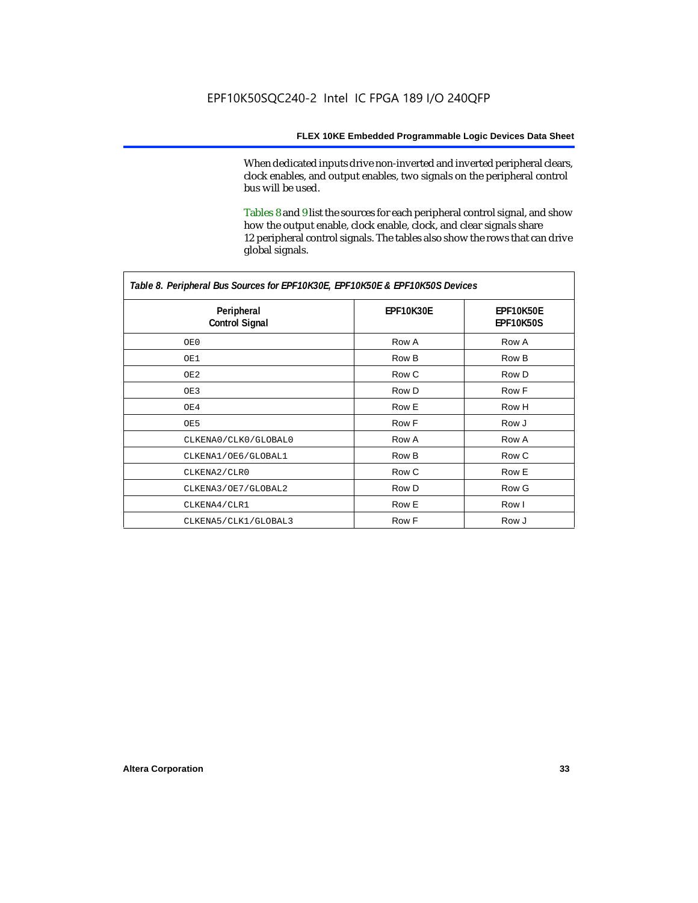When dedicated inputs drive non-inverted and inverted peripheral clears, clock enables, and output enables, two signals on the peripheral control bus will be used.

Tables 8 and 9 list the sources for each peripheral control signal, and show how the output enable, clock enable, clock, and clear signals share 12 peripheral control signals. The tables also show the rows that can drive global signals.

*Table 8. Peripheral Bus Sources for EPF10K30E, EPF10K50E & EPF10K50S Devices*

| Peripheral Control Signal | EPF10K30E | EPF10K50E EPF10K50S |
|---|---|---|
| OE0 | Row A | Row A |
| OE1 | Row B | Row B |
| OE2 | Row C | Row D |
| OE3 | Row D | Row F |
| OE4 | Row E | Row H |
| OE5 | Row F | Row J |
| CLKENA0/CLK0/GLOBAL0 | Row A | Row A |
| CLKENA1/OE6/GLOBAL1 | Row B | Row C |
| CLKENA2/CLR0 | Row C | Row E |
| CLKENA3/OE7/GLOBAL2 | Row D | Row G |
| CLKENA4/CLR1 | Row E | Row I |
| CLKENA5/CLK1/GLOBAL3 | Row F | Row J |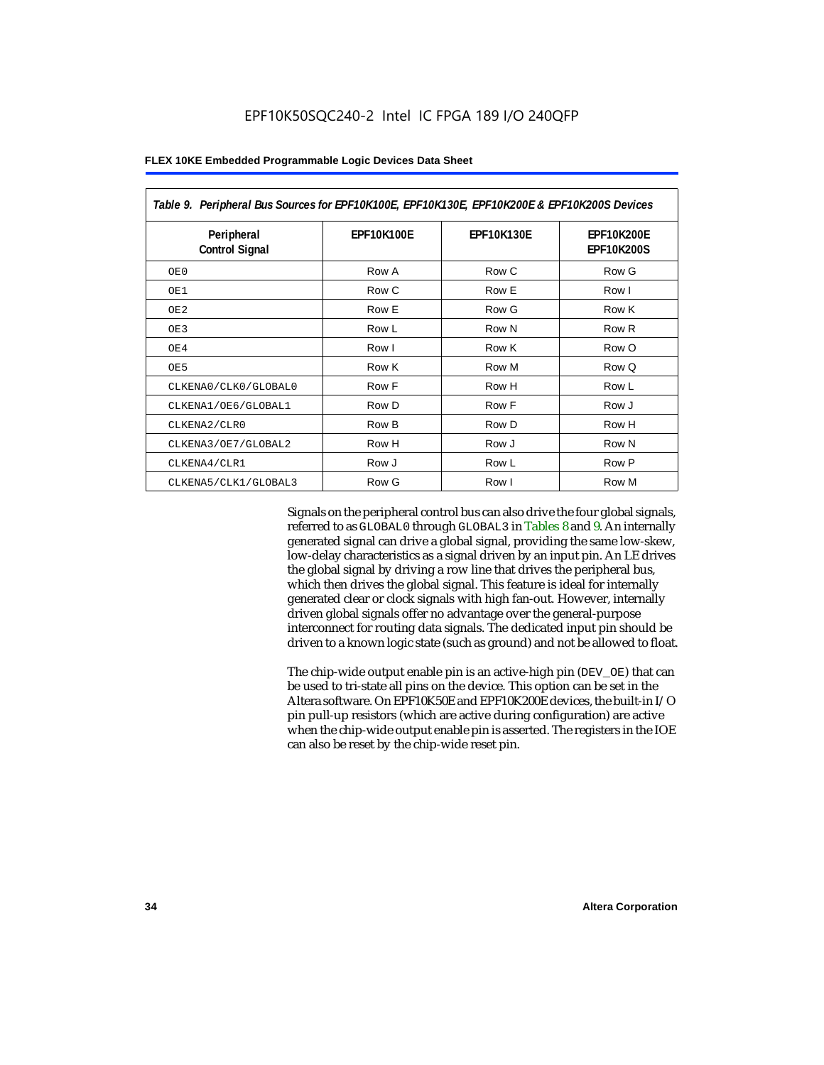**Table 9. Peripheral Bus Sources for EPF10K100E, EPF10K130E, EPF10K200E & EPF10K200S Devices**

| Peripheral Control Signal | EPF10K100E | EPF10K130E | EPF10K200E EPF10K200S |
|---|---|---|---|
| OE0 | Row A | Row C | Row G |
| OE1 | Row C | Row E | Row I |
| OE2 | Row E | Row G | Row K |
| OE3 | Row L | Row N | Row R |
| OE4 | Row I | Row K | Row O |
| OE5 | Row K | Row M | Row Q |
| CLKENA0/CLK0/GLOBAL0 | Row F | Row H | Row L |
| CLKENA1/OE6/GLOBAL1 | Row D | Row F | Row J |
| CLKENA2/CLR0 | Row B | Row D | Row H |
| CLKENA3/OE7/GLOBAL2 | Row H | Row J | Row N |
| CLKENA4/CLR1 | Row J | Row L | Row P |
| CLKENA5/CLK1/GLOBAL3 | Row G | Row I | Row M |

Signals on the peripheral control bus can also drive the four global signals, referred to as GLOBAL0 through GLOBAL3 in Tables 8 and 9. An internally generated signal can drive a global signal, providing the same low-skew, low-delay characteristics as a signal driven by an input pin. An LE drives the global signal by driving a row line that drives the peripheral bus, which then drives the global signal. This feature is ideal for internally generated clear or clock signals with high fan-out. However, internally driven global signals offer no advantage over the general-purpose interconnect for routing data signals. The dedicated input pin should be driven to a known logic state (such as ground) and not be allowed to float.

The chip-wide output enable pin is an active-high pin (DEV_OE) that can be used to tri-state all pins on the device. This option can be set in the Altera software. On EPF10K50E and EPF10K200E devices, the built-in I/O pin pull-up resistors (which are active during configuration) are active when the chip-wide output enable pin is asserted. The registers in the IOE can also be reset by the chip-wide reset pin.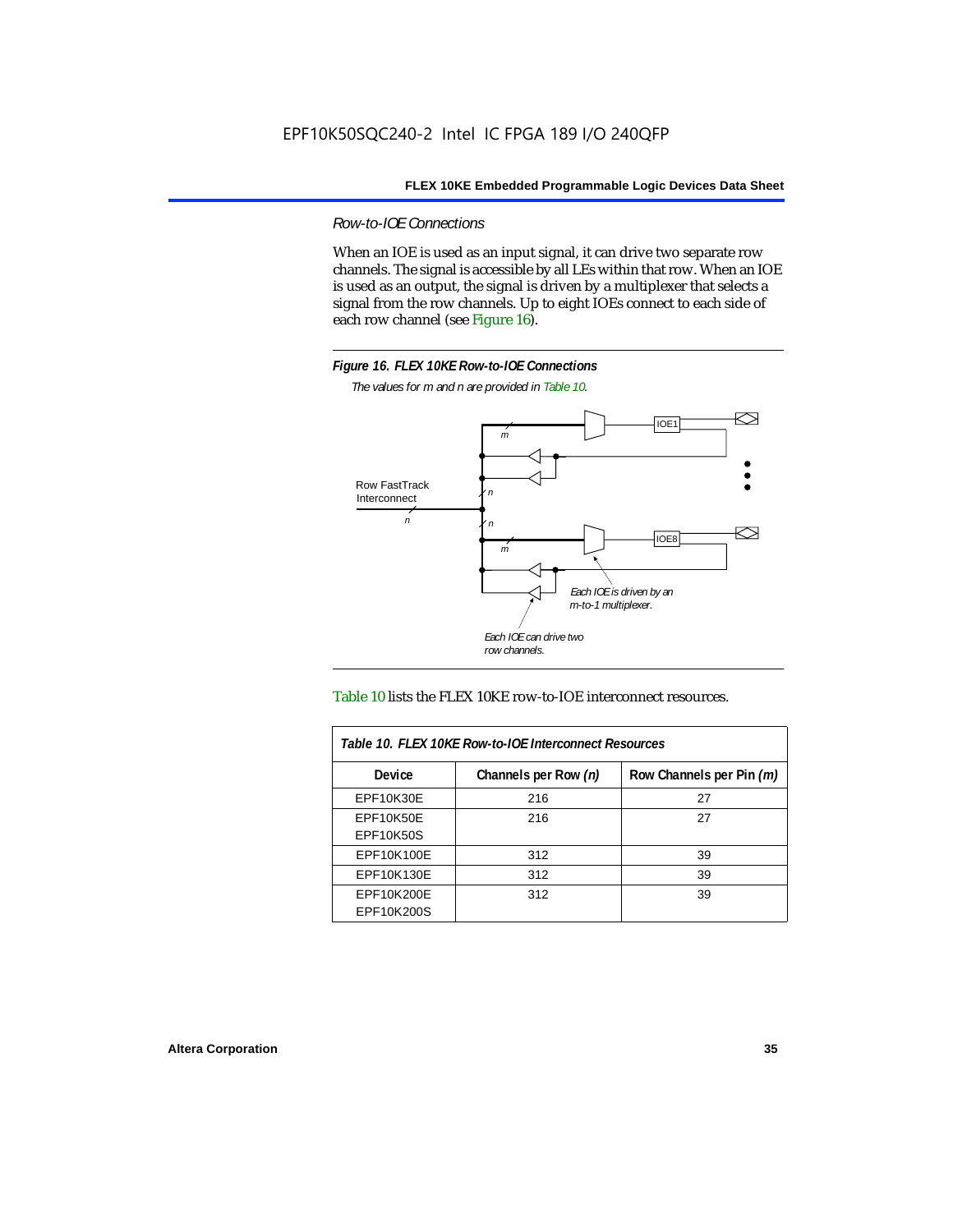EPF10K50SQC240-2 Intel IC FPGA 189 I/O 240QFP

### *Row-to-IOE Connections*

When an IOE is used as an input signal, it can drive two separate row channels. The signal is accessible by all LEs within that row. When an IOE is used as an output, the signal is driven by a multiplexer that selects a signal from the row channels. Up to eight IOEs connect to each side of each row channel (see Figure 16).

***Figure 16. FLEX 10KE Row-to-IOE Connections***

*The values for m and n are provided in Table 10.*

Row FastTrack Interconnect

*n*

*m*

IOE1

IOE8

*Each IOE is driven by an m-to-1 multiplexer.*

*Each IOE can drive two row channels.*

Table 10 lists the FLEX 10KE row-to-IOE interconnect resources.

| *Table 10. FLEX 10KE Row-to-IOE Interconnect Resources* | | |
|---|---|---|
| **Device** | **Channels per Row *(n)*** | **Row Channels per Pin *(m)*** |
| EPF10K30E | 216 | 27 |
| EPF10K50E<br>EPF10K50S | 216 | 27 |
| EPF10K100E | 312 | 39 |
| EPF10K130E | 312 | 39 |
| EPF10K200E<br>EPF10K200S | 312 | 39 |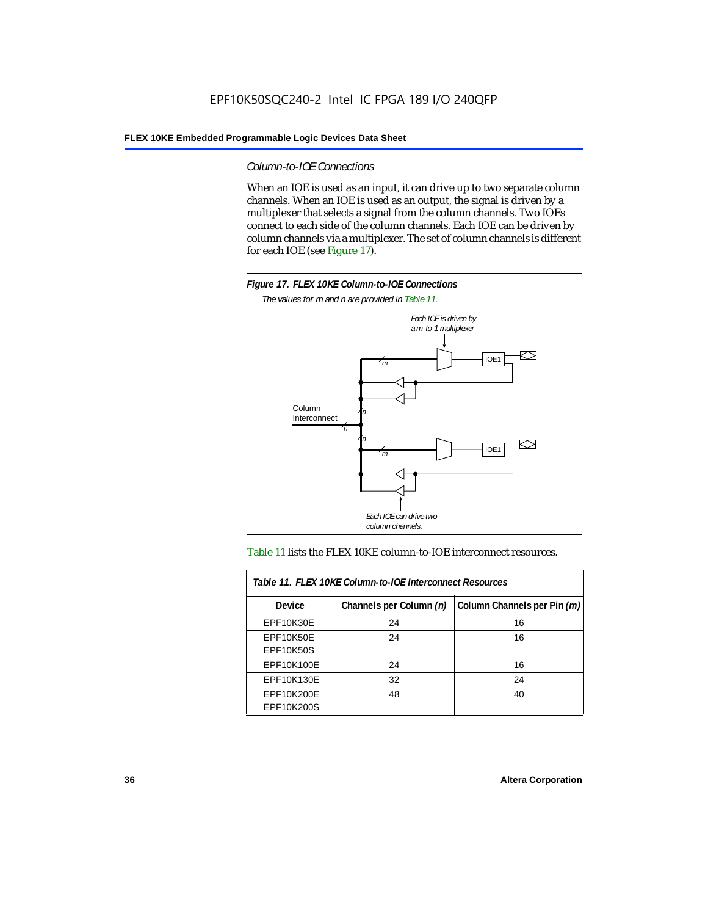### *Column-to-IOE Connections*

When an IOE is used as an input, it can drive up to two separate column channels. When an IOE is used as an output, the signal is driven by a multiplexer that selects a signal from the column channels. Two IOEs connect to each side of the column channels. Each IOE can be driven by column channels via a multiplexer. The set of column channels is different for each IOE (see Figure 17).

**Figure 17. FLEX 10KE Column-to-IOE Connections**

*The values for m and n are provided in Table 11.*

Table 11 lists the FLEX 10KE column-to-IOE interconnect resources.

| Table 11. FLEX 10KE Column-to-IOE Interconnect Resources | | |
|---|---|---|
| **Device** | **Channels per Column *(n)*** | **Column Channels per Pin *(m)*** |
| EPF10K30E | 24 | 16 |
| EPF10K50E<br>EPF10K50S | 24 | 16 |
| EPF10K100E | 24 | 16 |
| EPF10K130E | 32 | 24 |
| EPF10K200E<br>EPF10K200S | 48 | 40 |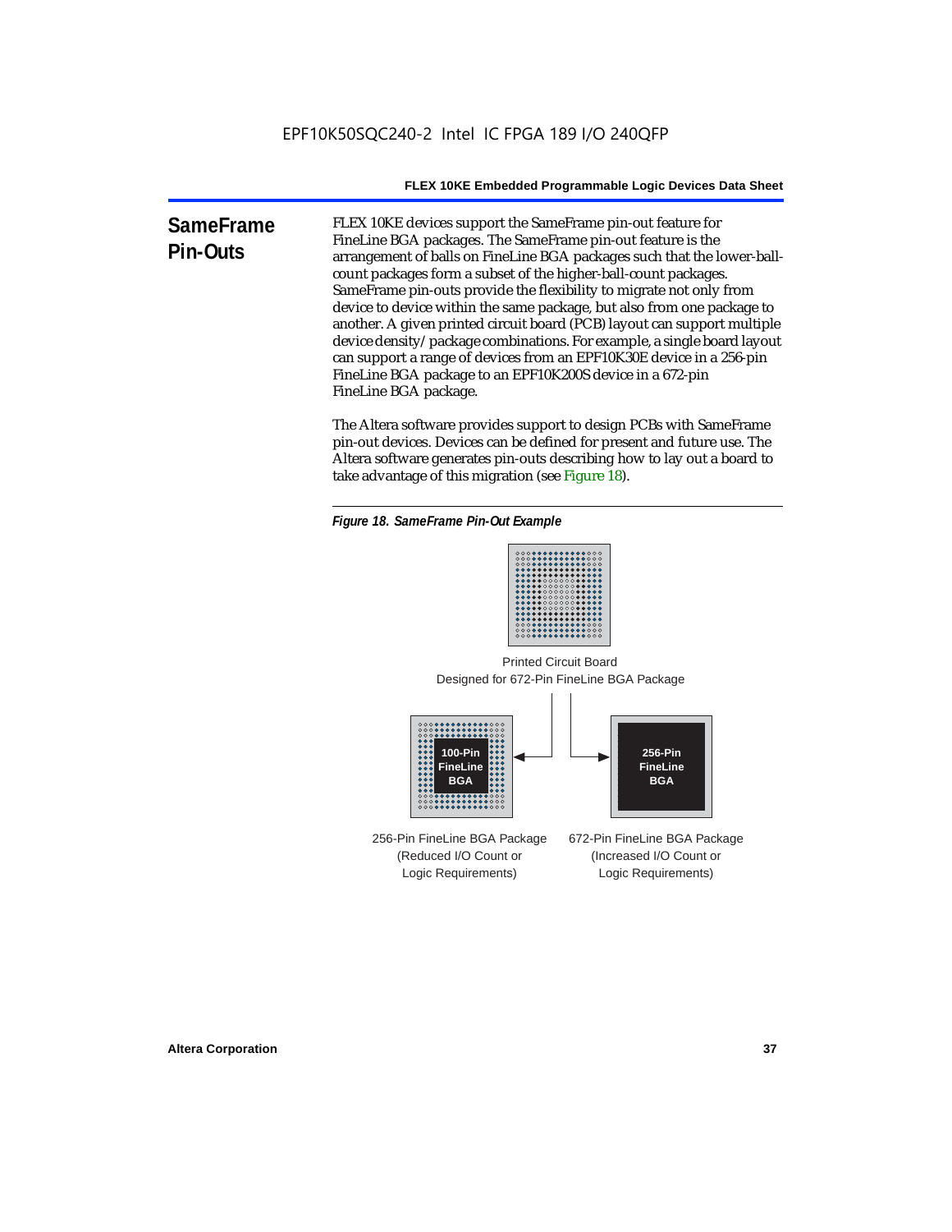## SameFrame Pin-Outs

FLEX 10KE devices support the SameFrame pin-out feature for FineLine BGA packages. The SameFrame pin-out feature is the arrangement of balls on FineLine BGA packages such that the lower-ball-count packages form a subset of the higher-ball-count packages. SameFrame pin-outs provide the flexibility to migrate not only from device to device within the same package, but also from one package to another. A given printed circuit board (PCB) layout can support multiple device density/package combinations. For example, a single board layout can support a range of devices from an EPF10K30E device in a 256-pin FineLine BGA package to an EPF10K200S device in a 672-pin FineLine BGA package.

The Altera software provides support to design PCBs with SameFrame pin-out devices. Devices can be defined for present and future use. The Altera software generates pin-outs describing how to lay out a board to take advantage of this migration (see Figure 18).

*Figure 18. SameFrame Pin-Out Example*

Printed Circuit Board
Designed for 672-Pin FineLine BGA Package

100-Pin FineLine BGA

256-Pin FineLine BGA

256-Pin FineLine BGA Package
(Reduced I/O Count or
Logic Requirements)

672-Pin FineLine BGA Package
(Increased I/O Count or
Logic Requirements)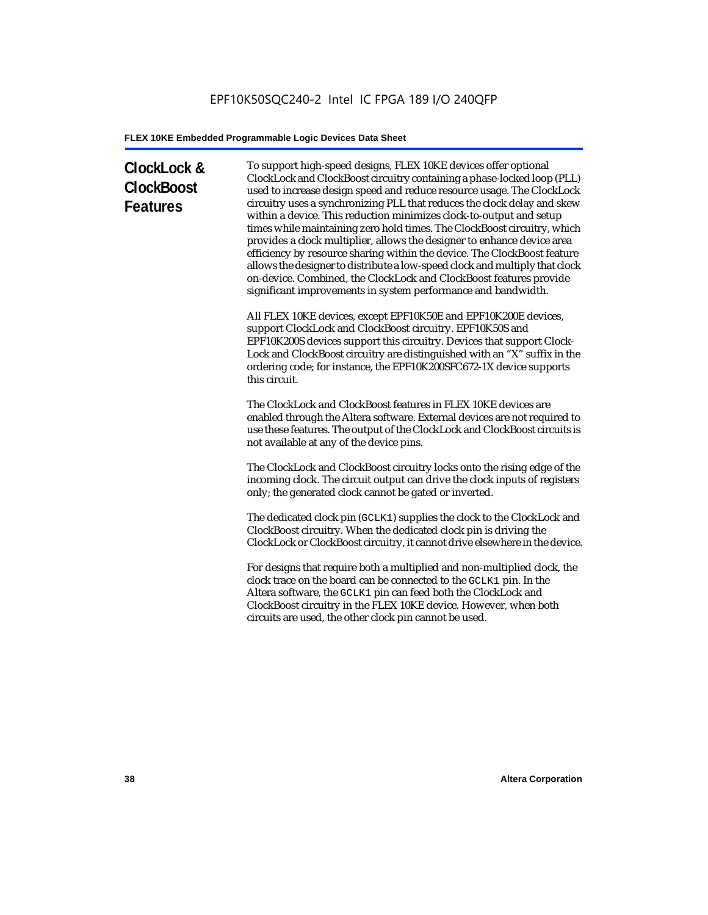## ClockLock & ClockBoost Features

To support high-speed designs, FLEX 10KE devices offer optional ClockLock and ClockBoost circuitry containing a phase-locked loop (PLL) used to increase design speed and reduce resource usage. The ClockLock circuitry uses a synchronizing PLL that reduces the clock delay and skew within a device. This reduction minimizes clock-to-output and setup times while maintaining zero hold times. The ClockBoost circuitry, which provides a clock multiplier, allows the designer to enhance device area efficiency by resource sharing within the device. The ClockBoost feature allows the designer to distribute a low-speed clock and multiply that clock on-device. Combined, the ClockLock and ClockBoost features provide significant improvements in system performance and bandwidth.

All FLEX 10KE devices, except EPF10K50E and EPF10K200E devices, support ClockLock and ClockBoost circuitry. EPF10K50S and EPF10K200S devices support this circuitry. Devices that support ClockLock and ClockBoost circuitry are distinguished with an "X" suffix in the ordering code; for instance, the EPF10K200SFC672-1X device supports this circuit.

The ClockLock and ClockBoost features in FLEX 10KE devices are enabled through the Altera software. External devices are not required to use these features. The output of the ClockLock and ClockBoost circuits is not available at any of the device pins.

The ClockLock and ClockBoost circuitry locks onto the rising edge of the incoming clock. The circuit output can drive the clock inputs of registers only; the generated clock cannot be gated or inverted.

The dedicated clock pin (`GCLK1`) supplies the clock to the ClockLock and ClockBoost circuitry. When the dedicated clock pin is driving the ClockLock or ClockBoost circuitry, it cannot drive elsewhere in the device.

For designs that require both a multiplied and non-multiplied clock, the clock trace on the board can be connected to the `GCLK1` pin. In the Altera software, the `GCLK1` pin can feed both the ClockLock and ClockBoost circuitry in the FLEX 10KE device. However, when both circuits are used, the other clock pin cannot be used.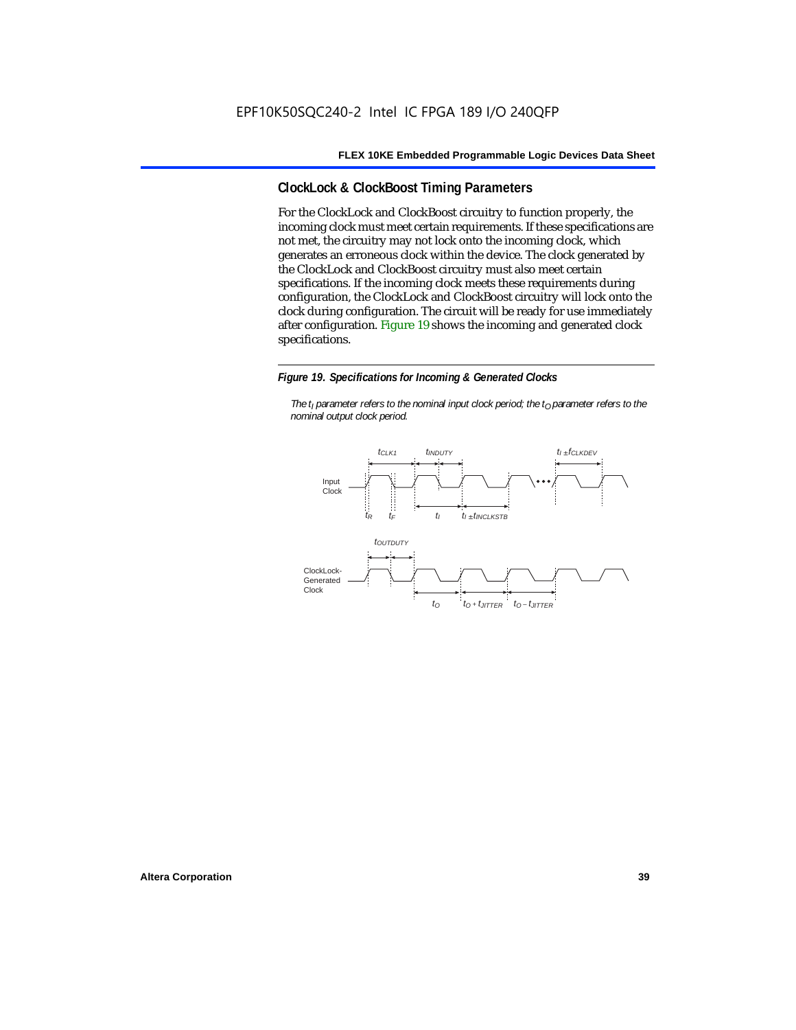## ClockLock & ClockBoost Timing Parameters

For the ClockLock and ClockBoost circuitry to function properly, the incoming clock must meet certain requirements. If these specifications are not met, the circuitry may not lock onto the incoming clock, which generates an erroneous clock within the device. The clock generated by the ClockLock and ClockBoost circuitry must also meet certain specifications. If the incoming clock meets these requirements during configuration, the ClockLock and ClockBoost circuitry will lock onto the clock during configuration. The circuit will be ready for use immediately after configuration. Figure 19 shows the incoming and generated clock specifications.

*Figure 19. Specifications for Incoming & Generated Clocks*

*The $t_I$ parameter refers to the nominal input clock period; the $t_O$ parameter refers to the nominal output clock period.*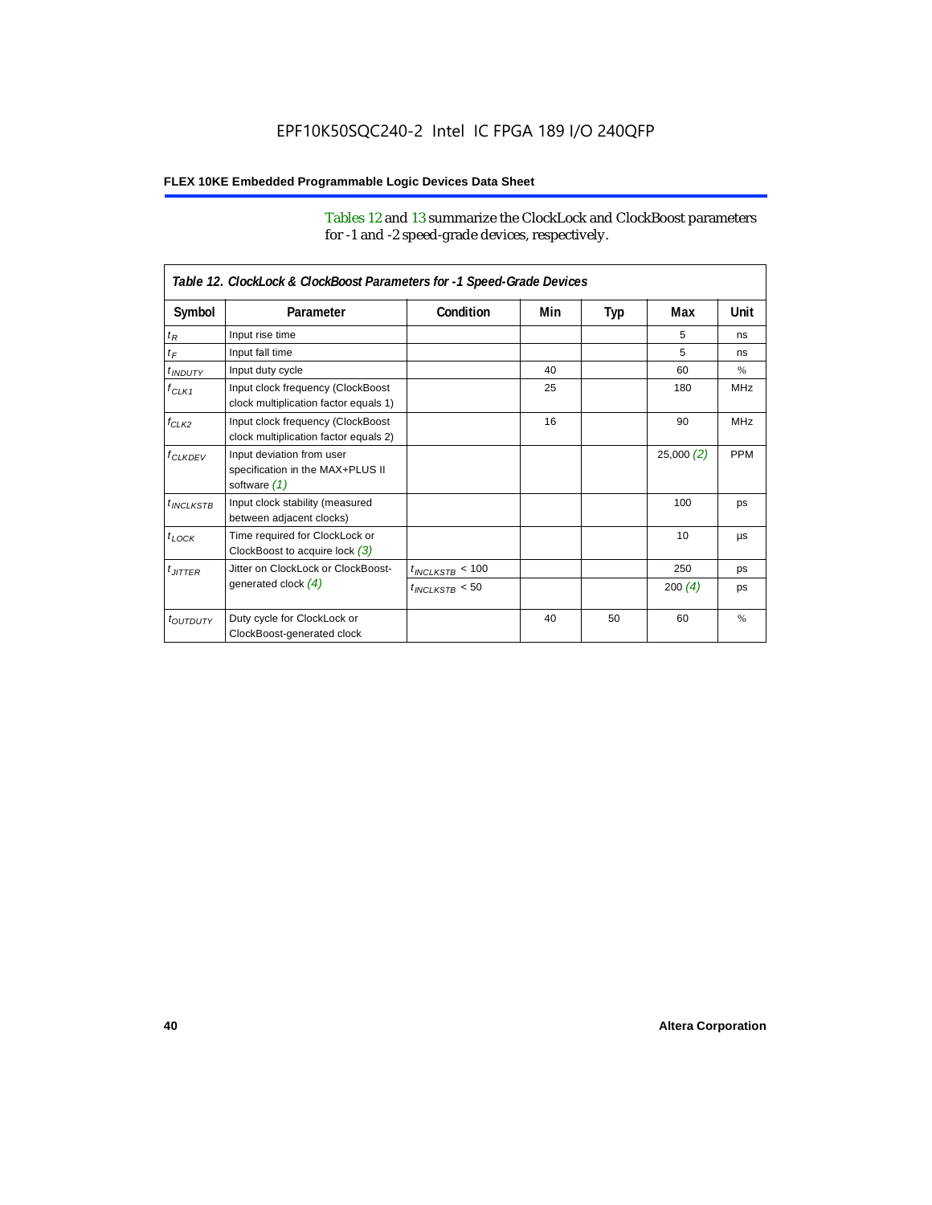Tables 12 and 13 summarize the ClockLock and ClockBoost parameters for -1 and -2 speed-grade devices, respectively.

*Table 12. ClockLock & ClockBoost Parameters for -1 Speed-Grade Devices*

| Symbol | Parameter | Condition | Min | Typ | Max | Unit |
|---|---|---|---|---|---|---|
| $t_R$ | Input rise time | | | | 5 | ns |
| $t_F$ | Input fall time | | | | 5 | ns |
| $t_{INDUTY}$ | Input duty cycle | | 40 | | 60 | % |
| $f_{CLK1}$ | Input clock frequency (ClockBoost clock multiplication factor equals 1) | | 25 | | 180 | MHz |
| $f_{CLK2}$ | Input clock frequency (ClockBoost clock multiplication factor equals 2) | | 16 | | 90 | MHz |
| $f_{CLKDEV}$ | Input deviation from user specification in the MAX+PLUS II software *(1)* | | | | 25,000 *(2)* | PPM |
| $t_{INCLKSTB}$ | Input clock stability (measured between adjacent clocks) | | | | 100 | ps |
| $t_{LOCK}$ | Time required for ClockLock or ClockBoost to acquire lock *(3)* | | | | 10 | µs |
| $t_{JITTER}$ | Jitter on ClockLock or ClockBoost-generated clock *(4)* | $t_{INCLKSTB}$ < 100 | | | 250 | ps |
| | | $t_{INCLKSTB}$ < 50 | | | 200 *(4)* | ps |
| $t_{OUTDUTY}$ | Duty cycle for ClockLock or ClockBoost-generated clock | | 40 | 50 | 60 | % |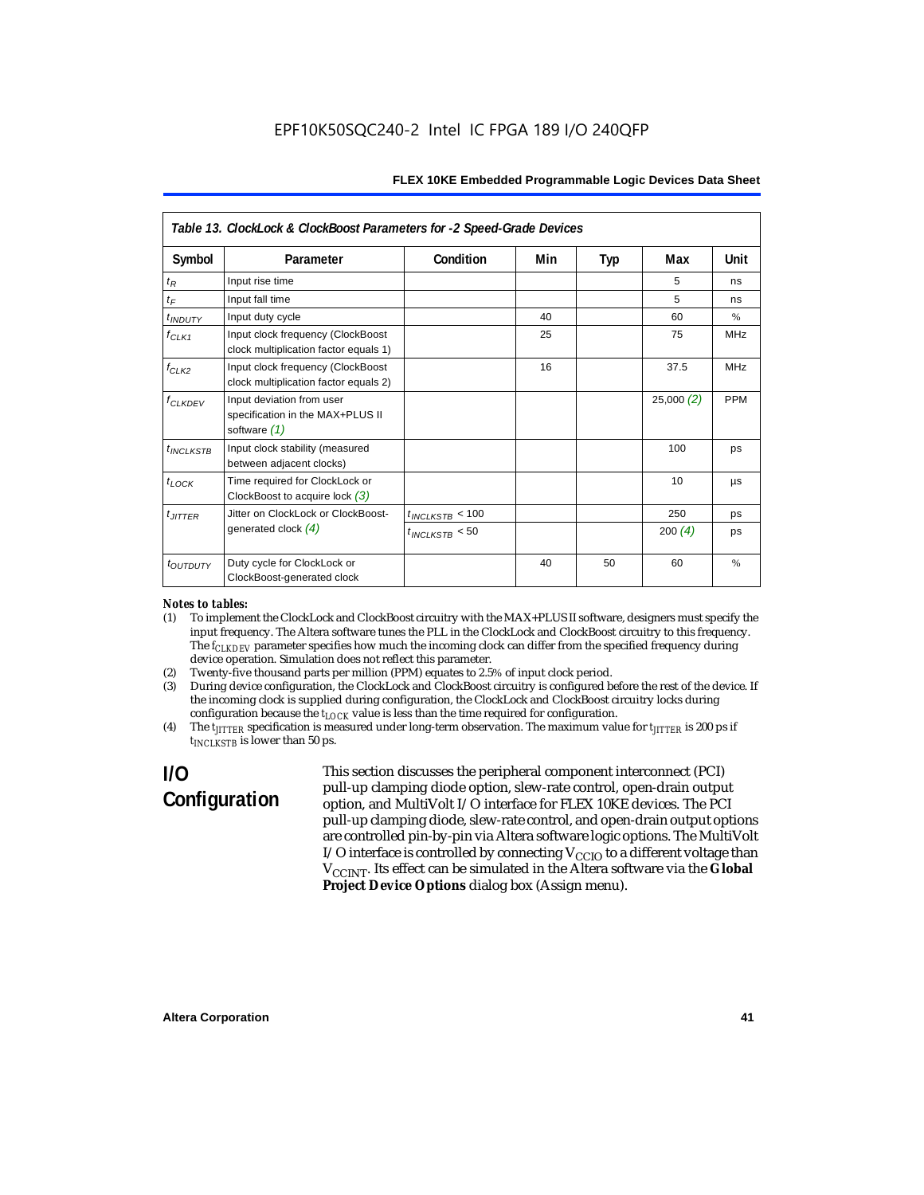**Table 13. ClockLock & ClockBoost Parameters for -2 Speed-Grade Devices**

| Symbol | Parameter | Condition | Min | Typ | Max | Unit |
|---|---|---|---|---|---|---|
| $t_R$ | Input rise time | | | | 5 | ns |
| $t_F$ | Input fall time | | | | 5 | ns |
| $t_{INDUTY}$ | Input duty cycle | | 40 | | 60 | % |
| $f_{CLK1}$ | Input clock frequency (ClockBoost clock multiplication factor equals 1) | | 25 | | 75 | MHz |
| $f_{CLK2}$ | Input clock frequency (ClockBoost clock multiplication factor equals 2) | | 16 | | 37.5 | MHz |
| $f_{CLKDEV}$ | Input deviation from user specification in the MAX+PLUS II software *(1)* | | | | 25,000 *(2)* | PPM |
| $t_{INCLKSTB}$ | Input clock stability (measured between adjacent clocks) | | | | 100 | ps |
| $t_{LOCK}$ | Time required for ClockLock or ClockBoost to acquire lock *(3)* | | | | 10 | µs |
| $t_{JITTER}$ | Jitter on ClockLock or ClockBoost-generated clock *(4)* | $t_{INCLKSTB}$ < 100 | | | 250 | ps |
| | | $t_{INCLKSTB}$ < 50 | | | 200 *(4)* | ps |
| $t_{OUTDUTY}$ | Duty cycle for ClockLock or ClockBoost-generated clock | | 40 | 50 | 60 | % |

*Notes to tables:*

(1) To implement the ClockLock and ClockBoost circuitry with the MAX+PLUS II software, designers must specify the input frequency. The Altera software tunes the PLL in the ClockLock and ClockBoost circuitry to this frequency. The $f_{CLKDEV}$ parameter specifies how much the incoming clock can differ from the specified frequency during device operation. Simulation does not reflect this parameter.

(2) Twenty-five thousand parts per million (PPM) equates to 2.5% of input clock period.

(3) During device configuration, the ClockLock and ClockBoost circuitry is configured before the rest of the device. If the incoming clock is supplied during configuration, the ClockLock and ClockBoost circuitry locks during configuration because the $t_{LOCK}$ value is less than the time required for configuration.

(4) The $t_{JITTER}$ specification is measured under long-term observation. The maximum value for $t_{JITTER}$ is 200 ps if $t_{INCLKSTB}$ is lower than 50 ps.

## I/O Configuration

This section discusses the peripheral component interconnect (PCI) pull-up clamping diode option, slew-rate control, open-drain output option, and MultiVolt I/O interface for FLEX 10KE devices. The PCI pull-up clamping diode, slew-rate control, and open-drain output options are controlled pin-by-pin via Altera software logic options. The MultiVolt I/O interface is controlled by connecting $V_{CCIO}$ to a different voltage than $V_{CCINT}$. Its effect can be simulated in the Altera software via the **Global Project Device Options** dialog box (Assign menu).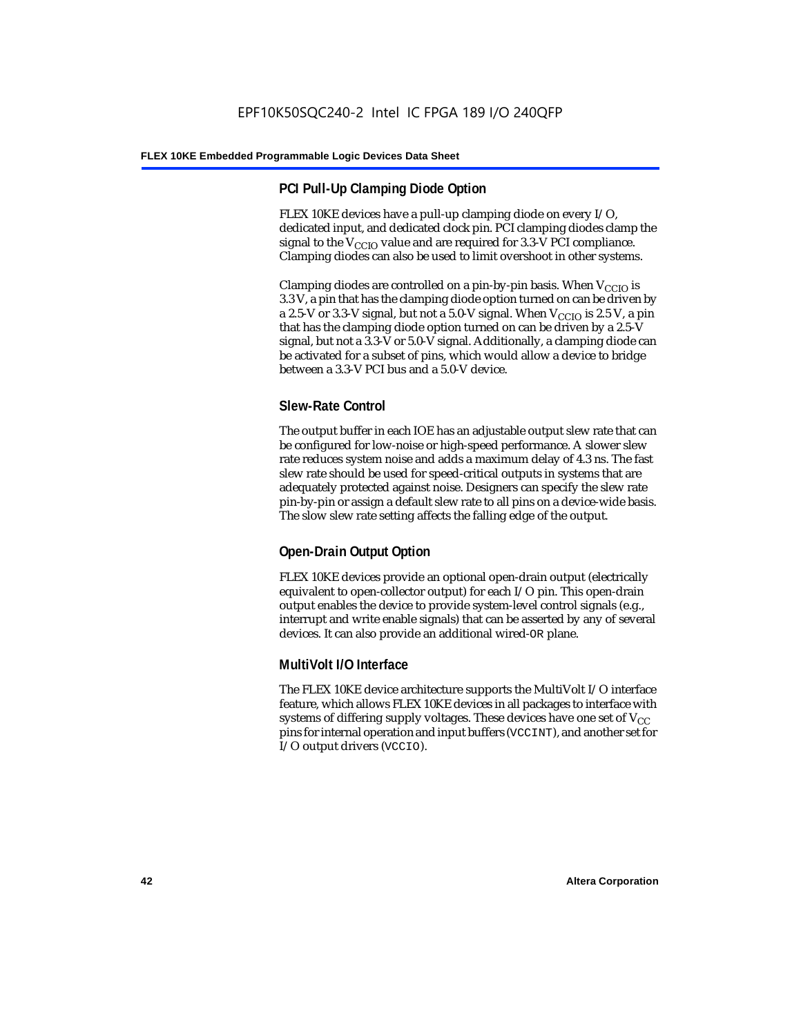### PCI Pull-Up Clamping Diode Option

FLEX 10KE devices have a pull-up clamping diode on every I/O, dedicated input, and dedicated clock pin. PCI clamping diodes clamp the signal to the $V_{CCIO}$ value and are required for 3.3-V PCI compliance. Clamping diodes can also be used to limit overshoot in other systems.

Clamping diodes are controlled on a pin-by-pin basis. When $V_{CCIO}$ is 3.3 V, a pin that has the clamping diode option turned on can be driven by a 2.5-V or 3.3-V signal, but not a 5.0-V signal. When $V_{CCIO}$ is 2.5 V, a pin that has the clamping diode option turned on can be driven by a 2.5-V signal, but not a 3.3-V or 5.0-V signal. Additionally, a clamping diode can be activated for a subset of pins, which would allow a device to bridge between a 3.3-V PCI bus and a 5.0-V device.

### Slew-Rate Control

The output buffer in each IOE has an adjustable output slew rate that can be configured for low-noise or high-speed performance. A slower slew rate reduces system noise and adds a maximum delay of 4.3 ns. The fast slew rate should be used for speed-critical outputs in systems that are adequately protected against noise. Designers can specify the slew rate pin-by-pin or assign a default slew rate to all pins on a device-wide basis. The slow slew rate setting affects the falling edge of the output.

### Open-Drain Output Option

FLEX 10KE devices provide an optional open-drain output (electrically equivalent to open-collector output) for each I/O pin. This open-drain output enables the device to provide system-level control signals (e.g., interrupt and write enable signals) that can be asserted by any of several devices. It can also provide an additional wired-`OR` plane.

### MultiVolt I/O Interface

The FLEX 10KE device architecture supports the MultiVolt I/O interface feature, which allows FLEX 10KE devices in all packages to interface with systems of differing supply voltages. These devices have one set of $V_{CC}$ pins for internal operation and input buffers (`VCCINT`), and another set for I/O output drivers (`VCCIO`).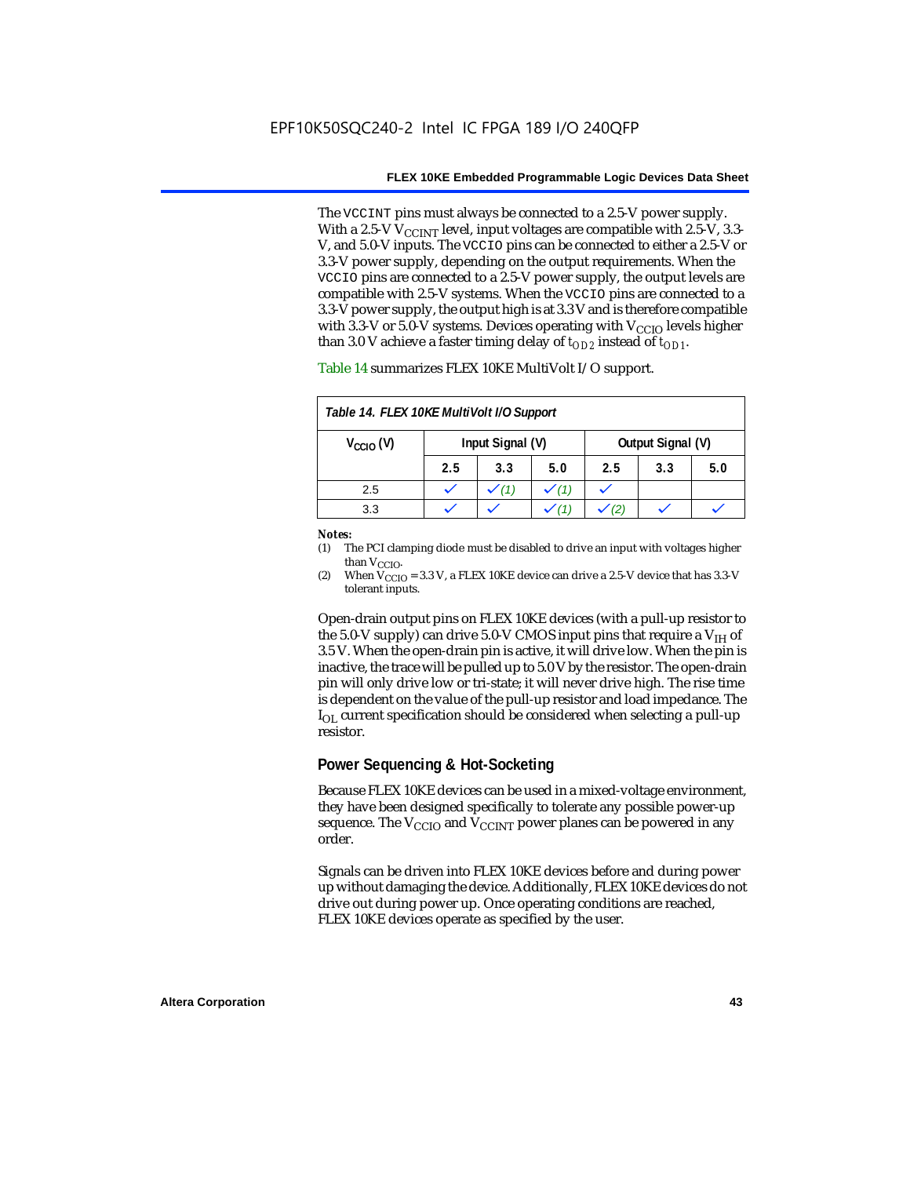The VCCINT pins must always be connected to a 2.5-V power supply. With a 2.5-V $V_{CCINT}$ level, input voltages are compatible with 2.5-V, 3.3-V, and 5.0-V inputs. The VCCIO pins can be connected to either a 2.5-V or 3.3-V power supply, depending on the output requirements. When the VCCIO pins are connected to a 2.5-V power supply, the output levels are compatible with 2.5-V systems. When the VCCIO pins are connected to a 3.3-V power supply, the output high is at 3.3 V and is therefore compatible with 3.3-V or 5.0-V systems. Devices operating with $V_{CCIO}$ levels higher than 3.0 V achieve a faster timing delay of $t_{OD2}$ instead of $t_{OD1}$.

Table 14 summarizes FLEX 10KE MultiVolt I/O support.

**Table 14. FLEX 10KE MultiVolt I/O Support**

| $V_{CCIO}$ (V) | Input Signal (V) | | | Output Signal (V) | | |
|---|---|---|---|---|---|---|
| | 2.5 | 3.3 | 5.0 | 2.5 | 3.3 | 5.0 |
| 2.5 | ✓ | ✓ (1) | ✓ (1) | ✓ | | |
| 3.3 | ✓ | ✓ | ✓ (1) | ✓ (2) | ✓ | ✓ |

**Notes:**

(1) The PCI clamping diode must be disabled to drive an input with voltages higher than $V_{CCIO}$.

(2) When $V_{CCIO}$ = 3.3 V, a FLEX 10KE device can drive a 2.5-V device that has 3.3-V tolerant inputs.

Open-drain output pins on FLEX 10KE devices (with a pull-up resistor to the 5.0-V supply) can drive 5.0-V CMOS input pins that require a $V_{IH}$ of 3.5 V. When the open-drain pin is active, it will drive low. When the pin is inactive, the trace will be pulled up to 5.0 V by the resistor. The open-drain pin will only drive low or tri-state; it will never drive high. The rise time is dependent on the value of the pull-up resistor and load impedance. The $I_{OL}$ current specification should be considered when selecting a pull-up resistor.

## Power Sequencing & Hot-Socketing

Because FLEX 10KE devices can be used in a mixed-voltage environment, they have been designed specifically to tolerate any possible power-up sequence. The $V_{CCIO}$ and $V_{CCINT}$ power planes can be powered in any order.

Signals can be driven into FLEX 10KE devices before and during power up without damaging the device. Additionally, FLEX 10KE devices do not drive out during power up. Once operating conditions are reached, FLEX 10KE devices operate as specified by the user.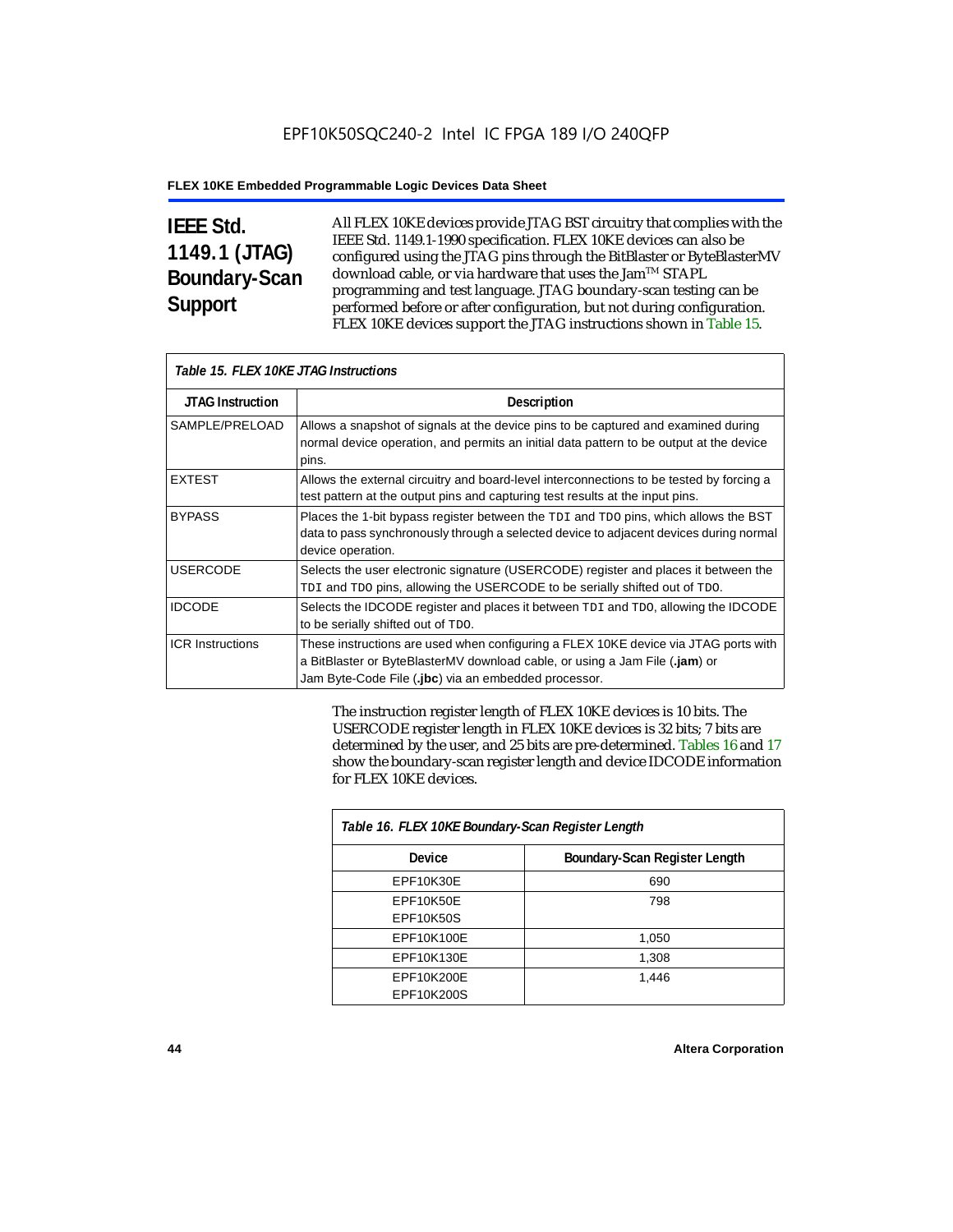## IEEE Std. 1149.1 (JTAG) Boundary-Scan Support

All FLEX 10KE devices provide JTAG BST circuitry that complies with the IEEE Std. 1149.1-1990 specification. FLEX 10KE devices can also be configured using the JTAG pins through the BitBlaster or ByteBlasterMV download cable, or via hardware that uses the Jam™ STAPL programming and test language. JTAG boundary-scan testing can be performed before or after configuration, but not during configuration. FLEX 10KE devices support the JTAG instructions shown in Table 15.

*Table 15. FLEX 10KE JTAG Instructions*

| JTAG Instruction | Description |
|---|---|
| SAMPLE/PRELOAD | Allows a snapshot of signals at the device pins to be captured and examined during normal device operation, and permits an initial data pattern to be output at the device pins. |
| EXTEST | Allows the external circuitry and board-level interconnections to be tested by forcing a test pattern at the output pins and capturing test results at the input pins. |
| BYPASS | Places the 1-bit bypass register between the TDI and TDO pins, which allows the BST data to pass synchronously through a selected device to adjacent devices during normal device operation. |
| USERCODE | Selects the user electronic signature (USERCODE) register and places it between the TDI and TDO pins, allowing the USERCODE to be serially shifted out of TDO. |
| IDCODE | Selects the IDCODE register and places it between TDI and TDO, allowing the IDCODE to be serially shifted out of TDO. |
| ICR Instructions | These instructions are used when configuring a FLEX 10KE device via JTAG ports with a BitBlaster or ByteBlasterMV download cable, or using a Jam File (**.jam**) or Jam Byte-Code File (**.jbc**) via an embedded processor. |

The instruction register length of FLEX 10KE devices is 10 bits. The USERCODE register length in FLEX 10KE devices is 32 bits; 7 bits are determined by the user, and 25 bits are pre-determined. Tables 16 and 17 show the boundary-scan register length and device IDCODE information for FLEX 10KE devices.

*Table 16. FLEX 10KE Boundary-Scan Register Length*

| Device | Boundary-Scan Register Length |
|---|---|
| EPF10K30E | 690 |
| EPF10K50E<br>EPF10K50S | 798 |
| EPF10K100E | 1,050 |
| EPF10K130E | 1,308 |
| EPF10K200E<br>EPF10K200S | 1,446 |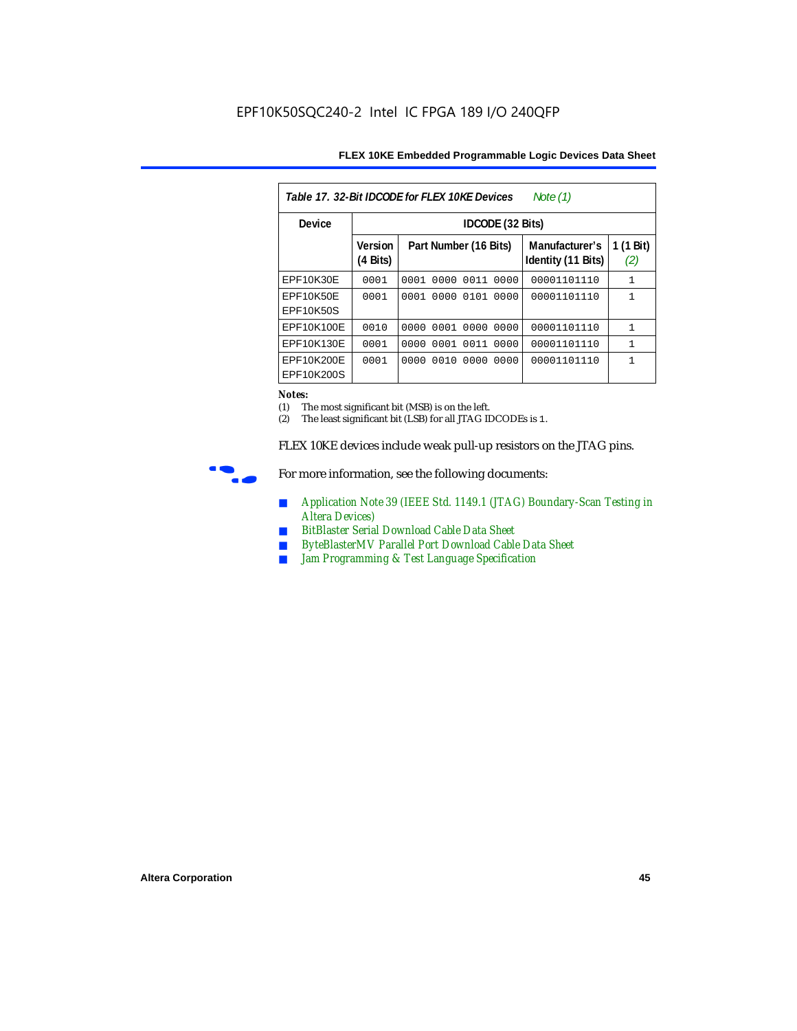*Table 17. 32-Bit IDCODE for FLEX 10KE Devices* *Note (1)*

| Device | IDCODE (32 Bits) | | | |
|---|---|---|---|---|
| | Version (4 Bits) | Part Number (16 Bits) | Manufacturer's Identity (11 Bits) | 1 (1 Bit) *(2)* |
| EPF10K30E | 0001 | 0001 0000 0011 0000 | 00001101110 | 1 |
| EPF10K50E EPF10K50S | 0001 | 0001 0000 0101 0000 | 00001101110 | 1 |
| EPF10K100E | 0010 | 0000 0001 0000 0000 | 00001101110 | 1 |
| EPF10K130E | 0001 | 0000 0001 0011 0000 | 00001101110 | 1 |
| EPF10K200E EPF10K200S | 0001 | 0000 0010 0000 0000 | 00001101110 | 1 |

**Notes:**

(1) The most significant bit (MSB) is on the left.

(2) The least significant bit (LSB) for all JTAG IDCODEs is 1.

FLEX 10KE devices include weak pull-up resistors on the JTAG pins.

For more information, see the following documents:

- Application Note 39 (IEEE Std. 1149.1 (JTAG) Boundary-Scan Testing in Altera Devices)
- BitBlaster Serial Download Cable Data Sheet
- ByteBlasterMV Parallel Port Download Cable Data Sheet
- Jam Programming & Test Language Specification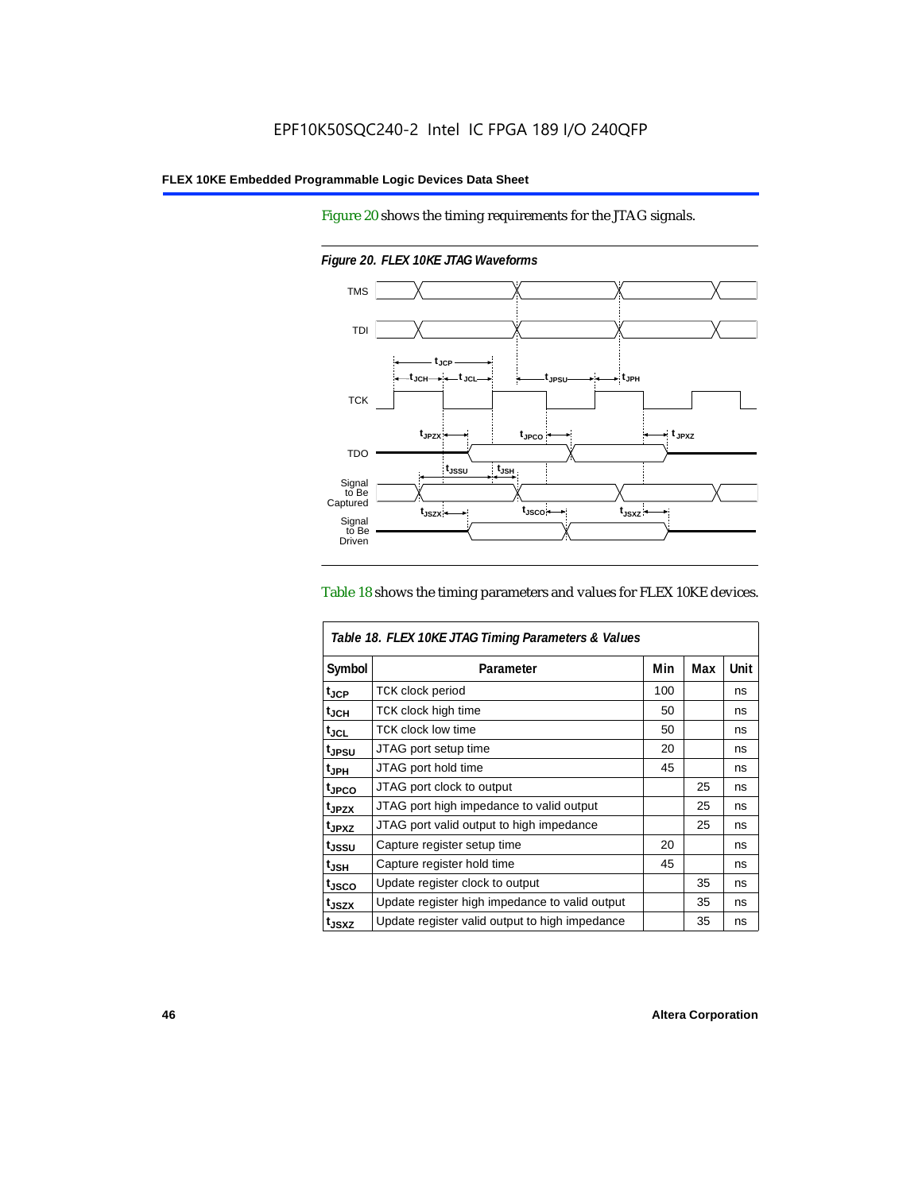Figure 20 shows the timing requirements for the JTAG signals.

*Figure 20. FLEX 10KE JTAG Waveforms*

Table 18 shows the timing parameters and values for FLEX 10KE devices.

| *Table 18. FLEX 10KE JTAG Timing Parameters & Values* | | | | |
|---|---|---|---|---|
| **Symbol** | **Parameter** | **Min** | **Max** | **Unit** |
| $t_{JCP}$ | TCK clock period | 100 | | ns |
| $t_{JCH}$ | TCK clock high time | 50 | | ns |
| $t_{JCL}$ | TCK clock low time | 50 | | ns |
| $t_{JPSU}$ | JTAG port setup time | 20 | | ns |
| $t_{JPH}$ | JTAG port hold time | 45 | | ns |
| $t_{JPCO}$ | JTAG port clock to output | | 25 | ns |
| $t_{JPZX}$ | JTAG port high impedance to valid output | | 25 | ns |
| $t_{JPXZ}$ | JTAG port valid output to high impedance | | 25 | ns |
| $t_{JSSU}$ | Capture register setup time | 20 | | ns |
| $t_{JSH}$ | Capture register hold time | 45 | | ns |
| $t_{JSCO}$ | Update register clock to output | | 35 | ns |
| $t_{JSZX}$ | Update register high impedance to valid output | | 35 | ns |
| $t_{JSXZ}$ | Update register valid output to high impedance | | 35 | ns |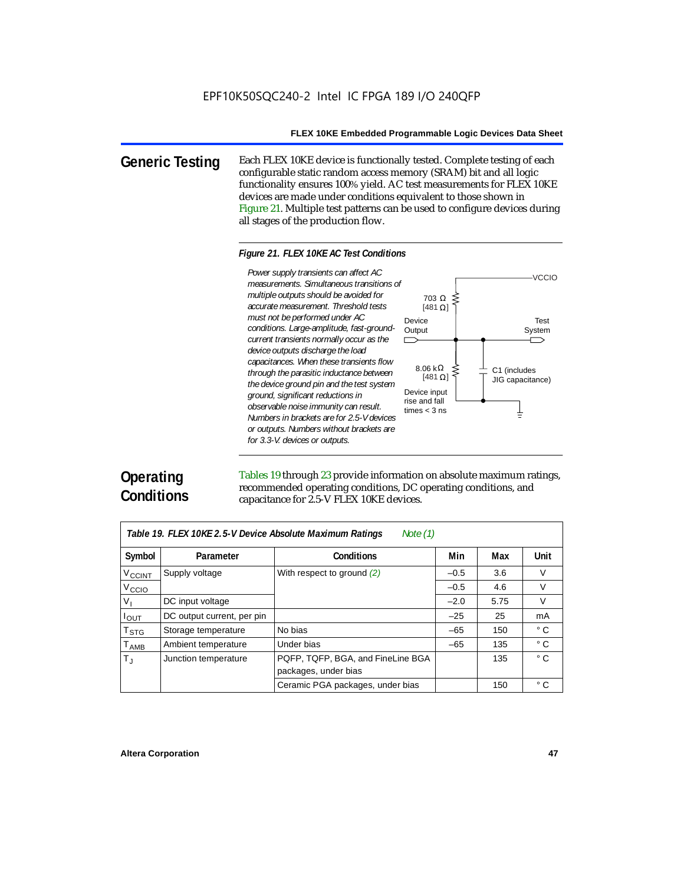## Generic Testing

Each FLEX 10KE device is functionally tested. Complete testing of each configurable static random access memory (SRAM) bit and all logic functionality ensures 100% yield. AC test measurements for FLEX 10KE devices are made under conditions equivalent to those shown in Figure 21. Multiple test patterns can be used to configure devices during all stages of the production flow.

*Figure 21. FLEX 10KE AC Test Conditions*

*Power supply transients can affect AC measurements. Simultaneous transitions of multiple outputs should be avoided for accurate measurement. Threshold tests must not be performed under AC conditions. Large-amplitude, fast-ground-current transients normally occur as the device outputs discharge the load capacitances. When these transients flow through the parasitic inductance between the device ground pin and the test system ground, significant reductions in observable noise immunity can result. Numbers in brackets are for 2.5-V devices or outputs. Numbers without brackets are for 3.3-V. devices or outputs.*

VCCIO

703 Ω [481 Ω]

Device Output

Test System

8.06 kΩ [481 Ω]

C1 (includes JIG capacitance)

Device input rise and fall times < 3 ns

## Operating Conditions

Tables 19 through 23 provide information on absolute maximum ratings, recommended operating conditions, DC operating conditions, and capacitance for 2.5-V FLEX 10KE devices.

*Table 19. FLEX 10KE 2.5-V Device Absolute Maximum Ratings* *Note (1)*

| Symbol | Parameter | Conditions | Min | Max | Unit |
|---|---|---|---|---|---|
| $V_{CCINT}$ | Supply voltage | With respect to ground *(2)* | –0.5 | 3.6 | V |
| $V_{CCIO}$ | | | –0.5 | 4.6 | V |
| $V_I$ | DC input voltage | | –2.0 | 5.75 | V |
| $I_{OUT}$ | DC output current, per pin | | –25 | 25 | mA |
| $T_{STG}$ | Storage temperature | No bias | –65 | 150 | ° C |
| $T_{AMB}$ | Ambient temperature | Under bias | –65 | 135 | ° C |
| $T_J$ | Junction temperature | PQFP, TQFP, BGA, and FineLine BGA packages, under bias | | 135 | ° C |
| | | Ceramic PGA packages, under bias | | 150 | ° C |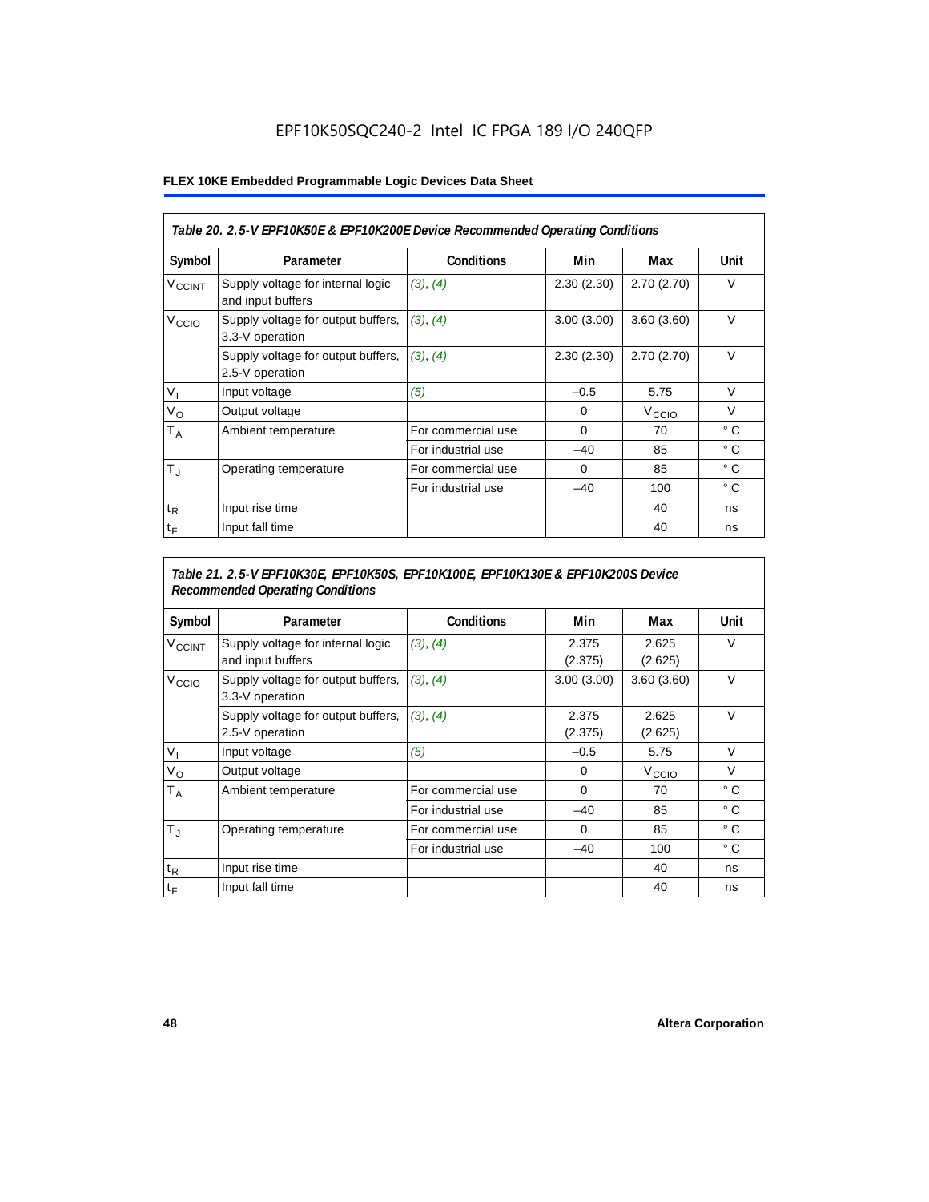EPF10K50SQC240-2 Intel IC FPGA 189 I/O 240QFP

**Table 20. 2.5-V EPF10K50E & EPF10K200E Device Recommended Operating Conditions**

| Symbol | Parameter | Conditions | Min | Max | Unit |
|---|---|---|---|---|---|
| $V_{CCINT}$ | Supply voltage for internal logic and input buffers | *(3)*, *(4)* | 2.30 (2.30) | 2.70 (2.70) | V |
| $V_{CCIO}$ | Supply voltage for output buffers, 3.3-V operation | *(3)*, *(4)* | 3.00 (3.00) | 3.60 (3.60) | V |
| | Supply voltage for output buffers, 2.5-V operation | *(3)*, *(4)* | 2.30 (2.30) | 2.70 (2.70) | V |
| $V_I$ | Input voltage | *(5)* | –0.5 | 5.75 | V |
| $V_O$ | Output voltage | | 0 | $V_{CCIO}$ | V |
| $T_A$ | Ambient temperature | For commercial use | 0 | 70 | ° C |
| | | For industrial use | –40 | 85 | ° C |
| $T_J$ | Operating temperature | For commercial use | 0 | 85 | ° C |
| | | For industrial use | –40 | 100 | ° C |
| $t_R$ | Input rise time | | | 40 | ns |
| $t_F$ | Input fall time | | | 40 | ns |

**Table 21. 2.5-V EPF10K30E, EPF10K50S, EPF10K100E, EPF10K130E & EPF10K200S Device Recommended Operating Conditions**

| Symbol | Parameter | Conditions | Min | Max | Unit |
|---|---|---|---|---|---|
| $V_{CCINT}$ | Supply voltage for internal logic and input buffers | *(3)*, *(4)* | 2.375 (2.375) | 2.625 (2.625) | V |
| $V_{CCIO}$ | Supply voltage for output buffers, 3.3-V operation | *(3)*, *(4)* | 3.00 (3.00) | 3.60 (3.60) | V |
| | Supply voltage for output buffers, 2.5-V operation | *(3)*, *(4)* | 2.375 (2.375) | 2.625 (2.625) | V |
| $V_I$ | Input voltage | *(5)* | –0.5 | 5.75 | V |
| $V_O$ | Output voltage | | 0 | $V_{CCIO}$ | V |
| $T_A$ | Ambient temperature | For commercial use | 0 | 70 | ° C |
| | | For industrial use | –40 | 85 | ° C |
| $T_J$ | Operating temperature | For commercial use | 0 | 85 | ° C |
| | | For industrial use | –40 | 100 | ° C |
| $t_R$ | Input rise time | | | 40 | ns |
| $t_F$ | Input fall time | | | 40 | ns |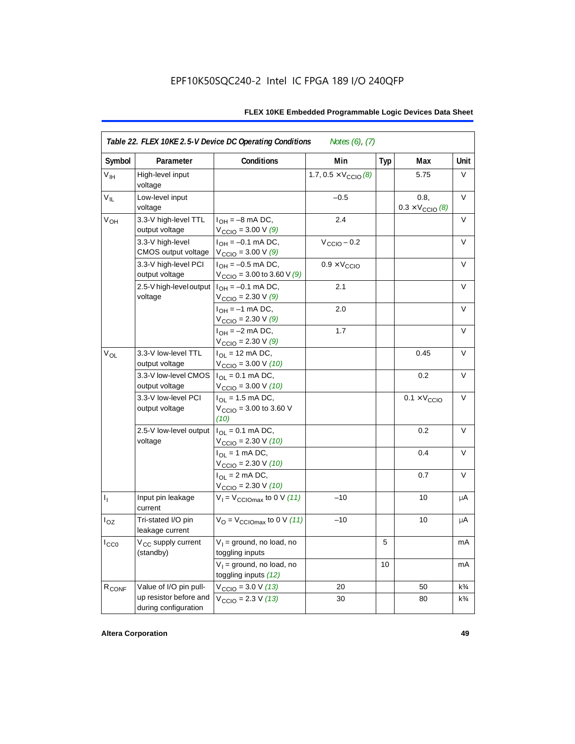EPF10K50SQC240-2 Intel IC FPGA 189 I/O 240QFP

| *Table 22. FLEX 10KE 2.5-V Device DC Operating Conditions* | | *Notes (6), (7)* | | | | |
|---|---|---|---|---|---|---|
| Symbol | Parameter | Conditions | Min | Typ | Max | Unit |
| $V_{IH}$ | High-level input voltage | | 1.7, 0.5 × $V_{CCIO}$ *(8)* | | 5.75 | V |
| $V_{IL}$ | Low-level input voltage | | –0.5 | | 0.8, 0.3 × $V_{CCIO}$ *(8)* | V |
| $V_{OH}$ | 3.3-V high-level TTL output voltage | $I_{OH}$ = –8 mA DC, $V_{CCIO}$ = 3.00 V *(9)* | 2.4 | | | V |
| | 3.3-V high-level CMOS output voltage | $I_{OH}$ = –0.1 mA DC, $V_{CCIO}$ = 3.00 V *(9)* | $V_{CCIO}$ – 0.2 | | | V |
| | 3.3-V high-level PCI output voltage | $I_{OH}$ = –0.5 mA DC, $V_{CCIO}$ = 3.00 to 3.60 V *(9)* | 0.9 × $V_{CCIO}$ | | | V |
| | 2.5-V high-level output voltage | $I_{OH}$ = –0.1 mA DC, $V_{CCIO}$ = 2.30 V *(9)* | 2.1 | | | V |
| | | $I_{OH}$ = –1 mA DC, $V_{CCIO}$ = 2.30 V *(9)* | 2.0 | | | V |
| | | $I_{OH}$ = –2 mA DC, $V_{CCIO}$ = 2.30 V *(9)* | 1.7 | | | V |
| $V_{OL}$ | 3.3-V low-level TTL output voltage | $I_{OL}$ = 12 mA DC, $V_{CCIO}$ = 3.00 V *(10)* | | | 0.45 | V |
| | 3.3-V low-level CMOS output voltage | $I_{OL}$ = 0.1 mA DC, $V_{CCIO}$ = 3.00 V *(10)* | | | 0.2 | V |
| | 3.3-V low-level PCI output voltage | $I_{OL}$ = 1.5 mA DC, $V_{CCIO}$ = 3.00 to 3.60 V *(10)* | | | 0.1 × $V_{CCIO}$ | V |
| | 2.5-V low-level output voltage | $I_{OL}$ = 0.1 mA DC, $V_{CCIO}$ = 2.30 V *(10)* | | | 0.2 | V |
| | | $I_{OL}$ = 1 mA DC, $V_{CCIO}$ = 2.30 V *(10)* | | | 0.4 | V |
| | | $I_{OL}$ = 2 mA DC, $V_{CCIO}$ = 2.30 V *(10)* | | | 0.7 | V |
| $I_I$ | Input pin leakage current | $V_I$ = $V_{CCIOmax}$ to 0 V *(11)* | –10 | | 10 | μA |
| $I_{OZ}$ | Tri-stated I/O pin leakage current | $V_O$ = $V_{CCIOmax}$ to 0 V *(11)* | –10 | | 10 | μA |
| $I_{CC0}$ | $V_{CC}$ supply current (standby) | $V_I$ = ground, no load, no toggling inputs | | 5 | | mA |
| | | $V_I$ = ground, no load, no toggling inputs *(12)* | | 10 | | mA |
| $R_{CONF}$ | Value of I/O pin pull-up resistor before and during configuration | $V_{CCIO}$ = 3.0 V *(13)* | 20 | | 50 | k¾ |
| | | $V_{CCIO}$ = 2.3 V *(13)* | 30 | | 80 | k¾ |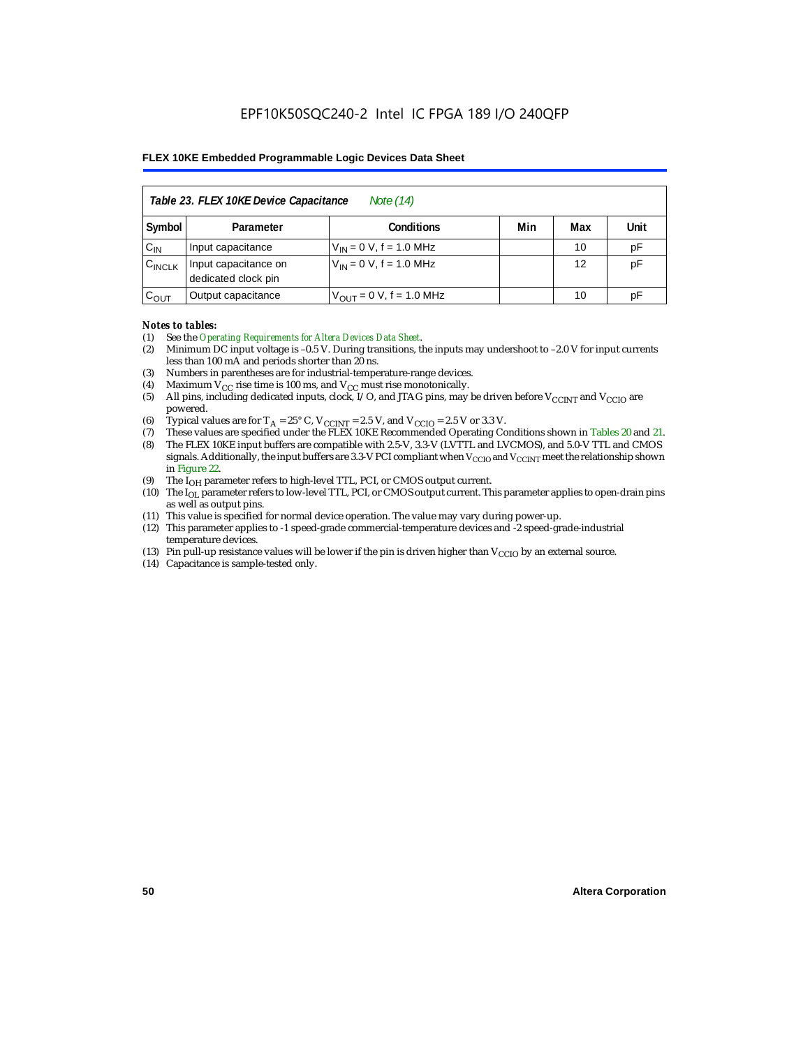| *Table 23. FLEX 10KE Device Capacitance* *Note (14)* | | | | | |
|---|---|---|---|---|---|
| Symbol | Parameter | Conditions | Min | Max | Unit |
| $C_{IN}$ | Input capacitance | $V_{IN}$ = 0 V, f = 1.0 MHz | | 10 | pF |
| $C_{INCLK}$ | Input capacitance on dedicated clock pin | $V_{IN}$ = 0 V, f = 1.0 MHz | | 12 | pF |
| $C_{OUT}$ | Output capacitance | $V_{OUT}$ = 0 V, f = 1.0 MHz | | 10 | pF |

***Notes to tables:***

(1) See the *Operating Requirements for Altera Devices Data Sheet*.

(2) Minimum DC input voltage is –0.5 V. During transitions, the inputs may undershoot to –2.0 V for input currents less than 100 mA and periods shorter than 20 ns.

(3) Numbers in parentheses are for industrial-temperature-range devices.

(4) Maximum $V_{CC}$ rise time is 100 ms, and $V_{CC}$ must rise monotonically.

(5) All pins, including dedicated inputs, clock, I/O, and JTAG pins, may be driven before $V_{CCINT}$ and $V_{CCIO}$ are powered.

(6) Typical values are for $T_A$ = 25° C, $V_{CCINT}$ = 2.5 V, and $V_{CCIO}$ = 2.5 V or 3.3 V.

(7) These values are specified under the FLEX 10KE Recommended Operating Conditions shown in Tables 20 and 21.

(8) The FLEX 10KE input buffers are compatible with 2.5-V, 3.3-V (LVTTL and LVCMOS), and 5.0-V TTL and CMOS signals. Additionally, the input buffers are 3.3-V PCI compliant when $V_{CCIO}$ and $V_{CCINT}$ meet the relationship shown in Figure 22.

(9) The $I_{OH}$ parameter refers to high-level TTL, PCI, or CMOS output current.

(10) The $I_{OL}$ parameter refers to low-level TTL, PCI, or CMOS output current. This parameter applies to open-drain pins as well as output pins.

(11) This value is specified for normal device operation. The value may vary during power-up.

(12) This parameter applies to -1 speed-grade commercial-temperature devices and -2 speed-grade-industrial temperature devices.

(13) Pin pull-up resistance values will be lower if the pin is driven higher than $V_{CCIO}$ by an external source.

(14) Capacitance is sample-tested only.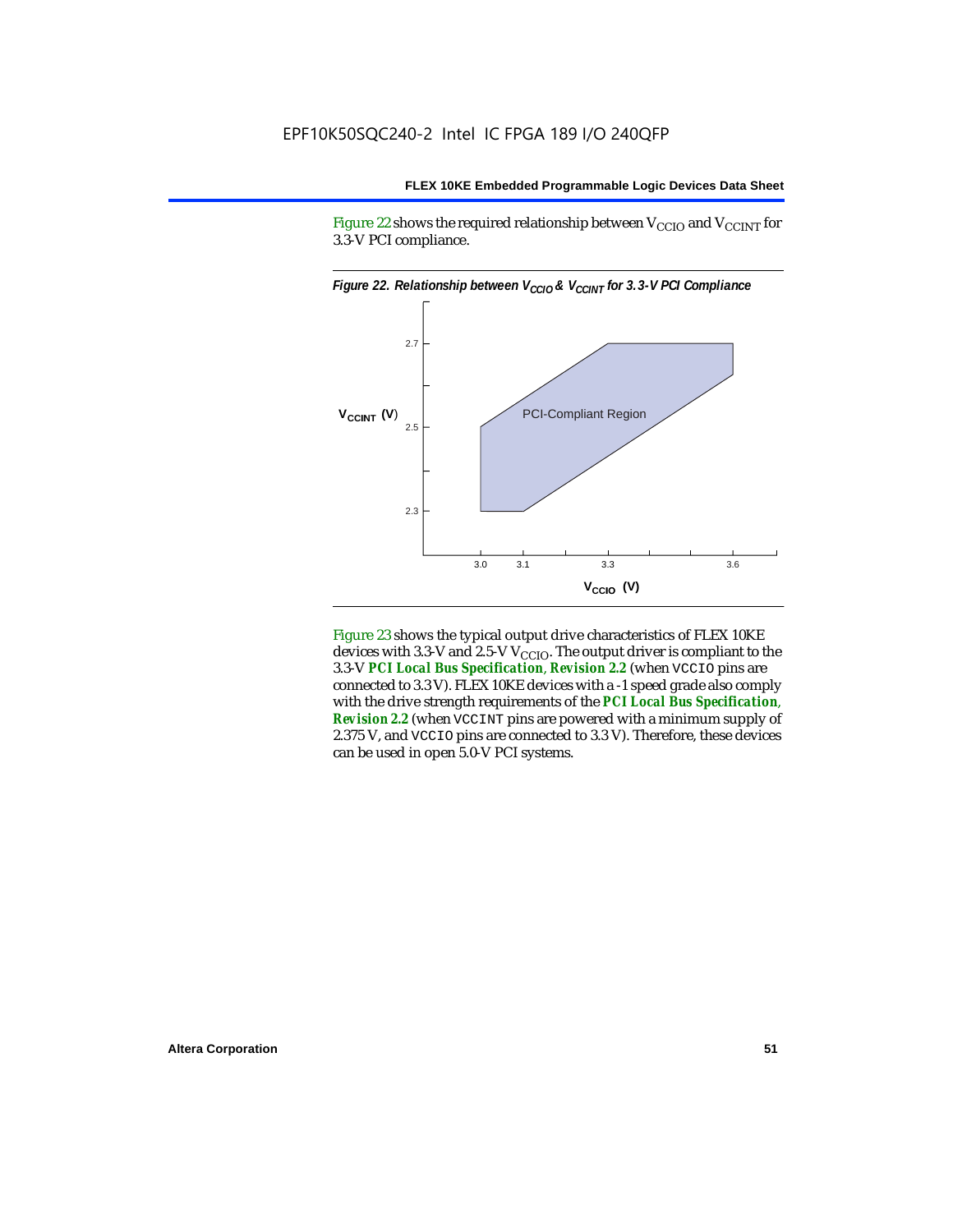Figure 22 shows the required relationship between $V_{CCIO}$ and $V_{CCINT}$ for 3.3-V PCI compliance.

*Figure 22. Relationship between $V_{CCIO}$ & $V_{CCINT}$ for 3.3-V PCI Compliance*

Figure 23 shows the typical output drive characteristics of FLEX 10KE devices with 3.3-V and 2.5-V $V_{CCIO}$. The output driver is compliant to the 3.3-V ***PCI Local Bus Specification*, *Revision 2.2*** (when VCCIO pins are connected to 3.3 V). FLEX 10KE devices with a -1 speed grade also comply with the drive strength requirements of the ***PCI Local Bus Specification*, *Revision 2.2*** (when VCCINT pins are powered with a minimum supply of 2.375 V, and VCCIO pins are connected to 3.3 V). Therefore, these devices can be used in open 5.0-V PCI systems.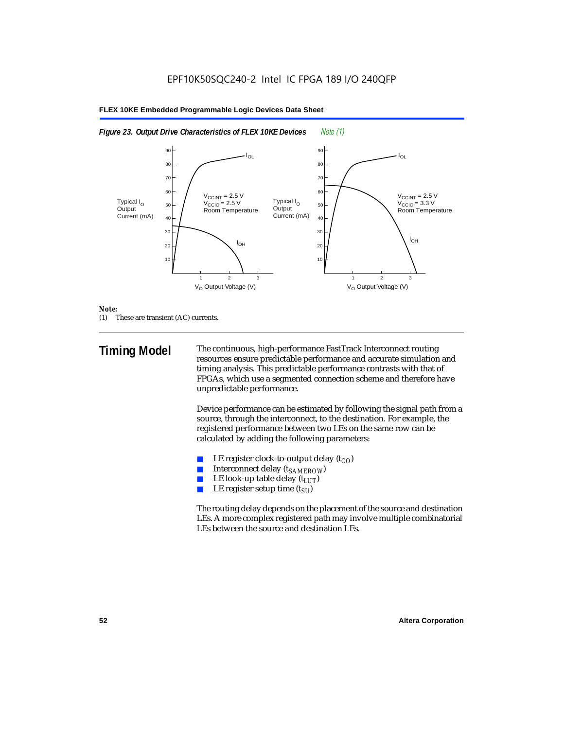*Figure 23. Output Drive Characteristics of FLEX 10KE Devices* *Note (1)*

*Note:*
(1) These are transient (AC) currents.

## Timing Model

The continuous, high-performance FastTrack Interconnect routing resources ensure predictable performance and accurate simulation and timing analysis. This predictable performance contrasts with that of FPGAs, which use a segmented connection scheme and therefore have unpredictable performance.

Device performance can be estimated by following the signal path from a source, through the interconnect, to the destination. For example, the registered performance between two LEs on the same row can be calculated by adding the following parameters:

- LE register clock-to-output delay ($t_{CO}$)
- Interconnect delay ($t_{SAMEROW}$)
- LE look-up table delay ($t_{LUT}$)
- LE register setup time ($t_{SU}$)

The routing delay depends on the placement of the source and destination LEs. A more complex registered path may involve multiple combinatorial LEs between the source and destination LEs.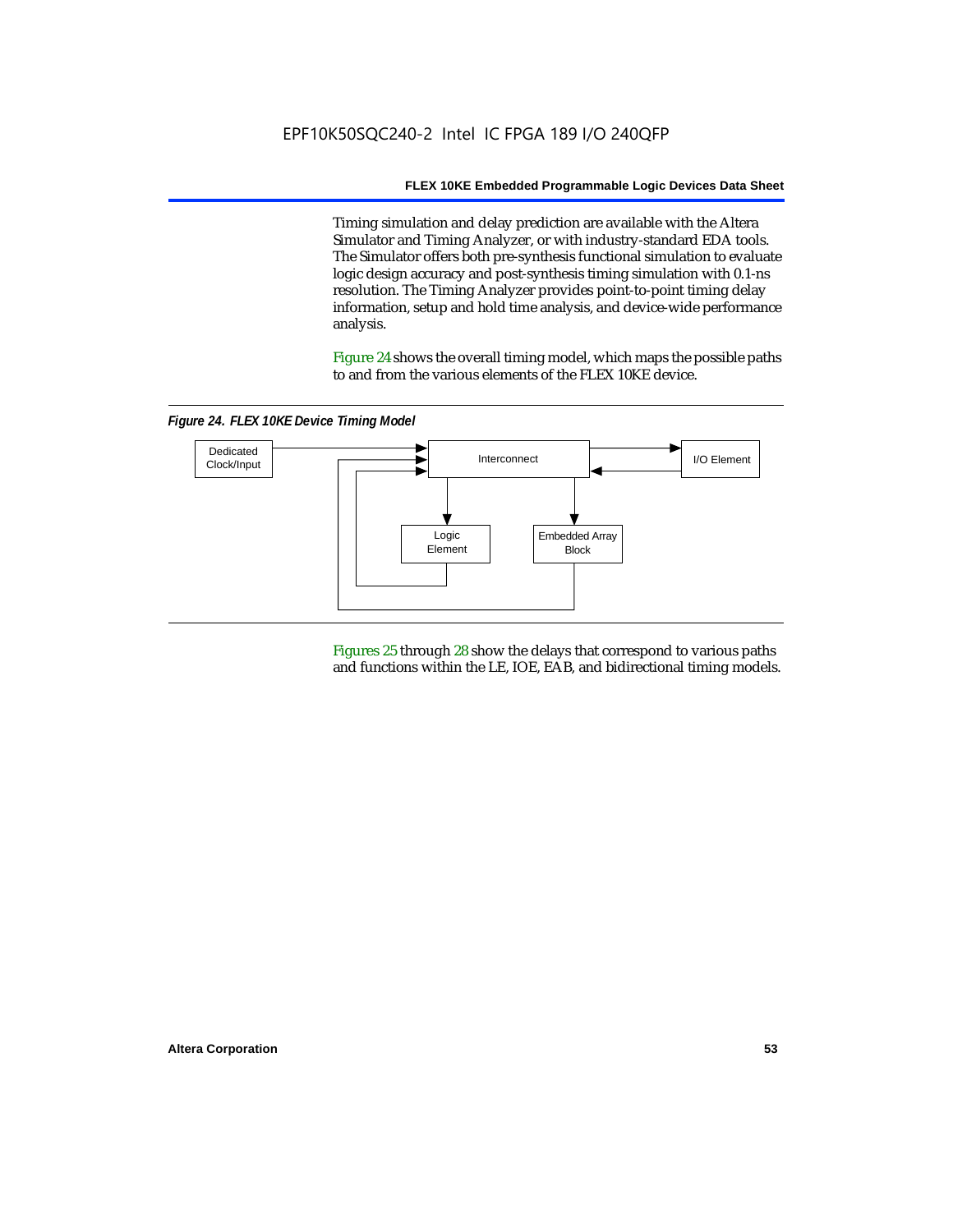Timing simulation and delay prediction are available with the Altera Simulator and Timing Analyzer, or with industry-standard EDA tools. The Simulator offers both pre-synthesis functional simulation to evaluate logic design accuracy and post-synthesis timing simulation with 0.1-ns resolution. The Timing Analyzer provides point-to-point timing delay information, setup and hold time analysis, and device-wide performance analysis.

Figure 24 shows the overall timing model, which maps the possible paths to and from the various elements of the FLEX 10KE device.

*Figure 24. FLEX 10KE Device Timing Model*

Dedicated Clock/Input

Interconnect

I/O Element

Logic Element

Embedded Array Block

Figures 25 through 28 show the delays that correspond to various paths and functions within the LE, IOE, EAB, and bidirectional timing models.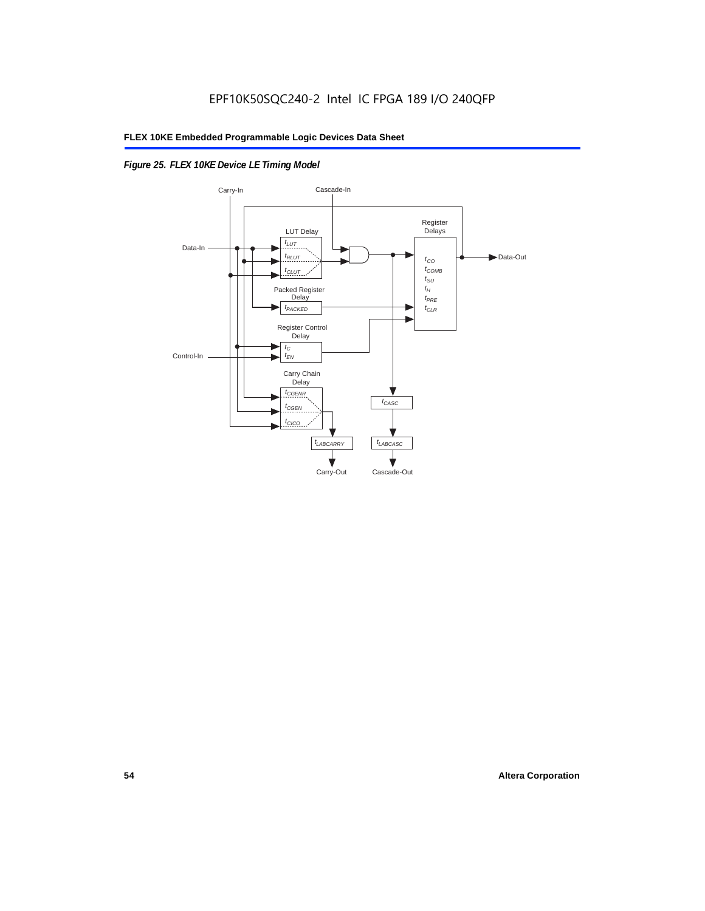EPF10K50SQC240-2 Intel IC FPGA 189 I/O 240QFP

*Figure 25. FLEX 10KE Device LE Timing Model*

Carry-In

Cascade-In

Data-In

LUT Delay

$t_{LUT}$

$t_{RLUT}$

$t_{CLUT}$

Register Delays

$t_{CO}$

$t_{COMB}$

$t_{SU}$

$t_{H}$

$t_{PRE}$

$t_{CLR}$

Data-Out

Packed Register Delay

$t_{PACKED}$

Register Control Delay

$t_{C}$

$t_{EN}$

Control-In

Carry Chain Delay

$t_{CGENR}$

$t_{CGEN}$

$t_{CICO}$

$t_{CASC}$

$t_{LABCARRY}$

$t_{LABCASC}$

Carry-Out

Cascade-Out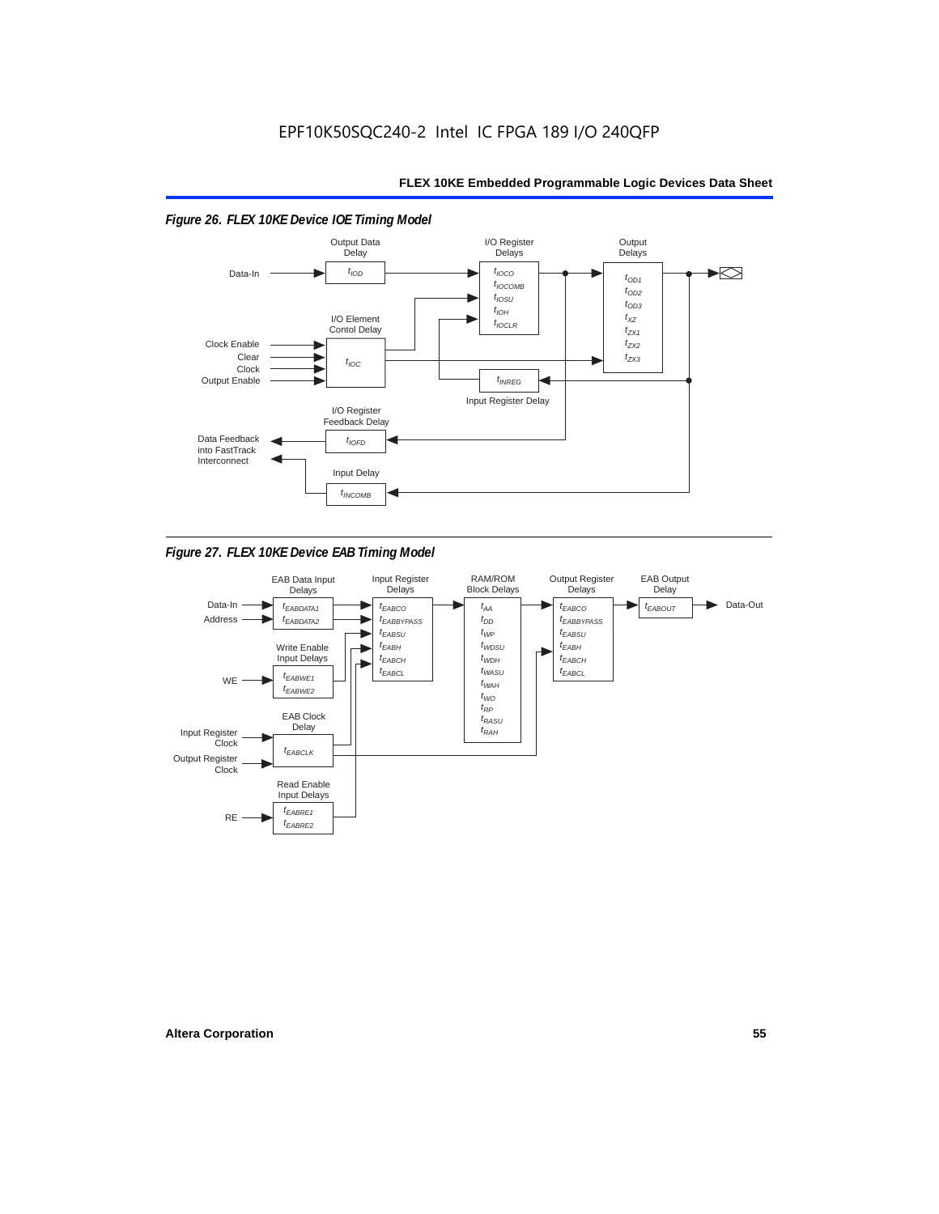*Figure 26. FLEX 10KE Device IOE Timing Model*

*Figure 27. FLEX 10KE Device EAB Timing Model*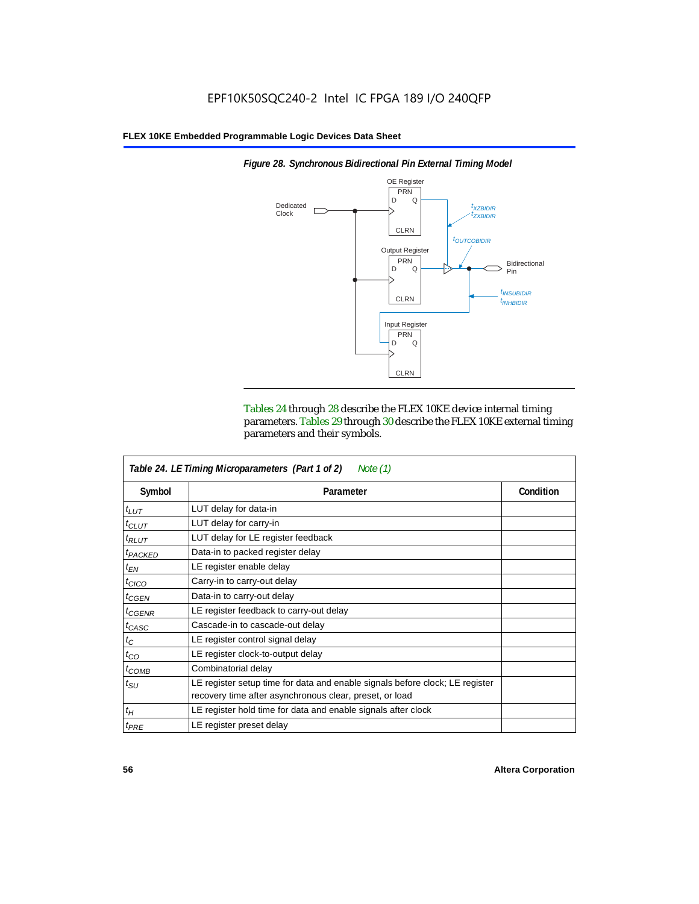EPF10K50SQC240-2 Intel IC FPGA 189 I/O 240QFP

*Figure 28. Synchronous Bidirectional Pin External Timing Model*

Tables 24 through 28 describe the FLEX 10KE device internal timing parameters. Tables 29 through 30 describe the FLEX 10KE external timing parameters and their symbols.

| *Table 24. LE Timing Microparameters (Part 1 of 2) Note (1)* | | |
|---|---|---|
| **Symbol** | **Parameter** | **Condition** |
| $t_{LUT}$ | LUT delay for data-in | |
| $t_{CLUT}$ | LUT delay for carry-in | |
| $t_{RLUT}$ | LUT delay for LE register feedback | |
| $t_{PACKED}$ | Data-in to packed register delay | |
| $t_{EN}$ | LE register enable delay | |
| $t_{CICO}$ | Carry-in to carry-out delay | |
| $t_{CGEN}$ | Data-in to carry-out delay | |
| $t_{CGENR}$ | LE register feedback to carry-out delay | |
| $t_{CASC}$ | Cascade-in to cascade-out delay | |
| $t_C$ | LE register control signal delay | |
| $t_{CO}$ | LE register clock-to-output delay | |
| $t_{COMB}$ | Combinatorial delay | |
| $t_{SU}$ | LE register setup time for data and enable signals before clock; LE register recovery time after asynchronous clear, preset, or load | |
| $t_H$ | LE register hold time for data and enable signals after clock | |
| $t_{PRE}$ | LE register preset delay | |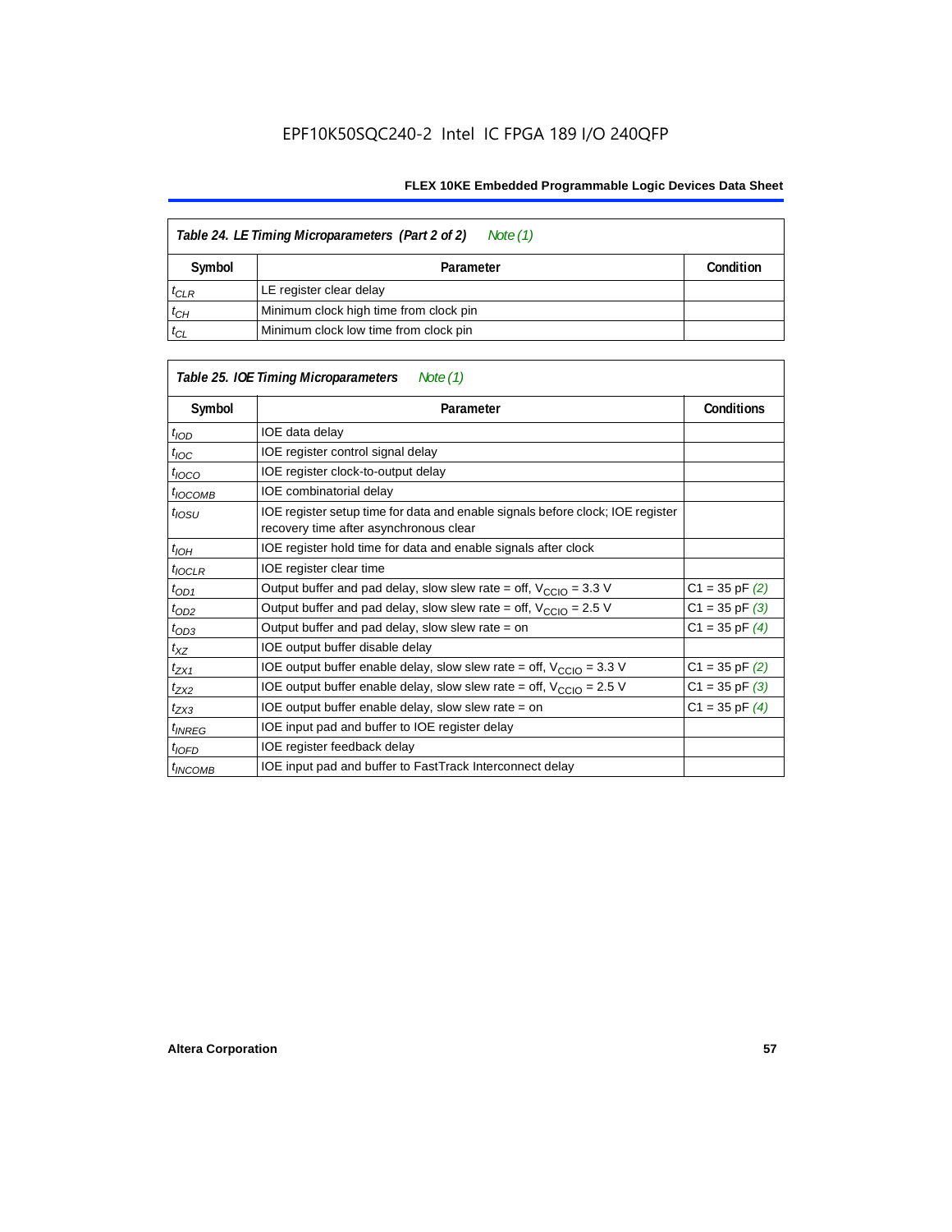| Table 24. LE Timing Microparameters (Part 2 of 2) *Note (1)* | | |
|---|---|---|
| **Symbol** | **Parameter** | **Condition** |
| $t_{CLR}$ | LE register clear delay | |
| $t_{CH}$ | Minimum clock high time from clock pin | |
| $t_{CL}$ | Minimum clock low time from clock pin | |

| Table 25. IOE Timing Microparameters *Note (1)* | | |
|---|---|---|
| **Symbol** | **Parameter** | **Conditions** |
| $t_{IOD}$ | IOE data delay | |
| $t_{IOC}$ | IOE register control signal delay | |
| $t_{IOCO}$ | IOE register clock-to-output delay | |
| $t_{IOCOMB}$ | IOE combinatorial delay | |
| $t_{IOSU}$ | IOE register setup time for data and enable signals before clock; IOE register recovery time after asynchronous clear | |
| $t_{IOH}$ | IOE register hold time for data and enable signals after clock | |
| $t_{IOCLR}$ | IOE register clear time | |
| $t_{OD1}$ | Output buffer and pad delay, slow slew rate = off, $V_{CCIO}$ = 3.3 V | C1 = 35 pF *(2)* |
| $t_{OD2}$ | Output buffer and pad delay, slow slew rate = off, $V_{CCIO}$ = 2.5 V | C1 = 35 pF *(3)* |
| $t_{OD3}$ | Output buffer and pad delay, slow slew rate = on | C1 = 35 pF *(4)* |
| $t_{XZ}$ | IOE output buffer disable delay | |
| $t_{ZX1}$ | IOE output buffer enable delay, slow slew rate = off, $V_{CCIO}$ = 3.3 V | C1 = 35 pF *(2)* |
| $t_{ZX2}$ | IOE output buffer enable delay, slow slew rate = off, $V_{CCIO}$ = 2.5 V | C1 = 35 pF *(3)* |
| $t_{ZX3}$ | IOE output buffer enable delay, slow slew rate = on | C1 = 35 pF *(4)* |
| $t_{INREG}$ | IOE input pad and buffer to IOE register delay | |
| $t_{IOFD}$ | IOE register feedback delay | |
| $t_{INCOMB}$ | IOE input pad and buffer to FastTrack Interconnect delay | |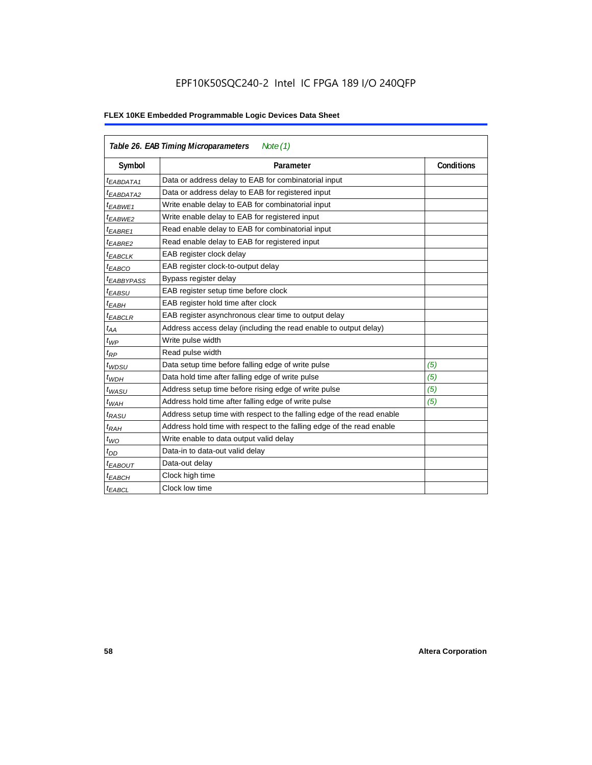| *Table 26. EAB Timing Microparameters* *Note (1)* | | |
|---|---|---|
| **Symbol** | **Parameter** | **Conditions** |
| $t_{EABDATA1}$ | Data or address delay to EAB for combinatorial input | |
| $t_{EABDATA2}$ | Data or address delay to EAB for registered input | |
| $t_{EABWE1}$ | Write enable delay to EAB for combinatorial input | |
| $t_{EABWE2}$ | Write enable delay to EAB for registered input | |
| $t_{EABRE1}$ | Read enable delay to EAB for combinatorial input | |
| $t_{EABRE2}$ | Read enable delay to EAB for registered input | |
| $t_{EABCLK}$ | EAB register clock delay | |
| $t_{EABCO}$ | EAB register clock-to-output delay | |
| $t_{EABBYPASS}$ | Bypass register delay | |
| $t_{EABSU}$ | EAB register setup time before clock | |
| $t_{EABH}$ | EAB register hold time after clock | |
| $t_{EABCLR}$ | EAB register asynchronous clear time to output delay | |
| $t_{AA}$ | Address access delay (including the read enable to output delay) | |
| $t_{WP}$ | Write pulse width | |
| $t_{RP}$ | Read pulse width | |
| $t_{WDSU}$ | Data setup time before falling edge of write pulse | *(5)* |
| $t_{WDH}$ | Data hold time after falling edge of write pulse | *(5)* |
| $t_{WASU}$ | Address setup time before rising edge of write pulse | *(5)* |
| $t_{WAH}$ | Address hold time after falling edge of write pulse | *(5)* |
| $t_{RASU}$ | Address setup time with respect to the falling edge of the read enable | |
| $t_{RAH}$ | Address hold time with respect to the falling edge of the read enable | |
| $t_{WO}$ | Write enable to data output valid delay | |
| $t_{DD}$ | Data-in to data-out valid delay | |
| $t_{EABOUT}$ | Data-out delay | |
| $t_{EABCH}$ | Clock high time | |
| $t_{EABCL}$ | Clock low time | |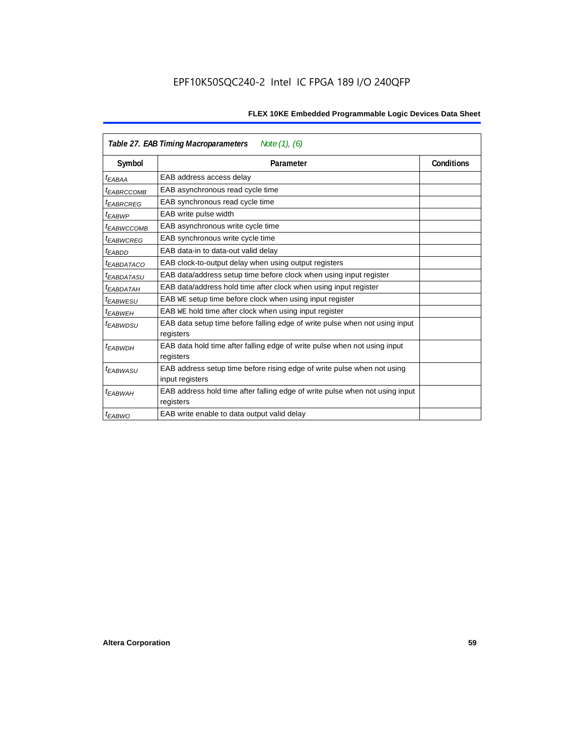**Table 27. EAB Timing Macroparameters** *Note (1), (6)*

| Symbol | Parameter | Conditions |
|---|---|---|
| $t_{EABAA}$ | EAB address access delay | |
| $t_{EABRCCOMB}$ | EAB asynchronous read cycle time | |
| $t_{EABRCREG}$ | EAB synchronous read cycle time | |
| $t_{EABWP}$ | EAB write pulse width | |
| $t_{EABWCCOMB}$ | EAB asynchronous write cycle time | |
| $t_{EABWCREG}$ | EAB synchronous write cycle time | |
| $t_{EABDD}$ | EAB data-in to data-out valid delay | |
| $t_{EABDATACO}$ | EAB clock-to-output delay when using output registers | |
| $t_{EABDATASU}$ | EAB data/address setup time before clock when using input register | |
| $t_{EABDATAH}$ | EAB data/address hold time after clock when using input register | |
| $t_{EABWESU}$ | EAB WE setup time before clock when using input register | |
| $t_{EABWEH}$ | EAB WE hold time after clock when using input register | |
| $t_{EABWDSU}$ | EAB data setup time before falling edge of write pulse when not using input registers | |
| $t_{EABWDH}$ | EAB data hold time after falling edge of write pulse when not using input registers | |
| $t_{EABWASU}$ | EAB address setup time before rising edge of write pulse when not using input registers | |
| $t_{EABWAH}$ | EAB address hold time after falling edge of write pulse when not using input registers | |
| $t_{EABWO}$ | EAB write enable to data output valid delay | |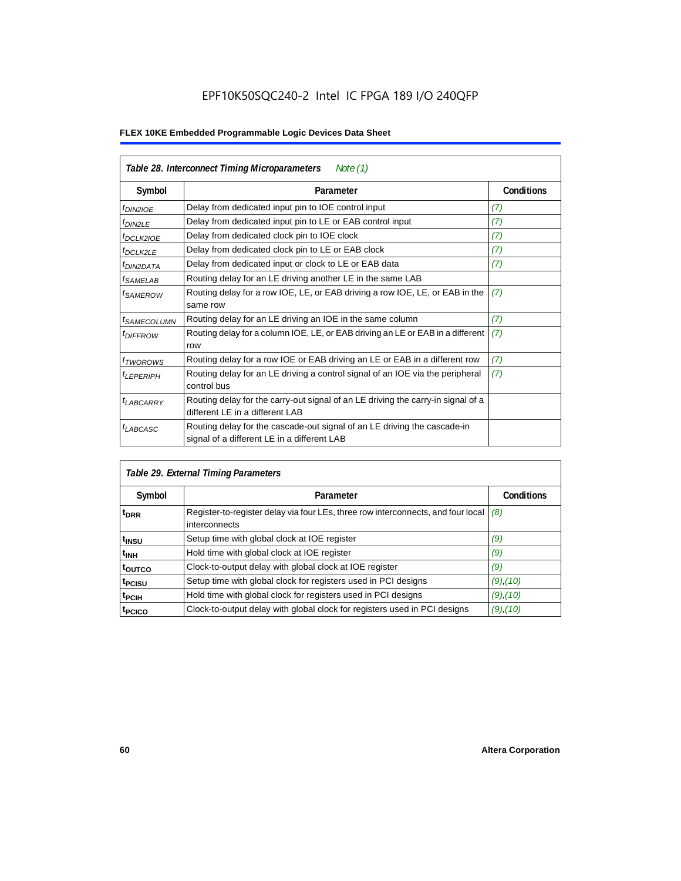| *Table 28. Interconnect Timing Microparameters* *Note (1)* | | |
|---|---|---|
| **Symbol** | **Parameter** | **Conditions** |
| $t_{DIN2IOE}$ | Delay from dedicated input pin to IOE control input | *(7)* |
| $t_{DIN2LE}$ | Delay from dedicated input pin to LE or EAB control input | *(7)* |
| $t_{DCLK2IOE}$ | Delay from dedicated clock pin to IOE clock | *(7)* |
| $t_{DCLK2LE}$ | Delay from dedicated clock pin to LE or EAB clock | *(7)* |
| $t_{DIN2DATA}$ | Delay from dedicated input or clock to LE or EAB data | *(7)* |
| $t_{SAMELAB}$ | Routing delay for an LE driving another LE in the same LAB | |
| $t_{SAMEROW}$ | Routing delay for a row IOE, LE, or EAB driving a row IOE, LE, or EAB in the same row | *(7)* |
| $t_{SAMECOLUMN}$ | Routing delay for an LE driving an IOE in the same column | *(7)* |
| $t_{DIFFROW}$ | Routing delay for a column IOE, LE, or EAB driving an LE or EAB in a different row | *(7)* |
| $t_{TWOROWS}$ | Routing delay for a row IOE or EAB driving an LE or EAB in a different row | *(7)* |
| $t_{LEPERIPH}$ | Routing delay for an LE driving a control signal of an IOE via the peripheral control bus | *(7)* |
| $t_{LABCARRY}$ | Routing delay for the carry-out signal of an LE driving the carry-in signal of a different LE in a different LAB | |
| $t_{LABCASC}$ | Routing delay for the cascade-out signal of an LE driving the cascade-in signal of a different LE in a different LAB | |

| *Table 29. External Timing Parameters* | | |
|---|---|---|
| **Symbol** | **Parameter** | **Conditions** |
| $t_{DRR}$ | Register-to-register delay via four LEs, three row interconnects, and four local interconnects | *(8)* |
| $t_{INSU}$ | Setup time with global clock at IOE register | *(9)* |
| $t_{INH}$ | Hold time with global clock at IOE register | *(9)* |
| $t_{OUTCO}$ | Clock-to-output delay with global clock at IOE register | *(9)* |
| $t_{PCISU}$ | Setup time with global clock for registers used in PCI designs | *(9)*,*(10)* |
| $t_{PCIH}$ | Hold time with global clock for registers used in PCI designs | *(9)*,*(10)* |
| $t_{PCICO}$ | Clock-to-output delay with global clock for registers used in PCI designs | *(9)*,*(10)* |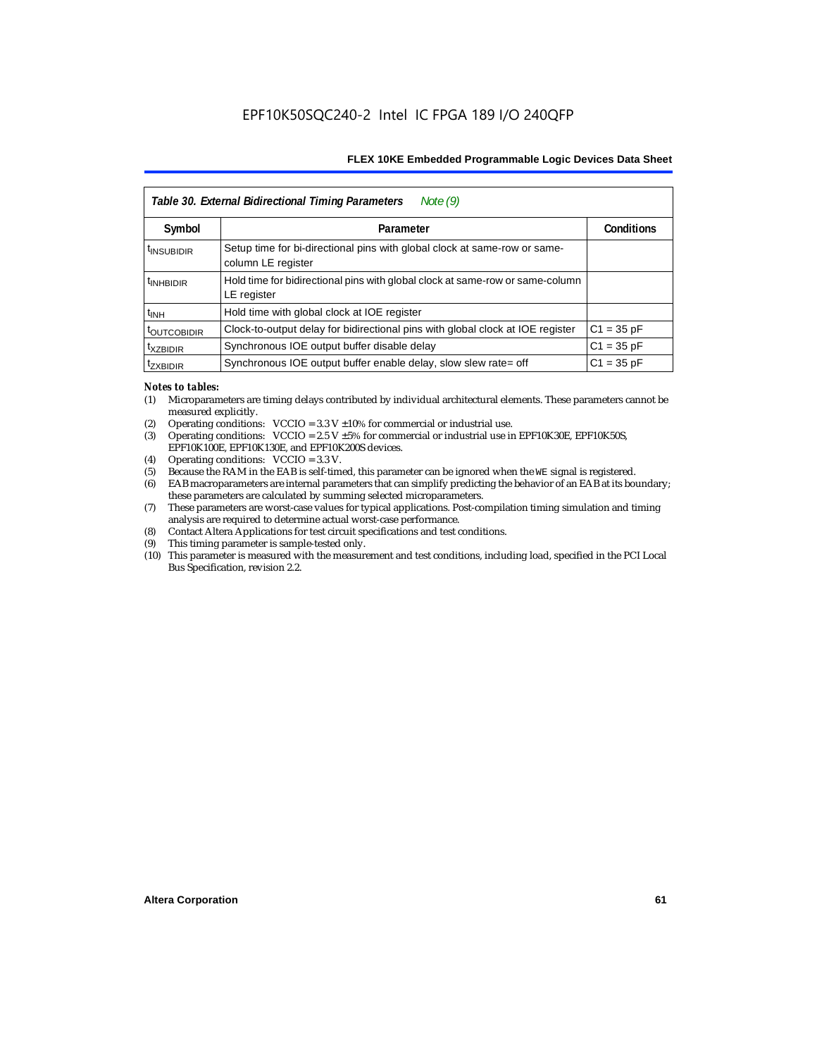| *Table 30. External Bidirectional Timing Parameters* *Note (9)* | | |
|---|---|---|
| **Symbol** | **Parameter** | **Conditions** |
| $t_{INSUBIDIR}$ | Setup time for bi-directional pins with global clock at same-row or same-column LE register | |
| $t_{INHBIDIR}$ | Hold time for bidirectional pins with global clock at same-row or same-column LE register | |
| $t_{INH}$ | Hold time with global clock at IOE register | |
| $t_{OUTCOBIDIR}$ | Clock-to-output delay for bidirectional pins with global clock at IOE register | C1 = 35 pF |
| $t_{XZBIDIR}$ | Synchronous IOE output buffer disable delay | C1 = 35 pF |
| $t_{ZXBIDIR}$ | Synchronous IOE output buffer enable delay, slow slew rate= off | C1 = 35 pF |

*Notes to tables:*

(1) Microparameters are timing delays contributed by individual architectural elements. These parameters cannot be measured explicitly.

(2) Operating conditions: VCCIO = 3.3 V ±10% for commercial or industrial use.

(3) Operating conditions: VCCIO = 2.5 V ±5% for commercial or industrial use in EPF10K30E, EPF10K50S, EPF10K100E, EPF10K130E, and EPF10K200S devices.

(4) Operating conditions: VCCIO = 3.3 V.

(5) Because the RAM in the EAB is self-timed, this parameter can be ignored when the WE signal is registered.

(6) EAB macroparameters are internal parameters that can simplify predicting the behavior of an EAB at its boundary; these parameters are calculated by summing selected microparameters.

(7) These parameters are worst-case values for typical applications. Post-compilation timing simulation and timing analysis are required to determine actual worst-case performance.

(8) Contact Altera Applications for test circuit specifications and test conditions.

(9) This timing parameter is sample-tested only.

(10) This parameter is measured with the measurement and test conditions, including load, specified in the PCI Local Bus Specification, revision 2.2.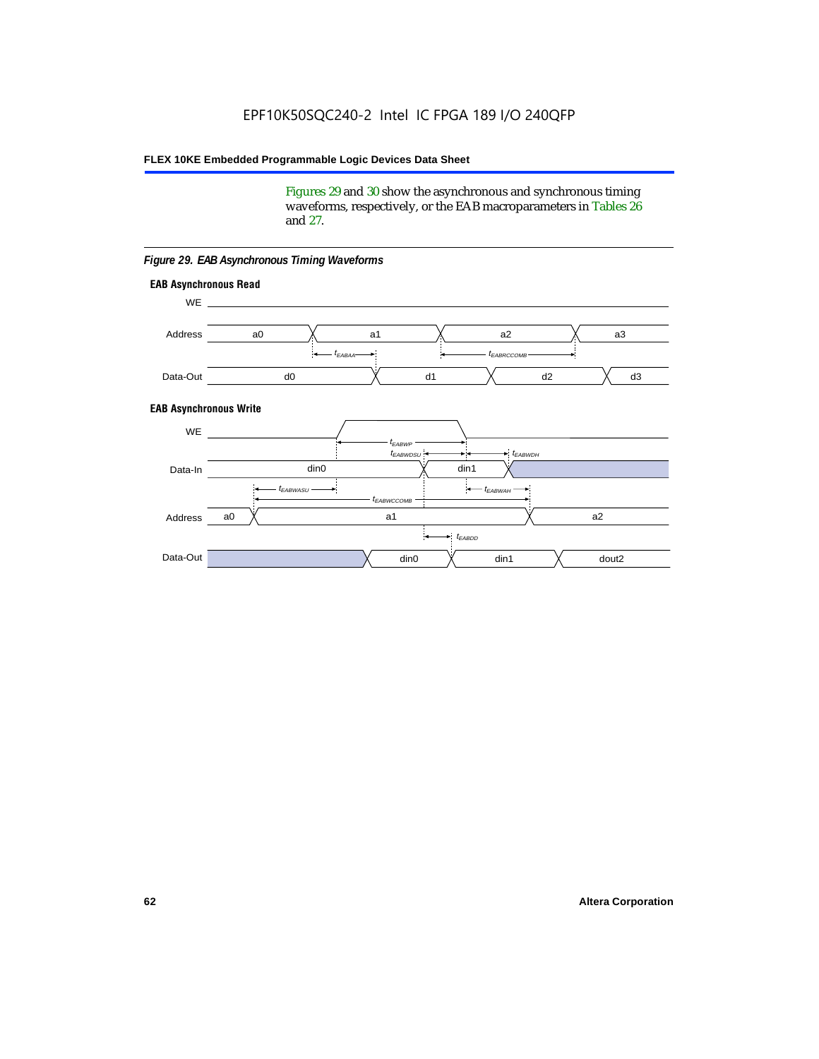Figures 29 and 30 show the asynchronous and synchronous timing waveforms, respectively, or the EAB macroparameters in Tables 26 and 27.

*Figure 29. EAB Asynchronous Timing Waveforms*

**EAB Asynchronous Read**

WE

Address: a0, a1, a2, a3

$t_{EABAA}$ $t_{EABRCCOMB}$

Data-Out: d0, d1, d2, d3

**EAB Asynchronous Write**

WE

$t_{EABWP}$

$t_{EABWDSU}$ $t_{EABWDH}$

Data-In: din0, din1

$t_{EABWASU}$ $t_{EABWAH}$

$t_{EABWCCOMB}$

Address: a0, a1, a2

$t_{EABDD}$

Data-Out: din0, din1, dout2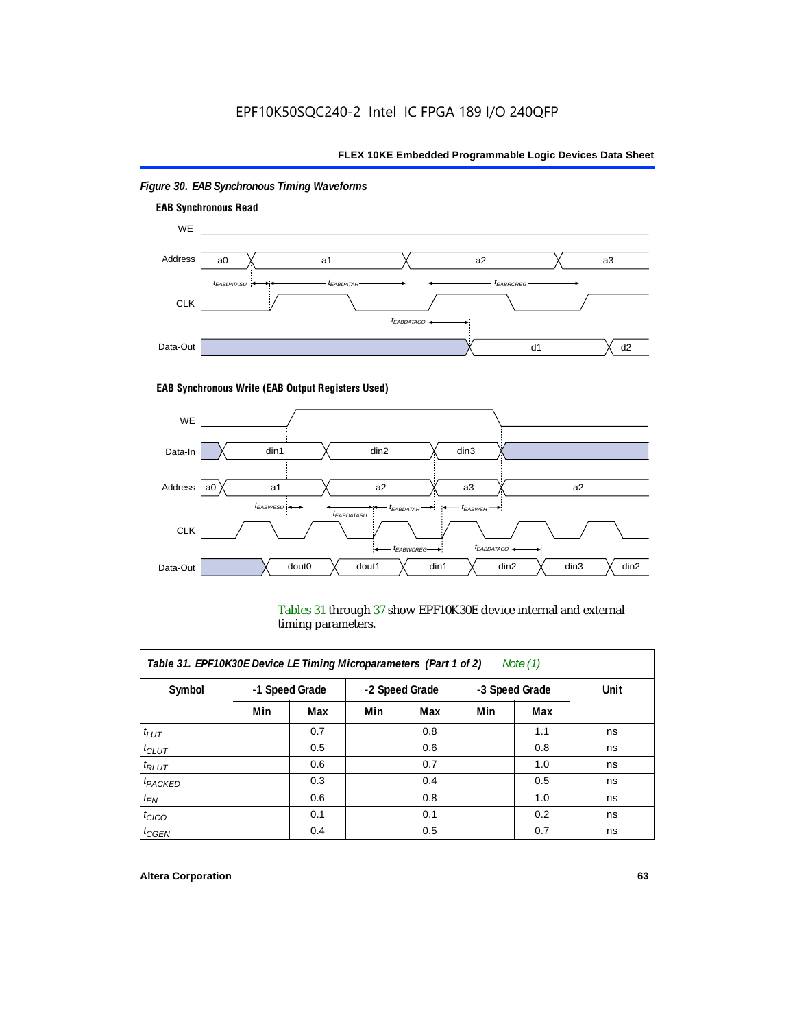*Figure 30. EAB Synchronous Timing Waveforms*

**EAB Synchronous Read**

**EAB Synchronous Write (EAB Output Registers Used)**

Tables 31 through 37 show EPF10K30E device internal and external timing parameters.

| *Table 31. EPF10K30E Device LE Timing Microparameters (Part 1 of 2) Note (1)* | | | | | | | |
|---|---|---|---|---|---|---|---|
| **Symbol** | **-1 Speed Grade** | | **-2 Speed Grade** | | **-3 Speed Grade** | | **Unit** |
| | **Min** | **Max** | **Min** | **Max** | **Min** | **Max** | |
| $t_{LUT}$ | | 0.7 | | 0.8 | | 1.1 | ns |
| $t_{CLUT}$ | | 0.5 | | 0.6 | | 0.8 | ns |
| $t_{RLUT}$ | | 0.6 | | 0.7 | | 1.0 | ns |
| $t_{PACKED}$ | | 0.3 | | 0.4 | | 0.5 | ns |
| $t_{EN}$ | | 0.6 | | 0.8 | | 1.0 | ns |
| $t_{CICO}$ | | 0.1 | | 0.1 | | 0.2 | ns |
| $t_{CGEN}$ | | 0.4 | | 0.5 | | 0.7 | ns |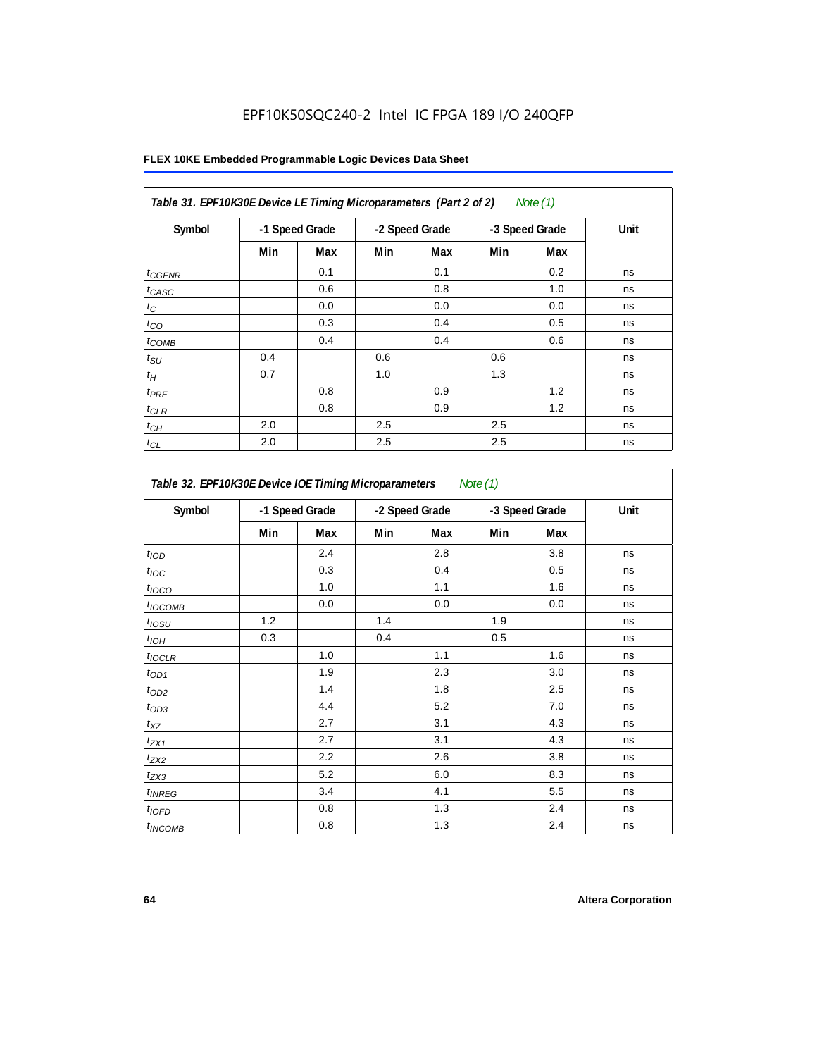EPF10K50SQC240-2 Intel IC FPGA 189 I/O 240QFP

**FLEX 10KE Embedded Programmable Logic Devices Data Sheet**

*Table 31. EPF10K30E Device LE Timing Microparameters (Part 2 of 2) Note (1)*

| Symbol | -1 Speed Grade | | -2 Speed Grade | | -3 Speed Grade | | Unit |
|---|---|---|---|---|---|---|---|
| | Min | Max | Min | Max | Min | Max | |
| $t_{CGENR}$ | | 0.1 | | 0.1 | | 0.2 | ns |
| $t_{CASC}$ | | 0.6 | | 0.8 | | 1.0 | ns |
| $t_C$ | | 0.0 | | 0.0 | | 0.0 | ns |
| $t_{CO}$ | | 0.3 | | 0.4 | | 0.5 | ns |
| $t_{COMB}$ | | 0.4 | | 0.4 | | 0.6 | ns |
| $t_{SU}$ | 0.4 | | 0.6 | | 0.6 | | ns |
| $t_H$ | 0.7 | | 1.0 | | 1.3 | | ns |
| $t_{PRE}$ | | 0.8 | | 0.9 | | 1.2 | ns |
| $t_{CLR}$ | | 0.8 | | 0.9 | | 1.2 | ns |
| $t_{CH}$ | 2.0 | | 2.5 | | 2.5 | | ns |
| $t_{CL}$ | 2.0 | | 2.5 | | 2.5 | | ns |

*Table 32. EPF10K30E Device IOE Timing Microparameters Note (1)*

| Symbol | -1 Speed Grade | | -2 Speed Grade | | -3 Speed Grade | | Unit |
|---|---|---|---|---|---|---|---|
| | Min | Max | Min | Max | Min | Max | |
| $t_{IOD}$ | | 2.4 | | 2.8 | | 3.8 | ns |
| $t_{IOC}$ | | 0.3 | | 0.4 | | 0.5 | ns |
| $t_{IOCO}$ | | 1.0 | | 1.1 | | 1.6 | ns |
| $t_{IOCOMB}$ | | 0.0 | | 0.0 | | 0.0 | ns |
| $t_{IOSU}$ | 1.2 | | 1.4 | | 1.9 | | ns |
| $t_{IOH}$ | 0.3 | | 0.4 | | 0.5 | | ns |
| $t_{IOCLR}$ | | 1.0 | | 1.1 | | 1.6 | ns |
| $t_{OD1}$ | | 1.9 | | 2.3 | | 3.0 | ns |
| $t_{OD2}$ | | 1.4 | | 1.8 | | 2.5 | ns |
| $t_{OD3}$ | | 4.4 | | 5.2 | | 7.0 | ns |
| $t_{XZ}$ | | 2.7 | | 3.1 | | 4.3 | ns |
| $t_{ZX1}$ | | 2.7 | | 3.1 | | 4.3 | ns |
| $t_{ZX2}$ | | 2.2 | | 2.6 | | 3.8 | ns |
| $t_{ZX3}$ | | 5.2 | | 6.0 | | 8.3 | ns |
| $t_{INREG}$ | | 3.4 | | 4.1 | | 5.5 | ns |
| $t_{IOFD}$ | | 0.8 | | 1.3 | | 2.4 | ns |
| $t_{INCOMB}$ | | 0.8 | | 1.3 | | 2.4 | ns |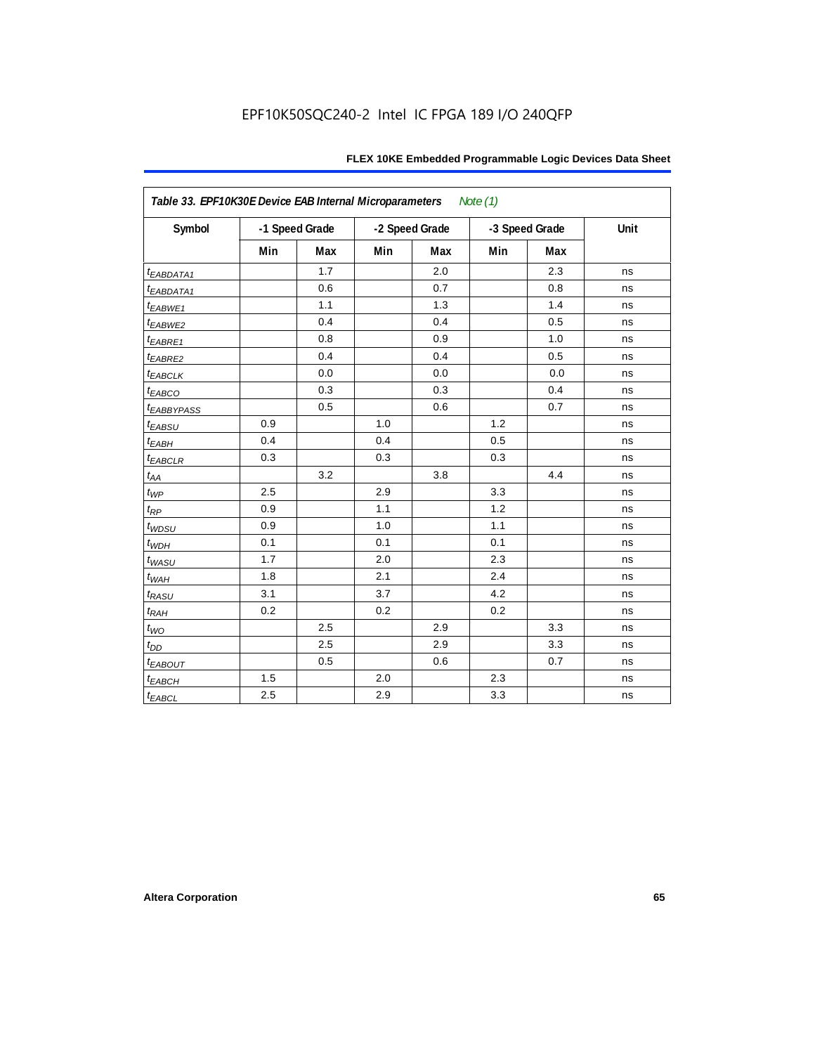| *Table 33. EPF10K30E Device EAB Internal Microparameters* Note (1) | | | | | | | |
|---|---|---|---|---|---|---|---|
| Symbol | -1 Speed Grade | | -2 Speed Grade | | -3 Speed Grade | | Unit |
| | Min | Max | Min | Max | Min | Max | |
| $t_{EABDATA1}$ | | 1.7 | | 2.0 | | 2.3 | ns |
| $t_{EABDATA1}$ | | 0.6 | | 0.7 | | 0.8 | ns |
| $t_{EABWE1}$ | | 1.1 | | 1.3 | | 1.4 | ns |
| $t_{EABWE2}$ | | 0.4 | | 0.4 | | 0.5 | ns |
| $t_{EABRE1}$ | | 0.8 | | 0.9 | | 1.0 | ns |
| $t_{EABRE2}$ | | 0.4 | | 0.4 | | 0.5 | ns |
| $t_{EABCLK}$ | | 0.0 | | 0.0 | | 0.0 | ns |
| $t_{EABCO}$ | | 0.3 | | 0.3 | | 0.4 | ns |
| $t_{EABBYPASS}$ | | 0.5 | | 0.6 | | 0.7 | ns |
| $t_{EABSU}$ | 0.9 | | 1.0 | | 1.2 | | ns |
| $t_{EABH}$ | 0.4 | | 0.4 | | 0.5 | | ns |
| $t_{EABCLR}$ | 0.3 | | 0.3 | | 0.3 | | ns |
| $t_{AA}$ | | 3.2 | | 3.8 | | 4.4 | ns |
| $t_{WP}$ | 2.5 | | 2.9 | | 3.3 | | ns |
| $t_{RP}$ | 0.9 | | 1.1 | | 1.2 | | ns |
| $t_{WDSU}$ | 0.9 | | 1.0 | | 1.1 | | ns |
| $t_{WDH}$ | 0.1 | | 0.1 | | 0.1 | | ns |
| $t_{WASU}$ | 1.7 | | 2.0 | | 2.3 | | ns |
| $t_{WAH}$ | 1.8 | | 2.1 | | 2.4 | | ns |
| $t_{RASU}$ | 3.1 | | 3.7 | | 4.2 | | ns |
| $t_{RAH}$ | 0.2 | | 0.2 | | 0.2 | | ns |
| $t_{WO}$ | | 2.5 | | 2.9 | | 3.3 | ns |
| $t_{DD}$ | | 2.5 | | 2.9 | | 3.3 | ns |
| $t_{EABOUT}$ | | 0.5 | | 0.6 | | 0.7 | ns |
| $t_{EABCH}$ | 1.5 | | 2.0 | | 2.3 | | ns |
| $t_{EABCL}$ | 2.5 | | 2.9 | | 3.3 | | ns |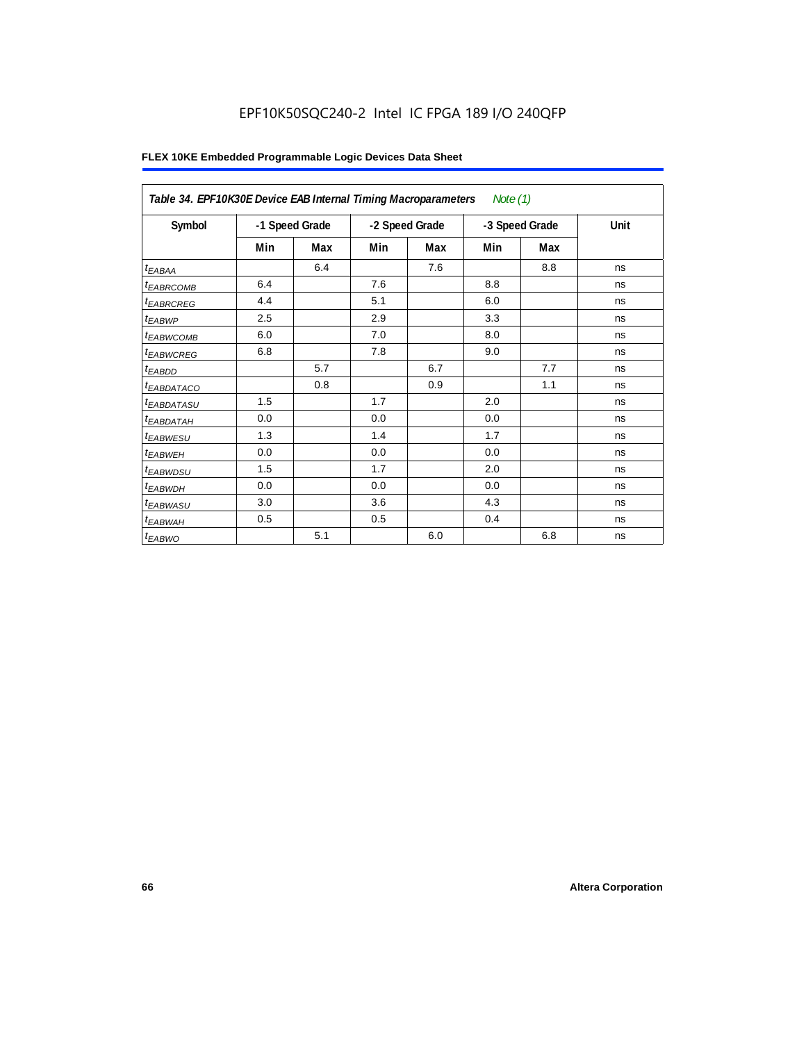EPF10K50SQC240-2 Intel IC FPGA 189 I/O 240QFP

**FLEX 10KE Embedded Programmable Logic Devices Data Sheet**

| *Table 34. EPF10K30E Device EAB Internal Timing Macroparameters* *Note (1)* | | | | | | | |
|---|---|---|---|---|---|---|---|
| Symbol | -1 Speed Grade | | -2 Speed Grade | | -3 Speed Grade | | Unit |
| | Min | Max | Min | Max | Min | Max | |
| $t_{EABAA}$ | | 6.4 | | 7.6 | | 8.8 | ns |
| $t_{EABRCOMB}$ | 6.4 | | 7.6 | | 8.8 | | ns |
| $t_{EABRCREG}$ | 4.4 | | 5.1 | | 6.0 | | ns |
| $t_{EABWP}$ | 2.5 | | 2.9 | | 3.3 | | ns |
| $t_{EABWCOMB}$ | 6.0 | | 7.0 | | 8.0 | | ns |
| $t_{EABWCREG}$ | 6.8 | | 7.8 | | 9.0 | | ns |
| $t_{EABDD}$ | | 5.7 | | 6.7 | | 7.7 | ns |
| $t_{EABDATACO}$ | | 0.8 | | 0.9 | | 1.1 | ns |
| $t_{EABDATASU}$ | 1.5 | | 1.7 | | 2.0 | | ns |
| $t_{EABDATAH}$ | 0.0 | | 0.0 | | 0.0 | | ns |
| $t_{EABWESU}$ | 1.3 | | 1.4 | | 1.7 | | ns |
| $t_{EABWEH}$ | 0.0 | | 0.0 | | 0.0 | | ns |
| $t_{EABWDSU}$ | 1.5 | | 1.7 | | 2.0 | | ns |
| $t_{EABWDH}$ | 0.0 | | 0.0 | | 0.0 | | ns |
| $t_{EABWASU}$ | 3.0 | | 3.6 | | 4.3 | | ns |
| $t_{EABWAH}$ | 0.5 | | 0.5 | | 0.4 | | ns |
| $t_{EABWO}$ | | 5.1 | | 6.0 | | 6.8 | ns |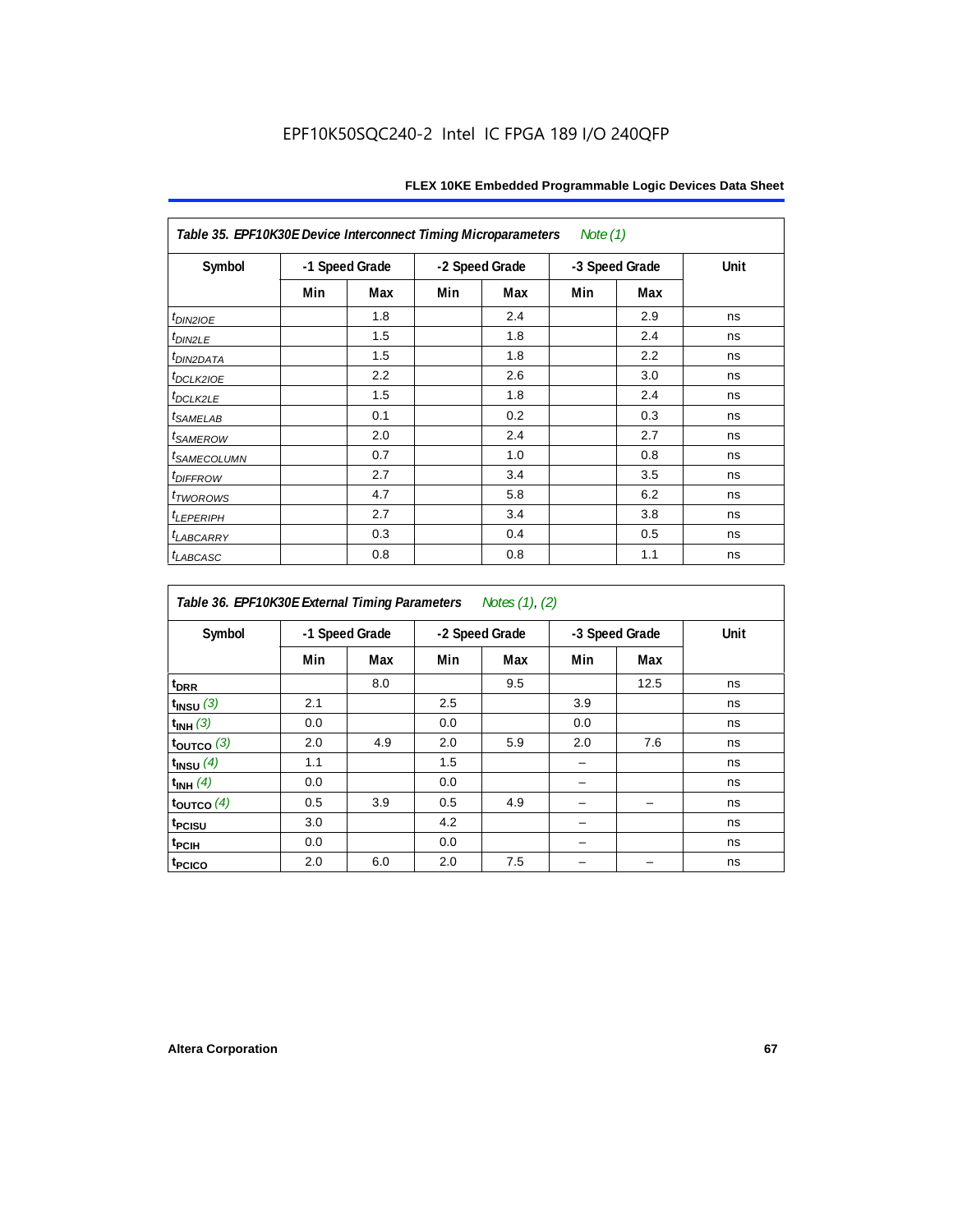| *Table 35. EPF10K30E Device Interconnect Timing Microparameters* *Note (1)* | | | | | | | |
|---|---|---|---|---|---|---|---|
| Symbol | -1 Speed Grade | | -2 Speed Grade | | -3 Speed Grade | | Unit |
| | Min | Max | Min | Max | Min | Max | |
| $t_{DIN2IOE}$ | | 1.8 | | 2.4 | | 2.9 | ns |
| $t_{DIN2LE}$ | | 1.5 | | 1.8 | | 2.4 | ns |
| $t_{DIN2DATA}$ | | 1.5 | | 1.8 | | 2.2 | ns |
| $t_{DCLK2IOE}$ | | 2.2 | | 2.6 | | 3.0 | ns |
| $t_{DCLK2LE}$ | | 1.5 | | 1.8 | | 2.4 | ns |
| $t_{SAMELAB}$ | | 0.1 | | 0.2 | | 0.3 | ns |
| $t_{SAMEROW}$ | | 2.0 | | 2.4 | | 2.7 | ns |
| $t_{SAMECOLUMN}$ | | 0.7 | | 1.0 | | 0.8 | ns |
| $t_{DIFFROW}$ | | 2.7 | | 3.4 | | 3.5 | ns |
| $t_{TWOROWS}$ | | 4.7 | | 5.8 | | 6.2 | ns |
| $t_{LEPERIPH}$ | | 2.7 | | 3.4 | | 3.8 | ns |
| $t_{LABCARRY}$ | | 0.3 | | 0.4 | | 0.5 | ns |
| $t_{LABCASC}$ | | 0.8 | | 0.8 | | 1.1 | ns |

| *Table 36. EPF10K30E External Timing Parameters* *Notes (1), (2)* | | | | | | | |
|---|---|---|---|---|---|---|---|
| Symbol | -1 Speed Grade | | -2 Speed Grade | | -3 Speed Grade | | Unit |
| | Min | Max | Min | Max | Min | Max | |
| $t_{DRR}$ | | 8.0 | | 9.5 | | 12.5 | ns |
| $t_{INSU}$ *(3)* | 2.1 | | 2.5 | | 3.9 | | ns |
| $t_{INH}$ *(3)* | 0.0 | | 0.0 | | 0.0 | | ns |
| $t_{OUTCO}$ *(3)* | 2.0 | 4.9 | 2.0 | 5.9 | 2.0 | 7.6 | ns |
| $t_{INSU}$ *(4)* | 1.1 | | 1.5 | | – | | ns |
| $t_{INH}$ *(4)* | 0.0 | | 0.0 | | – | | ns |
| $t_{OUTCO}$ *(4)* | 0.5 | 3.9 | 0.5 | 4.9 | – | – | ns |
| $t_{PCISU}$ | 3.0 | | 4.2 | | – | | ns |
| $t_{PCIH}$ | 0.0 | | 0.0 | | – | | ns |
| $t_{PCICO}$ | 2.0 | 6.0 | 2.0 | 7.5 | – | – | ns |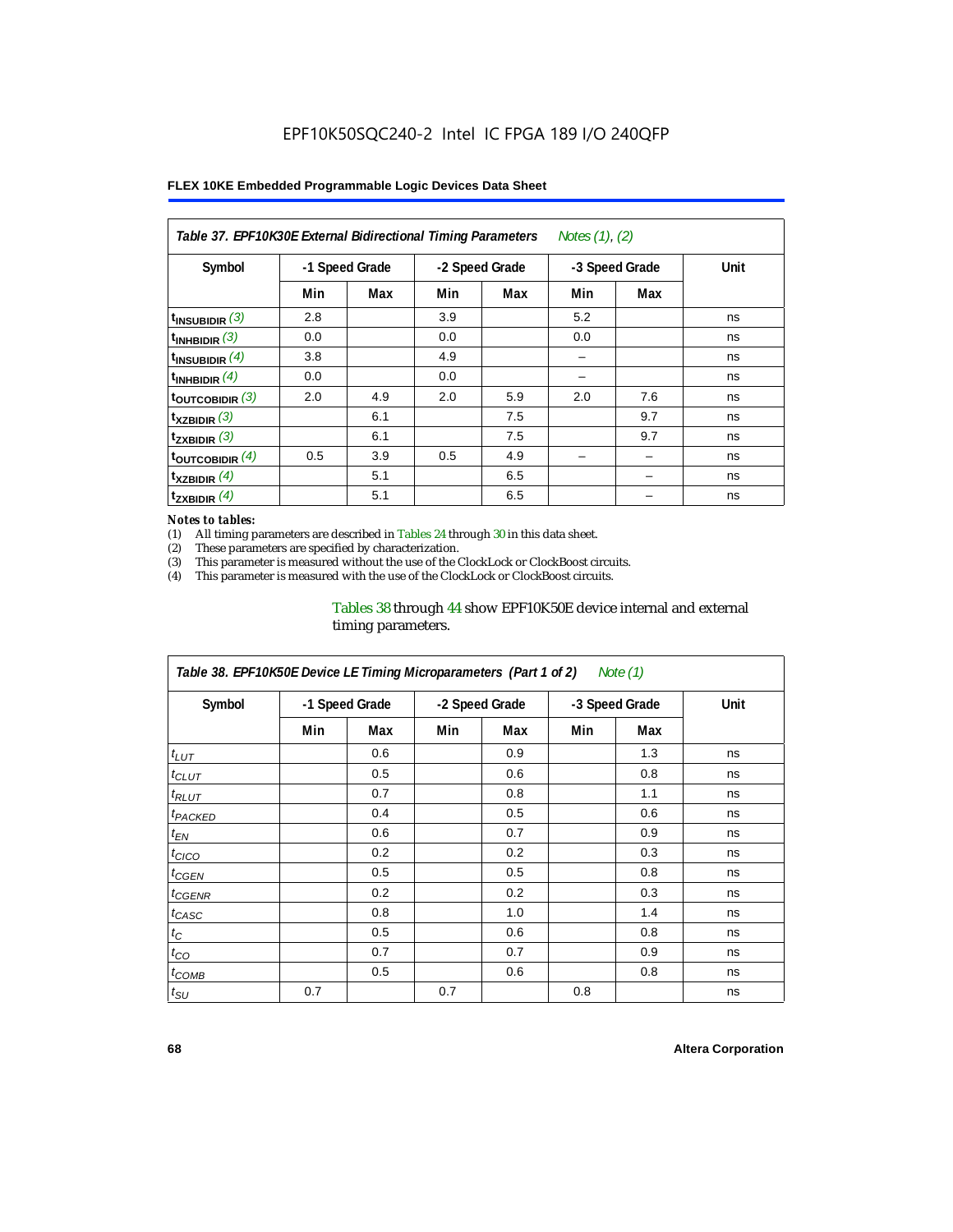EPF10K50SQC240-2 Intel IC FPGA 189 I/O 240QFP

| Table 37. EPF10K30E External Bidirectional Timing Parameters Notes (1), (2) | | | | | | | |
|---|---|---|---|---|---|---|---|
| Symbol | -1 Speed Grade | | -2 Speed Grade | | -3 Speed Grade | | Unit |
| | Min | Max | Min | Max | Min | Max | |
| $t_{INSUBIDIR}$ (3) | 2.8 | | 3.9 | | 5.2 | | ns |
| $t_{INHBIDIR}$ (3) | 0.0 | | 0.0 | | 0.0 | | ns |
| $t_{INSUBIDIR}$ (4) | 3.8 | | 4.9 | | – | | ns |
| $t_{INHBIDIR}$ (4) | 0.0 | | 0.0 | | – | | ns |
| $t_{OUTCOBIDIR}$ (3) | 2.0 | 4.9 | 2.0 | 5.9 | 2.0 | 7.6 | ns |
| $t_{XZBIDIR}$ (3) | | 6.1 | | 7.5 | | 9.7 | ns |
| $t_{ZXBIDIR}$ (3) | | 6.1 | | 7.5 | | 9.7 | ns |
| $t_{OUTCOBIDIR}$ (4) | 0.5 | 3.9 | 0.5 | 4.9 | – | – | ns |
| $t_{XZBIDIR}$ (4) | | 5.1 | | 6.5 | | – | ns |
| $t_{ZXBIDIR}$ (4) | | 5.1 | | 6.5 | | – | ns |

*Notes to tables:*

(1) All timing parameters are described in Tables 24 through 30 in this data sheet.
(2) These parameters are specified by characterization.
(3) This parameter is measured without the use of the ClockLock or ClockBoost circuits.
(4) This parameter is measured with the use of the ClockLock or ClockBoost circuits.

Tables 38 through 44 show EPF10K50E device internal and external timing parameters.

| Table 38. EPF10K50E Device LE Timing Microparameters (Part 1 of 2) Note (1) | | | | | | | |
|---|---|---|---|---|---|---|---|
| Symbol | -1 Speed Grade | | -2 Speed Grade | | -3 Speed Grade | | Unit |
| | Min | Max | Min | Max | Min | Max | |
| $t_{LUT}$ | | 0.6 | | 0.9 | | 1.3 | ns |
| $t_{CLUT}$ | | 0.5 | | 0.6 | | 0.8 | ns |
| $t_{RLUT}$ | | 0.7 | | 0.8 | | 1.1 | ns |
| $t_{PACKED}$ | | 0.4 | | 0.5 | | 0.6 | ns |
| $t_{EN}$ | | 0.6 | | 0.7 | | 0.9 | ns |
| $t_{CICO}$ | | 0.2 | | 0.2 | | 0.3 | ns |
| $t_{CGEN}$ | | 0.5 | | 0.5 | | 0.8 | ns |
| $t_{CGENR}$ | | 0.2 | | 0.2 | | 0.3 | ns |
| $t_{CASC}$ | | 0.8 | | 1.0 | | 1.4 | ns |
| $t_{C}$ | | 0.5 | | 0.6 | | 0.8 | ns |
| $t_{CO}$ | | 0.7 | | 0.7 | | 0.9 | ns |
| $t_{COMB}$ | | 0.5 | | 0.6 | | 0.8 | ns |
| $t_{SU}$ | 0.7 | | 0.7 | | 0.8 | | ns |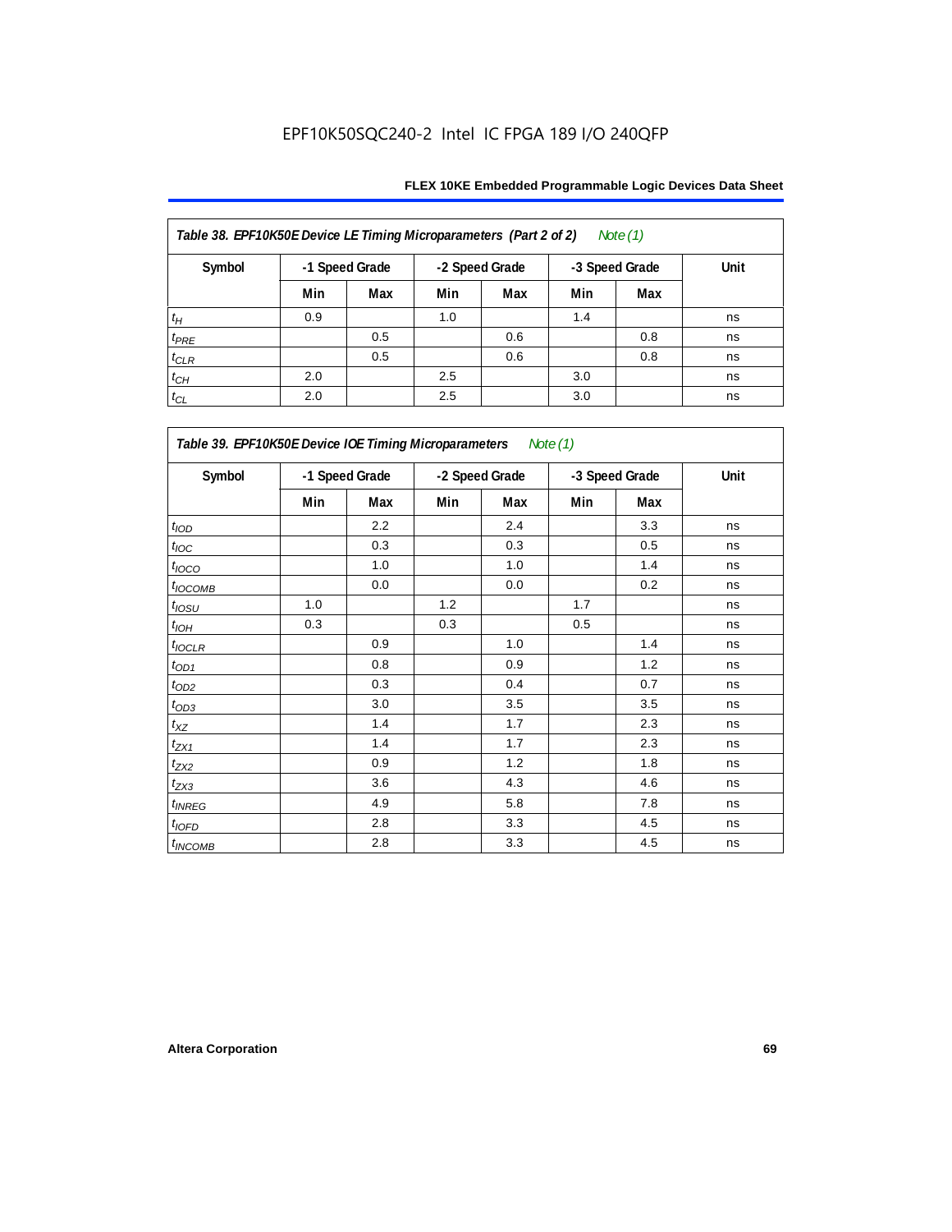**Table 38. EPF10K50E Device LE Timing Microparameters (Part 2 of 2)** *Note (1)*

| Symbol | -1 Speed Grade | | -2 Speed Grade | | -3 Speed Grade | | Unit |
|---|---|---|---|---|---|---|---|
| | Min | Max | Min | Max | Min | Max | |
| $t_{H}$ | 0.9 | | 1.0 | | 1.4 | | ns |
| $t_{PRE}$ | | 0.5 | | 0.6 | | 0.8 | ns |
| $t_{CLR}$ | | 0.5 | | 0.6 | | 0.8 | ns |
| $t_{CH}$ | 2.0 | | 2.5 | | 3.0 | | ns |
| $t_{CL}$ | 2.0 | | 2.5 | | 3.0 | | ns |

**Table 39. EPF10K50E Device IOE Timing Microparameters** *Note (1)*

| Symbol | -1 Speed Grade | | -2 Speed Grade | | -3 Speed Grade | | Unit |
|---|---|---|---|---|---|---|---|
| | Min | Max | Min | Max | Min | Max | |
| $t_{IOD}$ | | 2.2 | | 2.4 | | 3.3 | ns |
| $t_{IOC}$ | | 0.3 | | 0.3 | | 0.5 | ns |
| $t_{IOCO}$ | | 1.0 | | 1.0 | | 1.4 | ns |
| $t_{IOCOMB}$ | | 0.0 | | 0.0 | | 0.2 | ns |
| $t_{IOSU}$ | 1.0 | | 1.2 | | 1.7 | | ns |
| $t_{IOH}$ | 0.3 | | 0.3 | | 0.5 | | ns |
| $t_{IOCLR}$ | | 0.9 | | 1.0 | | 1.4 | ns |
| $t_{OD1}$ | | 0.8 | | 0.9 | | 1.2 | ns |
| $t_{OD2}$ | | 0.3 | | 0.4 | | 0.7 | ns |
| $t_{OD3}$ | | 3.0 | | 3.5 | | 3.5 | ns |
| $t_{XZ}$ | | 1.4 | | 1.7 | | 2.3 | ns |
| $t_{ZX1}$ | | 1.4 | | 1.7 | | 2.3 | ns |
| $t_{ZX2}$ | | 0.9 | | 1.2 | | 1.8 | ns |
| $t_{ZX3}$ | | 3.6 | | 4.3 | | 4.6 | ns |
| $t_{INREG}$ | | 4.9 | | 5.8 | | 7.8 | ns |
| $t_{IOFD}$ | | 2.8 | | 3.3 | | 4.5 | ns |
| $t_{INCOMB}$ | | 2.8 | | 3.3 | | 4.5 | ns |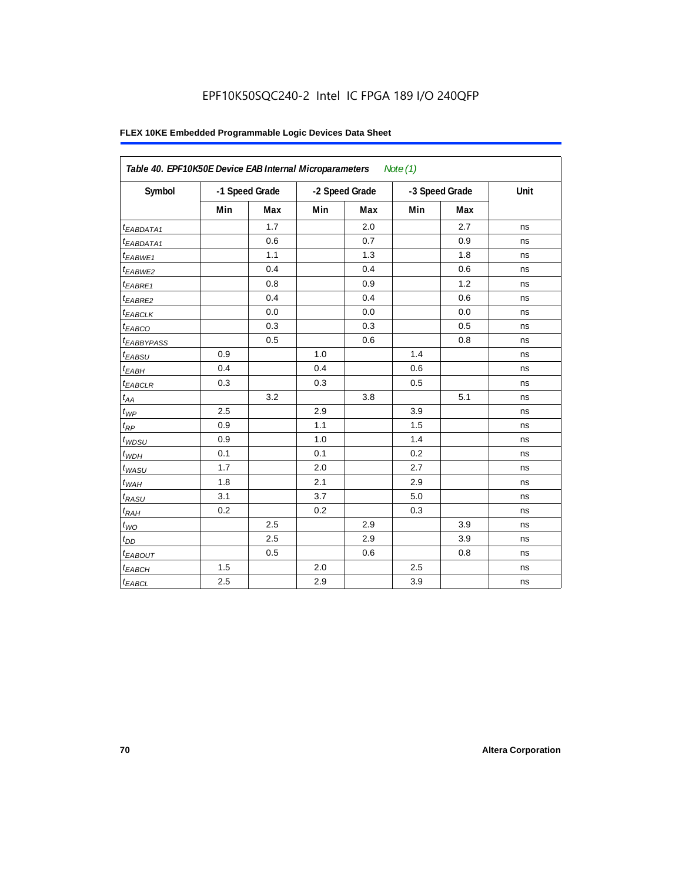EPF10K50SQC240-2 Intel IC FPGA 189 I/O 240QFP

**FLEX 10KE Embedded Programmable Logic Devices Data Sheet**

| Table 40. EPF10K50E Device EAB Internal Microparameters *Note (1)* | | | | | | | |
|---|---|---|---|---|---|---|---|
| Symbol | -1 Speed Grade | | -2 Speed Grade | | -3 Speed Grade | | Unit |
| | Min | Max | Min | Max | Min | Max | |
| $t_{EABDATA1}$ | | 1.7 | | 2.0 | | 2.7 | ns |
| $t_{EABDATA1}$ | | 0.6 | | 0.7 | | 0.9 | ns |
| $t_{EABWE1}$ | | 1.1 | | 1.3 | | 1.8 | ns |
| $t_{EABWE2}$ | | 0.4 | | 0.4 | | 0.6 | ns |
| $t_{EABRE1}$ | | 0.8 | | 0.9 | | 1.2 | ns |
| $t_{EABRE2}$ | | 0.4 | | 0.4 | | 0.6 | ns |
| $t_{EABCLK}$ | | 0.0 | | 0.0 | | 0.0 | ns |
| $t_{EABCO}$ | | 0.3 | | 0.3 | | 0.5 | ns |
| $t_{EABBYPASS}$ | | 0.5 | | 0.6 | | 0.8 | ns |
| $t_{EABSU}$ | 0.9 | | 1.0 | | 1.4 | | ns |
| $t_{EABH}$ | 0.4 | | 0.4 | | 0.6 | | ns |
| $t_{EABCLR}$ | 0.3 | | 0.3 | | 0.5 | | ns |
| $t_{AA}$ | | 3.2 | | 3.8 | | 5.1 | ns |
| $t_{WP}$ | 2.5 | | 2.9 | | 3.9 | | ns |
| $t_{RP}$ | 0.9 | | 1.1 | | 1.5 | | ns |
| $t_{WDSU}$ | 0.9 | | 1.0 | | 1.4 | | ns |
| $t_{WDH}$ | 0.1 | | 0.1 | | 0.2 | | ns |
| $t_{WASU}$ | 1.7 | | 2.0 | | 2.7 | | ns |
| $t_{WAH}$ | 1.8 | | 2.1 | | 2.9 | | ns |
| $t_{RASU}$ | 3.1 | | 3.7 | | 5.0 | | ns |
| $t_{RAH}$ | 0.2 | | 0.2 | | 0.3 | | ns |
| $t_{WO}$ | | 2.5 | | 2.9 | | 3.9 | ns |
| $t_{DD}$ | | 2.5 | | 2.9 | | 3.9 | ns |
| $t_{EABOUT}$ | | 0.5 | | 0.6 | | 0.8 | ns |
| $t_{EABCH}$ | 1.5 | | 2.0 | | 2.5 | | ns |
| $t_{EABCL}$ | 2.5 | | 2.9 | | 3.9 | | ns |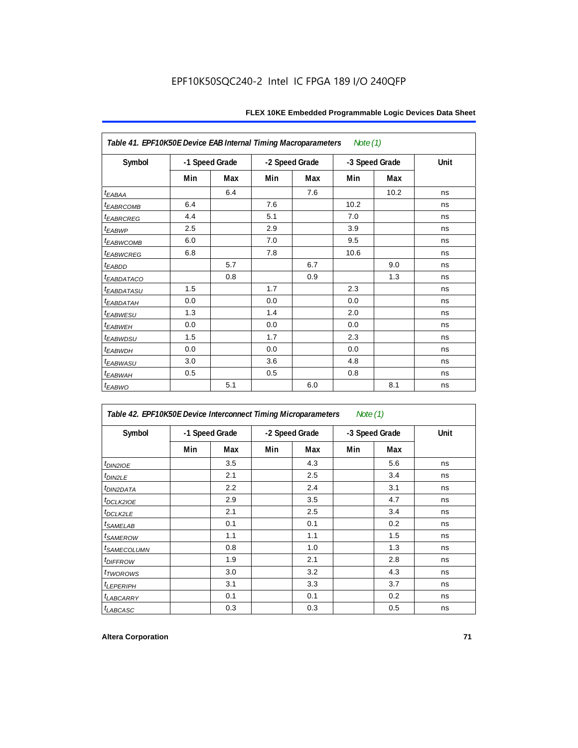**Table 41. EPF10K50E Device EAB Internal Timing Macroparameters** *Note (1)*

| Symbol | -1 Speed Grade | | -2 Speed Grade | | -3 Speed Grade | | Unit |
|---|---|---|---|---|---|---|---|
| | Min | Max | Min | Max | Min | Max | |
| $t_{EABAA}$ | | 6.4 | | 7.6 | | 10.2 | ns |
| $t_{EABRCOMB}$ | 6.4 | | 7.6 | | 10.2 | | ns |
| $t_{EABRCREG}$ | 4.4 | | 5.1 | | 7.0 | | ns |
| $t_{EABWP}$ | 2.5 | | 2.9 | | 3.9 | | ns |
| $t_{EABWCOMB}$ | 6.0 | | 7.0 | | 9.5 | | ns |
| $t_{EABWCREG}$ | 6.8 | | 7.8 | | 10.6 | | ns |
| $t_{EABDD}$ | | 5.7 | | 6.7 | | 9.0 | ns |
| $t_{EABDATACO}$ | | 0.8 | | 0.9 | | 1.3 | ns |
| $t_{EABDATASU}$ | 1.5 | | 1.7 | | 2.3 | | ns |
| $t_{EABDATAH}$ | 0.0 | | 0.0 | | 0.0 | | ns |
| $t_{EABWESU}$ | 1.3 | | 1.4 | | 2.0 | | ns |
| $t_{EABWEH}$ | 0.0 | | 0.0 | | 0.0 | | ns |
| $t_{EABWDSU}$ | 1.5 | | 1.7 | | 2.3 | | ns |
| $t_{EABWDH}$ | 0.0 | | 0.0 | | 0.0 | | ns |
| $t_{EABWASU}$ | 3.0 | | 3.6 | | 4.8 | | ns |
| $t_{EABWAH}$ | 0.5 | | 0.5 | | 0.8 | | ns |
| $t_{EABWO}$ | | 5.1 | | 6.0 | | 8.1 | ns |

**Table 42. EPF10K50E Device Interconnect Timing Microparameters** *Note (1)*

| Symbol | -1 Speed Grade | | -2 Speed Grade | | -3 Speed Grade | | Unit |
|---|---|---|---|---|---|---|---|
| | Min | Max | Min | Max | Min | Max | |
| $t_{DIN2IOE}$ | | 3.5 | | 4.3 | | 5.6 | ns |
| $t_{DIN2LE}$ | | 2.1 | | 2.5 | | 3.4 | ns |
| $t_{DIN2DATA}$ | | 2.2 | | 2.4 | | 3.1 | ns |
| $t_{DCLK2IOE}$ | | 2.9 | | 3.5 | | 4.7 | ns |
| $t_{DCLK2LE}$ | | 2.1 | | 2.5 | | 3.4 | ns |
| $t_{SAMELAB}$ | | 0.1 | | 0.1 | | 0.2 | ns |
| $t_{SAMEROW}$ | | 1.1 | | 1.1 | | 1.5 | ns |
| $t_{SAMECOLUMN}$ | | 0.8 | | 1.0 | | 1.3 | ns |
| $t_{DIFFROW}$ | | 1.9 | | 2.1 | | 2.8 | ns |
| $t_{TWOROWS}$ | | 3.0 | | 3.2 | | 4.3 | ns |
| $t_{LEPERIPH}$ | | 3.1 | | 3.3 | | 3.7 | ns |
| $t_{LABCARRY}$ | | 0.1 | | 0.1 | | 0.2 | ns |
| $t_{LABCASC}$ | | 0.3 | | 0.3 | | 0.5 | ns |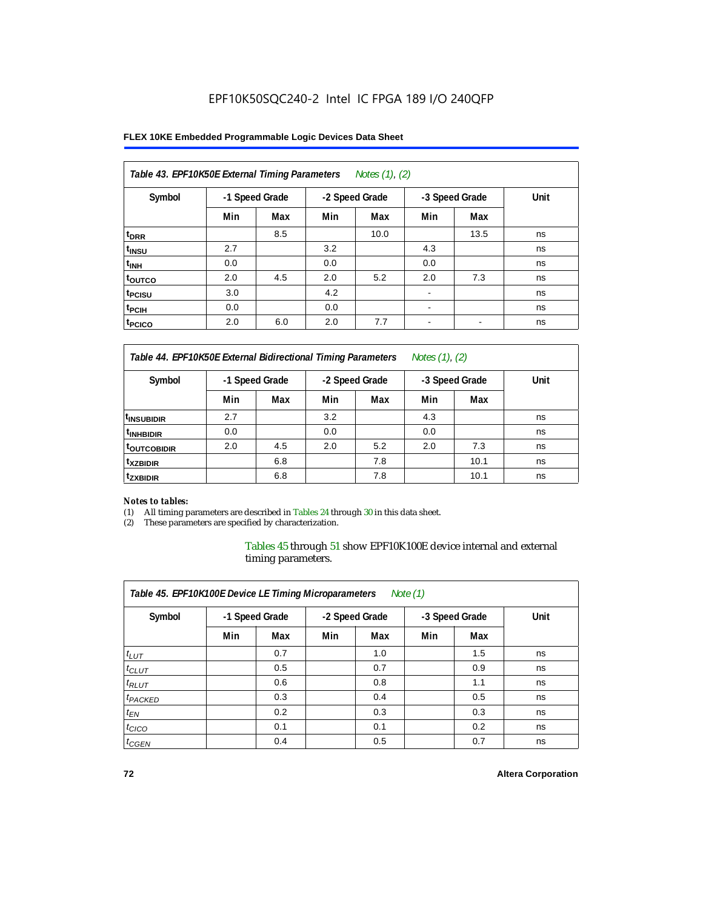**Table 43. EPF10K50E External Timing Parameters** *Notes (1), (2)*

| Symbol | -1 Speed Grade | | -2 Speed Grade | | -3 Speed Grade | | Unit |
|---|---|---|---|---|---|---|---|
| | Min | Max | Min | Max | Min | Max | |
| $t_{DRR}$ | | 8.5 | | 10.0 | | 13.5 | ns |
| $t_{INSU}$ | 2.7 | | 3.2 | | 4.3 | | ns |
| $t_{INH}$ | 0.0 | | 0.0 | | 0.0 | | ns |
| $t_{OUTCO}$ | 2.0 | 4.5 | 2.0 | 5.2 | 2.0 | 7.3 | ns |
| $t_{PCISU}$ | 3.0 | | 4.2 | | - | | ns |
| $t_{PCIH}$ | 0.0 | | 0.0 | | - | | ns |
| $t_{PCICO}$ | 2.0 | 6.0 | 2.0 | 7.7 | - | - | ns |

**Table 44. EPF10K50E External Bidirectional Timing Parameters** *Notes (1), (2)*

| Symbol | -1 Speed Grade | | -2 Speed Grade | | -3 Speed Grade | | Unit |
|---|---|---|---|---|---|---|---|
| | Min | Max | Min | Max | Min | Max | |
| $t_{INSUBIDIR}$ | 2.7 | | 3.2 | | 4.3 | | ns |
| $t_{INHBIDIR}$ | 0.0 | | 0.0 | | 0.0 | | ns |
| $t_{OUTCOBIDIR}$ | 2.0 | 4.5 | 2.0 | 5.2 | 2.0 | 7.3 | ns |
| $t_{XZBIDIR}$ | | 6.8 | | 7.8 | | 10.1 | ns |
| $t_{ZXBIDIR}$ | | 6.8 | | 7.8 | | 10.1 | ns |

*Notes to tables:*

(1) All timing parameters are described in Tables 24 through 30 in this data sheet.
(2) These parameters are specified by characterization.

Tables 45 through 51 show EPF10K100E device internal and external timing parameters.

**Table 45. EPF10K100E Device LE Timing Microparameters** *Note (1)*

| Symbol | -1 Speed Grade | | -2 Speed Grade | | -3 Speed Grade | | Unit |
|---|---|---|---|---|---|---|---|
| | Min | Max | Min | Max | Min | Max | |
| $t_{LUT}$ | | 0.7 | | 1.0 | | 1.5 | ns |
| $t_{CLUT}$ | | 0.5 | | 0.7 | | 0.9 | ns |
| $t_{RLUT}$ | | 0.6 | | 0.8 | | 1.1 | ns |
| $t_{PACKED}$ | | 0.3 | | 0.4 | | 0.5 | ns |
| $t_{EN}$ | | 0.2 | | 0.3 | | 0.3 | ns |
| $t_{CICO}$ | | 0.1 | | 0.1 | | 0.2 | ns |
| $t_{CGEN}$ | | 0.4 | | 0.5 | | 0.7 | ns |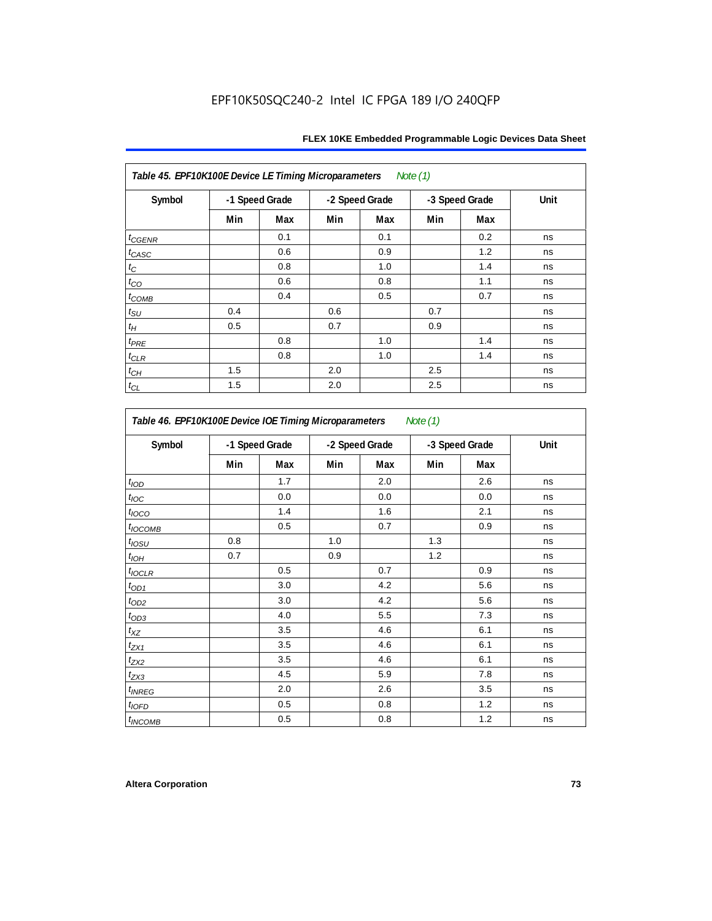EPF10K50SQC240-2 Intel IC FPGA 189 I/O 240QFP

| Table 45. EPF10K100E Device LE Timing Microparameters *Note (1)* | | | | | | | |
|---|---|---|---|---|---|---|---|
| Symbol | -1 Speed Grade | | -2 Speed Grade | | -3 Speed Grade | | Unit |
| | Min | Max | Min | Max | Min | Max | |
| $t_{CGENR}$ | | 0.1 | | 0.1 | | 0.2 | ns |
| $t_{CASC}$ | | 0.6 | | 0.9 | | 1.2 | ns |
| $t_C$ | | 0.8 | | 1.0 | | 1.4 | ns |
| $t_{CO}$ | | 0.6 | | 0.8 | | 1.1 | ns |
| $t_{COMB}$ | | 0.4 | | 0.5 | | 0.7 | ns |
| $t_{SU}$ | 0.4 | | 0.6 | | 0.7 | | ns |
| $t_H$ | 0.5 | | 0.7 | | 0.9 | | ns |
| $t_{PRE}$ | | 0.8 | | 1.0 | | 1.4 | ns |
| $t_{CLR}$ | | 0.8 | | 1.0 | | 1.4 | ns |
| $t_{CH}$ | 1.5 | | 2.0 | | 2.5 | | ns |
| $t_{CL}$ | 1.5 | | 2.0 | | 2.5 | | ns |

| Table 46. EPF10K100E Device IOE Timing Microparameters *Note (1)* | | | | | | | |
|---|---|---|---|---|---|---|---|
| Symbol | -1 Speed Grade | | -2 Speed Grade | | -3 Speed Grade | | Unit |
| | Min | Max | Min | Max | Min | Max | |
| $t_{IOD}$ | | 1.7 | | 2.0 | | 2.6 | ns |
| $t_{IOC}$ | | 0.0 | | 0.0 | | 0.0 | ns |
| $t_{IOCO}$ | | 1.4 | | 1.6 | | 2.1 | ns |
| $t_{IOCOMB}$ | | 0.5 | | 0.7 | | 0.9 | ns |
| $t_{IOSU}$ | 0.8 | | 1.0 | | 1.3 | | ns |
| $t_{IOH}$ | 0.7 | | 0.9 | | 1.2 | | ns |
| $t_{IOCLR}$ | | 0.5 | | 0.7 | | 0.9 | ns |
| $t_{OD1}$ | | 3.0 | | 4.2 | | 5.6 | ns |
| $t_{OD2}$ | | 3.0 | | 4.2 | | 5.6 | ns |
| $t_{OD3}$ | | 4.0 | | 5.5 | | 7.3 | ns |
| $t_{XZ}$ | | 3.5 | | 4.6 | | 6.1 | ns |
| $t_{ZX1}$ | | 3.5 | | 4.6 | | 6.1 | ns |
| $t_{ZX2}$ | | 3.5 | | 4.6 | | 6.1 | ns |
| $t_{ZX3}$ | | 4.5 | | 5.9 | | 7.8 | ns |
| $t_{INREG}$ | | 2.0 | | 2.6 | | 3.5 | ns |
| $t_{IOFD}$ | | 0.5 | | 0.8 | | 1.2 | ns |
| $t_{INCOMB}$ | | 0.5 | | 0.8 | | 1.2 | ns |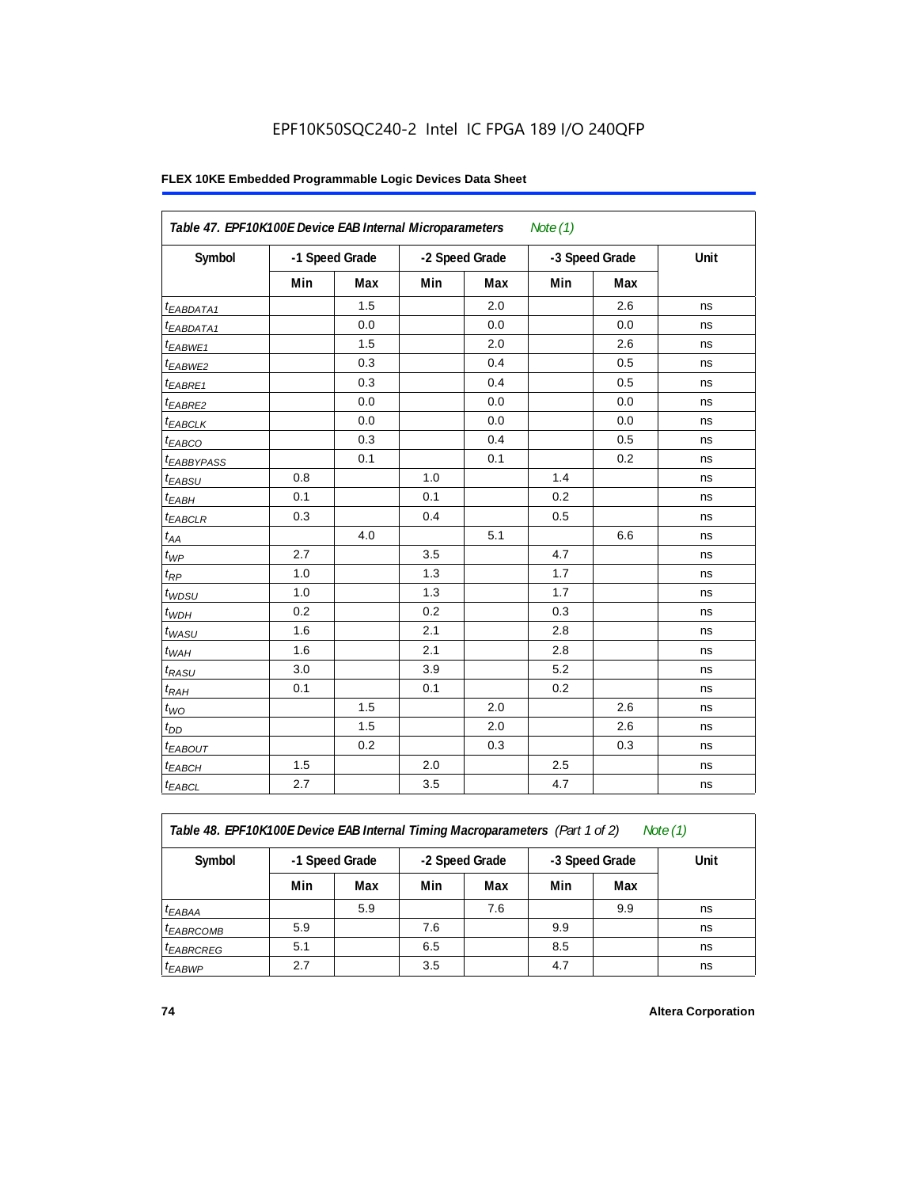EPF10K50SQC240-2 Intel IC FPGA 189 I/O 240QFP

**FLEX 10KE Embedded Programmable Logic Devices Data Sheet**

| *Table 47. EPF10K100E Device EAB Internal Microparameters* *Note (1)* | | | | | | | |
|---|---|---|---|---|---|---|---|
| **Symbol** | **-1 Speed Grade** | | **-2 Speed Grade** | | **-3 Speed Grade** | | **Unit** |
| | **Min** | **Max** | **Min** | **Max** | **Min** | **Max** | |
| $t_{EABDATA1}$ | | 1.5 | | 2.0 | | 2.6 | ns |
| $t_{EABDATA1}$ | | 0.0 | | 0.0 | | 0.0 | ns |
| $t_{EABWE1}$ | | 1.5 | | 2.0 | | 2.6 | ns |
| $t_{EABWE2}$ | | 0.3 | | 0.4 | | 0.5 | ns |
| $t_{EABRE1}$ | | 0.3 | | 0.4 | | 0.5 | ns |
| $t_{EABRE2}$ | | 0.0 | | 0.0 | | 0.0 | ns |
| $t_{EABCLK}$ | | 0.0 | | 0.0 | | 0.0 | ns |
| $t_{EABCO}$ | | 0.3 | | 0.4 | | 0.5 | ns |
| $t_{EABBYPASS}$ | | 0.1 | | 0.1 | | 0.2 | ns |
| $t_{EABSU}$ | 0.8 | | 1.0 | | 1.4 | | ns |
| $t_{EABH}$ | 0.1 | | 0.1 | | 0.2 | | ns |
| $t_{EABCLR}$ | 0.3 | | 0.4 | | 0.5 | | ns |
| $t_{AA}$ | | 4.0 | | 5.1 | | 6.6 | ns |
| $t_{WP}$ | 2.7 | | 3.5 | | 4.7 | | ns |
| $t_{RP}$ | 1.0 | | 1.3 | | 1.7 | | ns |
| $t_{WDSU}$ | 1.0 | | 1.3 | | 1.7 | | ns |
| $t_{WDH}$ | 0.2 | | 0.2 | | 0.3 | | ns |
| $t_{WASU}$ | 1.6 | | 2.1 | | 2.8 | | ns |
| $t_{WAH}$ | 1.6 | | 2.1 | | 2.8 | | ns |
| $t_{RASU}$ | 3.0 | | 3.9 | | 5.2 | | ns |
| $t_{RAH}$ | 0.1 | | 0.1 | | 0.2 | | ns |
| $t_{WO}$ | | 1.5 | | 2.0 | | 2.6 | ns |
| $t_{DD}$ | | 1.5 | | 2.0 | | 2.6 | ns |
| $t_{EABOUT}$ | | 0.2 | | 0.3 | | 0.3 | ns |
| $t_{EABCH}$ | 1.5 | | 2.0 | | 2.5 | | ns |
| $t_{EABCL}$ | 2.7 | | 3.5 | | 4.7 | | ns |

| *Table 48. EPF10K100E Device EAB Internal Timing Macroparameters (Part 1 of 2)* *Note (1)* | | | | | | | |
|---|---|---|---|---|---|---|---|
| **Symbol** | **-1 Speed Grade** | | **-2 Speed Grade** | | **-3 Speed Grade** | | **Unit** |
| | **Min** | **Max** | **Min** | **Max** | **Min** | **Max** | |
| $t_{EABAA}$ | | 5.9 | | 7.6 | | 9.9 | ns |
| $t_{EABRCOMB}$ | 5.9 | | 7.6 | | 9.9 | | ns |
| $t_{EABRCREG}$ | 5.1 | | 6.5 | | 8.5 | | ns |
| $t_{EABWP}$ | 2.7 | | 3.5 | | 4.7 | | ns |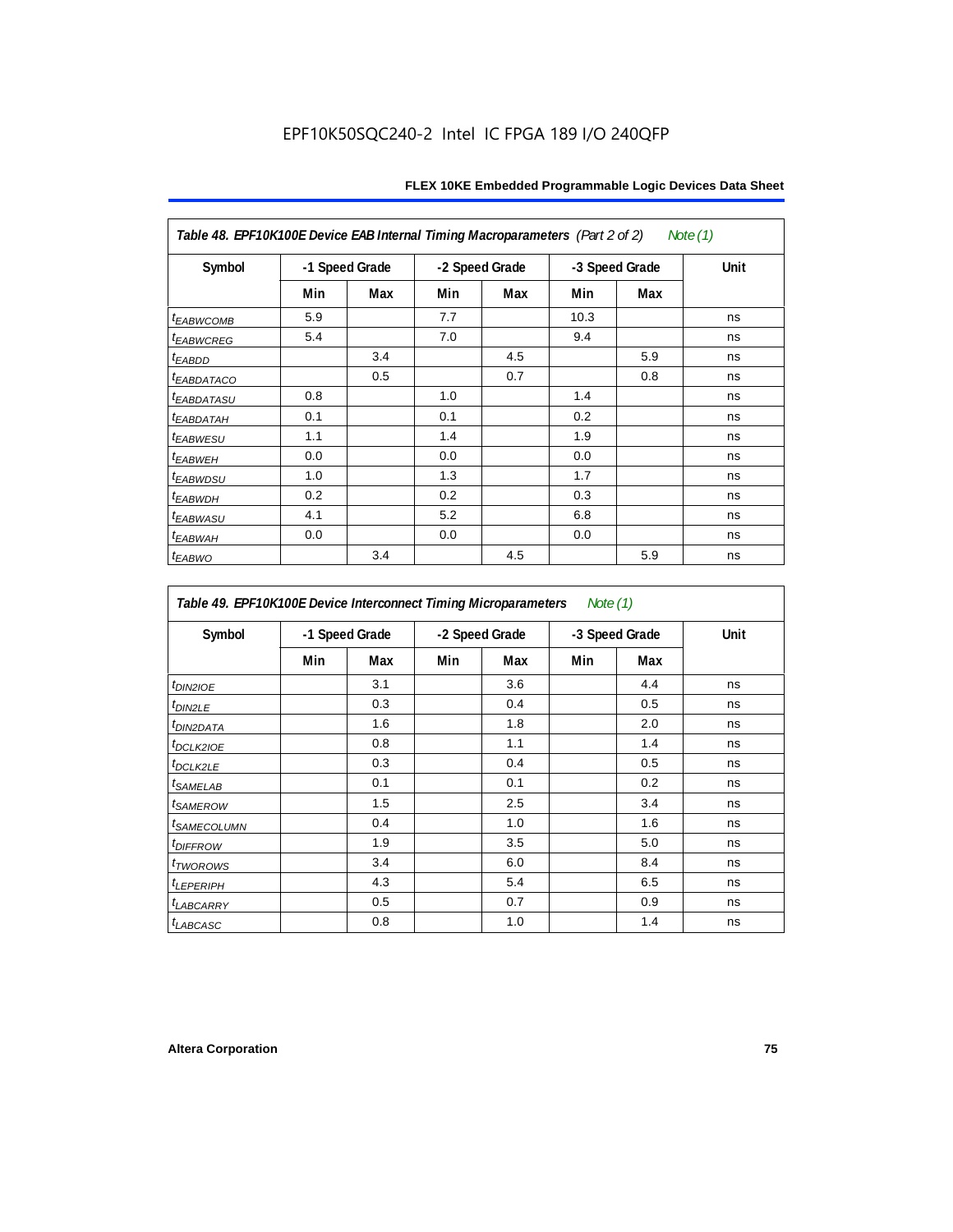| Table 48. EPF10K100E Device EAB Internal Timing Macroparameters (Part 2 of 2) Note (1) | | | | | | | |
|---|---|---|---|---|---|---|---|
| Symbol | -1 Speed Grade | | -2 Speed Grade | | -3 Speed Grade | | Unit |
| | Min | Max | Min | Max | Min | Max | |
| $t_{EABWCOMB}$ | 5.9 | | 7.7 | | 10.3 | | ns |
| $t_{EABWCREG}$ | 5.4 | | 7.0 | | 9.4 | | ns |
| $t_{EABDD}$ | | 3.4 | | 4.5 | | 5.9 | ns |
| $t_{EABDATACO}$ | | 0.5 | | 0.7 | | 0.8 | ns |
| $t_{EABDATASU}$ | 0.8 | | 1.0 | | 1.4 | | ns |
| $t_{EABDATAH}$ | 0.1 | | 0.1 | | 0.2 | | ns |
| $t_{EABWESU}$ | 1.1 | | 1.4 | | 1.9 | | ns |
| $t_{EABWEH}$ | 0.0 | | 0.0 | | 0.0 | | ns |
| $t_{EABWDSU}$ | 1.0 | | 1.3 | | 1.7 | | ns |
| $t_{EABWDH}$ | 0.2 | | 0.2 | | 0.3 | | ns |
| $t_{EABWASU}$ | 4.1 | | 5.2 | | 6.8 | | ns |
| $t_{EABWAH}$ | 0.0 | | 0.0 | | 0.0 | | ns |
| $t_{EABWO}$ | | 3.4 | | 4.5 | | 5.9 | ns |

| Table 49. EPF10K100E Device Interconnect Timing Microparameters Note (1) | | | | | | | |
|---|---|---|---|---|---|---|---|
| Symbol | -1 Speed Grade | | -2 Speed Grade | | -3 Speed Grade | | Unit |
| | Min | Max | Min | Max | Min | Max | |
| $t_{DIN2IOE}$ | | 3.1 | | 3.6 | | 4.4 | ns |
| $t_{DIN2LE}$ | | 0.3 | | 0.4 | | 0.5 | ns |
| $t_{DIN2DATA}$ | | 1.6 | | 1.8 | | 2.0 | ns |
| $t_{DCLK2IOE}$ | | 0.8 | | 1.1 | | 1.4 | ns |
| $t_{DCLK2LE}$ | | 0.3 | | 0.4 | | 0.5 | ns |
| $t_{SAMELAB}$ | | 0.1 | | 0.1 | | 0.2 | ns |
| $t_{SAMEROW}$ | | 1.5 | | 2.5 | | 3.4 | ns |
| $t_{SAMECOLUMN}$ | | 0.4 | | 1.0 | | 1.6 | ns |
| $t_{DIFFROW}$ | | 1.9 | | 3.5 | | 5.0 | ns |
| $t_{TWOROWS}$ | | 3.4 | | 6.0 | | 8.4 | ns |
| $t_{LEPERIPH}$ | | 4.3 | | 5.4 | | 6.5 | ns |
| $t_{LABCARRY}$ | | 0.5 | | 0.7 | | 0.9 | ns |
| $t_{LABCASC}$ | | 0.8 | | 1.0 | | 1.4 | ns |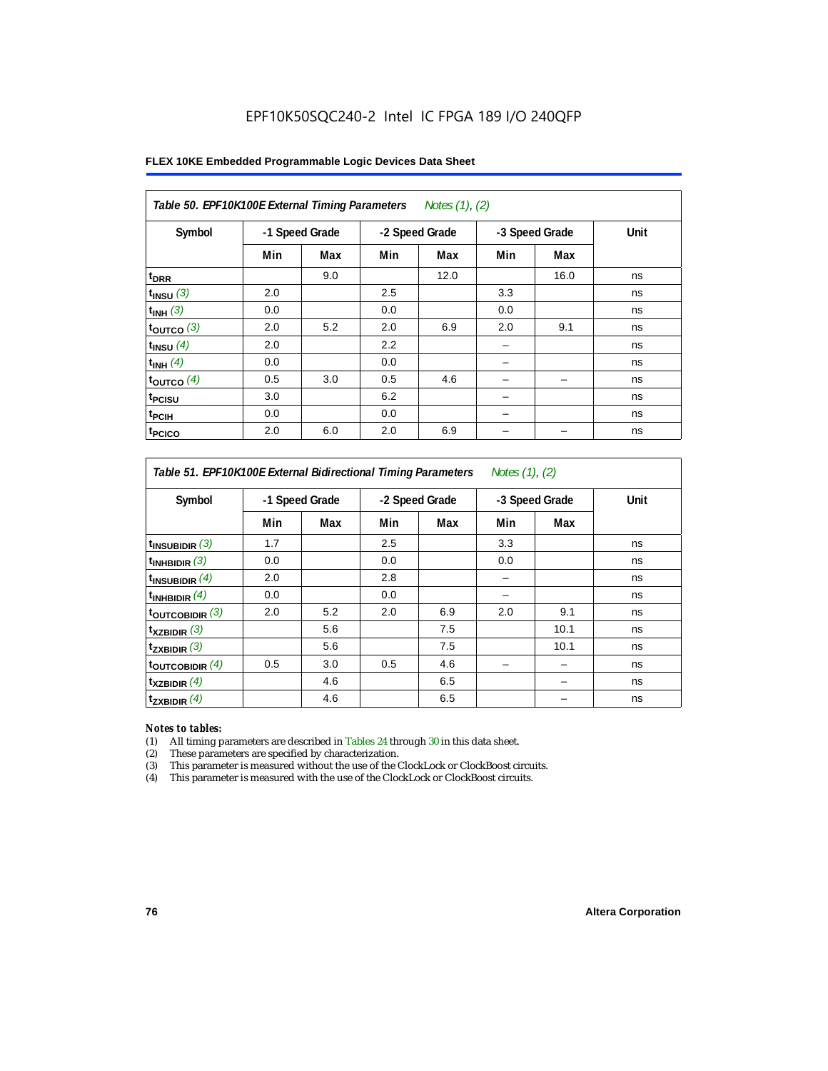EPF10K50SQC240-2 Intel IC FPGA 189 I/O 240QFP

**FLEX 10KE Embedded Programmable Logic Devices Data Sheet**

| *Table 50. EPF10K100E External Timing Parameters* *Notes (1), (2)* | | | | | | | |
|---|---|---|---|---|---|---|---|
| Symbol | -1 Speed Grade | | -2 Speed Grade | | -3 Speed Grade | | Unit |
| | Min | Max | Min | Max | Min | Max | |
| $t_{DRR}$ | | 9.0 | | 12.0 | | 16.0 | ns |
| $t_{INSU}$ *(3)* | 2.0 | | 2.5 | | 3.3 | | ns |
| $t_{INH}$ *(3)* | 0.0 | | 0.0 | | 0.0 | | ns |
| $t_{OUTCO}$ *(3)* | 2.0 | 5.2 | 2.0 | 6.9 | 2.0 | 9.1 | ns |
| $t_{INSU}$ *(4)* | 2.0 | | 2.2 | | – | | ns |
| $t_{INH}$ *(4)* | 0.0 | | 0.0 | | – | | ns |
| $t_{OUTCO}$ *(4)* | 0.5 | 3.0 | 0.5 | 4.6 | – | – | ns |
| $t_{PCISU}$ | 3.0 | | 6.2 | | – | | ns |
| $t_{PCIH}$ | 0.0 | | 0.0 | | – | | ns |
| $t_{PCICO}$ | 2.0 | 6.0 | 2.0 | 6.9 | – | – | ns |

| *Table 51. EPF10K100E External Bidirectional Timing Parameters* *Notes (1), (2)* | | | | | | | |
|---|---|---|---|---|---|---|---|
| Symbol | -1 Speed Grade | | -2 Speed Grade | | -3 Speed Grade | | Unit |
| | Min | Max | Min | Max | Min | Max | |
| $t_{INSUBIDIR}$ *(3)* | 1.7 | | 2.5 | | 3.3 | | ns |
| $t_{INHBIDIR}$ *(3)* | 0.0 | | 0.0 | | 0.0 | | ns |
| $t_{INSUBIDIR}$ *(4)* | 2.0 | | 2.8 | | – | | ns |
| $t_{INHBIDIR}$ *(4)* | 0.0 | | 0.0 | | – | | ns |
| $t_{OUTCOBIDIR}$ *(3)* | 2.0 | 5.2 | 2.0 | 6.9 | 2.0 | 9.1 | ns |
| $t_{XZBIDIR}$ *(3)* | | 5.6 | | 7.5 | | 10.1 | ns |
| $t_{ZXBIDIR}$ *(3)* | | 5.6 | | 7.5 | | 10.1 | ns |
| $t_{OUTCOBIDIR}$ *(4)* | 0.5 | 3.0 | 0.5 | 4.6 | – | – | ns |
| $t_{XZBIDIR}$ *(4)* | | 4.6 | | 6.5 | | – | ns |
| $t_{ZXBIDIR}$ *(4)* | | 4.6 | | 6.5 | | – | ns |

*Notes to tables:*

(1) All timing parameters are described in Tables 24 through 30 in this data sheet.
(2) These parameters are specified by characterization.
(3) This parameter is measured without the use of the ClockLock or ClockBoost circuits.
(4) This parameter is measured with the use of the ClockLock or ClockBoost circuits.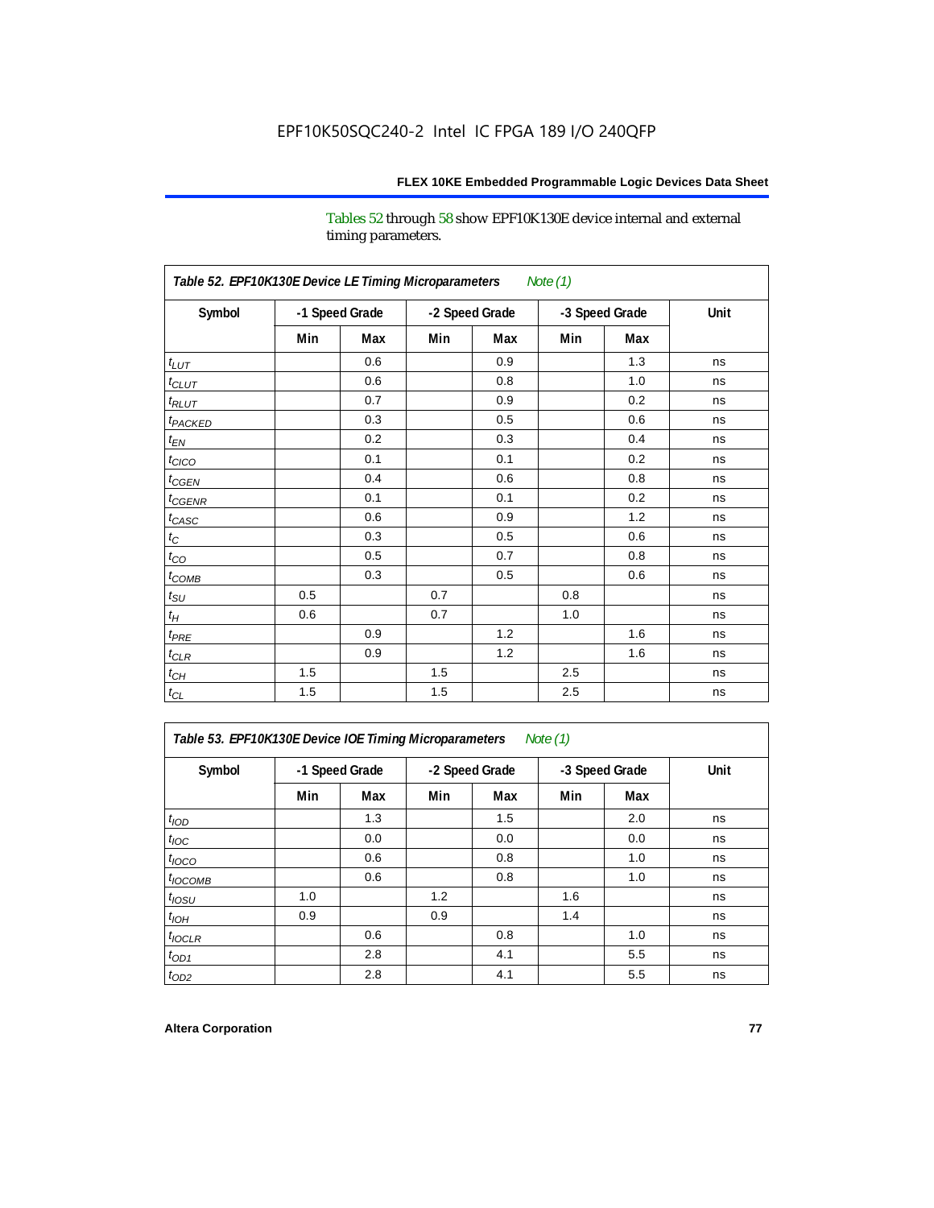Tables 52 through 58 show EPF10K130E device internal and external timing parameters.

**Table 52. EPF10K130E Device LE Timing Microparameters** *Note (1)*

| Symbol | -1 Speed Grade | | -2 Speed Grade | | -3 Speed Grade | | Unit |
|---|---|---|---|---|---|---|---|
| | Min | Max | Min | Max | Min | Max | |
| $t_{LUT}$ | | 0.6 | | 0.9 | | 1.3 | ns |
| $t_{CLUT}$ | | 0.6 | | 0.8 | | 1.0 | ns |
| $t_{RLUT}$ | | 0.7 | | 0.9 | | 0.2 | ns |
| $t_{PACKED}$ | | 0.3 | | 0.5 | | 0.6 | ns |
| $t_{EN}$ | | 0.2 | | 0.3 | | 0.4 | ns |
| $t_{CICO}$ | | 0.1 | | 0.1 | | 0.2 | ns |
| $t_{CGEN}$ | | 0.4 | | 0.6 | | 0.8 | ns |
| $t_{CGENR}$ | | 0.1 | | 0.1 | | 0.2 | ns |
| $t_{CASC}$ | | 0.6 | | 0.9 | | 1.2 | ns |
| $t_{C}$ | | 0.3 | | 0.5 | | 0.6 | ns |
| $t_{CO}$ | | 0.5 | | 0.7 | | 0.8 | ns |
| $t_{COMB}$ | | 0.3 | | 0.5 | | 0.6 | ns |
| $t_{SU}$ | 0.5 | | 0.7 | | 0.8 | | ns |
| $t_{H}$ | 0.6 | | 0.7 | | 1.0 | | ns |
| $t_{PRE}$ | | 0.9 | | 1.2 | | 1.6 | ns |
| $t_{CLR}$ | | 0.9 | | 1.2 | | 1.6 | ns |
| $t_{CH}$ | 1.5 | | 1.5 | | 2.5 | | ns |
| $t_{CL}$ | 1.5 | | 1.5 | | 2.5 | | ns |

**Table 53. EPF10K130E Device IOE Timing Microparameters** *Note (1)*

| Symbol | -1 Speed Grade | | -2 Speed Grade | | -3 Speed Grade | | Unit |
|---|---|---|---|---|---|---|---|
| | Min | Max | Min | Max | Min | Max | |
| $t_{IOD}$ | | 1.3 | | 1.5 | | 2.0 | ns |
| $t_{IOC}$ | | 0.0 | | 0.0 | | 0.0 | ns |
| $t_{IOCO}$ | | 0.6 | | 0.8 | | 1.0 | ns |
| $t_{IOCOMB}$ | | 0.6 | | 0.8 | | 1.0 | ns |
| $t_{IOSU}$ | 1.0 | | 1.2 | | 1.6 | | ns |
| $t_{IOH}$ | 0.9 | | 0.9 | | 1.4 | | ns |
| $t_{IOCLR}$ | | 0.6 | | 0.8 | | 1.0 | ns |
| $t_{OD1}$ | | 2.8 | | 4.1 | | 5.5 | ns |
| $t_{OD2}$ | | 2.8 | | 4.1 | | 5.5 | ns |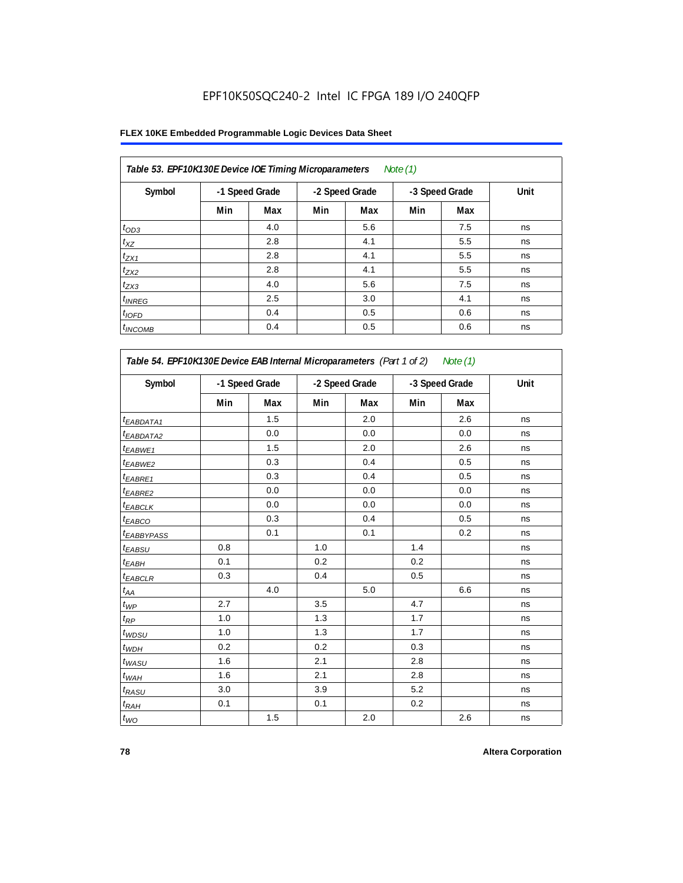EPF10K50SQC240-2 Intel IC FPGA 189 I/O 240QFP

**FLEX 10KE Embedded Programmable Logic Devices Data Sheet**

| *Table 53. EPF10K130E Device IOE Timing Microparameters* *Note (1)* | | | | | | | |
|---|---|---|---|---|---|---|---|
| Symbol | -1 Speed Grade | | -2 Speed Grade | | -3 Speed Grade | | Unit |
| | Min | Max | Min | Max | Min | Max | |
| $t_{OD3}$ | | 4.0 | | 5.6 | | 7.5 | ns |
| $t_{XZ}$ | | 2.8 | | 4.1 | | 5.5 | ns |
| $t_{ZX1}$ | | 2.8 | | 4.1 | | 5.5 | ns |
| $t_{ZX2}$ | | 2.8 | | 4.1 | | 5.5 | ns |
| $t_{ZX3}$ | | 4.0 | | 5.6 | | 7.5 | ns |
| $t_{INREG}$ | | 2.5 | | 3.0 | | 4.1 | ns |
| $t_{IOFD}$ | | 0.4 | | 0.5 | | 0.6 | ns |
| $t_{INCOMB}$ | | 0.4 | | 0.5 | | 0.6 | ns |

| *Table 54. EPF10K130E Device EAB Internal Microparameters (Part 1 of 2)* *Note (1)* | | | | | | | |
|---|---|---|---|---|---|---|---|
| Symbol | -1 Speed Grade | | -2 Speed Grade | | -3 Speed Grade | | Unit |
| | Min | Max | Min | Max | Min | Max | |
| $t_{EABDATA1}$ | | 1.5 | | 2.0 | | 2.6 | ns |
| $t_{EABDATA2}$ | | 0.0 | | 0.0 | | 0.0 | ns |
| $t_{EABWE1}$ | | 1.5 | | 2.0 | | 2.6 | ns |
| $t_{EABWE2}$ | | 0.3 | | 0.4 | | 0.5 | ns |
| $t_{EABRE1}$ | | 0.3 | | 0.4 | | 0.5 | ns |
| $t_{EABRE2}$ | | 0.0 | | 0.0 | | 0.0 | ns |
| $t_{EABCLK}$ | | 0.0 | | 0.0 | | 0.0 | ns |
| $t_{EABCO}$ | | 0.3 | | 0.4 | | 0.5 | ns |
| $t_{EABBYPASS}$ | | 0.1 | | 0.1 | | 0.2 | ns |
| $t_{EABSU}$ | 0.8 | | 1.0 | | 1.4 | | ns |
| $t_{EABH}$ | 0.1 | | 0.2 | | 0.2 | | ns |
| $t_{EABCLR}$ | 0.3 | | 0.4 | | 0.5 | | ns |
| $t_{AA}$ | | 4.0 | | 5.0 | | 6.6 | ns |
| $t_{WP}$ | 2.7 | | 3.5 | | 4.7 | | ns |
| $t_{RP}$ | 1.0 | | 1.3 | | 1.7 | | ns |
| $t_{WDSU}$ | 1.0 | | 1.3 | | 1.7 | | ns |
| $t_{WDH}$ | 0.2 | | 0.2 | | 0.3 | | ns |
| $t_{WASU}$ | 1.6 | | 2.1 | | 2.8 | | ns |
| $t_{WAH}$ | 1.6 | | 2.1 | | 2.8 | | ns |
| $t_{RASU}$ | 3.0 | | 3.9 | | 5.2 | | ns |
| $t_{RAH}$ | 0.1 | | 0.1 | | 0.2 | | ns |
| $t_{WO}$ | | 1.5 | | 2.0 | | 2.6 | ns |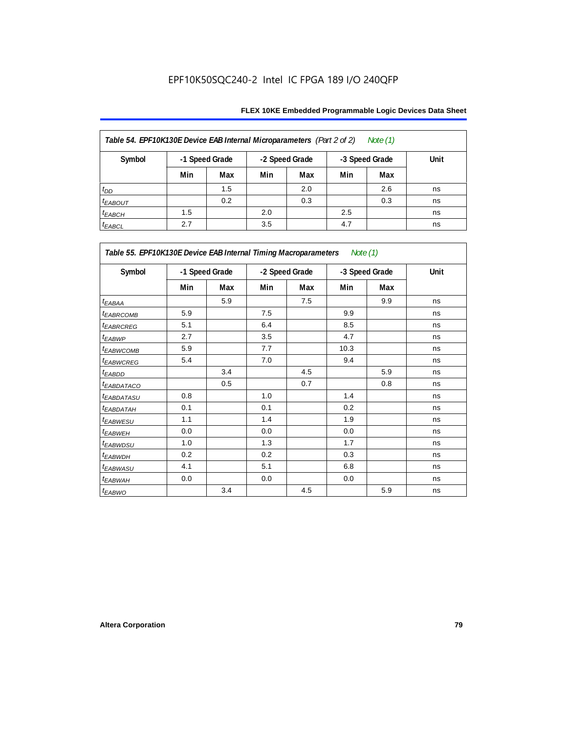EPF10K50SQC240-2 Intel IC FPGA 189 I/O 240QFP

**Table 54. EPF10K130E Device EAB Internal Microparameters** *(Part 2 of 2)* *Note (1)*

| Symbol | -1 Speed Grade | | -2 Speed Grade | | -3 Speed Grade | | Unit |
|---|---|---|---|---|---|---|---|
| | Min | Max | Min | Max | Min | Max | |
| $t_{DD}$ | | 1.5 | | 2.0 | | 2.6 | ns |
| $t_{EABOUT}$ | | 0.2 | | 0.3 | | 0.3 | ns |
| $t_{EABCH}$ | 1.5 | | 2.0 | | 2.5 | | ns |
| $t_{EABCL}$ | 2.7 | | 3.5 | | 4.7 | | ns |

**Table 55. EPF10K130E Device EAB Internal Timing Macroparameters** *Note (1)*

| Symbol | -1 Speed Grade | | -2 Speed Grade | | -3 Speed Grade | | Unit |
|---|---|---|---|---|---|---|---|
| | Min | Max | Min | Max | Min | Max | |
| $t_{EABAA}$ | | 5.9 | | 7.5 | | 9.9 | ns |
| $t_{EABRCOMB}$ | 5.9 | | 7.5 | | 9.9 | | ns |
| $t_{EABRCREG}$ | 5.1 | | 6.4 | | 8.5 | | ns |
| $t_{EABWP}$ | 2.7 | | 3.5 | | 4.7 | | ns |
| $t_{EABWCOMB}$ | 5.9 | | 7.7 | | 10.3 | | ns |
| $t_{EABWCREG}$ | 5.4 | | 7.0 | | 9.4 | | ns |
| $t_{EABDD}$ | | 3.4 | | 4.5 | | 5.9 | ns |
| $t_{EABDATACO}$ | | 0.5 | | 0.7 | | 0.8 | ns |
| $t_{EABDATASU}$ | 0.8 | | 1.0 | | 1.4 | | ns |
| $t_{EABDATAH}$ | 0.1 | | 0.1 | | 0.2 | | ns |
| $t_{EABWESU}$ | 1.1 | | 1.4 | | 1.9 | | ns |
| $t_{EABWEH}$ | 0.0 | | 0.0 | | 0.0 | | ns |
| $t_{EABWDSU}$ | 1.0 | | 1.3 | | 1.7 | | ns |
| $t_{EABWDH}$ | 0.2 | | 0.2 | | 0.3 | | ns |
| $t_{EABWASU}$ | 4.1 | | 5.1 | | 6.8 | | ns |
| $t_{EABWAH}$ | 0.0 | | 0.0 | | 0.0 | | ns |
| $t_{EABWO}$ | | 3.4 | | 4.5 | | 5.9 | ns |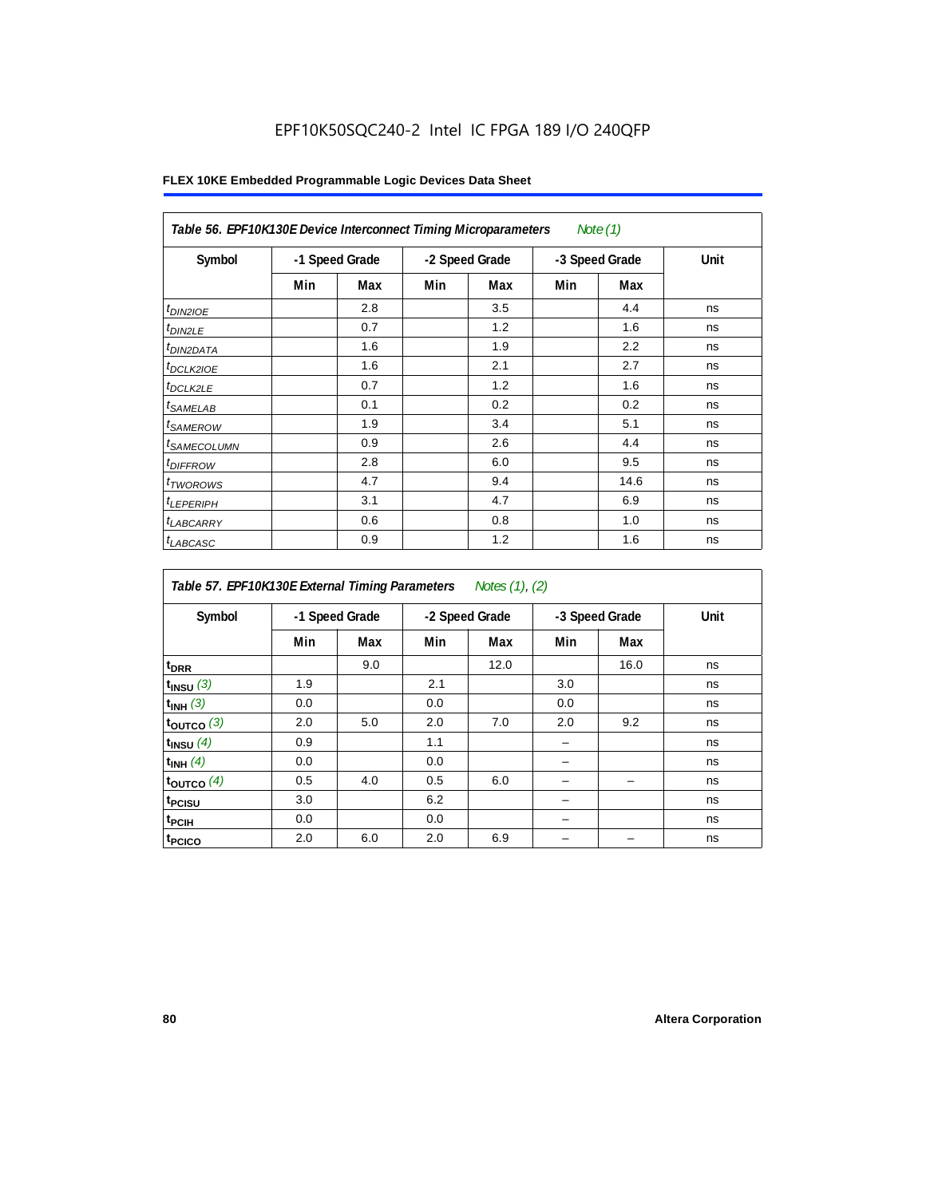Table 56. EPF10K130E Device Interconnect Timing Microparameters *Note (1)*

| Symbol | -1 Speed Grade | | -2 Speed Grade | | -3 Speed Grade | | Unit |
|---|---|---|---|---|---|---|---|
| | Min | Max | Min | Max | Min | Max | |
| $t_{DIN2IOE}$ | | 2.8 | | 3.5 | | 4.4 | ns |
| $t_{DIN2LE}$ | | 0.7 | | 1.2 | | 1.6 | ns |
| $t_{DIN2DATA}$ | | 1.6 | | 1.9 | | 2.2 | ns |
| $t_{DCLK2IOE}$ | | 1.6 | | 2.1 | | 2.7 | ns |
| $t_{DCLK2LE}$ | | 0.7 | | 1.2 | | 1.6 | ns |
| $t_{SAMELAB}$ | | 0.1 | | 0.2 | | 0.2 | ns |
| $t_{SAMEROW}$ | | 1.9 | | 3.4 | | 5.1 | ns |
| $t_{SAMECOLUMN}$ | | 0.9 | | 2.6 | | 4.4 | ns |
| $t_{DIFFROW}$ | | 2.8 | | 6.0 | | 9.5 | ns |
| $t_{TWOROWS}$ | | 4.7 | | 9.4 | | 14.6 | ns |
| $t_{LEPERIPH}$ | | 3.1 | | 4.7 | | 6.9 | ns |
| $t_{LABCARRY}$ | | 0.6 | | 0.8 | | 1.0 | ns |
| $t_{LABCASC}$ | | 0.9 | | 1.2 | | 1.6 | ns |

Table 57. EPF10K130E External Timing Parameters *Notes (1), (2)*

| Symbol | -1 Speed Grade | | -2 Speed Grade | | -3 Speed Grade | | Unit |
|---|---|---|---|---|---|---|---|
| | Min | Max | Min | Max | Min | Max | |
| $t_{DRR}$ | | 9.0 | | 12.0 | | 16.0 | ns |
| $t_{INSU}$ *(3)* | 1.9 | | 2.1 | | 3.0 | | ns |
| $t_{INH}$ *(3)* | 0.0 | | 0.0 | | 0.0 | | ns |
| $t_{OUTCO}$ *(3)* | 2.0 | 5.0 | 2.0 | 7.0 | 2.0 | 9.2 | ns |
| $t_{INSU}$ *(4)* | 0.9 | | 1.1 | | – | | ns |
| $t_{INH}$ *(4)* | 0.0 | | 0.0 | | – | | ns |
| $t_{OUTCO}$ *(4)* | 0.5 | 4.0 | 0.5 | 6.0 | – | – | ns |
| $t_{PCISU}$ | 3.0 | | 6.2 | | – | | ns |
| $t_{PCIH}$ | 0.0 | | 0.0 | | – | | ns |
| $t_{PCICO}$ | 2.0 | 6.0 | 2.0 | 6.9 | – | – | ns |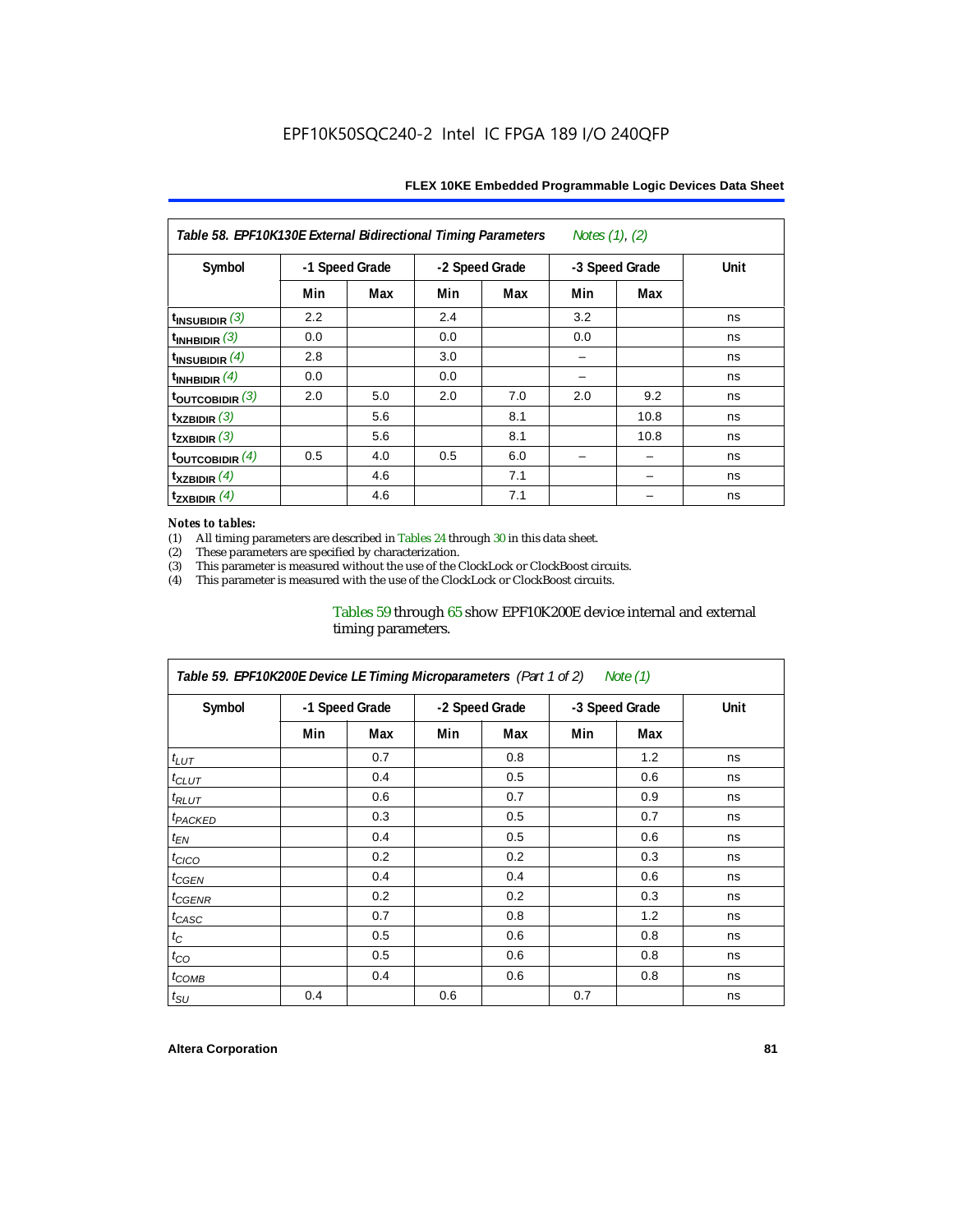EPF10K50SQC240-2 Intel IC FPGA 189 I/O 240QFP

| Table 58. EPF10K130E External Bidirectional Timing Parameters *Notes (1), (2)* | | | | | | | |
|---|---|---|---|---|---|---|---|
| Symbol | -1 Speed Grade | | -2 Speed Grade | | -3 Speed Grade | | Unit |
| | Min | Max | Min | Max | Min | Max | |
| $t_{INSUBIDIR}$ (3) | 2.2 | | 2.4 | | 3.2 | | ns |
| $t_{INHBIDIR}$ (3) | 0.0 | | 0.0 | | 0.0 | | ns |
| $t_{INSUBIDIR}$ (4) | 2.8 | | 3.0 | | – | | ns |
| $t_{INHBIDIR}$ (4) | 0.0 | | 0.0 | | – | | ns |
| $t_{OUTCOBIDIR}$ (3) | 2.0 | 5.0 | 2.0 | 7.0 | 2.0 | 9.2 | ns |
| $t_{XZBIDIR}$ (3) | | 5.6 | | 8.1 | | 10.8 | ns |
| $t_{ZXBIDIR}$ (3) | | 5.6 | | 8.1 | | 10.8 | ns |
| $t_{OUTCOBIDIR}$ (4) | 0.5 | 4.0 | 0.5 | 6.0 | – | – | ns |
| $t_{XZBIDIR}$ (4) | | 4.6 | | 7.1 | | – | ns |
| $t_{ZXBIDIR}$ (4) | | 4.6 | | 7.1 | | – | ns |

*Notes to tables:*

(1) All timing parameters are described in Tables 24 through 30 in this data sheet.
(2) These parameters are specified by characterization.
(3) This parameter is measured without the use of the ClockLock or ClockBoost circuits.
(4) This parameter is measured with the use of the ClockLock or ClockBoost circuits.

Tables 59 through 65 show EPF10K200E device internal and external timing parameters.

| Table 59. EPF10K200E Device LE Timing Microparameters (Part 1 of 2) *Note (1)* | | | | | | | |
|---|---|---|---|---|---|---|---|
| Symbol | -1 Speed Grade | | -2 Speed Grade | | -3 Speed Grade | | Unit |
| | Min | Max | Min | Max | Min | Max | |
| $t_{LUT}$ | | 0.7 | | 0.8 | | 1.2 | ns |
| $t_{CLUT}$ | | 0.4 | | 0.5 | | 0.6 | ns |
| $t_{RLUT}$ | | 0.6 | | 0.7 | | 0.9 | ns |
| $t_{PACKED}$ | | 0.3 | | 0.5 | | 0.7 | ns |
| $t_{EN}$ | | 0.4 | | 0.5 | | 0.6 | ns |
| $t_{CICO}$ | | 0.2 | | 0.2 | | 0.3 | ns |
| $t_{CGEN}$ | | 0.4 | | 0.4 | | 0.6 | ns |
| $t_{CGENR}$ | | 0.2 | | 0.2 | | 0.3 | ns |
| $t_{CASC}$ | | 0.7 | | 0.8 | | 1.2 | ns |
| $t_{C}$ | | 0.5 | | 0.6 | | 0.8 | ns |
| $t_{CO}$ | | 0.5 | | 0.6 | | 0.8 | ns |
| $t_{COMB}$ | | 0.4 | | 0.6 | | 0.8 | ns |
| $t_{SU}$ | 0.4 | | 0.6 | | 0.7 | | ns |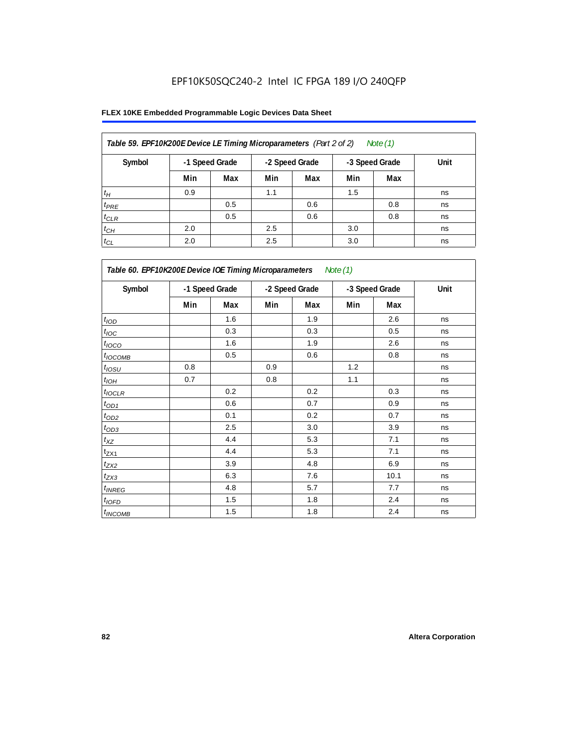EPF10K50SQC240-2 Intel IC FPGA 189 I/O 240QFP

| *Table 59. EPF10K200E Device LE Timing Microparameters (Part 2 of 2) Note (1)* | | | | | | | |
|---|---|---|---|---|---|---|---|
| Symbol | -1 Speed Grade | | -2 Speed Grade | | -3 Speed Grade | | Unit |
| | Min | Max | Min | Max | Min | Max | |
| $t_H$ | 0.9 | | 1.1 | | 1.5 | | ns |
| $t_{PRE}$ | | 0.5 | | 0.6 | | 0.8 | ns |
| $t_{CLR}$ | | 0.5 | | 0.6 | | 0.8 | ns |
| $t_{CH}$ | 2.0 | | 2.5 | | 3.0 | | ns |
| $t_{CL}$ | 2.0 | | 2.5 | | 3.0 | | ns |

| *Table 60. EPF10K200E Device IOE Timing Microparameters Note (1)* | | | | | | | |
|---|---|---|---|---|---|---|---|
| Symbol | -1 Speed Grade | | -2 Speed Grade | | -3 Speed Grade | | Unit |
| | Min | Max | Min | Max | Min | Max | |
| $t_{IOD}$ | | 1.6 | | 1.9 | | 2.6 | ns |
| $t_{IOC}$ | | 0.3 | | 0.3 | | 0.5 | ns |
| $t_{IOCO}$ | | 1.6 | | 1.9 | | 2.6 | ns |
| $t_{IOCOMB}$ | | 0.5 | | 0.6 | | 0.8 | ns |
| $t_{IOSU}$ | 0.8 | | 0.9 | | 1.2 | | ns |
| $t_{IOH}$ | 0.7 | | 0.8 | | 1.1 | | ns |
| $t_{IOCLR}$ | | 0.2 | | 0.2 | | 0.3 | ns |
| $t_{OD1}$ | | 0.6 | | 0.7 | | 0.9 | ns |
| $t_{OD2}$ | | 0.1 | | 0.2 | | 0.7 | ns |
| $t_{OD3}$ | | 2.5 | | 3.0 | | 3.9 | ns |
| $t_{XZ}$ | | 4.4 | | 5.3 | | 7.1 | ns |
| $t_{ZX1}$ | | 4.4 | | 5.3 | | 7.1 | ns |
| $t_{ZX2}$ | | 3.9 | | 4.8 | | 6.9 | ns |
| $t_{ZX3}$ | | 6.3 | | 7.6 | | 10.1 | ns |
| $t_{INREG}$ | | 4.8 | | 5.7 | | 7.7 | ns |
| $t_{IOFD}$ | | 1.5 | | 1.8 | | 2.4 | ns |
| $t_{INCOMB}$ | | 1.5 | | 1.8 | | 2.4 | ns |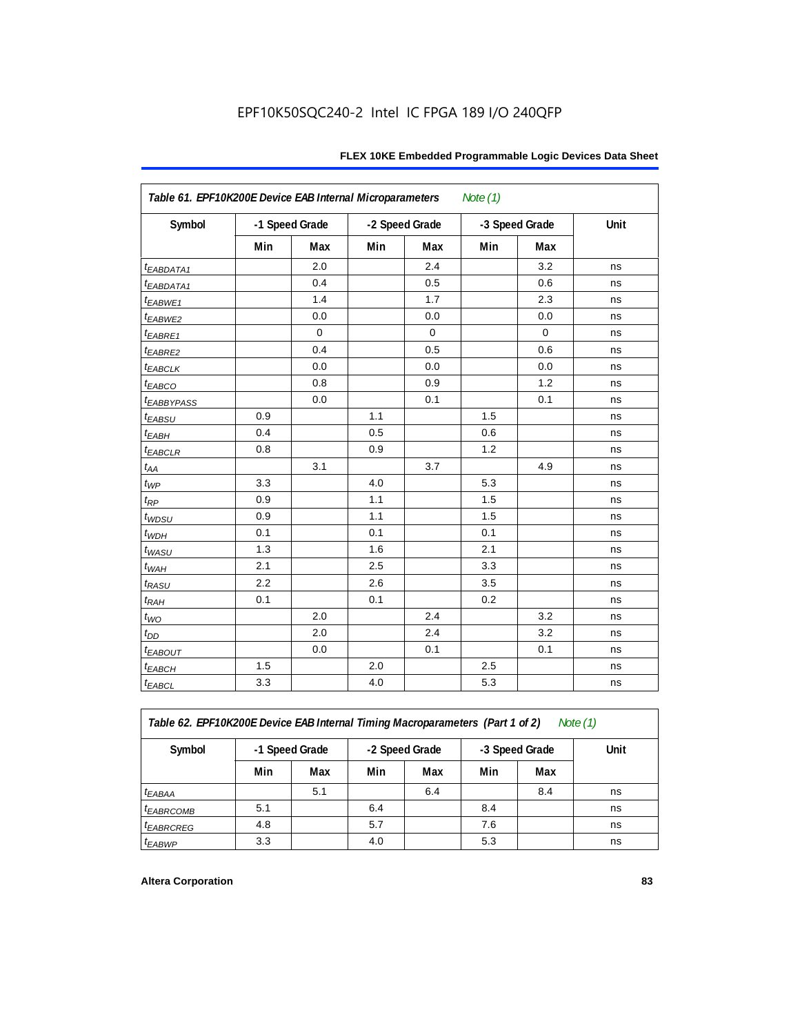EPF10K50SQC240-2 Intel IC FPGA 189 I/O 240QFP

| Table 61. EPF10K200E Device EAB Internal Microparameters *Note (1)* | | | | | | | |
|---|---|---|---|---|---|---|---|
| Symbol | -1 Speed Grade | | -2 Speed Grade | | -3 Speed Grade | | Unit |
| | Min | Max | Min | Max | Min | Max | |
| $t_{EABDATA1}$ | | 2.0 | | 2.4 | | 3.2 | ns |
| $t_{EABDATA1}$ | | 0.4 | | 0.5 | | 0.6 | ns |
| $t_{EABWE1}$ | | 1.4 | | 1.7 | | 2.3 | ns |
| $t_{EABWE2}$ | | 0.0 | | 0.0 | | 0.0 | ns |
| $t_{EABRE1}$ | | 0 | | 0 | | 0 | ns |
| $t_{EABRE2}$ | | 0.4 | | 0.5 | | 0.6 | ns |
| $t_{EABCLK}$ | | 0.0 | | 0.0 | | 0.0 | ns |
| $t_{EABCO}$ | | 0.8 | | 0.9 | | 1.2 | ns |
| $t_{EABBYPASS}$ | | 0.0 | | 0.1 | | 0.1 | ns |
| $t_{EABSU}$ | 0.9 | | 1.1 | | 1.5 | | ns |
| $t_{EABH}$ | 0.4 | | 0.5 | | 0.6 | | ns |
| $t_{EABCLR}$ | 0.8 | | 0.9 | | 1.2 | | ns |
| $t_{AA}$ | | 3.1 | | 3.7 | | 4.9 | ns |
| $t_{WP}$ | 3.3 | | 4.0 | | 5.3 | | ns |
| $t_{RP}$ | 0.9 | | 1.1 | | 1.5 | | ns |
| $t_{WDSU}$ | 0.9 | | 1.1 | | 1.5 | | ns |
| $t_{WDH}$ | 0.1 | | 0.1 | | 0.1 | | ns |
| $t_{WASU}$ | 1.3 | | 1.6 | | 2.1 | | ns |
| $t_{WAH}$ | 2.1 | | 2.5 | | 3.3 | | ns |
| $t_{RASU}$ | 2.2 | | 2.6 | | 3.5 | | ns |
| $t_{RAH}$ | 0.1 | | 0.1 | | 0.2 | | ns |
| $t_{WO}$ | | 2.0 | | 2.4 | | 3.2 | ns |
| $t_{DD}$ | | 2.0 | | 2.4 | | 3.2 | ns |
| $t_{EABOUT}$ | | 0.0 | | 0.1 | | 0.1 | ns |
| $t_{EABCH}$ | 1.5 | | 2.0 | | 2.5 | | ns |
| $t_{EABCL}$ | 3.3 | | 4.0 | | 5.3 | | ns |

| Table 62. EPF10K200E Device EAB Internal Timing Macroparameters (Part 1 of 2) *Note (1)* | | | | | | | |
|---|---|---|---|---|---|---|---|
| Symbol | -1 Speed Grade | | -2 Speed Grade | | -3 Speed Grade | | Unit |
| | Min | Max | Min | Max | Min | Max | |
| $t_{EABAA}$ | | 5.1 | | 6.4 | | 8.4 | ns |
| $t_{EABRCOMB}$ | 5.1 | | 6.4 | | 8.4 | | ns |
| $t_{EABRCREG}$ | 4.8 | | 5.7 | | 7.6 | | ns |
| $t_{EABWP}$ | 3.3 | | 4.0 | | 5.3 | | ns |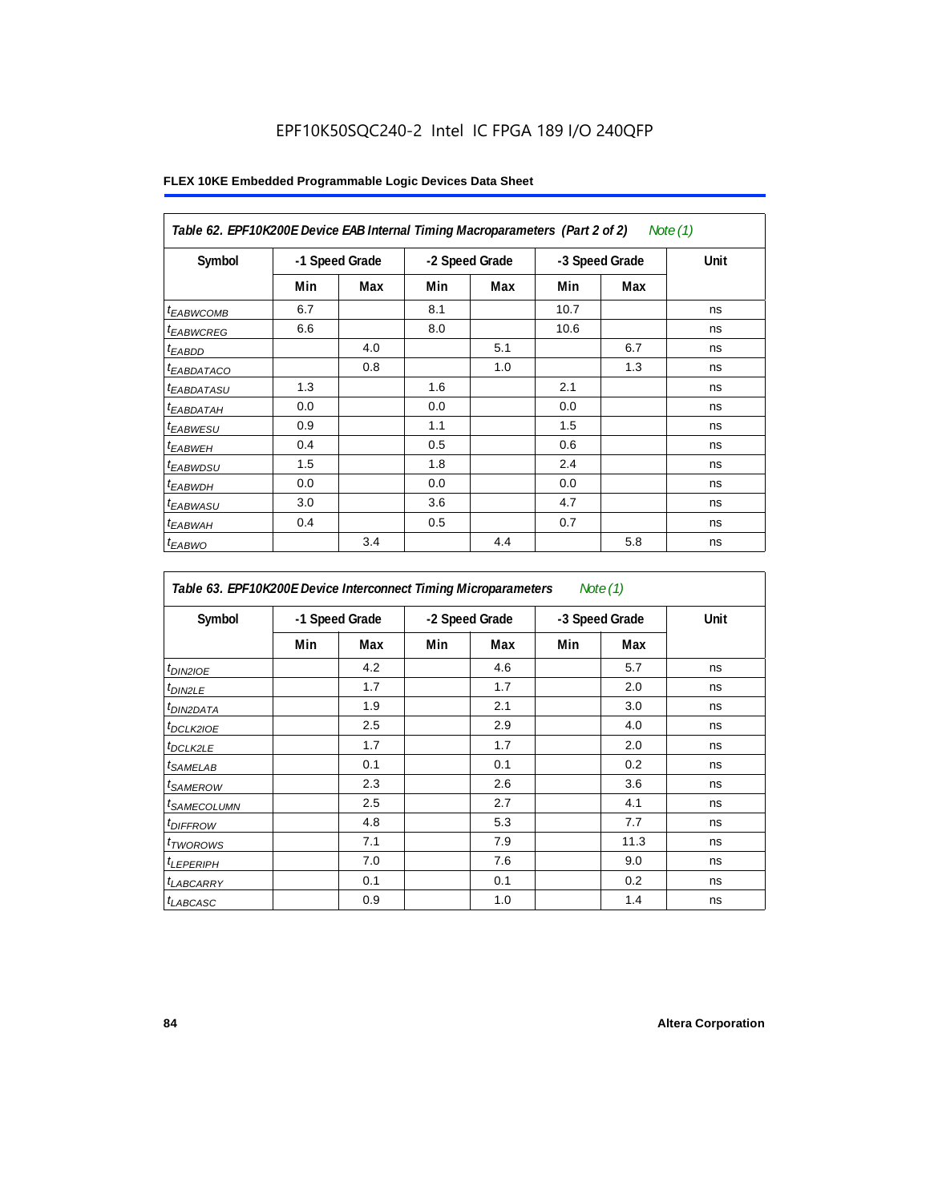EPF10K50SQC240-2 Intel IC FPGA 189 I/O 240QFP

| Table 62. EPF10K200E Device EAB Internal Timing Macroparameters (Part 2 of 2) *Note (1)* | | | | | | | |
|---|---|---|---|---|---|---|---|
| Symbol | -1 Speed Grade | | -2 Speed Grade | | -3 Speed Grade | | Unit |
| | Min | Max | Min | Max | Min | Max | |
| $t_{EABWCOMB}$ | 6.7 | | 8.1 | | 10.7 | | ns |
| $t_{EABWCREG}$ | 6.6 | | 8.0 | | 10.6 | | ns |
| $t_{EABDD}$ | | 4.0 | | 5.1 | | 6.7 | ns |
| $t_{EABDATACO}$ | | 0.8 | | 1.0 | | 1.3 | ns |
| $t_{EABDATASU}$ | 1.3 | | 1.6 | | 2.1 | | ns |
| $t_{EABDATAH}$ | 0.0 | | 0.0 | | 0.0 | | ns |
| $t_{EABWESU}$ | 0.9 | | 1.1 | | 1.5 | | ns |
| $t_{EABWEH}$ | 0.4 | | 0.5 | | 0.6 | | ns |
| $t_{EABWDSU}$ | 1.5 | | 1.8 | | 2.4 | | ns |
| $t_{EABWDH}$ | 0.0 | | 0.0 | | 0.0 | | ns |
| $t_{EABWASU}$ | 3.0 | | 3.6 | | 4.7 | | ns |
| $t_{EABWAH}$ | 0.4 | | 0.5 | | 0.7 | | ns |
| $t_{EABWO}$ | | 3.4 | | 4.4 | | 5.8 | ns |

| Table 63. EPF10K200E Device Interconnect Timing Microparameters *Note (1)* | | | | | | | |
|---|---|---|---|---|---|---|---|
| Symbol | -1 Speed Grade | | -2 Speed Grade | | -3 Speed Grade | | Unit |
| | Min | Max | Min | Max | Min | Max | |
| $t_{DIN2IOE}$ | | 4.2 | | 4.6 | | 5.7 | ns |
| $t_{DIN2LE}$ | | 1.7 | | 1.7 | | 2.0 | ns |
| $t_{DIN2DATA}$ | | 1.9 | | 2.1 | | 3.0 | ns |
| $t_{DCLK2IOE}$ | | 2.5 | | 2.9 | | 4.0 | ns |
| $t_{DCLK2LE}$ | | 1.7 | | 1.7 | | 2.0 | ns |
| $t_{SAMELAB}$ | | 0.1 | | 0.1 | | 0.2 | ns |
| $t_{SAMEROW}$ | | 2.3 | | 2.6 | | 3.6 | ns |
| $t_{SAMECOLUMN}$ | | 2.5 | | 2.7 | | 4.1 | ns |
| $t_{DIFFROW}$ | | 4.8 | | 5.3 | | 7.7 | ns |
| $t_{TWOROWS}$ | | 7.1 | | 7.9 | | 11.3 | ns |
| $t_{LEPERIPH}$ | | 7.0 | | 7.6 | | 9.0 | ns |
| $t_{LABCARRY}$ | | 0.1 | | 0.1 | | 0.2 | ns |
| $t_{LABCASC}$ | | 0.9 | | 1.0 | | 1.4 | ns |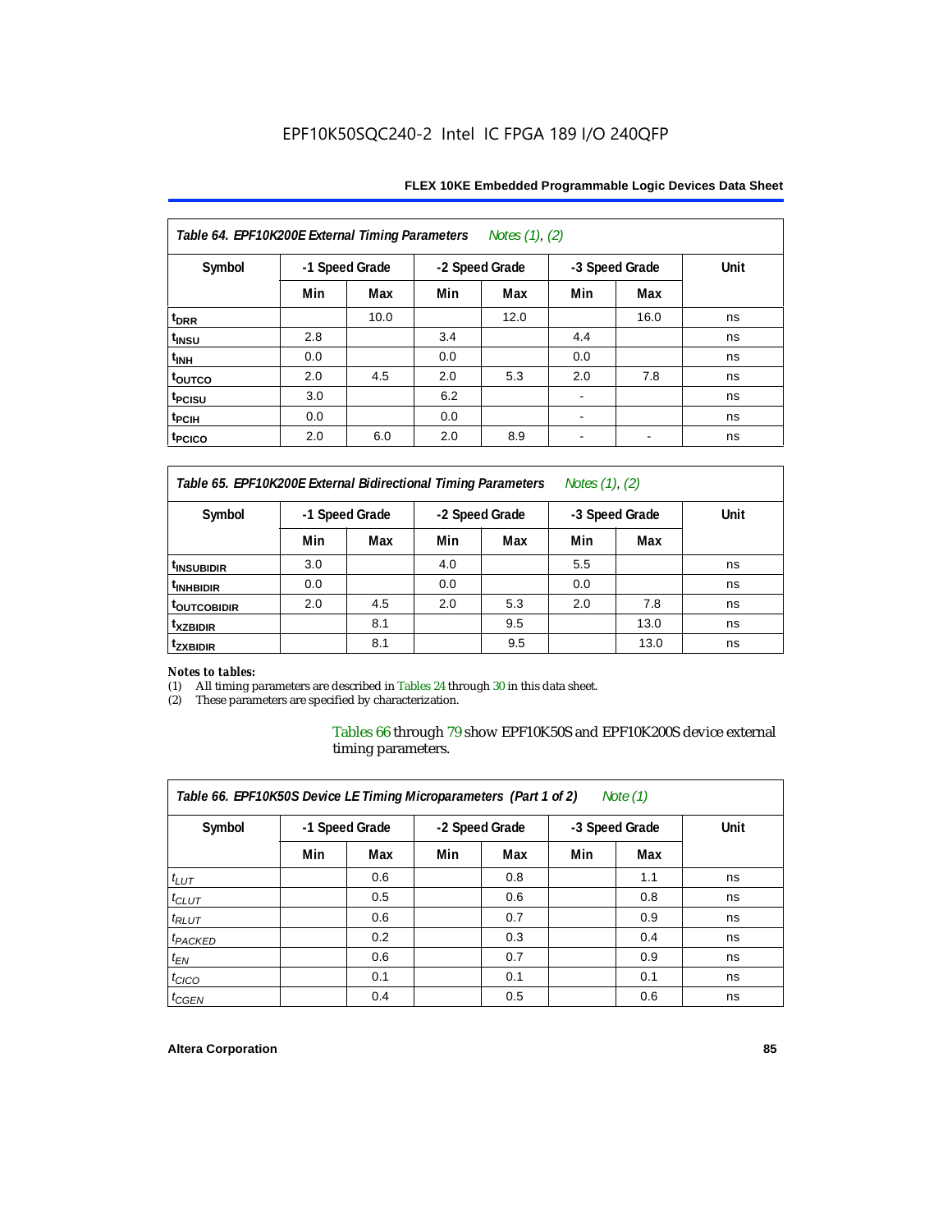**Table 64. EPF10K200E External Timing Parameters** *Notes (1), (2)*

| Symbol | -1 Speed Grade | | -2 Speed Grade | | -3 Speed Grade | | Unit |
|---|---|---|---|---|---|---|---|
| | Min | Max | Min | Max | Min | Max | |
| $t_{DRR}$ | | 10.0 | | 12.0 | | 16.0 | ns |
| $t_{INSU}$ | 2.8 | | 3.4 | | 4.4 | | ns |
| $t_{INH}$ | 0.0 | | 0.0 | | 0.0 | | ns |
| $t_{OUTCO}$ | 2.0 | 4.5 | 2.0 | 5.3 | 2.0 | 7.8 | ns |
| $t_{PCISU}$ | 3.0 | | 6.2 | | - | | ns |
| $t_{PCIH}$ | 0.0 | | 0.0 | | - | | ns |
| $t_{PCICO}$ | 2.0 | 6.0 | 2.0 | 8.9 | - | - | ns |

**Table 65. EPF10K200E External Bidirectional Timing Parameters** *Notes (1), (2)*

| Symbol | -1 Speed Grade | | -2 Speed Grade | | -3 Speed Grade | | Unit |
|---|---|---|---|---|---|---|---|
| | Min | Max | Min | Max | Min | Max | |
| $t_{INSUBIDIR}$ | 3.0 | | 4.0 | | 5.5 | | ns |
| $t_{INHBIDIR}$ | 0.0 | | 0.0 | | 0.0 | | ns |
| $t_{OUTCOBIDIR}$ | 2.0 | 4.5 | 2.0 | 5.3 | 2.0 | 7.8 | ns |
| $t_{XZBIDIR}$ | | 8.1 | | 9.5 | | 13.0 | ns |
| $t_{ZXBIDIR}$ | | 8.1 | | 9.5 | | 13.0 | ns |

*Notes to tables:*

(1) All timing parameters are described in Tables 24 through 30 in this data sheet.
(2) These parameters are specified by characterization.

Tables 66 through 79 show EPF10K50S and EPF10K200S device external timing parameters.

**Table 66. EPF10K50S Device LE Timing Microparameters (Part 1 of 2)** *Note (1)*

| Symbol | -1 Speed Grade | | -2 Speed Grade | | -3 Speed Grade | | Unit |
|---|---|---|---|---|---|---|---|
| | Min | Max | Min | Max | Min | Max | |
| $t_{LUT}$ | | 0.6 | | 0.8 | | 1.1 | ns |
| $t_{CLUT}$ | | 0.5 | | 0.6 | | 0.8 | ns |
| $t_{RLUT}$ | | 0.6 | | 0.7 | | 0.9 | ns |
| $t_{PACKED}$ | | 0.2 | | 0.3 | | 0.4 | ns |
| $t_{EN}$ | | 0.6 | | 0.7 | | 0.9 | ns |
| $t_{CICO}$ | | 0.1 | | 0.1 | | 0.1 | ns |
| $t_{CGEN}$ | | 0.4 | | 0.5 | | 0.6 | ns |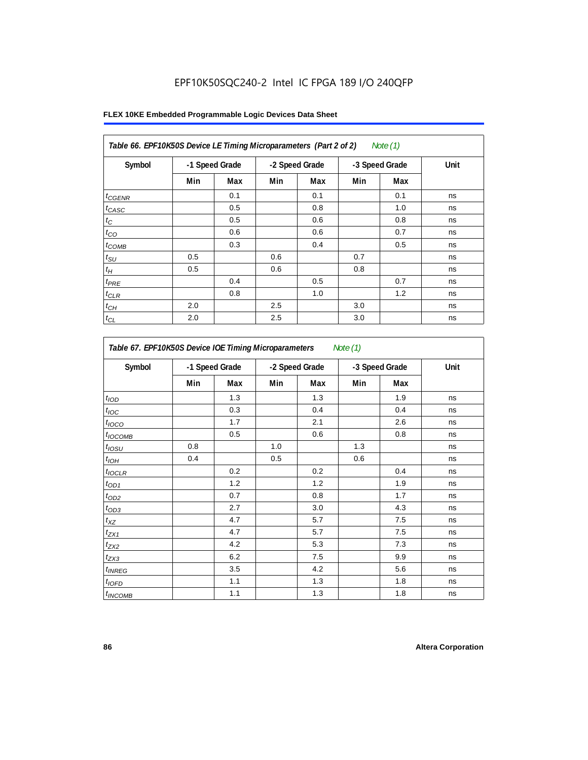EPF10K50SQC240-2 Intel IC FPGA 189 I/O 240QFP

**FLEX 10KE Embedded Programmable Logic Devices Data Sheet**

| *Table 66. EPF10K50S Device LE Timing Microparameters (Part 2 of 2) Note (1)* | | | | | | | |
|---|---|---|---|---|---|---|---|
| Symbol | -1 Speed Grade | | -2 Speed Grade | | -3 Speed Grade | | Unit |
| | Min | Max | Min | Max | Min | Max | |
| $t_{CGENR}$ | | 0.1 | | 0.1 | | 0.1 | ns |
| $t_{CASC}$ | | 0.5 | | 0.8 | | 1.0 | ns |
| $t_C$ | | 0.5 | | 0.6 | | 0.8 | ns |
| $t_{CO}$ | | 0.6 | | 0.6 | | 0.7 | ns |
| $t_{COMB}$ | | 0.3 | | 0.4 | | 0.5 | ns |
| $t_{SU}$ | 0.5 | | 0.6 | | 0.7 | | ns |
| $t_H$ | 0.5 | | 0.6 | | 0.8 | | ns |
| $t_{PRE}$ | | 0.4 | | 0.5 | | 0.7 | ns |
| $t_{CLR}$ | | 0.8 | | 1.0 | | 1.2 | ns |
| $t_{CH}$ | 2.0 | | 2.5 | | 3.0 | | ns |
| $t_{CL}$ | 2.0 | | 2.5 | | 3.0 | | ns |

| *Table 67. EPF10K50S Device IOE Timing Microparameters Note (1)* | | | | | | | |
|---|---|---|---|---|---|---|---|
| Symbol | -1 Speed Grade | | -2 Speed Grade | | -3 Speed Grade | | Unit |
| | Min | Max | Min | Max | Min | Max | |
| $t_{IOD}$ | | 1.3 | | 1.3 | | 1.9 | ns |
| $t_{IOC}$ | | 0.3 | | 0.4 | | 0.4 | ns |
| $t_{IOCO}$ | | 1.7 | | 2.1 | | 2.6 | ns |
| $t_{IOCOMB}$ | | 0.5 | | 0.6 | | 0.8 | ns |
| $t_{IOSU}$ | 0.8 | | 1.0 | | 1.3 | | ns |
| $t_{IOH}$ | 0.4 | | 0.5 | | 0.6 | | ns |
| $t_{IOCLR}$ | | 0.2 | | 0.2 | | 0.4 | ns |
| $t_{OD1}$ | | 1.2 | | 1.2 | | 1.9 | ns |
| $t_{OD2}$ | | 0.7 | | 0.8 | | 1.7 | ns |
| $t_{OD3}$ | | 2.7 | | 3.0 | | 4.3 | ns |
| $t_{XZ}$ | | 4.7 | | 5.7 | | 7.5 | ns |
| $t_{ZX1}$ | | 4.7 | | 5.7 | | 7.5 | ns |
| $t_{ZX2}$ | | 4.2 | | 5.3 | | 7.3 | ns |
| $t_{ZX3}$ | | 6.2 | | 7.5 | | 9.9 | ns |
| $t_{INREG}$ | | 3.5 | | 4.2 | | 5.6 | ns |
| $t_{IOFD}$ | | 1.1 | | 1.3 | | 1.8 | ns |
| $t_{INCOMB}$ | | 1.1 | | 1.3 | | 1.8 | ns |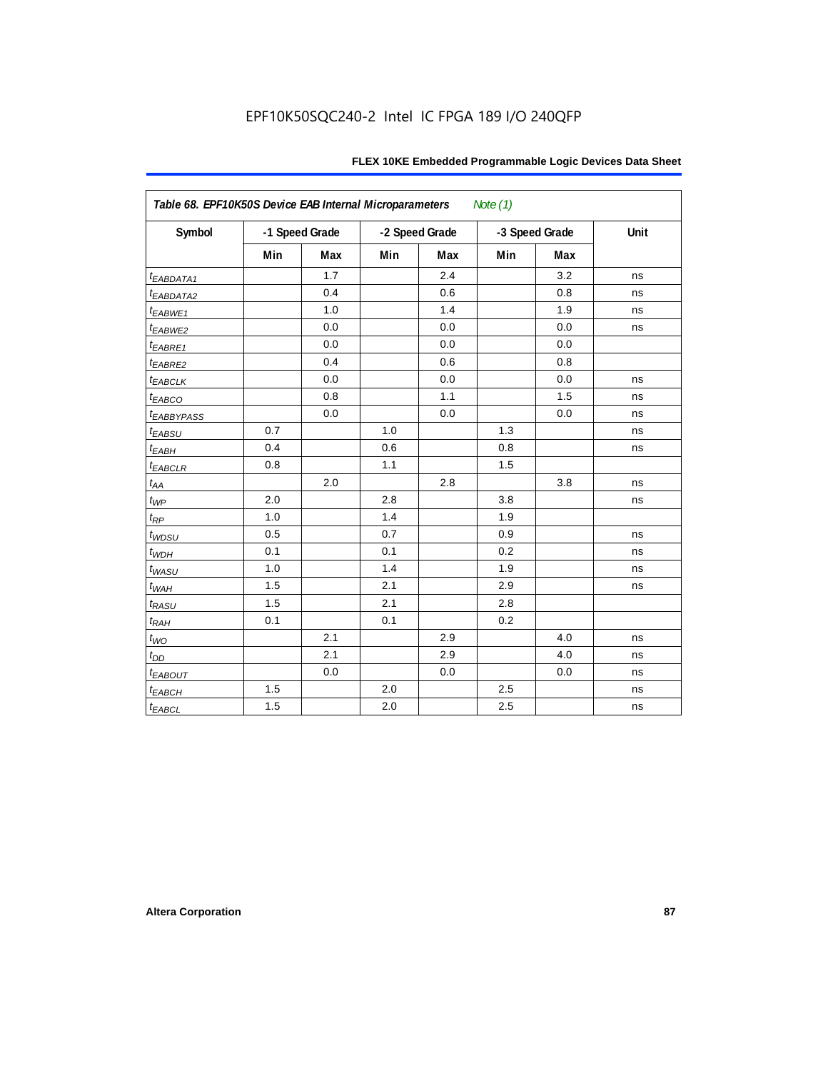**Table 68. EPF10K50S Device EAB Internal Microparameters** *Note (1)*

| Symbol | -1 Speed Grade | | -2 Speed Grade | | -3 Speed Grade | | Unit |
|---|---|---|---|---|---|---|---|
| | Min | Max | Min | Max | Min | Max | |
| $t_{EABDATA1}$ | | 1.7 | | 2.4 | | 3.2 | ns |
| $t_{EABDATA2}$ | | 0.4 | | 0.6 | | 0.8 | ns |
| $t_{EABWE1}$ | | 1.0 | | 1.4 | | 1.9 | ns |
| $t_{EABWE2}$ | | 0.0 | | 0.0 | | 0.0 | ns |
| $t_{EABRE1}$ | | 0.0 | | 0.0 | | 0.0 | |
| $t_{EABRE2}$ | | 0.4 | | 0.6 | | 0.8 | |
| $t_{EABCLK}$ | | 0.0 | | 0.0 | | 0.0 | ns |
| $t_{EABCO}$ | | 0.8 | | 1.1 | | 1.5 | ns |
| $t_{EABBYPASS}$ | | 0.0 | | 0.0 | | 0.0 | ns |
| $t_{EABSU}$ | 0.7 | | 1.0 | | 1.3 | | ns |
| $t_{EABH}$ | 0.4 | | 0.6 | | 0.8 | | ns |
| $t_{EABCLR}$ | 0.8 | | 1.1 | | 1.5 | | |
| $t_{AA}$ | | 2.0 | | 2.8 | | 3.8 | ns |
| $t_{WP}$ | 2.0 | | 2.8 | | 3.8 | | ns |
| $t_{RP}$ | 1.0 | | 1.4 | | 1.9 | | |
| $t_{WDSU}$ | 0.5 | | 0.7 | | 0.9 | | ns |
| $t_{WDH}$ | 0.1 | | 0.1 | | 0.2 | | ns |
| $t_{WASU}$ | 1.0 | | 1.4 | | 1.9 | | ns |
| $t_{WAH}$ | 1.5 | | 2.1 | | 2.9 | | ns |
| $t_{RASU}$ | 1.5 | | 2.1 | | 2.8 | | |
| $t_{RAH}$ | 0.1 | | 0.1 | | 0.2 | | |
| $t_{WO}$ | | 2.1 | | 2.9 | | 4.0 | ns |
| $t_{DD}$ | | 2.1 | | 2.9 | | 4.0 | ns |
| $t_{EABOUT}$ | | 0.0 | | 0.0 | | 0.0 | ns |
| $t_{EABCH}$ | 1.5 | | 2.0 | | 2.5 | | ns |
| $t_{EABCL}$ | 1.5 | | 2.0 | | 2.5 | | ns |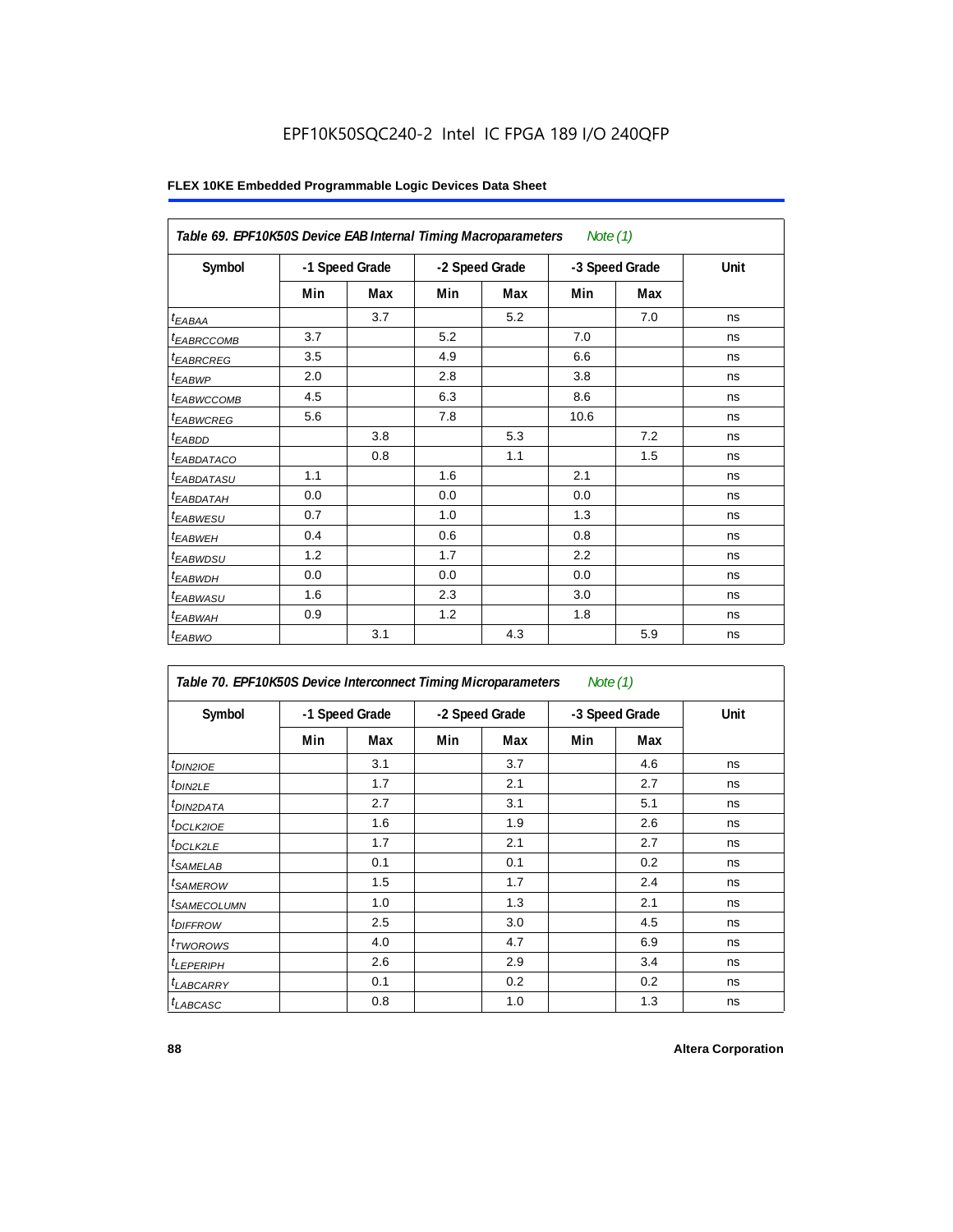EPF10K50SQC240-2 Intel IC FPGA 189 I/O 240QFP

**FLEX 10KE Embedded Programmable Logic Devices Data Sheet**

| *Table 69. EPF10K50S Device EAB Internal Timing Macroparameters* *Note (1)* | | | | | | | |
|---|---|---|---|---|---|---|---|
| **Symbol** | **-1 Speed Grade** | | **-2 Speed Grade** | | **-3 Speed Grade** | | **Unit** |
| | **Min** | **Max** | **Min** | **Max** | **Min** | **Max** | |
| $t_{EABAA}$ | | 3.7 | | 5.2 | | 7.0 | ns |
| $t_{EABRCCOMB}$ | 3.7 | | 5.2 | | 7.0 | | ns |
| $t_{EABRCREG}$ | 3.5 | | 4.9 | | 6.6 | | ns |
| $t_{EABWP}$ | 2.0 | | 2.8 | | 3.8 | | ns |
| $t_{EABWCCOMB}$ | 4.5 | | 6.3 | | 8.6 | | ns |
| $t_{EABWCREG}$ | 5.6 | | 7.8 | | 10.6 | | ns |
| $t_{EABDD}$ | | 3.8 | | 5.3 | | 7.2 | ns |
| $t_{EABDATACO}$ | | 0.8 | | 1.1 | | 1.5 | ns |
| $t_{EABDATASU}$ | 1.1 | | 1.6 | | 2.1 | | ns |
| $t_{EABDATAH}$ | 0.0 | | 0.0 | | 0.0 | | ns |
| $t_{EABWESU}$ | 0.7 | | 1.0 | | 1.3 | | ns |
| $t_{EABWEH}$ | 0.4 | | 0.6 | | 0.8 | | ns |
| $t_{EABWDSU}$ | 1.2 | | 1.7 | | 2.2 | | ns |
| $t_{EABWDH}$ | 0.0 | | 0.0 | | 0.0 | | ns |
| $t_{EABWASU}$ | 1.6 | | 2.3 | | 3.0 | | ns |
| $t_{EABWAH}$ | 0.9 | | 1.2 | | 1.8 | | ns |
| $t_{EABWO}$ | | 3.1 | | 4.3 | | 5.9 | ns |

| *Table 70. EPF10K50S Device Interconnect Timing Microparameters* *Note (1)* | | | | | | | |
|---|---|---|---|---|---|---|---|
| **Symbol** | **-1 Speed Grade** | | **-2 Speed Grade** | | **-3 Speed Grade** | | **Unit** |
| | **Min** | **Max** | **Min** | **Max** | **Min** | **Max** | |
| $t_{DIN2IOE}$ | | 3.1 | | 3.7 | | 4.6 | ns |
| $t_{DIN2LE}$ | | 1.7 | | 2.1 | | 2.7 | ns |
| $t_{DIN2DATA}$ | | 2.7 | | 3.1 | | 5.1 | ns |
| $t_{DCLK2IOE}$ | | 1.6 | | 1.9 | | 2.6 | ns |
| $t_{DCLK2LE}$ | | 1.7 | | 2.1 | | 2.7 | ns |
| $t_{SAMELAB}$ | | 0.1 | | 0.1 | | 0.2 | ns |
| $t_{SAMEROW}$ | | 1.5 | | 1.7 | | 2.4 | ns |
| $t_{SAMECOLUMN}$ | | 1.0 | | 1.3 | | 2.1 | ns |
| $t_{DIFFROW}$ | | 2.5 | | 3.0 | | 4.5 | ns |
| $t_{TWOROWS}$ | | 4.0 | | 4.7 | | 6.9 | ns |
| $t_{LEPERIPH}$ | | 2.6 | | 2.9 | | 3.4 | ns |
| $t_{LABCARRY}$ | | 0.1 | | 0.2 | | 0.2 | ns |
| $t_{LABCASC}$ | | 0.8 | | 1.0 | | 1.3 | ns |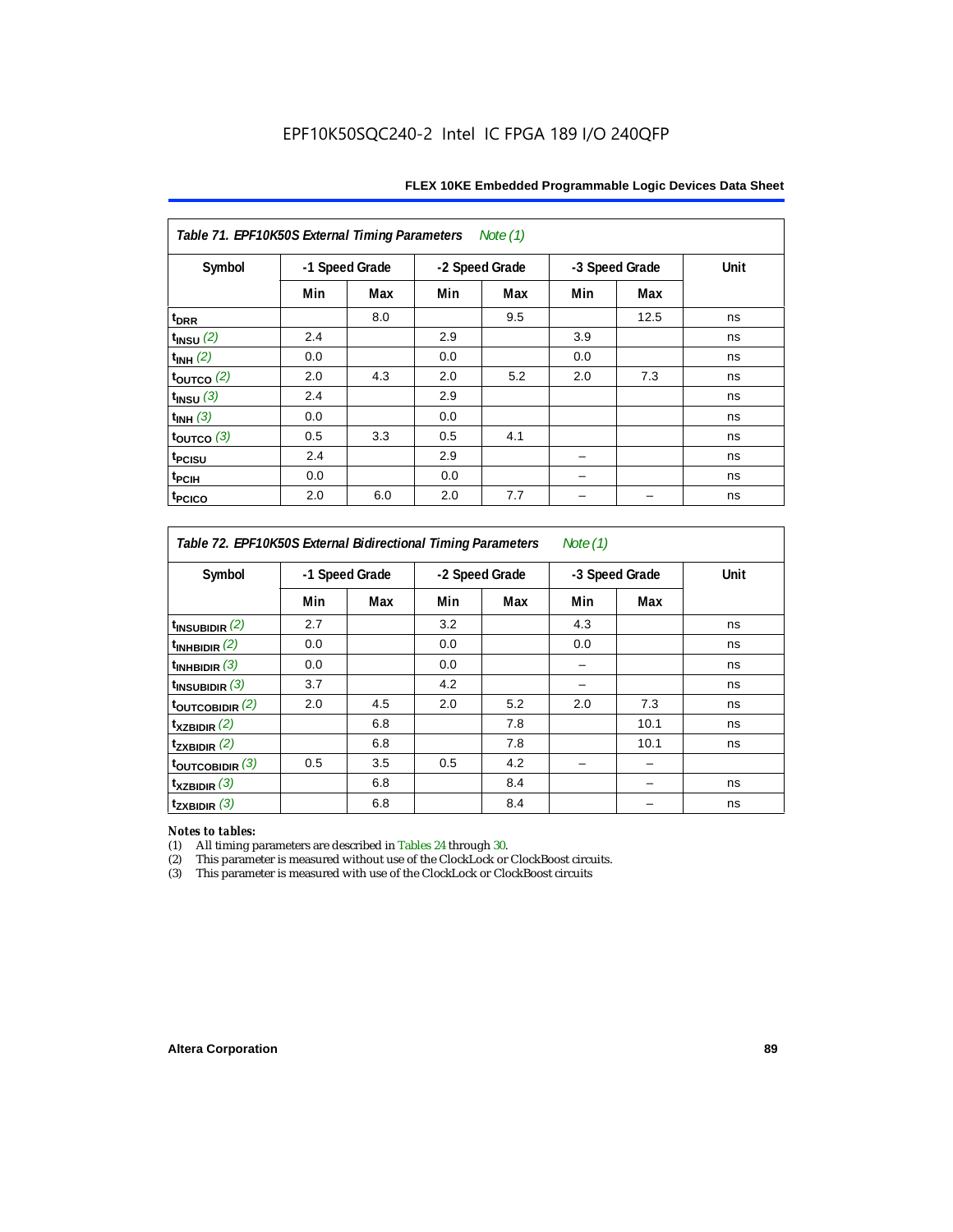EPF10K50SQC240-2 Intel IC FPGA 189 I/O 240QFP

| Table 71. EPF10K50S External Timing Parameters *Note (1)* | | | | | | | |
|---|---|---|---|---|---|---|---|
| Symbol | -1 Speed Grade | | -2 Speed Grade | | -3 Speed Grade | | Unit |
| | Min | Max | Min | Max | Min | Max | |
| $t_{DRR}$ | | 8.0 | | 9.5 | | 12.5 | ns |
| $t_{INSU}$ *(2)* | 2.4 | | 2.9 | | 3.9 | | ns |
| $t_{INH}$ *(2)* | 0.0 | | 0.0 | | 0.0 | | ns |
| $t_{OUTCO}$ *(2)* | 2.0 | 4.3 | 2.0 | 5.2 | 2.0 | 7.3 | ns |
| $t_{INSU}$ *(3)* | 2.4 | | 2.9 | | | | ns |
| $t_{INH}$ *(3)* | 0.0 | | 0.0 | | | | ns |
| $t_{OUTCO}$ *(3)* | 0.5 | 3.3 | 0.5 | 4.1 | | | ns |
| $t_{PCISU}$ | 2.4 | | 2.9 | | – | | ns |
| $t_{PCIH}$ | 0.0 | | 0.0 | | – | | ns |
| $t_{PCICO}$ | 2.0 | 6.0 | 2.0 | 7.7 | – | – | ns |

| Table 72. EPF10K50S External Bidirectional Timing Parameters *Note (1)* | | | | | | | |
|---|---|---|---|---|---|---|---|
| Symbol | -1 Speed Grade | | -2 Speed Grade | | -3 Speed Grade | | Unit |
| | Min | Max | Min | Max | Min | Max | |
| $t_{INSUBIDIR}$ *(2)* | 2.7 | | 3.2 | | 4.3 | | ns |
| $t_{INHBIDIR}$ *(2)* | 0.0 | | 0.0 | | 0.0 | | ns |
| $t_{INHBIDIR}$ *(3)* | 0.0 | | 0.0 | | – | | ns |
| $t_{INSUBIDIR}$ *(3)* | 3.7 | | 4.2 | | – | | ns |
| $t_{OUTCOBIDIR}$ *(2)* | 2.0 | 4.5 | 2.0 | 5.2 | 2.0 | 7.3 | ns |
| $t_{XZBIDIR}$ *(2)* | | 6.8 | | 7.8 | | 10.1 | ns |
| $t_{ZXBIDIR}$ *(2)* | | 6.8 | | 7.8 | | 10.1 | ns |
| $t_{OUTCOBIDIR}$ *(3)* | 0.5 | 3.5 | 0.5 | 4.2 | – | – | |
| $t_{XZBIDIR}$ *(3)* | | 6.8 | | 8.4 | | – | ns |
| $t_{ZXBIDIR}$ *(3)* | | 6.8 | | 8.4 | | – | ns |

*Notes to tables:*

(1) All timing parameters are described in Tables 24 through 30.
(2) This parameter is measured without use of the ClockLock or ClockBoost circuits.
(3) This parameter is measured with use of the ClockLock or ClockBoost circuits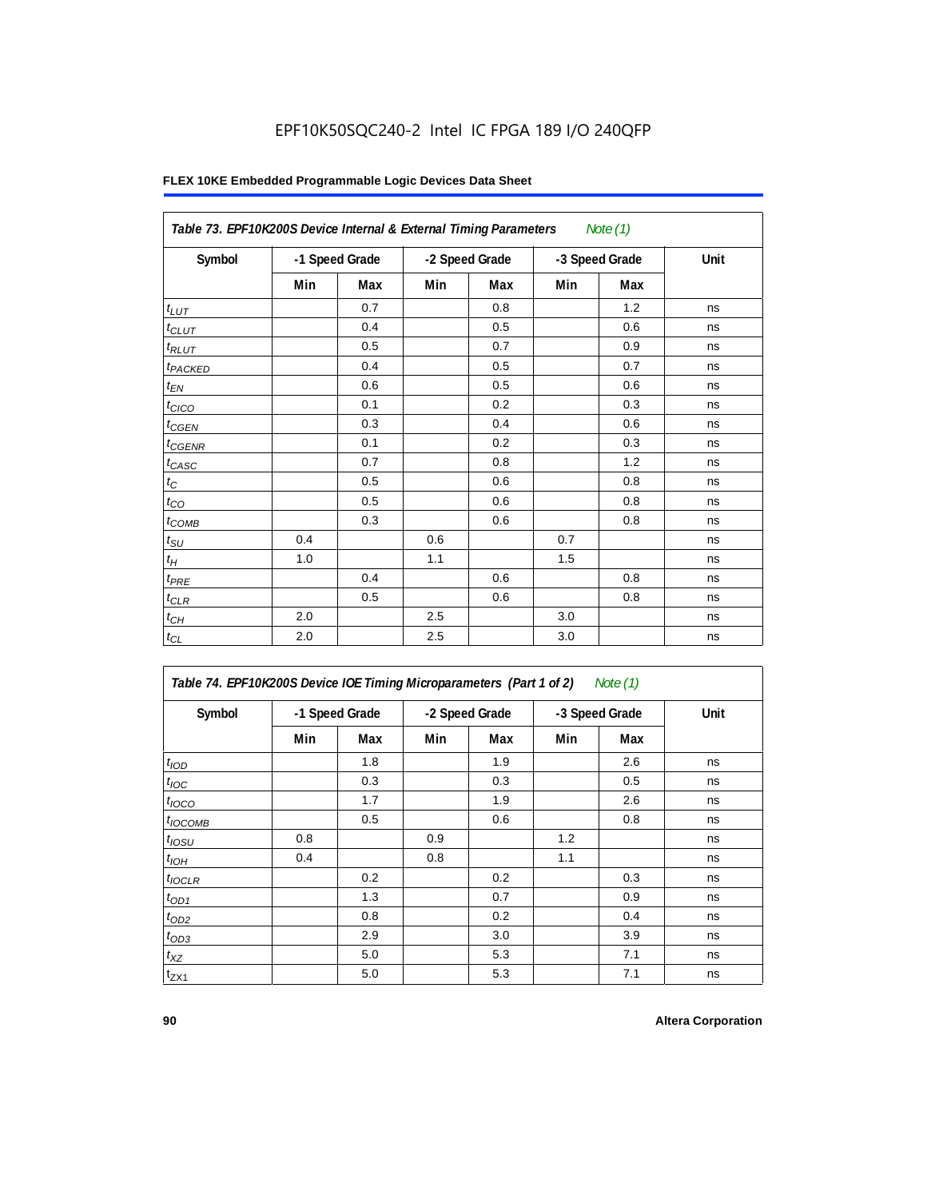EPF10K50SQC240-2 Intel IC FPGA 189 I/O 240QFP

**FLEX 10KE Embedded Programmable Logic Devices Data Sheet**

| *Table 73. EPF10K200S Device Internal & External Timing Parameters* *Note (1)* | | | | | | | |
|---|---|---|---|---|---|---|---|
| Symbol | -1 Speed Grade | | -2 Speed Grade | | -3 Speed Grade | | Unit |
| | Min | Max | Min | Max | Min | Max | |
| $t_{LUT}$ | | 0.7 | | 0.8 | | 1.2 | ns |
| $t_{CLUT}$ | | 0.4 | | 0.5 | | 0.6 | ns |
| $t_{RLUT}$ | | 0.5 | | 0.7 | | 0.9 | ns |
| $t_{PACKED}$ | | 0.4 | | 0.5 | | 0.7 | ns |
| $t_{EN}$ | | 0.6 | | 0.5 | | 0.6 | ns |
| $t_{CICO}$ | | 0.1 | | 0.2 | | 0.3 | ns |
| $t_{CGEN}$ | | 0.3 | | 0.4 | | 0.6 | ns |
| $t_{CGENR}$ | | 0.1 | | 0.2 | | 0.3 | ns |
| $t_{CASC}$ | | 0.7 | | 0.8 | | 1.2 | ns |
| $t_C$ | | 0.5 | | 0.6 | | 0.8 | ns |
| $t_{CO}$ | | 0.5 | | 0.6 | | 0.8 | ns |
| $t_{COMB}$ | | 0.3 | | 0.6 | | 0.8 | ns |
| $t_{SU}$ | 0.4 | | 0.6 | | 0.7 | | ns |
| $t_H$ | 1.0 | | 1.1 | | 1.5 | | ns |
| $t_{PRE}$ | | 0.4 | | 0.6 | | 0.8 | ns |
| $t_{CLR}$ | | 0.5 | | 0.6 | | 0.8 | ns |
| $t_{CH}$ | 2.0 | | 2.5 | | 3.0 | | ns |
| $t_{CL}$ | 2.0 | | 2.5 | | 3.0 | | ns |

| *Table 74. EPF10K200S Device IOE Timing Microparameters (Part 1 of 2)* *Note (1)* | | | | | | | |
|---|---|---|---|---|---|---|---|
| Symbol | -1 Speed Grade | | -2 Speed Grade | | -3 Speed Grade | | Unit |
| | Min | Max | Min | Max | Min | Max | |
| $t_{IOD}$ | | 1.8 | | 1.9 | | 2.6 | ns |
| $t_{IOC}$ | | 0.3 | | 0.3 | | 0.5 | ns |
| $t_{IOCO}$ | | 1.7 | | 1.9 | | 2.6 | ns |
| $t_{IOCOMB}$ | | 0.5 | | 0.6 | | 0.8 | ns |
| $t_{IOSU}$ | 0.8 | | 0.9 | | 1.2 | | ns |
| $t_{IOH}$ | 0.4 | | 0.8 | | 1.1 | | ns |
| $t_{IOCLR}$ | | 0.2 | | 0.2 | | 0.3 | ns |
| $t_{OD1}$ | | 1.3 | | 0.7 | | 0.9 | ns |
| $t_{OD2}$ | | 0.8 | | 0.2 | | 0.4 | ns |
| $t_{OD3}$ | | 2.9 | | 3.0 | | 3.9 | ns |
| $t_{XZ}$ | | 5.0 | | 5.3 | | 7.1 | ns |
| $t_{ZX1}$ | | 5.0 | | 5.3 | | 7.1 | ns |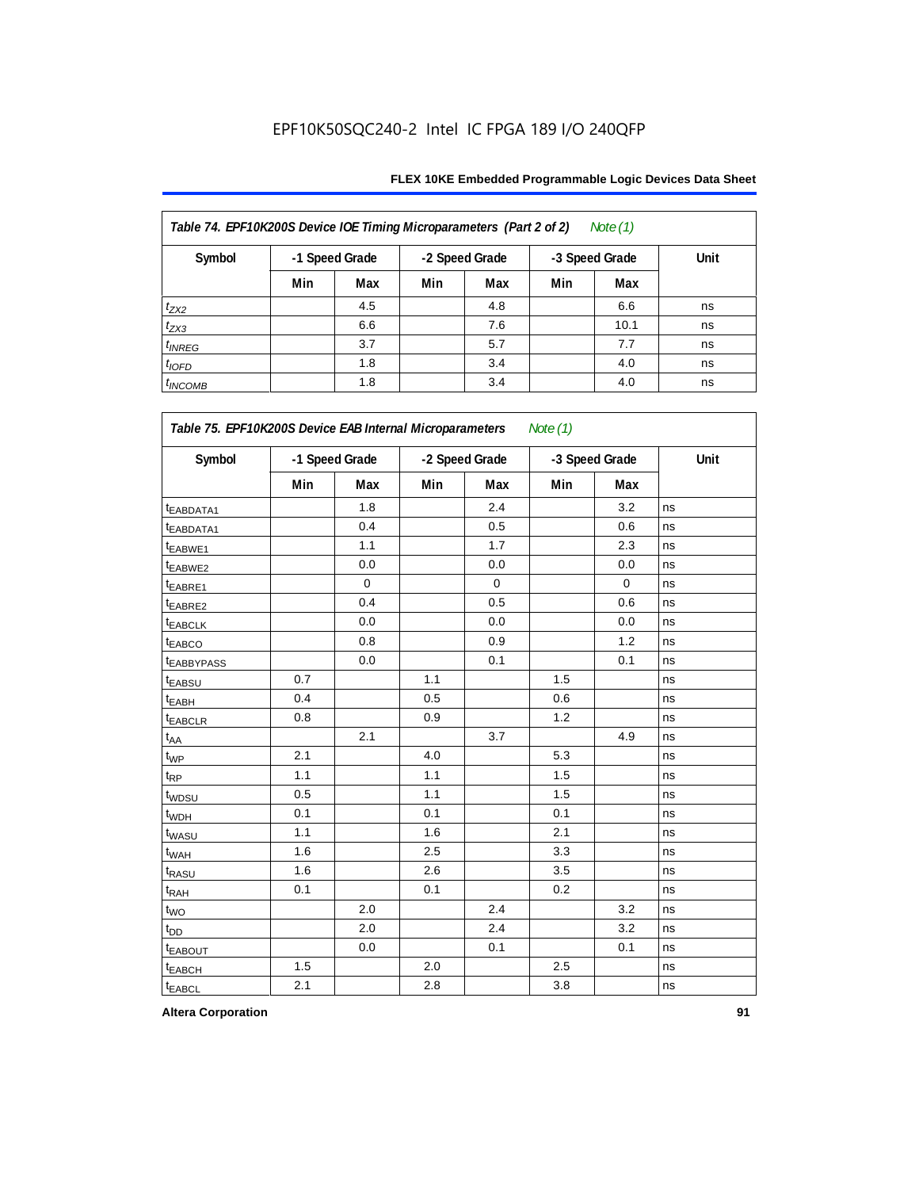EPF10K50SQC240-2 Intel IC FPGA 189 I/O 240QFP

| Table 74. EPF10K200S Device IOE Timing Microparameters (Part 2 of 2) Note (1) | | | | | | | |
|---|---|---|---|---|---|---|---|
| Symbol | -1 Speed Grade | | -2 Speed Grade | | -3 Speed Grade | | Unit |
| | Min | Max | Min | Max | Min | Max | |
| $t_{ZX2}$ | | 4.5 | | 4.8 | | 6.6 | ns |
| $t_{ZX3}$ | | 6.6 | | 7.6 | | 10.1 | ns |
| $t_{INREG}$ | | 3.7 | | 5.7 | | 7.7 | ns |
| $t_{IOFD}$ | | 1.8 | | 3.4 | | 4.0 | ns |
| $t_{INCOMB}$ | | 1.8 | | 3.4 | | 4.0 | ns |

| Table 75. EPF10K200S Device EAB Internal Microparameters Note (1) | | | | | | | |
|---|---|---|---|---|---|---|---|
| Symbol | -1 Speed Grade | | -2 Speed Grade | | -3 Speed Grade | | Unit |
| | Min | Max | Min | Max | Min | Max | |
| $t_{EABDATA1}$ | | 1.8 | | 2.4 | | 3.2 | ns |
| $t_{EABDATA1}$ | | 0.4 | | 0.5 | | 0.6 | ns |
| $t_{EABWE1}$ | | 1.1 | | 1.7 | | 2.3 | ns |
| $t_{EABWE2}$ | | 0.0 | | 0.0 | | 0.0 | ns |
| $t_{EABRE1}$ | | 0 | | 0 | | 0 | ns |
| $t_{EABRE2}$ | | 0.4 | | 0.5 | | 0.6 | ns |
| $t_{EABCLK}$ | | 0.0 | | 0.0 | | 0.0 | ns |
| $t_{EABCO}$ | | 0.8 | | 0.9 | | 1.2 | ns |
| $t_{EABBYPASS}$ | | 0.0 | | 0.1 | | 0.1 | ns |
| $t_{EABSU}$ | 0.7 | | 1.1 | | 1.5 | | ns |
| $t_{EABH}$ | 0.4 | | 0.5 | | 0.6 | | ns |
| $t_{EABCLR}$ | 0.8 | | 0.9 | | 1.2 | | ns |
| $t_{AA}$ | | 2.1 | | 3.7 | | 4.9 | ns |
| $t_{WP}$ | 2.1 | | 4.0 | | 5.3 | | ns |
| $t_{RP}$ | 1.1 | | 1.1 | | 1.5 | | ns |
| $t_{WDSU}$ | 0.5 | | 1.1 | | 1.5 | | ns |
| $t_{WDH}$ | 0.1 | | 0.1 | | 0.1 | | ns |
| $t_{WASU}$ | 1.1 | | 1.6 | | 2.1 | | ns |
| $t_{WAH}$ | 1.6 | | 2.5 | | 3.3 | | ns |
| $t_{RASU}$ | 1.6 | | 2.6 | | 3.5 | | ns |
| $t_{RAH}$ | 0.1 | | 0.1 | | 0.2 | | ns |
| $t_{WO}$ | | 2.0 | | 2.4 | | 3.2 | ns |
| $t_{DD}$ | | 2.0 | | 2.4 | | 3.2 | ns |
| $t_{EABOUT}$ | | 0.0 | | 0.1 | | 0.1 | ns |
| $t_{EABCH}$ | 1.5 | | 2.0 | | 2.5 | | ns |
| $t_{EABCL}$ | 2.1 | | 2.8 | | 3.8 | | ns |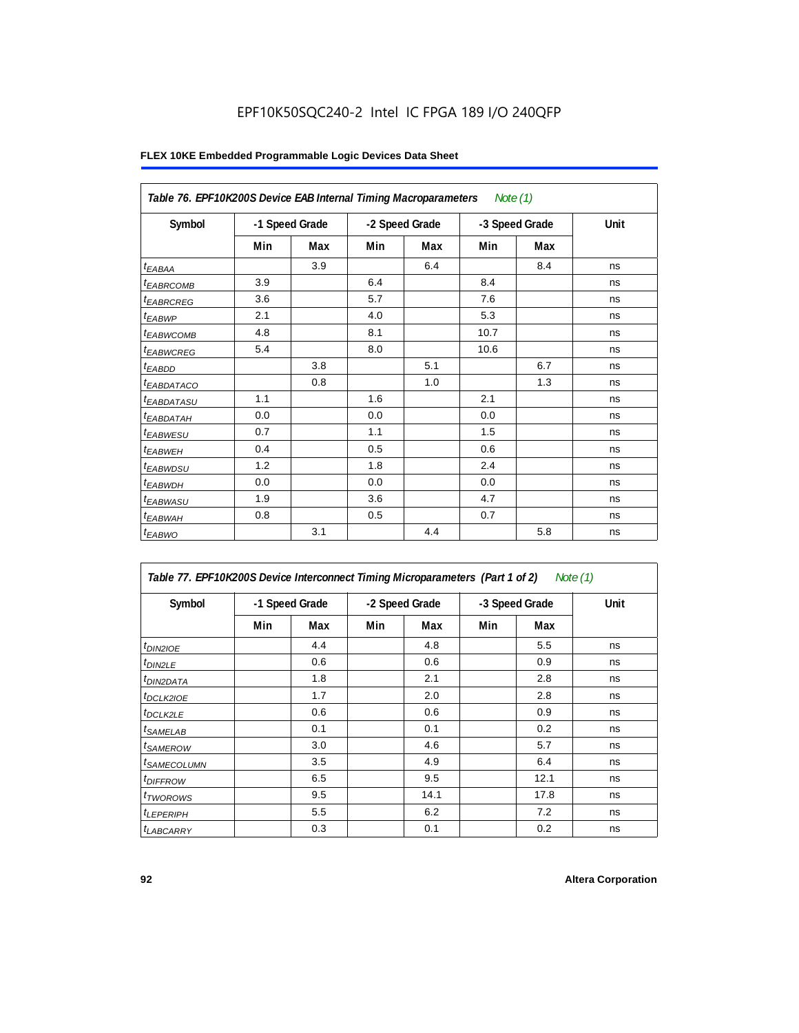EPF10K50SQC240-2 Intel IC FPGA 189 I/O 240QFP

**FLEX 10KE Embedded Programmable Logic Devices Data Sheet**

| *Table 76. EPF10K200S Device EAB Internal Timing Macroparameters* *Note (1)* | | | | | | | |
|---|---|---|---|---|---|---|---|
| Symbol | -1 Speed Grade | | -2 Speed Grade | | -3 Speed Grade | | Unit |
| | Min | Max | Min | Max | Min | Max | |
| $t_{EABAA}$ | | 3.9 | | 6.4 | | 8.4 | ns |
| $t_{EABRCOMB}$ | 3.9 | | 6.4 | | 8.4 | | ns |
| $t_{EABRCREG}$ | 3.6 | | 5.7 | | 7.6 | | ns |
| $t_{EABWP}$ | 2.1 | | 4.0 | | 5.3 | | ns |
| $t_{EABWCOMB}$ | 4.8 | | 8.1 | | 10.7 | | ns |
| $t_{EABWCREG}$ | 5.4 | | 8.0 | | 10.6 | | ns |
| $t_{EABDD}$ | | 3.8 | | 5.1 | | 6.7 | ns |
| $t_{EABDATACO}$ | | 0.8 | | 1.0 | | 1.3 | ns |
| $t_{EABDATASU}$ | 1.1 | | 1.6 | | 2.1 | | ns |
| $t_{EABDATAH}$ | 0.0 | | 0.0 | | 0.0 | | ns |
| $t_{EABWESU}$ | 0.7 | | 1.1 | | 1.5 | | ns |
| $t_{EABWEH}$ | 0.4 | | 0.5 | | 0.6 | | ns |
| $t_{EABWDSU}$ | 1.2 | | 1.8 | | 2.4 | | ns |
| $t_{EABWDH}$ | 0.0 | | 0.0 | | 0.0 | | ns |
| $t_{EABWASU}$ | 1.9 | | 3.6 | | 4.7 | | ns |
| $t_{EABWAH}$ | 0.8 | | 0.5 | | 0.7 | | ns |
| $t_{EABWO}$ | | 3.1 | | 4.4 | | 5.8 | ns |

| *Table 77. EPF10K200S Device Interconnect Timing Microparameters (Part 1 of 2)* *Note (1)* | | | | | | | |
|---|---|---|---|---|---|---|---|
| Symbol | -1 Speed Grade | | -2 Speed Grade | | -3 Speed Grade | | Unit |
| | Min | Max | Min | Max | Min | Max | |
| $t_{DIN2IOE}$ | | 4.4 | | 4.8 | | 5.5 | ns |
| $t_{DIN2LE}$ | | 0.6 | | 0.6 | | 0.9 | ns |
| $t_{DIN2DATA}$ | | 1.8 | | 2.1 | | 2.8 | ns |
| $t_{DCLK2IOE}$ | | 1.7 | | 2.0 | | 2.8 | ns |
| $t_{DCLK2LE}$ | | 0.6 | | 0.6 | | 0.9 | ns |
| $t_{SAMELAB}$ | | 0.1 | | 0.1 | | 0.2 | ns |
| $t_{SAMEROW}$ | | 3.0 | | 4.6 | | 5.7 | ns |
| $t_{SAMECOLUMN}$ | | 3.5 | | 4.9 | | 6.4 | ns |
| $t_{DIFFROW}$ | | 6.5 | | 9.5 | | 12.1 | ns |
| $t_{TWOROWS}$ | | 9.5 | | 14.1 | | 17.8 | ns |
| $t_{LEPERIPH}$ | | 5.5 | | 6.2 | | 7.2 | ns |
| $t_{LABCARRY}$ | | 0.3 | | 0.1 | | 0.2 | ns |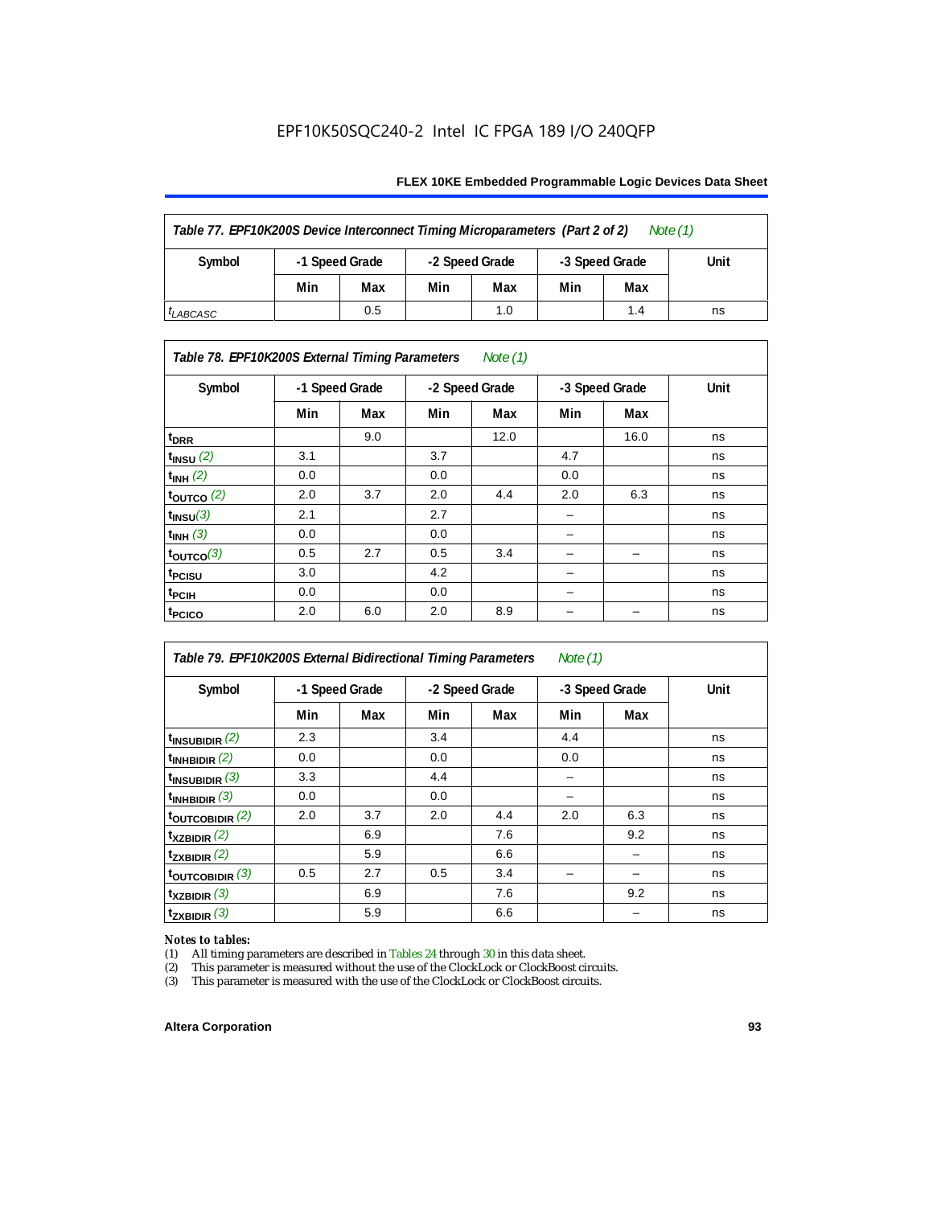Table 77. EPF10K200S Device Interconnect Timing Microparameters (Part 2 of 2) *Note (1)*

| Symbol | -1 Speed Grade | | -2 Speed Grade | | -3 Speed Grade | | Unit |
|---|---|---|---|---|---|---|---|
| | Min | Max | Min | Max | Min | Max | |
| $t_{LABCASC}$ | | 0.5 | | 1.0 | | 1.4 | ns |

Table 78. EPF10K200S External Timing Parameters *Note (1)*

| Symbol | -1 Speed Grade | | -2 Speed Grade | | -3 Speed Grade | | Unit |
|---|---|---|---|---|---|---|---|
| | Min | Max | Min | Max | Min | Max | |
| $t_{DRR}$ | | 9.0 | | 12.0 | | 16.0 | ns |
| $t_{INSU}$ *(2)* | 3.1 | | 3.7 | | 4.7 | | ns |
| $t_{INH}$ *(2)* | 0.0 | | 0.0 | | 0.0 | | ns |
| $t_{OUTCO}$ *(2)* | 2.0 | 3.7 | 2.0 | 4.4 | 2.0 | 6.3 | ns |
| $t_{INSU}$ *(3)* | 2.1 | | 2.7 | | – | | ns |
| $t_{INH}$ *(3)* | 0.0 | | 0.0 | | – | | ns |
| $t_{OUTCO}$ *(3)* | 0.5 | 2.7 | 0.5 | 3.4 | – | – | ns |
| $t_{PCISU}$ | 3.0 | | 4.2 | | – | | ns |
| $t_{PCIH}$ | 0.0 | | 0.0 | | – | | ns |
| $t_{PCICO}$ | 2.0 | 6.0 | 2.0 | 8.9 | – | – | ns |

Table 79. EPF10K200S External Bidirectional Timing Parameters *Note (1)*

| Symbol | -1 Speed Grade | | -2 Speed Grade | | -3 Speed Grade | | Unit |
|---|---|---|---|---|---|---|---|
| | Min | Max | Min | Max | Min | Max | |
| $t_{INSUBIDIR}$ *(2)* | 2.3 | | 3.4 | | 4.4 | | ns |
| $t_{INHBIDIR}$ *(2)* | 0.0 | | 0.0 | | 0.0 | | ns |
| $t_{INSUBIDIR}$ *(3)* | 3.3 | | 4.4 | | – | | ns |
| $t_{INHBIDIR}$ *(3)* | 0.0 | | 0.0 | | – | | ns |
| $t_{OUTCOBIDIR}$ *(2)* | 2.0 | 3.7 | 2.0 | 4.4 | 2.0 | 6.3 | ns |
| $t_{XZBIDIR}$ *(2)* | | 6.9 | | 7.6 | | 9.2 | ns |
| $t_{ZXBIDIR}$ *(2)* | | 5.9 | | 6.6 | | – | ns |
| $t_{OUTCOBIDIR}$ *(3)* | 0.5 | 2.7 | 0.5 | 3.4 | – | – | ns |
| $t_{XZBIDIR}$ *(3)* | | 6.9 | | 7.6 | | 9.2 | ns |
| $t_{ZXBIDIR}$ *(3)* | | 5.9 | | 6.6 | | – | ns |

*Notes to tables:*

(1) All timing parameters are described in Tables 24 through 30 in this data sheet.
(2) This parameter is measured without the use of the ClockLock or ClockBoost circuits.
(3) This parameter is measured with the use of the ClockLock or ClockBoost circuits.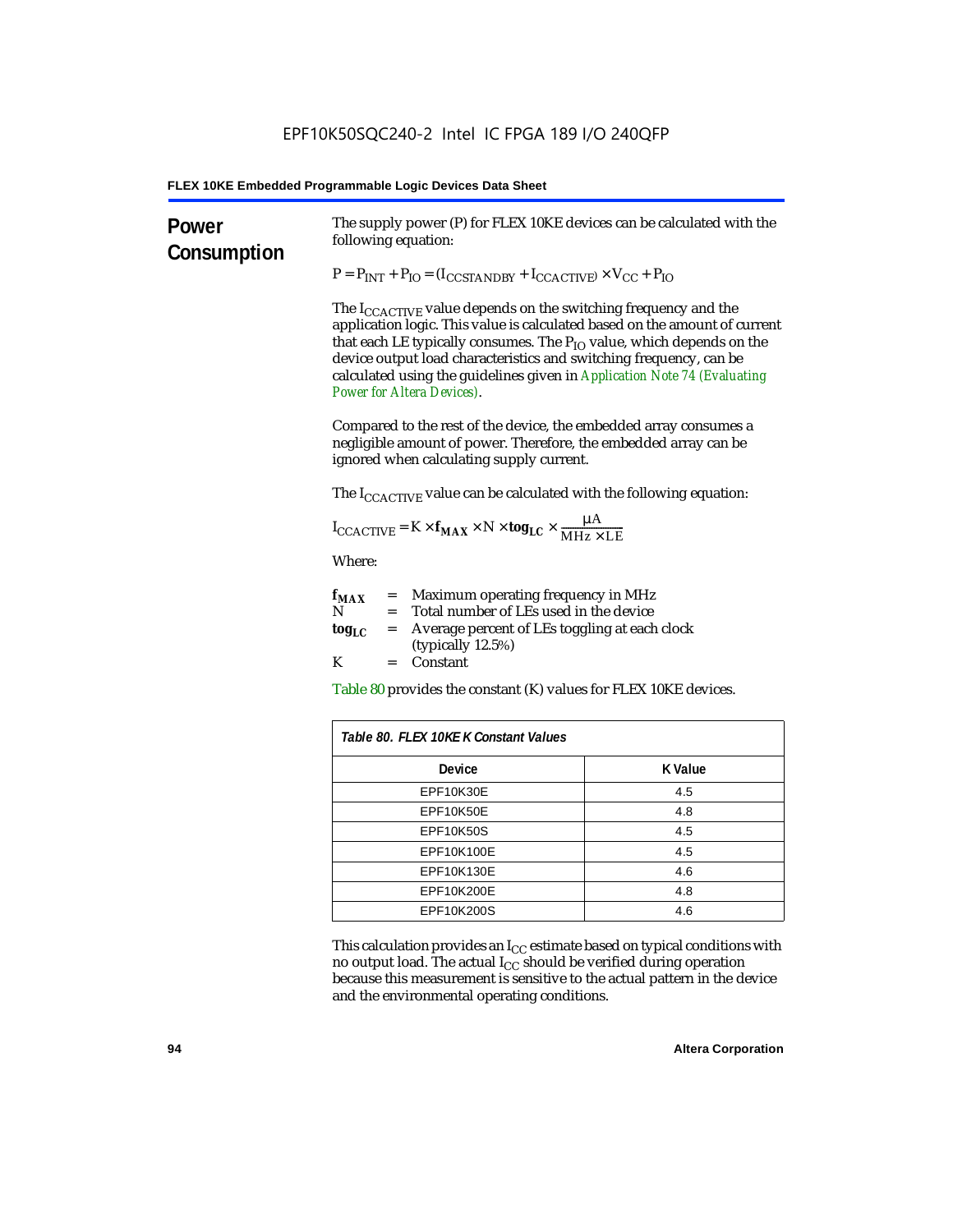## Power Consumption

The supply power (P) for FLEX 10KE devices can be calculated with the following equation:

$$P = P_{INT} + P_{IO} = (I_{CCSTANDBY} + I_{CCACTIVE}) \times V_{CC} + P_{IO}$$

The $I_{CCACTIVE}$ value depends on the switching frequency and the application logic. This value is calculated based on the amount of current that each LE typically consumes. The $P_{IO}$ value, which depends on the device output load characteristics and switching frequency, can be calculated using the guidelines given in *Application Note 74 (Evaluating Power for Altera Devices)*.

Compared to the rest of the device, the embedded array consumes a negligible amount of power. Therefore, the embedded array can be ignored when calculating supply current.

The $I_{CCACTIVE}$ value can be calculated with the following equation:

$$I_{CCACTIVE} = K \times \mathbf{f_{MAX}} \times N \times \mathbf{tog_{LC}} \times \frac{\mu A}{MHz \times LE}$$

Where:

$\mathbf{f_{MAX}}$ = Maximum operating frequency in MHz
$N$ = Total number of LEs used in the device
$\mathbf{tog_{LC}}$ = Average percent of LEs toggling at each clock (typically 12.5%)
$K$ = Constant

Table 80 provides the constant (K) values for FLEX 10KE devices.

*Table 80. FLEX 10KE K Constant Values*

| Device | K Value |
|---|---|
| EPF10K30E | 4.5 |
| EPF10K50E | 4.8 |
| EPF10K50S | 4.5 |
| EPF10K100E | 4.5 |
| EPF10K130E | 4.6 |
| EPF10K200E | 4.8 |
| EPF10K200S | 4.6 |

This calculation provides an $I_{CC}$ estimate based on typical conditions with no output load. The actual $I_{CC}$ should be verified during operation because this measurement is sensitive to the actual pattern in the device and the environmental operating conditions.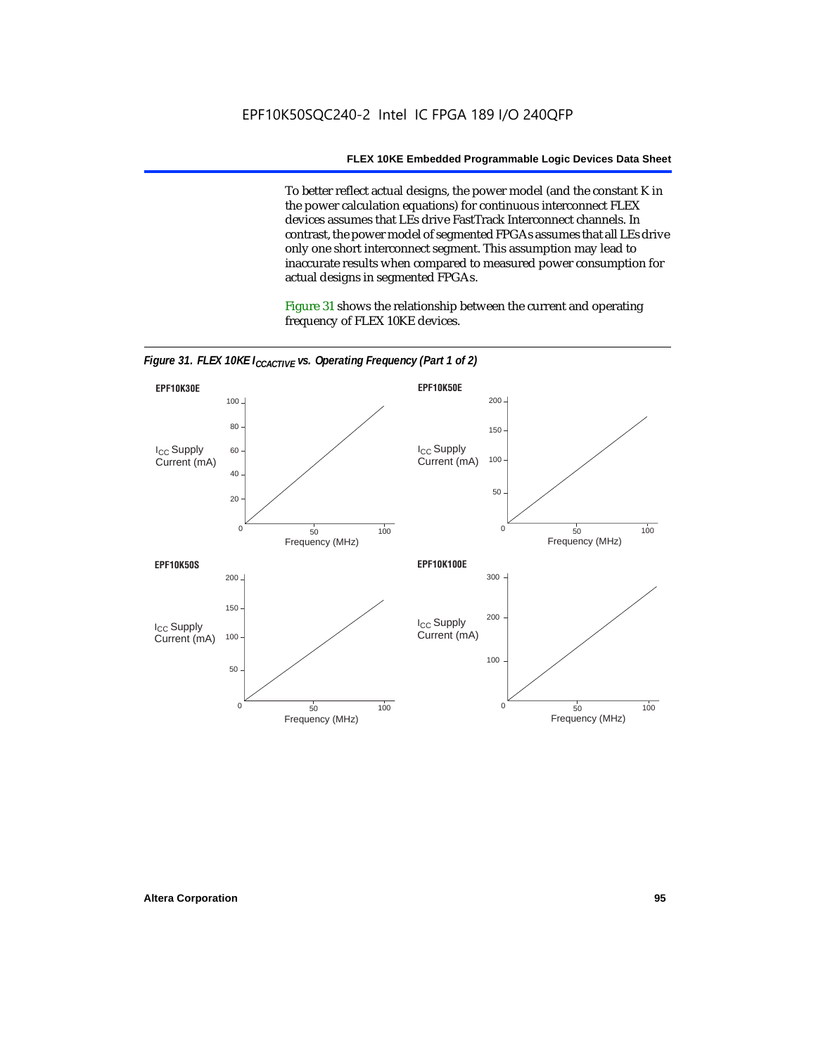To better reflect actual designs, the power model (and the constant K in the power calculation equations) for continuous interconnect FLEX devices assumes that LEs drive FastTrack Interconnect channels. In contrast, the power model of segmented FPGAs assumes that all LEs drive only one short interconnect segment. This assumption may lead to inaccurate results when compared to measured power consumption for actual designs in segmented FPGAs.

Figure 31 shows the relationship between the current and operating frequency of FLEX 10KE devices.

*Figure 31. FLEX 10KE $I_{CCACTIVE}$ vs. Operating Frequency (Part 1 of 2)*

**EPF10K30E**

**EPF10K50E**

**EPF10K50S**

**EPF10K100E**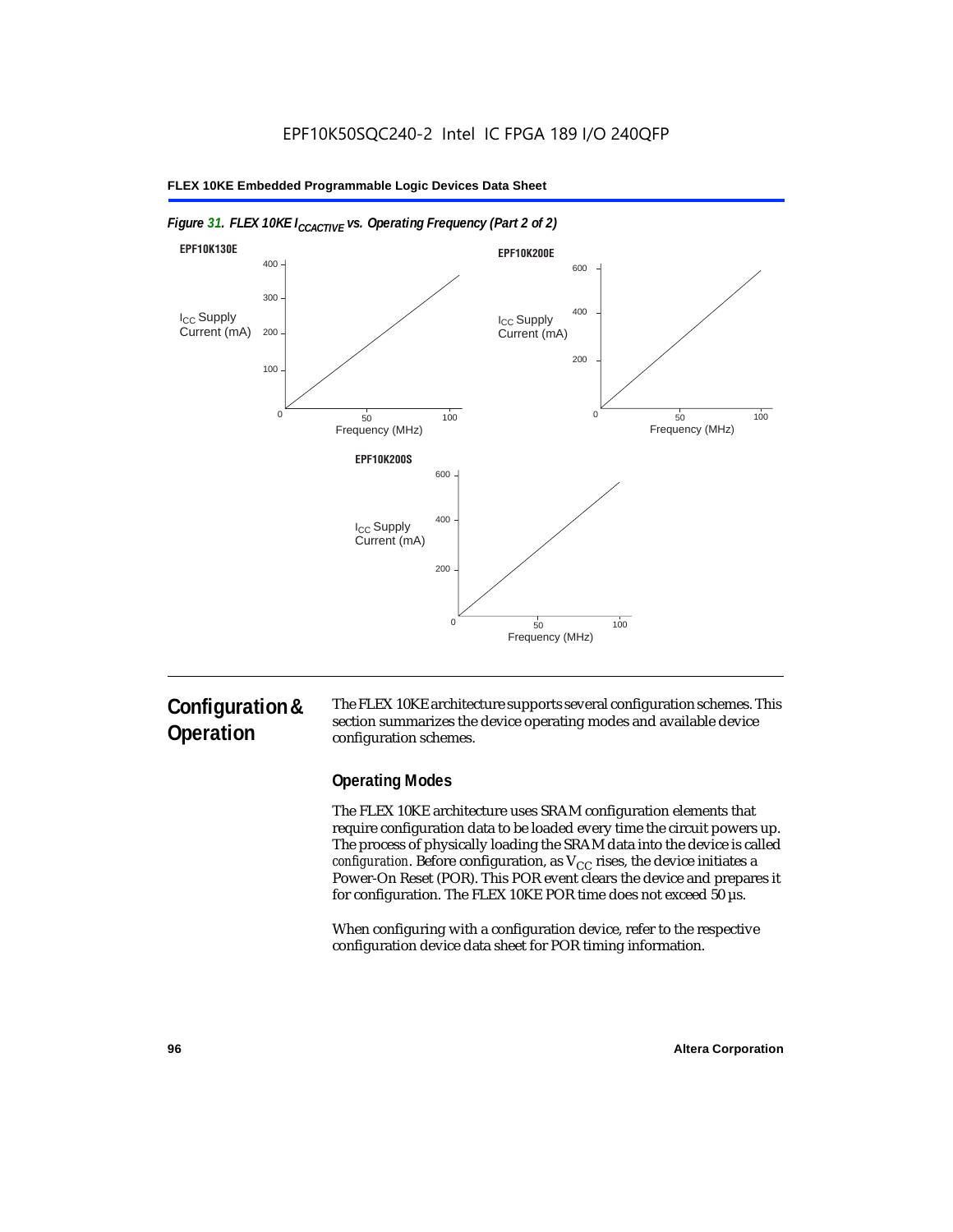*Figure 31. FLEX 10KE $I_{CCACTIVE}$ vs. Operating Frequency (Part 2 of 2)*

## Configuration & Operation

The FLEX 10KE architecture supports several configuration schemes. This section summarizes the device operating modes and available device configuration schemes.

### Operating Modes

The FLEX 10KE architecture uses SRAM configuration elements that require configuration data to be loaded every time the circuit powers up. The process of physically loading the SRAM data into the device is called *configuration*. Before configuration, as $V_{CC}$ rises, the device initiates a Power-On Reset (POR). This POR event clears the device and prepares it for configuration. The FLEX 10KE POR time does not exceed 50 µs.

When configuring with a configuration device, refer to the respective configuration device data sheet for POR timing information.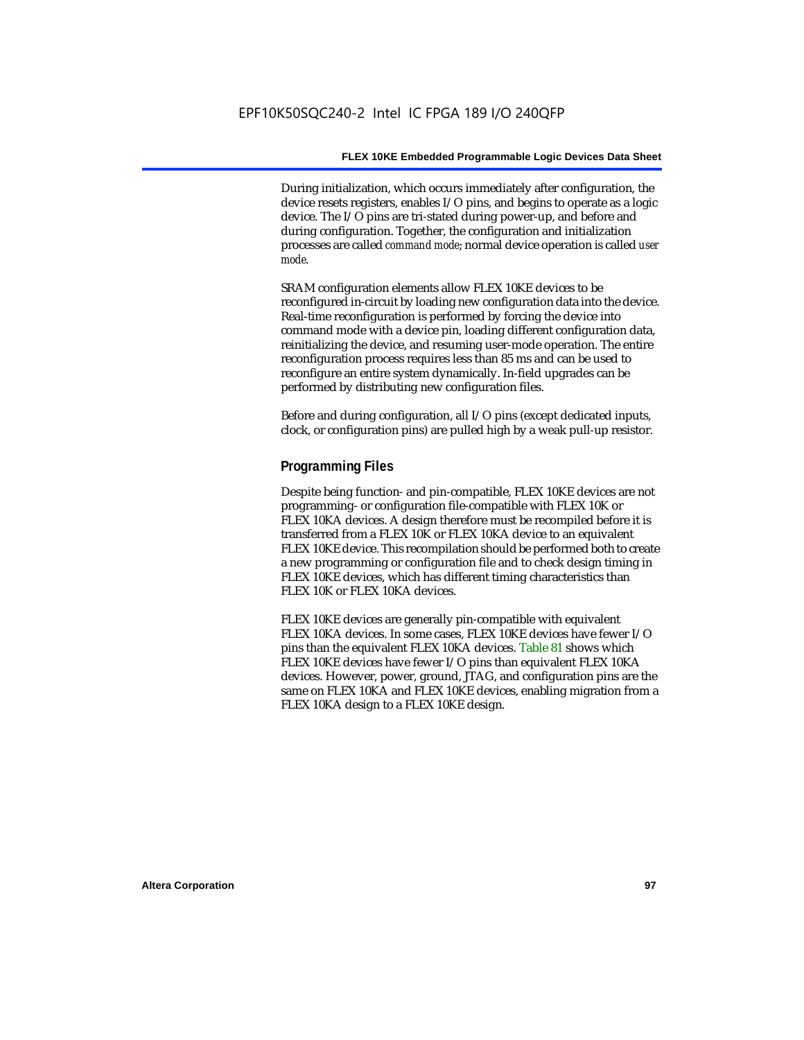During initialization, which occurs immediately after configuration, the device resets registers, enables I/O pins, and begins to operate as a logic device. The I/O pins are tri-stated during power-up, and before and during configuration. Together, the configuration and initialization processes are called *command mode*; normal device operation is called *user mode*.

SRAM configuration elements allow FLEX 10KE devices to be reconfigured in-circuit by loading new configuration data into the device. Real-time reconfiguration is performed by forcing the device into command mode with a device pin, loading different configuration data, reinitializing the device, and resuming user-mode operation. The entire reconfiguration process requires less than 85 ms and can be used to reconfigure an entire system dynamically. In-field upgrades can be performed by distributing new configuration files.

Before and during configuration, all I/O pins (except dedicated inputs, clock, or configuration pins) are pulled high by a weak pull-up resistor.

## Programming Files

Despite being function- and pin-compatible, FLEX 10KE devices are not programming- or configuration file-compatible with FLEX 10K or FLEX 10KA devices. A design therefore must be recompiled before it is transferred from a FLEX 10K or FLEX 10KA device to an equivalent FLEX 10KE device. This recompilation should be performed both to create a new programming or configuration file and to check design timing in FLEX 10KE devices, which has different timing characteristics than FLEX 10K or FLEX 10KA devices.

FLEX 10KE devices are generally pin-compatible with equivalent FLEX 10KA devices. In some cases, FLEX 10KE devices have fewer I/O pins than the equivalent FLEX 10KA devices. Table 81 shows which FLEX 10KE devices have fewer I/O pins than equivalent FLEX 10KA devices. However, power, ground, JTAG, and configuration pins are the same on FLEX 10KA and FLEX 10KE devices, enabling migration from a FLEX 10KA design to a FLEX 10KE design.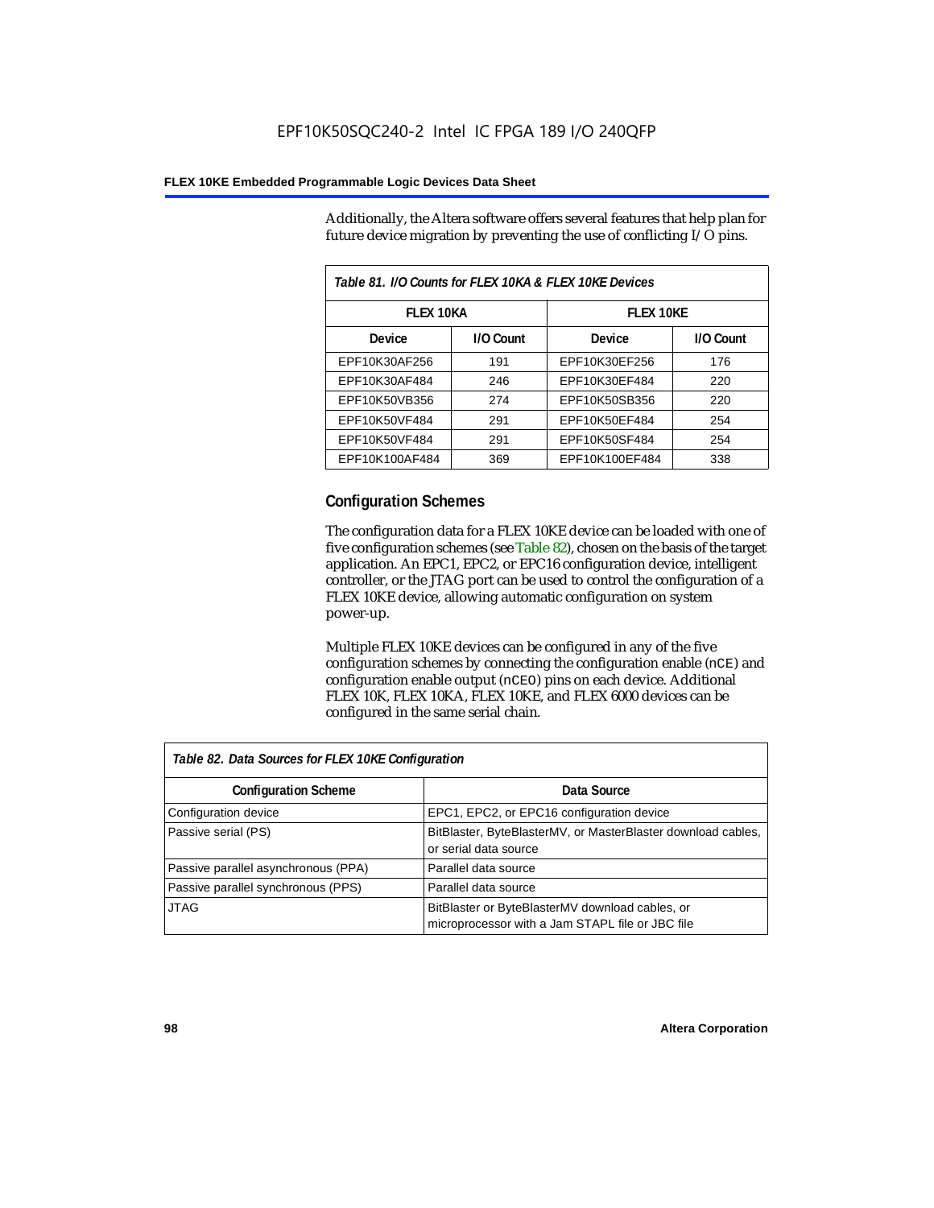Additionally, the Altera software offers several features that help plan for future device migration by preventing the use of conflicting I/O pins.

*Table 81. I/O Counts for FLEX 10KA & FLEX 10KE Devices*

| FLEX 10KA | | FLEX 10KE | |
|---|---|---|---|
| **Device** | **I/O Count** | **Device** | **I/O Count** |
| EPF10K30AF256 | 191 | EPF10K30EF256 | 176 |
| EPF10K30AF484 | 246 | EPF10K30EF484 | 220 |
| EPF10K50VB356 | 274 | EPF10K50SB356 | 220 |
| EPF10K50VF484 | 291 | EPF10K50EF484 | 254 |
| EPF10K50VF484 | 291 | EPF10K50SF484 | 254 |
| EPF10K100AF484 | 369 | EPF10K100EF484 | 338 |

## Configuration Schemes

The configuration data for a FLEX 10KE device can be loaded with one of five configuration schemes (see Table 82), chosen on the basis of the target application. An EPC1, EPC2, or EPC16 configuration device, intelligent controller, or the JTAG port can be used to control the configuration of a FLEX 10KE device, allowing automatic configuration on system power-up.

Multiple FLEX 10KE devices can be configured in any of the five configuration schemes by connecting the configuration enable (`nCE`) and configuration enable output (`nCEO`) pins on each device. Additional FLEX 10K, FLEX 10KA, FLEX 10KE, and FLEX 6000 devices can be configured in the same serial chain.

*Table 82. Data Sources for FLEX 10KE Configuration*

| Configuration Scheme | Data Source |
|---|---|
| Configuration device | EPC1, EPC2, or EPC16 configuration device |
| Passive serial (PS) | BitBlaster, ByteBlasterMV, or MasterBlaster download cables, or serial data source |
| Passive parallel asynchronous (PPA) | Parallel data source |
| Passive parallel synchronous (PPS) | Parallel data source |
| JTAG | BitBlaster or ByteBlasterMV download cables, or microprocessor with a Jam STAPL file or JBC file |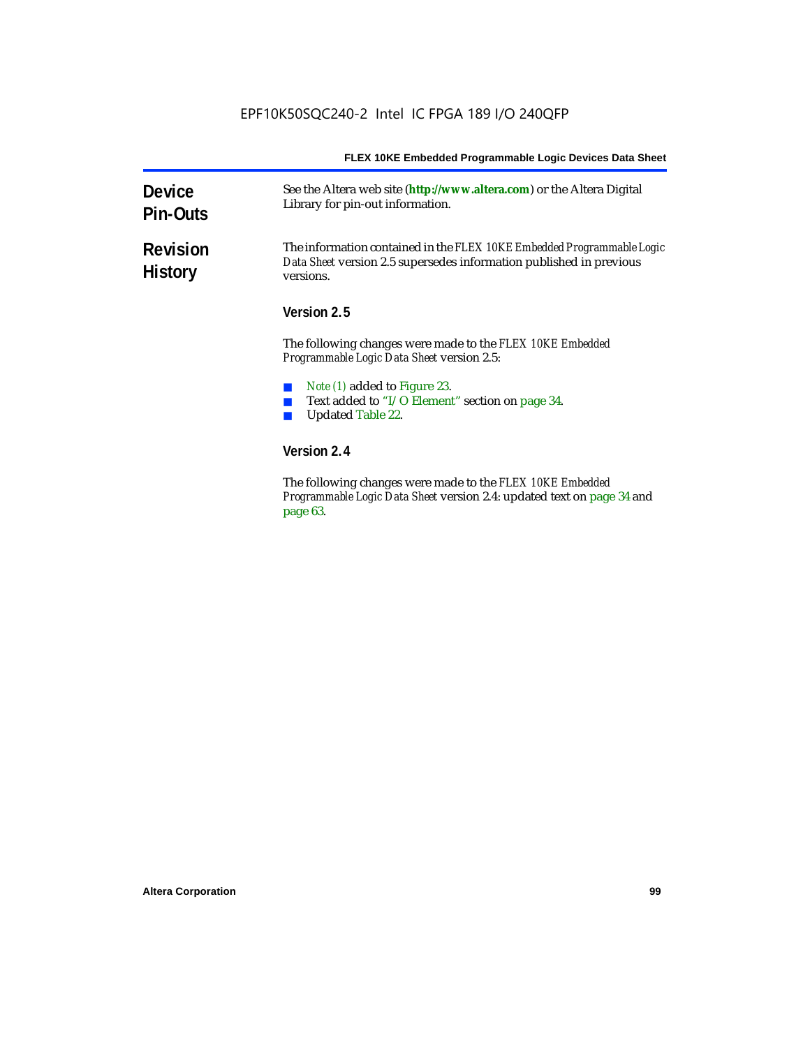## Device Pin-Outs

See the Altera web site (**http://www.altera.com**) or the Altera Digital Library for pin-out information.

## Revision History

The information contained in the *FLEX 10KE Embedded Programmable Logic Data Sheet* version 2.5 supersedes information published in previous versions.

### Version 2.5

The following changes were made to the *FLEX 10KE Embedded Programmable Logic Data Sheet* version 2.5:

- *Note (1)* added to Figure 23.
- Text added to "I/O Element" section on page 34.
- Updated Table 22.

### Version 2.4

The following changes were made to the *FLEX 10KE Embedded Programmable Logic Data Sheet* version 2.4: updated text on page 34 and page 63.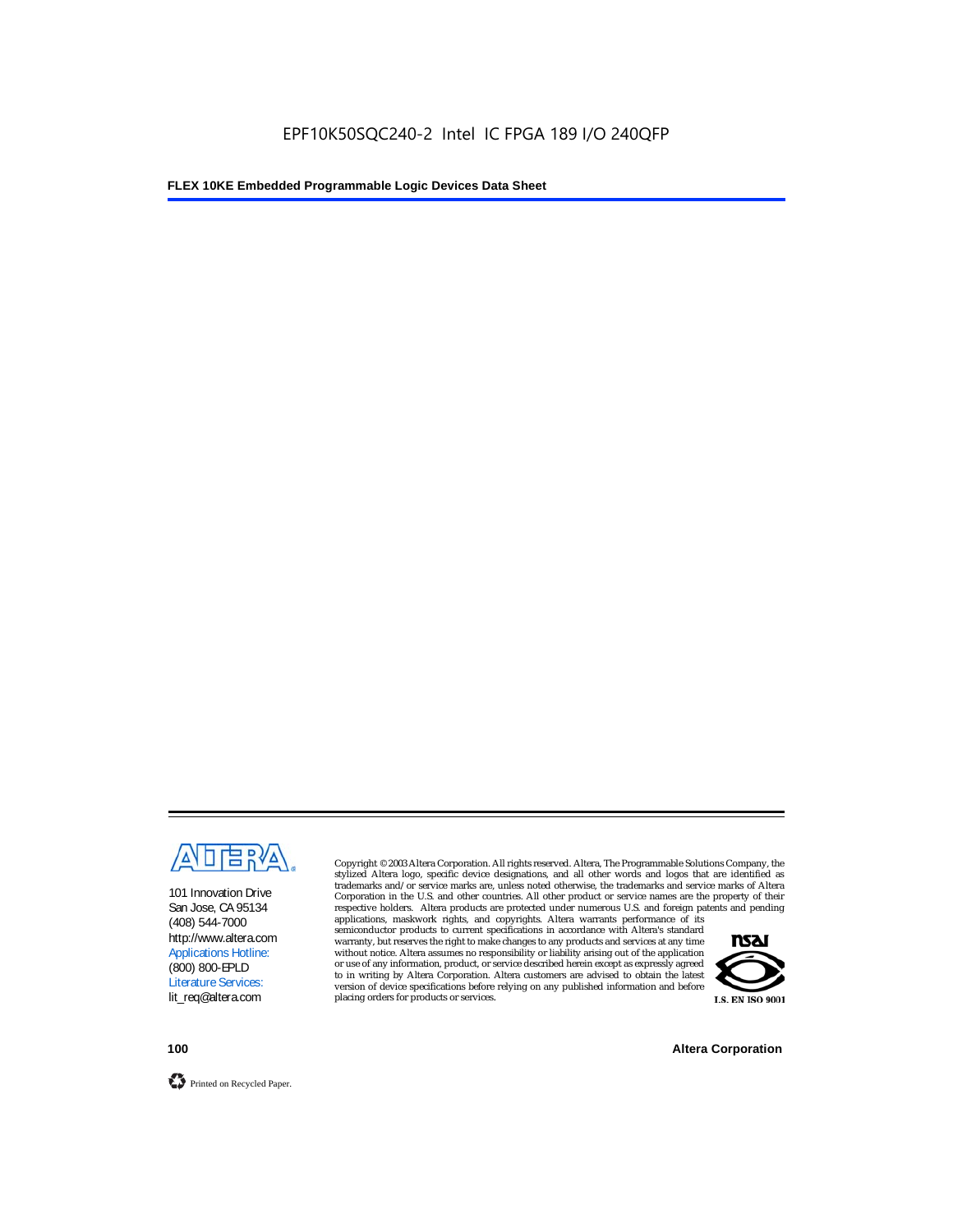101 Innovation Drive
San Jose, CA 95134
(408) 544-7000
http://www.altera.com
Applications Hotline:
(800) 800-EPLD
Literature Services:
lit_req@altera.com

Copyright © 2003 Altera Corporation. All rights reserved. Altera, The Programmable Solutions Company, the stylized Altera logo, specific device designations, and all other words and logos that are identified as trademarks and/or service marks are, unless noted otherwise, the trademarks and service marks of Altera Corporation in the U.S. and other countries. All other product or service names are the property of their respective holders. Altera products are protected under numerous U.S. and foreign patents and pending applications, maskwork rights, and copyrights. Altera warrants performance of its semiconductor products to current specifications in accordance with Altera's standard warranty, but reserves the right to make changes to any products and services at any time without notice. Altera assumes no responsibility or liability arising out of the application or use of any information, product, or service described herein except as expressly agreed to in writing by Altera Corporation. Altera customers are advised to obtain the latest version of device specifications before relying on any published information and before placing orders for products or services.

I.S. EN ISO 9001

Printed on Recycled Paper.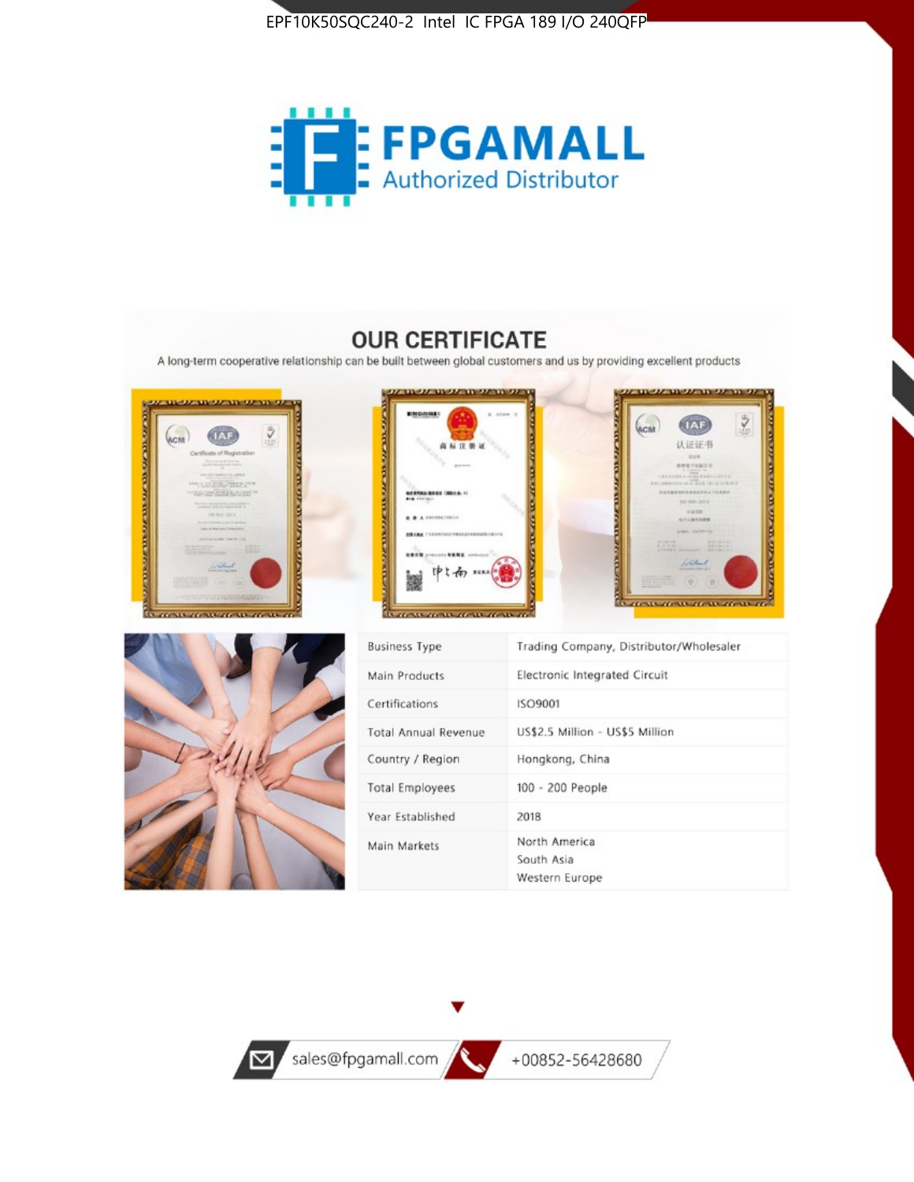FPGAMALL
Authorized Distributor

## OUR CERTIFICATE

A long-term cooperative relationship can be built between global customers and us by providing excellent products

| | |
|---|---|
| Business Type | Trading Company, Distributor/Wholesaler |
| Main Products | Electronic Integrated Circuit |
| Certifications | ISO9001 |
| Total Annual Revenue | US$2.5 Million - US$5 Million |
| Country / Region | Hongkong, China |
| Total Employees | 100 - 200 People |
| Year Established | 2018 |
| Main Markets | North America<br>South Asia<br>Western Europe |

sales@fpgamall.com

+00852-56428680